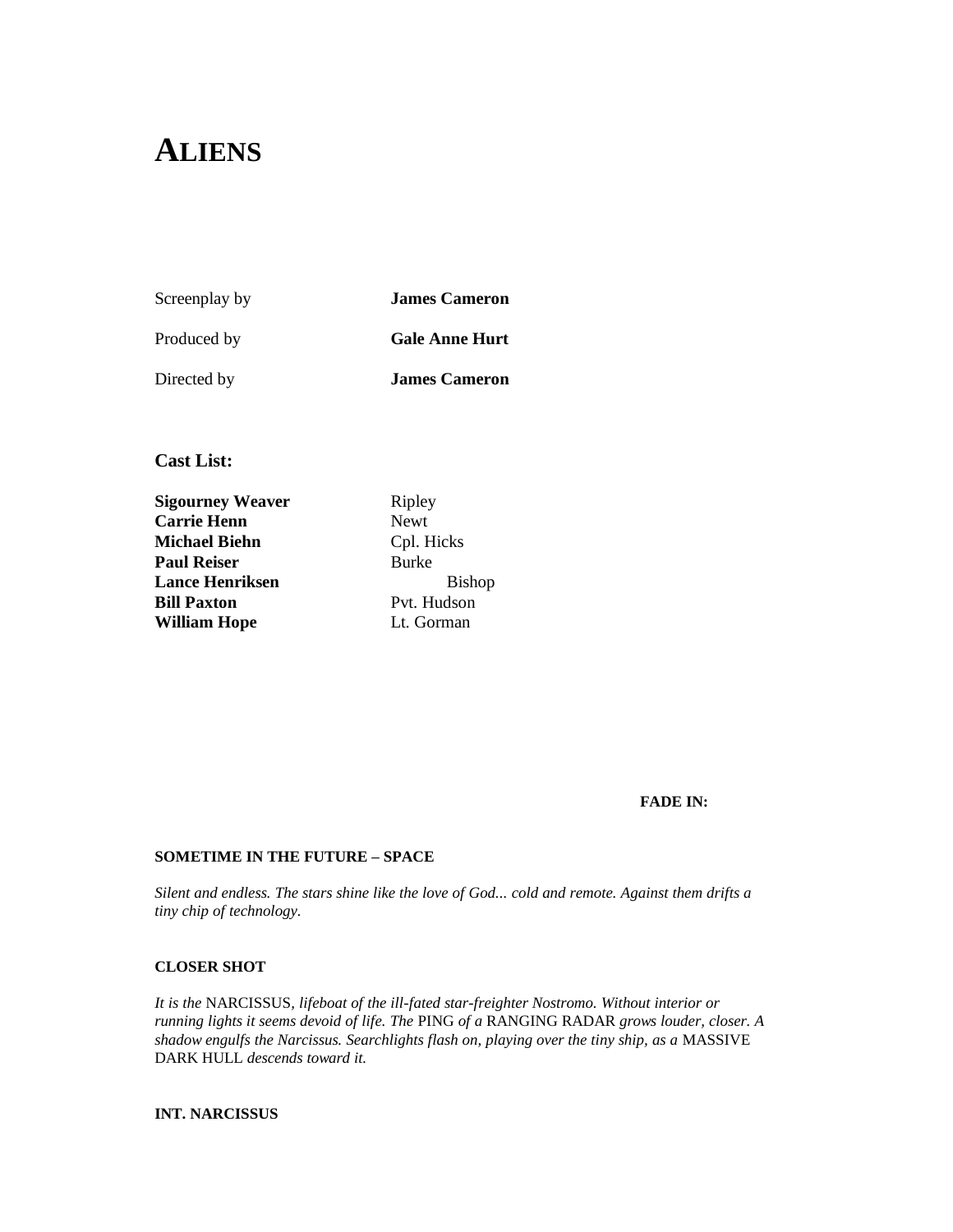# ALIENS

| | |
|---|---|
| Screenplay by | **James Cameron** |
| Produced by | **Gale Anne Hurt** |
| Directed by | **James Cameron** |

### Cast List:

| | |
|---|---|
| **Sigourney Weaver** | Ripley |
| **Carrie Henn** | Newt |
| **Michael Biehn** | Cpl. Hicks |
| **Paul Reiser** | Burke |
| **Lance Henriksen** | Bishop |
| **Bill Paxton** | Pvt. Hudson |
| **William Hope** | Lt. Gorman |

**FADE IN:**

**SOMETIME IN THE FUTURE – SPACE**

*Silent and endless. The stars shine like the love of God... cold and remote. Against them drifts a tiny chip of technology.*

**CLOSER SHOT**

*It is the* NARCISSUS, *lifeboat of the ill-fated star-freighter Nostromo. Without interior or running lights it seems devoid of life. The* PING *of a* RANGING RADAR *grows louder, closer. A shadow engulfs the Narcissus. Searchlights flash on, playing over the tiny ship, as a* MASSIVE DARK HULL *descends toward it.*

**INT. NARCISSUS**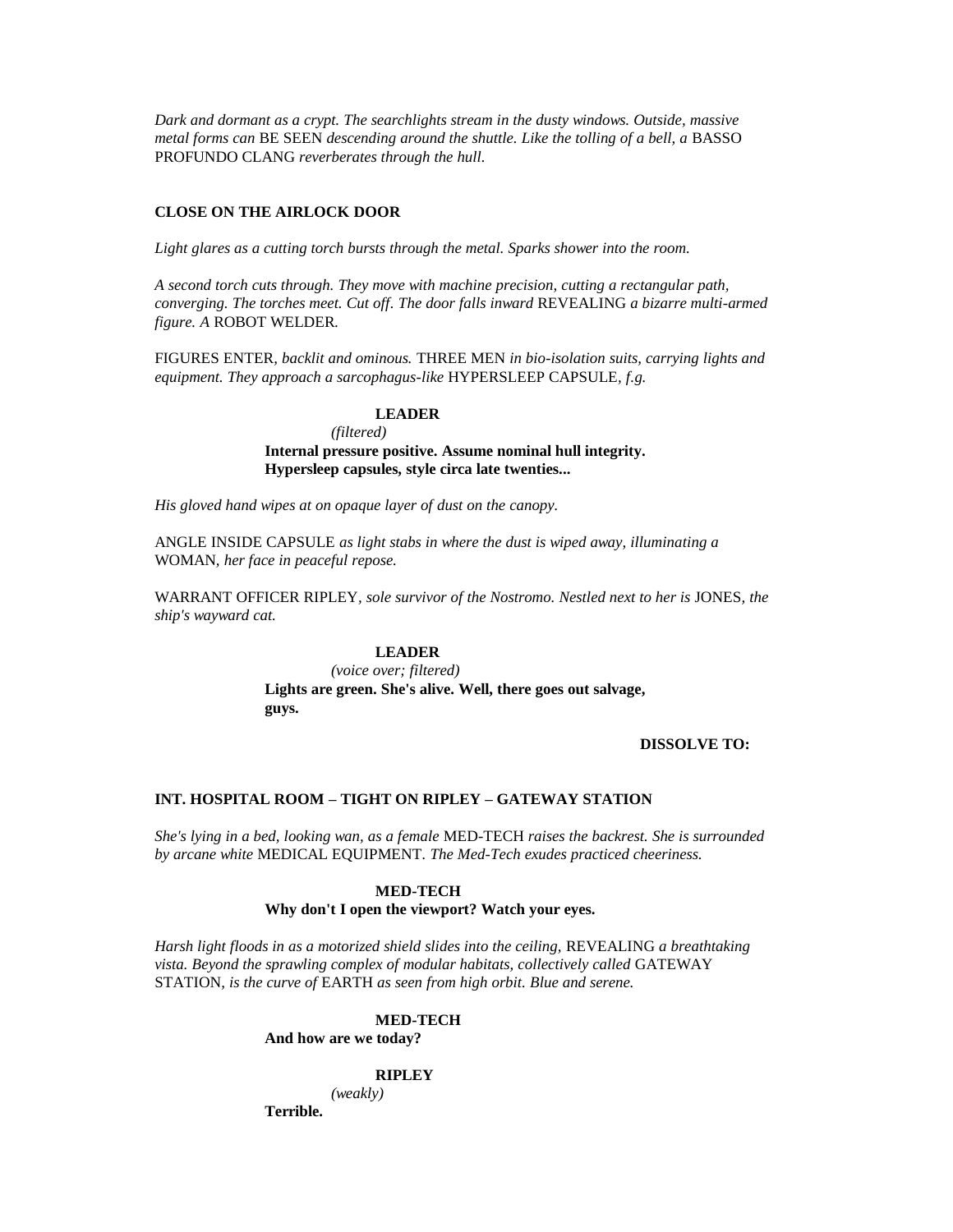*Dark and dormant as a crypt. The searchlights stream in the dusty windows. Outside, massive metal forms can* BE SEEN *descending around the shuttle. Like the tolling of a bell, a* BASSO PROFUNDO CLANG *reverberates through the hull.*

**CLOSE ON THE AIRLOCK DOOR**

*Light glares as a cutting torch bursts through the metal. Sparks shower into the room.*

*A second torch cuts through. They move with machine precision, cutting a rectangular path, converging. The torches meet. Cut off. The door falls inward* REVEALING *a bizarre multi-armed figure. A* ROBOT WELDER.

FIGURES ENTER, *backlit and ominous.* THREE MEN *in bio-isolation suits, carrying lights and equipment. They approach a sarcophagus-like* HYPERSLEEP CAPSULE, *f.g.*

**LEADER**
*(filtered)*
**Internal pressure positive. Assume nominal hull integrity. Hypersleep capsules, style circa late twenties...**

*His gloved hand wipes at on opaque layer of dust on the canopy.*

ANGLE INSIDE CAPSULE *as light stabs in where the dust is wiped away, illuminating a* WOMAN, *her face in peaceful repose.*

WARRANT OFFICER RIPLEY, *sole survivor of the Nostromo. Nestled next to her is* JONES, *the ship's wayward cat.*

**LEADER**
*(voice over; filtered)*
**Lights are green. She's alive. Well, there goes out salvage, guys.**

**DISSOLVE TO:**

**INT. HOSPITAL ROOM – TIGHT ON RIPLEY – GATEWAY STATION**

*She's lying in a bed, looking wan, as a female* MED-TECH *raises the backrest. She is surrounded by arcane white* MEDICAL EQUIPMENT. *The Med-Tech exudes practiced cheeriness.*

**MED-TECH**
**Why don't I open the viewport? Watch your eyes.**

*Harsh light floods in as a motorized shield slides into the ceiling,* REVEALING *a breathtaking vista. Beyond the sprawling complex of modular habitats, collectively called* GATEWAY STATION, *is the curve of* EARTH *as seen from high orbit. Blue and serene.*

**MED-TECH**
**And how are we today?**

**RIPLEY**
*(weakly)*
**Terrible.**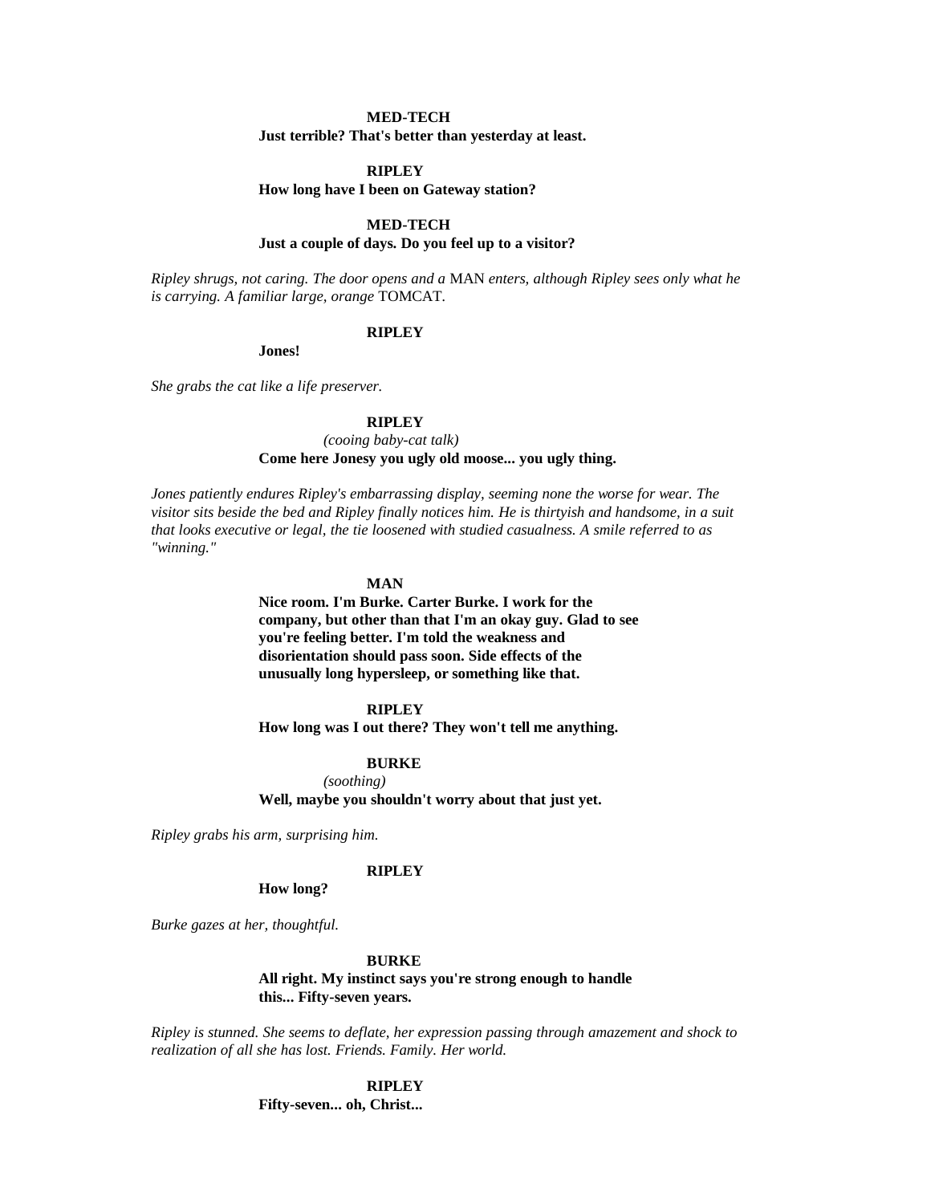**MED-TECH**

**Just terrible? That's better than yesterday at least.**

**RIPLEY**

**How long have I been on Gateway station?**

**MED-TECH**

**Just a couple of days. Do you feel up to a visitor?**

*Ripley shrugs, not caring. The door opens and a* MAN *enters, although Ripley sees only what he is carrying. A familiar large, orange* TOMCAT.

**RIPLEY**

**Jones!**

*She grabs the cat like a life preserver.*

**RIPLEY**

*(cooing baby-cat talk)*

**Come here Jonesy you ugly old moose... you ugly thing.**

*Jones patiently endures Ripley's embarrassing display, seeming none the worse for wear. The visitor sits beside the bed and Ripley finally notices him. He is thirtyish and handsome, in a suit that looks executive or legal, the tie loosened with studied casualness. A smile referred to as "winning."*

**MAN**

**Nice room. I'm Burke. Carter Burke. I work for the company, but other than that I'm an okay guy. Glad to see you're feeling better. I'm told the weakness and disorientation should pass soon. Side effects of the unusually long hypersleep, or something like that.**

**RIPLEY**

**How long was I out there? They won't tell me anything.**

**BURKE**

*(soothing)*

**Well, maybe you shouldn't worry about that just yet.**

*Ripley grabs his arm, surprising him.*

**RIPLEY**

**How long?**

*Burke gazes at her, thoughtful.*

**BURKE**

**All right. My instinct says you're strong enough to handle this... Fifty-seven years.**

*Ripley is stunned. She seems to deflate, her expression passing through amazement and shock to realization of all she has lost. Friends. Family. Her world.*

**RIPLEY**

**Fifty-seven... oh, Christ...**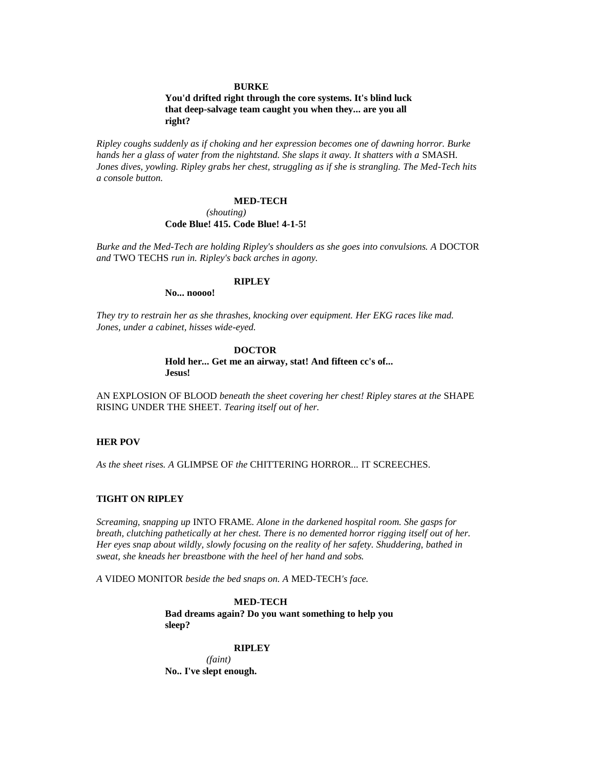**BURKE**

**You'd drifted right through the core systems. It's blind luck that deep-salvage team caught you when they... are you all right?**

*Ripley coughs suddenly as if choking and her expression becomes one of dawning horror. Burke hands her a glass of water from the nightstand. She slaps it away. It shatters with a* SMASH. *Jones dives, yowling. Ripley grabs her chest, struggling as if she is strangling. The Med-Tech hits a console button.*

**MED-TECH**

*(shouting)*

**Code Blue! 415. Code Blue! 4-1-5!**

*Burke and the Med-Tech are holding Ripley's shoulders as she goes into convulsions. A* DOCTOR *and* TWO TECHS *run in. Ripley's back arches in agony.*

**RIPLEY**

**No... noooo!**

*They try to restrain her as she thrashes, knocking over equipment. Her EKG races like mad. Jones, under a cabinet, hisses wide-eyed.*

**DOCTOR**

**Hold her... Get me an airway, stat! And fifteen cc's of... Jesus!**

AN EXPLOSION OF BLOOD *beneath the sheet covering her chest! Ripley stares at the* SHAPE RISING UNDER THE SHEET. *Tearing itself out of her.*

**HER POV**

*As the sheet rises. A* GLIMPSE OF *the* CHITTERING HORROR... IT SCREECHES.

**TIGHT ON RIPLEY**

*Screaming, snapping up* INTO FRAME. *Alone in the darkened hospital room. She gasps for breath, clutching pathetically at her chest. There is no demented horror rigging itself out of her. Her eyes snap about wildly, slowly focusing on the reality of her safety. Shuddering, bathed in sweat, she kneads her breastbone with the heel of her hand and sobs.*

*A* VIDEO MONITOR *beside the bed snaps on. A* MED-TECH*'s face.*

**MED-TECH**

**Bad dreams again? Do you want something to help you sleep?**

**RIPLEY**

*(faint)*

**No.. I've slept enough.**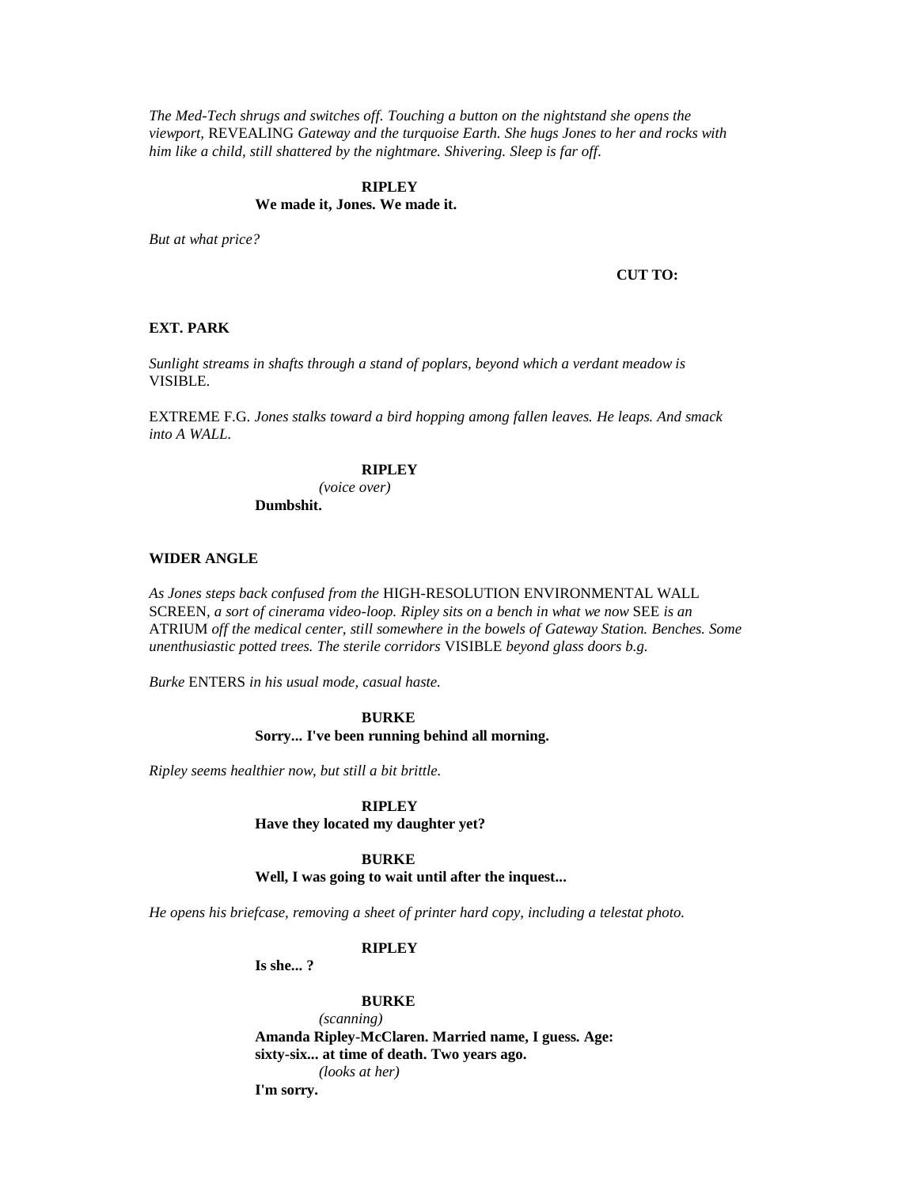*The Med-Tech shrugs and switches off. Touching a button on the nightstand she opens the viewport,* REVEALING *Gateway and the turquoise Earth. She hugs Jones to her and rocks with him like a child, still shattered by the nightmare. Shivering. Sleep is far off.*

**RIPLEY**
**We made it, Jones. We made it.**

*But at what price?*

**CUT TO:**

**EXT. PARK**

*Sunlight streams in shafts through a stand of poplars, beyond which a verdant meadow is* VISIBLE.

EXTREME F.G. *Jones stalks toward a bird hopping among fallen leaves. He leaps. And smack into A WALL.*

**RIPLEY**
*(voice over)*
**Dumbshit.**

**WIDER ANGLE**

*As Jones steps back confused from the* HIGH-RESOLUTION ENVIRONMENTAL WALL SCREEN*, a sort of cinerama video-loop. Ripley sits on a bench in what we now* SEE *is an* ATRIUM *off the medical center, still somewhere in the bowels of Gateway Station. Benches. Some unenthusiastic potted trees. The sterile corridors* VISIBLE *beyond glass doors b.g.*

*Burke* ENTERS *in his usual mode, casual haste.*

**BURKE**
**Sorry... I've been running behind all morning.**

*Ripley seems healthier now, but still a bit brittle.*

**RIPLEY**
**Have they located my daughter yet?**

**BURKE**
**Well, I was going to wait until after the inquest...**

*He opens his briefcase, removing a sheet of printer hard copy, including a telestat photo.*

**RIPLEY**
**Is she... ?**

**BURKE**
*(scanning)*
**Amanda Ripley-McClaren. Married name, I guess. Age: sixty-six... at time of death. Two years ago.**
*(looks at her)*
**I'm sorry.**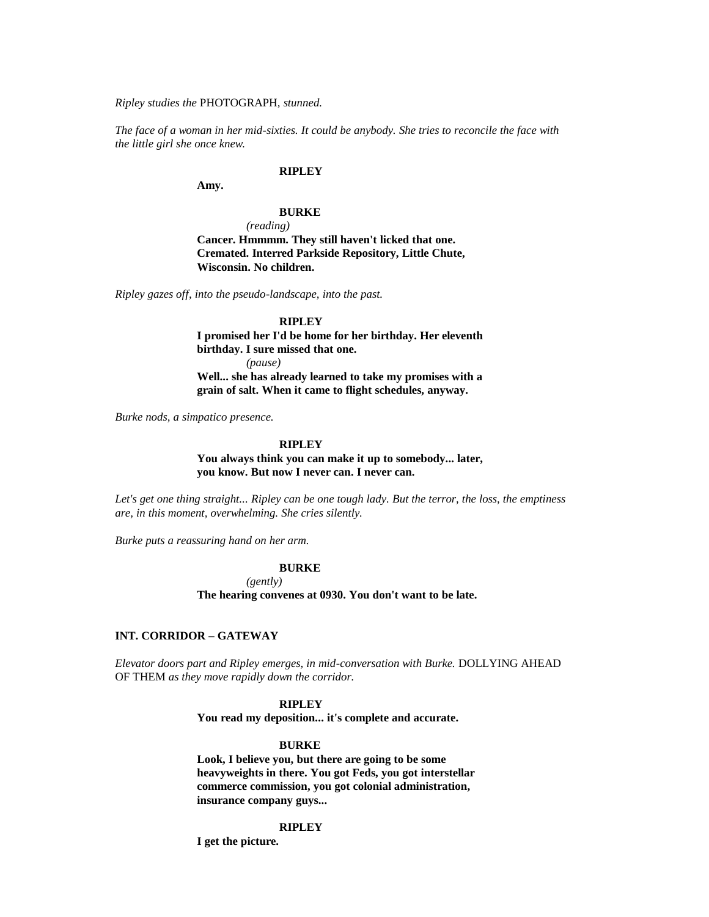*Ripley studies the* PHOTOGRAPH, *stunned.*

*The face of a woman in her mid-sixties. It could be anybody. She tries to reconcile the face with the little girl she once knew.*

**RIPLEY**

**Amy.**

**BURKE**

*(reading)*

**Cancer. Hmmmm. They still haven't licked that one. Cremated. Interred Parkside Repository, Little Chute, Wisconsin. No children.**

*Ripley gazes off, into the pseudo-landscape, into the past.*

**RIPLEY**

**I promised her I'd be home for her birthday. Her eleventh birthday. I sure missed that one.**

*(pause)*

**Well... she has already learned to take my promises with a grain of salt. When it came to flight schedules, anyway.**

*Burke nods, a simpatico presence.*

**RIPLEY**

**You always think you can make it up to somebody... later, you know. But now I never can. I never can.**

*Let's get one thing straight... Ripley can be one tough lady. But the terror, the loss, the emptiness are, in this moment, overwhelming. She cries silently.*

*Burke puts a reassuring hand on her arm.*

**BURKE**

*(gently)*

**The hearing convenes at 0930. You don't want to be late.**

**INT. CORRIDOR – GATEWAY**

*Elevator doors part and Ripley emerges, in mid-conversation with Burke.* DOLLYING AHEAD OF THEM *as they move rapidly down the corridor.*

**RIPLEY**

**You read my deposition... it's complete and accurate.**

**BURKE**

**Look, I believe you, but there are going to be some heavyweights in there. You got Feds, you got interstellar commerce commission, you got colonial administration, insurance company guys...**

**RIPLEY**

**I get the picture.**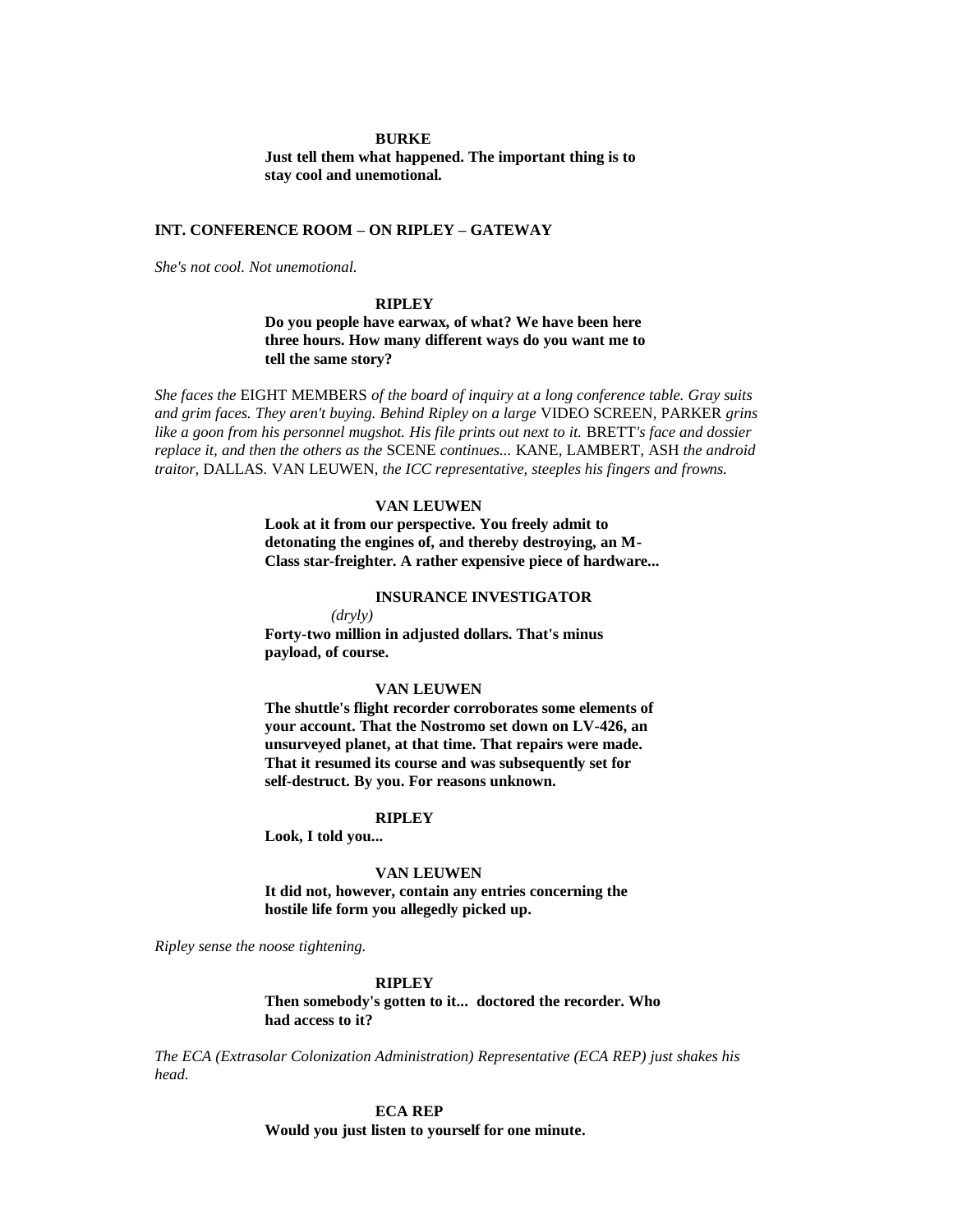**BURKE**

**Just tell them what happened. The important thing is to stay cool and unemotional.**

**INT. CONFERENCE ROOM – ON RIPLEY – GATEWAY**

*She's not cool. Not unemotional.*

**RIPLEY**

**Do you people have earwax, of what? We have been here three hours. How many different ways do you want me to tell the same story?**

*She faces the* EIGHT MEMBERS *of the board of inquiry at a long conference table. Gray suits and grim faces. They aren't buying. Behind Ripley on a large* VIDEO SCREEN, PARKER *grins like a goon from his personnel mugshot. His file prints out next to it.* BRETT*'s face and dossier replace it, and then the others as the* SCENE *continues...* KANE, LAMBERT, ASH *the android traitor,* DALLAS. VAN LEUWEN*, the ICC representative, steeples his fingers and frowns.*

**VAN LEUWEN**

**Look at it from our perspective. You freely admit to detonating the engines of, and thereby destroying, an M-Class star-freighter. A rather expensive piece of hardware...**

**INSURANCE INVESTIGATOR**

*(dryly)*

**Forty-two million in adjusted dollars. That's minus payload, of course.**

**VAN LEUWEN**

**The shuttle's flight recorder corroborates some elements of your account. That the Nostromo set down on LV-426, an unsurveyed planet, at that time. That repairs were made. That it resumed its course and was subsequently set for self-destruct. By you. For reasons unknown.**

**RIPLEY**

**Look, I told you...**

**VAN LEUWEN**

**It did not, however, contain any entries concerning the hostile life form you allegedly picked up.**

*Ripley sense the noose tightening.*

**RIPLEY**

**Then somebody's gotten to it... doctored the recorder. Who had access to it?**

*The ECA (Extrasolar Colonization Administration) Representative (ECA REP) just shakes his head.*

**ECA REP**

**Would you just listen to yourself for one minute.**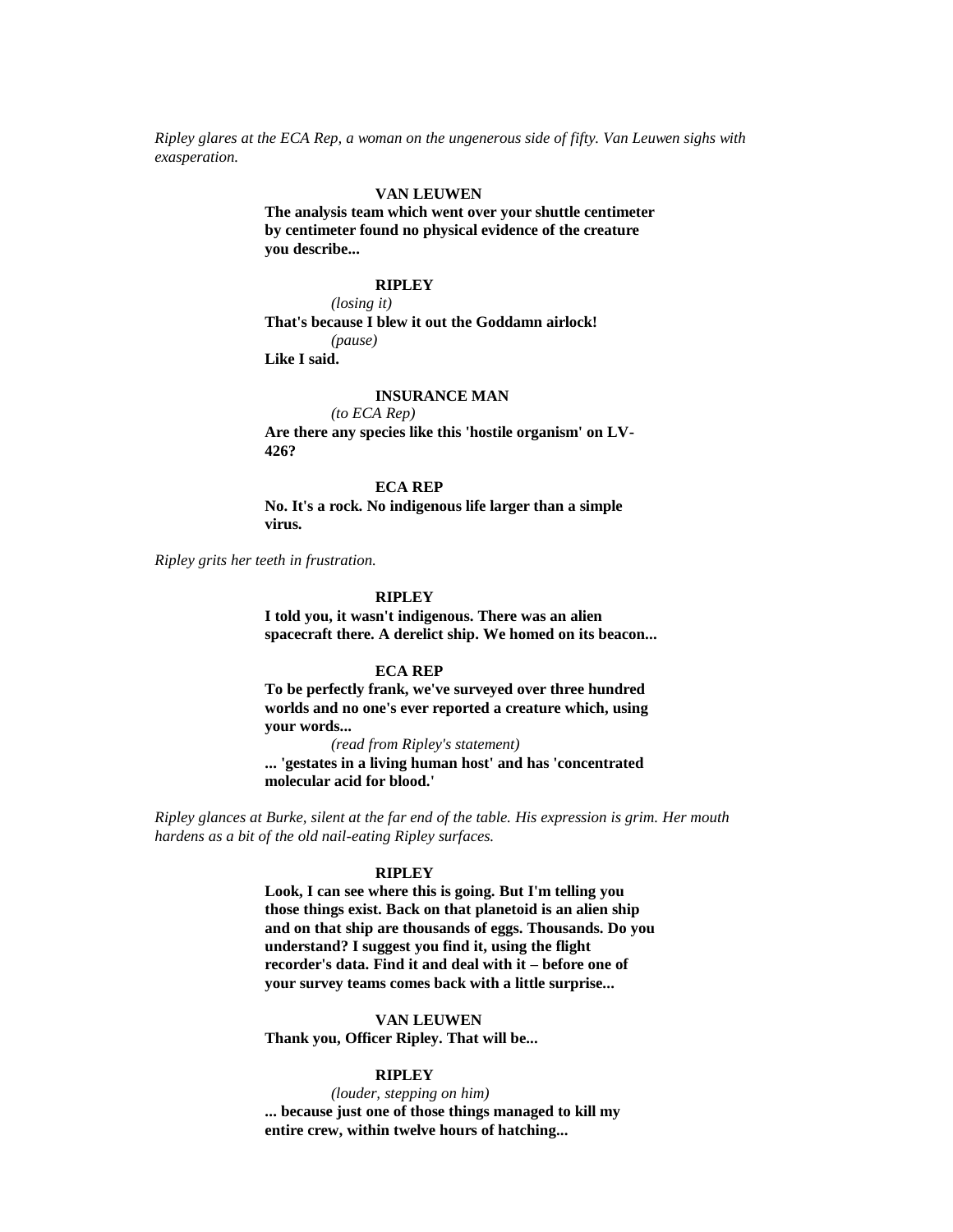*Ripley glares at the ECA Rep, a woman on the ungenerous side of fifty. Van Leuwen sighs with exasperation.*

**VAN LEUWEN**

**The analysis team which went over your shuttle centimeter by centimeter found no physical evidence of the creature you describe...**

**RIPLEY**

*(losing it)*

**That's because I blew it out the Goddamn airlock!**

*(pause)*

**Like I said.**

**INSURANCE MAN**

*(to ECA Rep)*

**Are there any species like this 'hostile organism' on LV-426?**

**ECA REP**

**No. It's a rock. No indigenous life larger than a simple virus.**

*Ripley grits her teeth in frustration.*

**RIPLEY**

**I told you, it wasn't indigenous. There was an alien spacecraft there. A derelict ship. We homed on its beacon...**

**ECA REP**

**To be perfectly frank, we've surveyed over three hundred worlds and no one's ever reported a creature which, using your words...**

*(read from Ripley's statement)*

**... 'gestates in a living human host' and has 'concentrated molecular acid for blood.'**

*Ripley glances at Burke, silent at the far end of the table. His expression is grim. Her mouth hardens as a bit of the old nail-eating Ripley surfaces.*

**RIPLEY**

**Look, I can see where this is going. But I'm telling you those things exist. Back on that planetoid is an alien ship and on that ship are thousands of eggs. Thousands. Do you understand? I suggest you find it, using the flight recorder's data. Find it and deal with it – before one of your survey teams comes back with a little surprise...**

**VAN LEUWEN**

**Thank you, Officer Ripley. That will be...**

**RIPLEY**

*(louder, stepping on him)*

**... because just one of those things managed to kill my entire crew, within twelve hours of hatching...**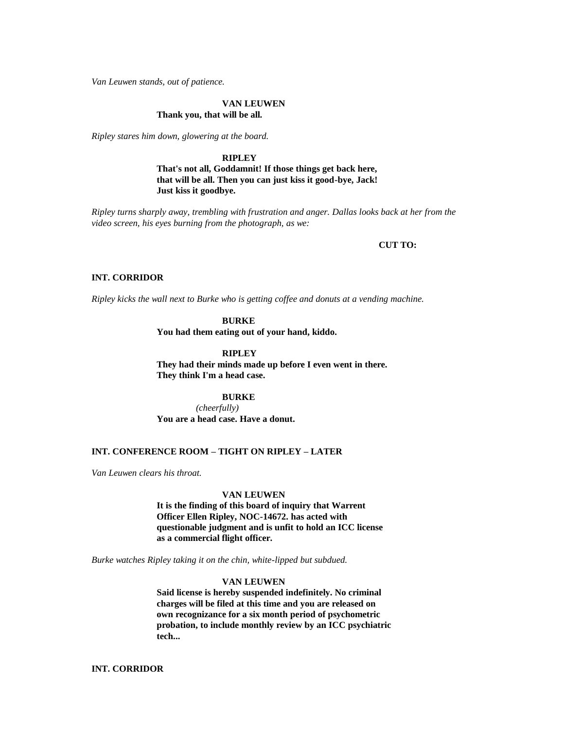*Van Leuwen stands, out of patience.*

**VAN LEUWEN**
**Thank you, that will be all.**

*Ripley stares him down, glowering at the board.*

**RIPLEY**
**That's not all, Goddamnit! If those things get back here, that will be all. Then you can just kiss it good-bye, Jack! Just kiss it goodbye.**

*Ripley turns sharply away, trembling with frustration and anger. Dallas looks back at her from the video screen, his eyes burning from the photograph, as we:*

**CUT TO:**

**INT. CORRIDOR**

*Ripley kicks the wall next to Burke who is getting coffee and donuts at a vending machine.*

**BURKE**
**You had them eating out of your hand, kiddo.**

**RIPLEY**
**They had their minds made up before I even went in there. They think I'm a head case.**

**BURKE**
*(cheerfully)*
**You are a head case. Have a donut.**

**INT. CONFERENCE ROOM – TIGHT ON RIPLEY – LATER**

*Van Leuwen clears his throat.*

**VAN LEUWEN**
**It is the finding of this board of inquiry that Warrent Officer Ellen Ripley, NOC-14672. has acted with questionable judgment and is unfit to hold an ICC license as a commercial flight officer.**

*Burke watches Ripley taking it on the chin, white-lipped but subdued.*

**VAN LEUWEN**
**Said license is hereby suspended indefinitely. No criminal charges will be filed at this time and you are released on own recognizance for a six month period of psychometric probation, to include monthly review by an ICC psychiatric tech...**

**INT. CORRIDOR**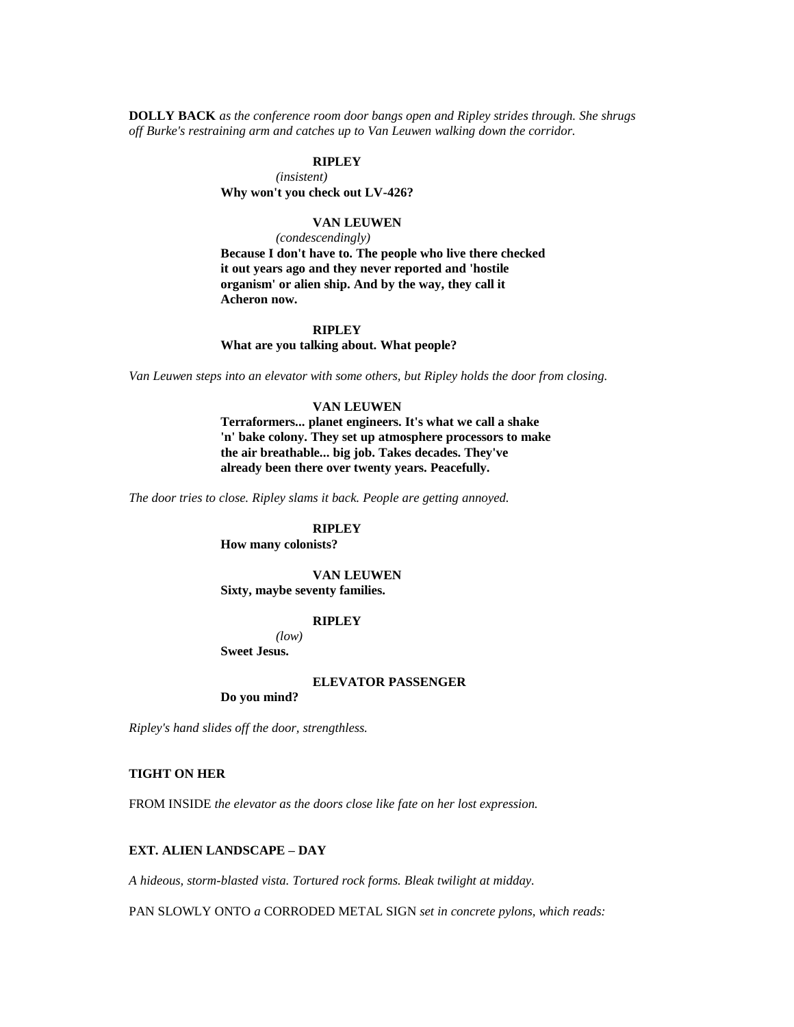**DOLLY BACK** *as the conference room door bangs open and Ripley strides through. She shrugs off Burke's restraining arm and catches up to Van Leuwen walking down the corridor.*

**RIPLEY**
*(insistent)*
**Why won't you check out LV-426?**

**VAN LEUWEN**
*(condescendingly)*
**Because I don't have to. The people who live there checked it out years ago and they never reported and 'hostile organism' or alien ship. And by the way, they call it Acheron now.**

**RIPLEY**
**What are you talking about. What people?**

*Van Leuwen steps into an elevator with some others, but Ripley holds the door from closing.*

**VAN LEUWEN**
**Terraformers... planet engineers. It's what we call a shake 'n' bake colony. They set up atmosphere processors to make the air breathable... big job. Takes decades. They've already been there over twenty years. Peacefully.**

*The door tries to close. Ripley slams it back. People are getting annoyed.*

**RIPLEY**
**How many colonists?**

**VAN LEUWEN**
**Sixty, maybe seventy families.**

**RIPLEY**
*(low)*
**Sweet Jesus.**

**ELEVATOR PASSENGER**
**Do you mind?**

*Ripley's hand slides off the door, strengthless.*

**TIGHT ON HER**

FROM INSIDE *the elevator as the doors close like fate on her lost expression.*

**EXT. ALIEN LANDSCAPE – DAY**

*A hideous, storm-blasted vista. Tortured rock forms. Bleak twilight at midday.*

PAN SLOWLY ONTO *a* CORRODED METAL SIGN *set in concrete pylons, which reads:*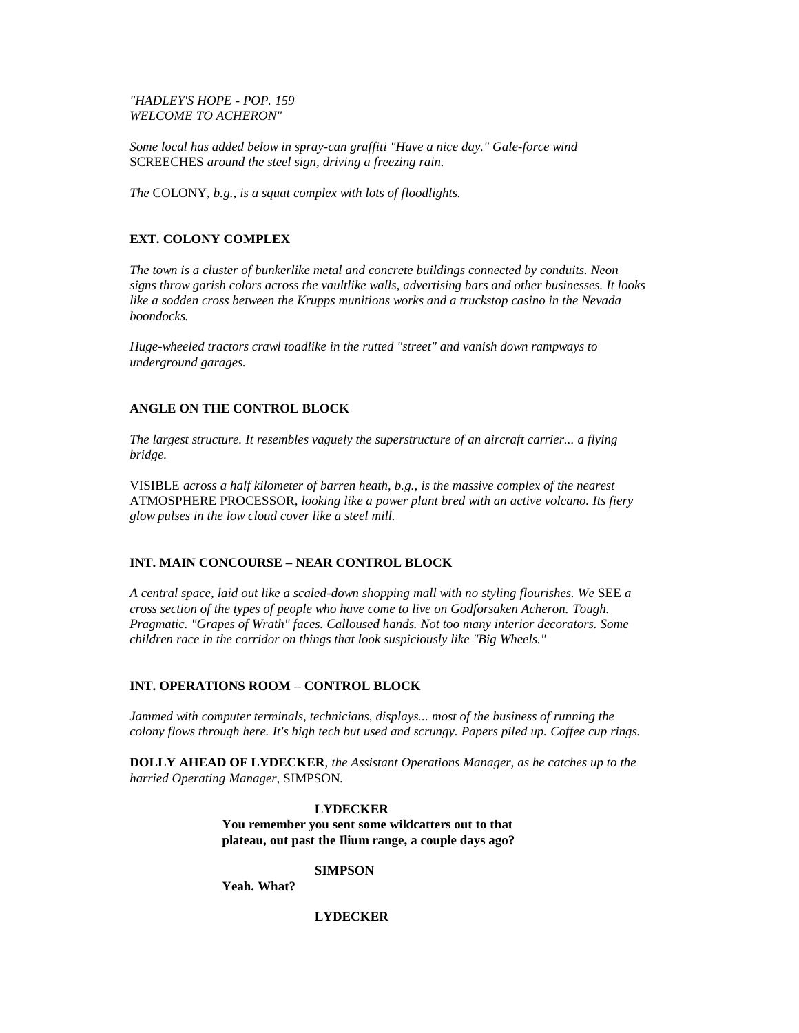*"HADLEY'S HOPE - POP. 159*
*WELCOME TO ACHERON"*

*Some local has added below in spray-can graffiti "Have a nice day." Gale-force wind* SCREECHES *around the steel sign, driving a freezing rain.*

*The* COLONY*, b.g., is a squat complex with lots of floodlights.*

**EXT. COLONY COMPLEX**

*The town is a cluster of bunkerlike metal and concrete buildings connected by conduits. Neon signs throw garish colors across the vaultlike walls, advertising bars and other businesses. It looks like a sodden cross between the Krupps munitions works and a truckstop casino in the Nevada boondocks.*

*Huge-wheeled tractors crawl toadlike in the rutted "street" and vanish down rampways to underground garages.*

**ANGLE ON THE CONTROL BLOCK**

*The largest structure. It resembles vaguely the superstructure of an aircraft carrier... a flying bridge.*

VISIBLE *across a half kilometer of barren heath, b.g., is the massive complex of the nearest* ATMOSPHERE PROCESSOR*, looking like a power plant bred with an active volcano. Its fiery glow pulses in the low cloud cover like a steel mill.*

**INT. MAIN CONCOURSE – NEAR CONTROL BLOCK**

*A central space, laid out like a scaled-down shopping mall with no styling flourishes. We* SEE *a cross section of the types of people who have come to live on Godforsaken Acheron. Tough. Pragmatic. "Grapes of Wrath" faces. Calloused hands. Not too many interior decorators. Some children race in the corridor on things that look suspiciously like "Big Wheels."*

**INT. OPERATIONS ROOM – CONTROL BLOCK**

*Jammed with computer terminals, technicians, displays... most of the business of running the colony flows through here. It's high tech but used and scrungy. Papers piled up. Coffee cup rings.*

**DOLLY AHEAD OF LYDECKER**, *the Assistant Operations Manager, as he catches up to the harried Operating Manager,* SIMPSON*.*

**LYDECKER**
**You remember you sent some wildcatters out to that plateau, out past the Ilium range, a couple days ago?**

**SIMPSON**
**Yeah. What?**

**LYDECKER**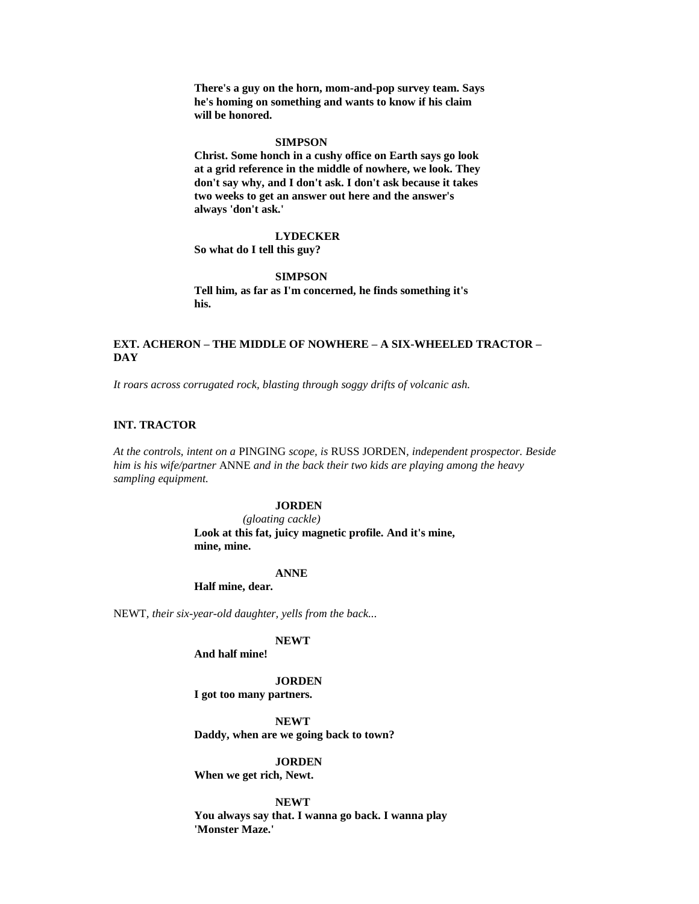**There's a guy on the horn, mom-and-pop survey team. Says he's homing on something and wants to know if his claim will be honored.**

**SIMPSON**

**Christ. Some honch in a cushy office on Earth says go look at a grid reference in the middle of nowhere, we look. They don't say why, and I don't ask. I don't ask because it takes two weeks to get an answer out here and the answer's always 'don't ask.'**

**LYDECKER**

**So what do I tell this guy?**

**SIMPSON**

**Tell him, as far as I'm concerned, he finds something it's his.**

**EXT. ACHERON – THE MIDDLE OF NOWHERE – A SIX-WHEELED TRACTOR – DAY**

*It roars across corrugated rock, blasting through soggy drifts of volcanic ash.*

**INT. TRACTOR**

*At the controls, intent on a* PINGING *scope, is* RUSS JORDEN*, independent prospector. Beside him is his wife/partner* ANNE *and in the back their two kids are playing among the heavy sampling equipment.*

**JORDEN**

*(gloating cackle)*

**Look at this fat, juicy magnetic profile. And it's mine, mine, mine.**

**ANNE**

**Half mine, dear.**

NEWT*, their six-year-old daughter, yells from the back...*

**NEWT**

**And half mine!**

**JORDEN**

**I got too many partners.**

**NEWT**

**Daddy, when are we going back to town?**

**JORDEN**

**When we get rich, Newt.**

**NEWT**

**You always say that. I wanna go back. I wanna play 'Monster Maze.'**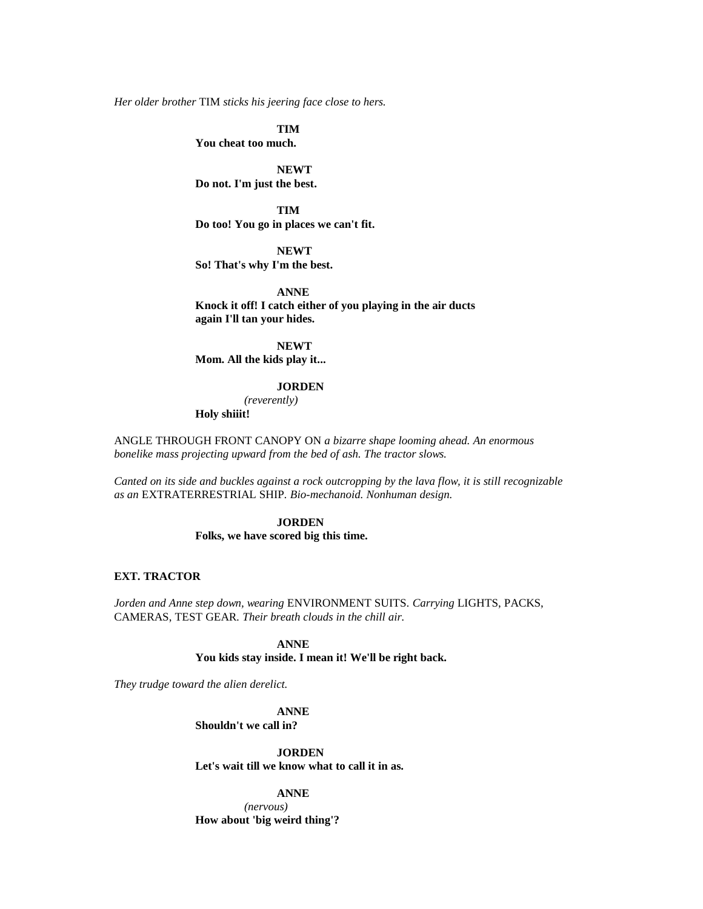*Her older brother* TIM *sticks his jeering face close to hers.*

**TIM**
**You cheat too much.**

**NEWT**
**Do not. I'm just the best.**

**TIM**
**Do too! You go in places we can't fit.**

**NEWT**
**So! That's why I'm the best.**

**ANNE**
**Knock it off! I catch either of you playing in the air ducts again I'll tan your hides.**

**NEWT**
**Mom. All the kids play it...**

**JORDEN**
*(reverently)*
**Holy shiiit!**

ANGLE THROUGH FRONT CANOPY ON *a bizarre shape looming ahead. An enormous bonelike mass projecting upward from the bed of ash. The tractor slows.*

*Canted on its side and buckles against a rock outcropping by the lava flow, it is still recognizable as an* EXTRATERRESTRIAL SHIP. *Bio-mechanoid. Nonhuman design.*

**JORDEN**
**Folks, we have scored big this time.**

**EXT. TRACTOR**

*Jorden and Anne step down, wearing* ENVIRONMENT SUITS. *Carrying* LIGHTS, PACKS, CAMERAS, TEST GEAR. *Their breath clouds in the chill air.*

**ANNE**
**You kids stay inside. I mean it! We'll be right back.**

*They trudge toward the alien derelict.*

**ANNE**
**Shouldn't we call in?**

**JORDEN**
**Let's wait till we know what to call it in as.**

**ANNE**
*(nervous)*
**How about 'big weird thing'?**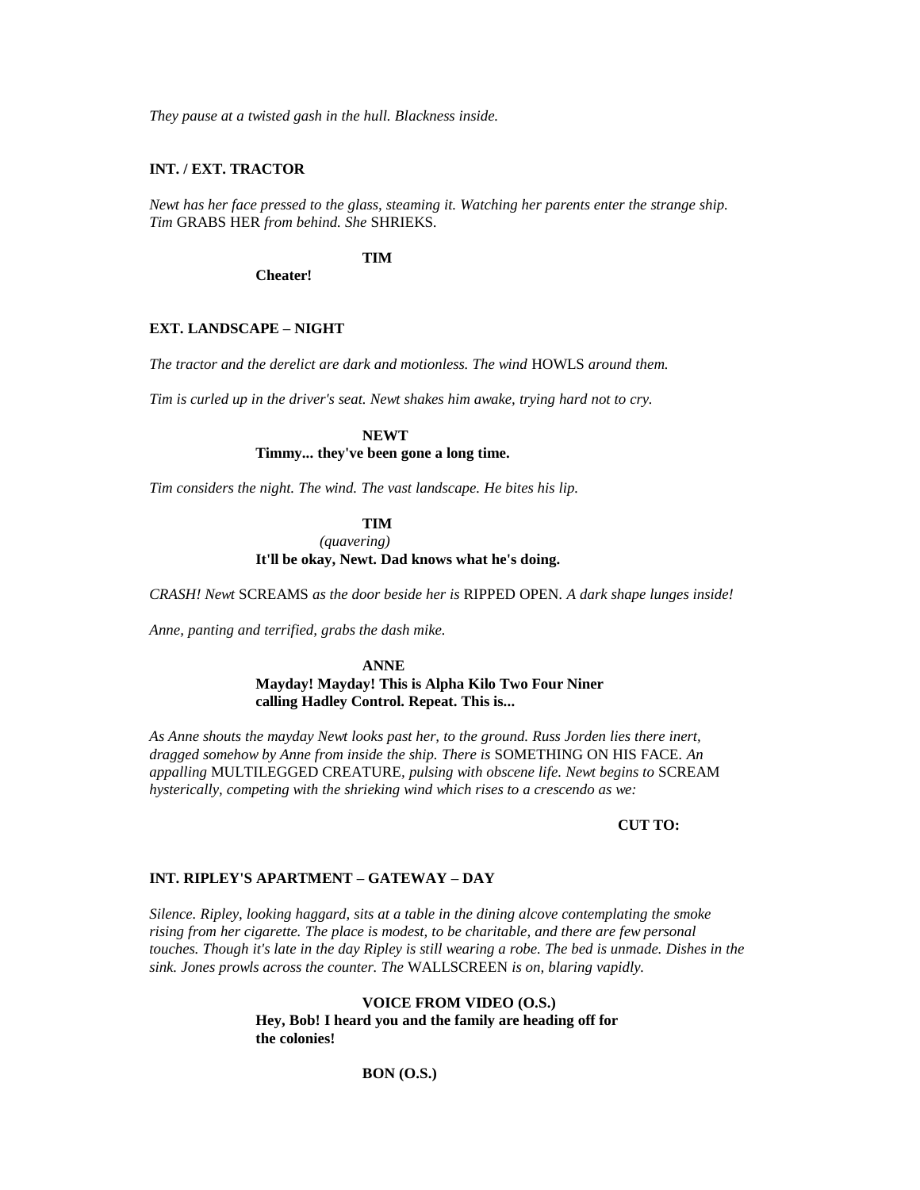*They pause at a twisted gash in the hull. Blackness inside.*

**INT. / EXT. TRACTOR**

*Newt has her face pressed to the glass, steaming it. Watching her parents enter the strange ship. Tim* GRABS HER *from behind. She* SHRIEKS.

**TIM**
**Cheater!**

**EXT. LANDSCAPE – NIGHT**

*The tractor and the derelict are dark and motionless. The wind* HOWLS *around them.*

*Tim is curled up in the driver's seat. Newt shakes him awake, trying hard not to cry.*

**NEWT**
**Timmy... they've been gone a long time.**

*Tim considers the night. The wind. The vast landscape. He bites his lip.*

**TIM**
*(quavering)*
**It'll be okay, Newt. Dad knows what he's doing.**

*CRASH! Newt* SCREAMS *as the door beside her is* RIPPED OPEN. *A dark shape lunges inside!*

*Anne, panting and terrified, grabs the dash mike.*

**ANNE**
**Mayday! Mayday! This is Alpha Kilo Two Four Niner calling Hadley Control. Repeat. This is...**

*As Anne shouts the mayday Newt looks past her, to the ground. Russ Jorden lies there inert, dragged somehow by Anne from inside the ship. There is* SOMETHING ON HIS FACE. *An appalling* MULTILEGGED CREATURE, *pulsing with obscene life. Newt begins to* SCREAM *hysterically, competing with the shrieking wind which rises to a crescendo as we:*

**CUT TO:**

**INT. RIPLEY'S APARTMENT – GATEWAY – DAY**

*Silence. Ripley, looking haggard, sits at a table in the dining alcove contemplating the smoke rising from her cigarette. The place is modest, to be charitable, and there are few personal touches. Though it's late in the day Ripley is still wearing a robe. The bed is unmade. Dishes in the sink. Jones prowls across the counter. The* WALLSCREEN *is on, blaring vapidly.*

**VOICE FROM VIDEO (O.S.)**
**Hey, Bob! I heard you and the family are heading off for the colonies!**

**BON (O.S.)**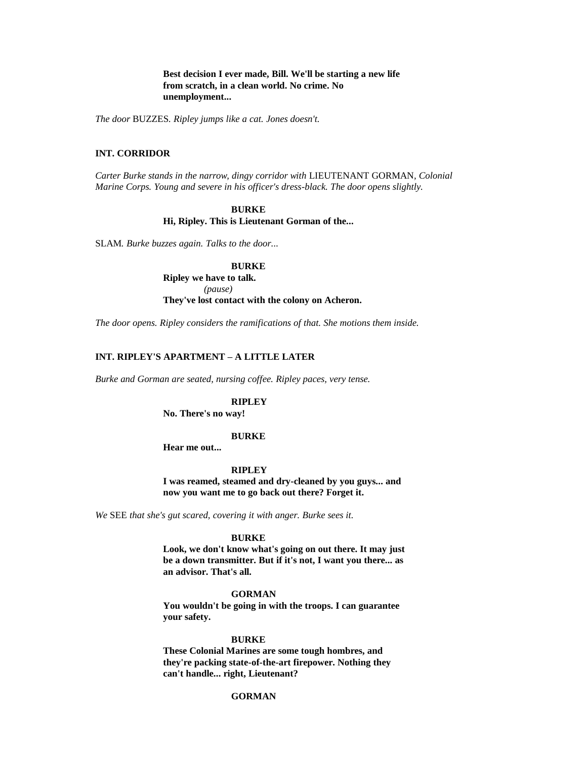**Best decision I ever made, Bill. We'll be starting a new life from scratch, in a clean world. No crime. No unemployment...**

*The door* BUZZES*. Ripley jumps like a cat. Jones doesn't.*

**INT. CORRIDOR**

*Carter Burke stands in the narrow, dingy corridor with* LIEUTENANT GORMAN*, Colonial Marine Corps. Young and severe in his officer's dress-black. The door opens slightly.*

**BURKE**
**Hi, Ripley. This is Lieutenant Gorman of the...**

SLAM*. Burke buzzes again. Talks to the door...*

**BURKE**
**Ripley we have to talk.**
*(pause)*
**They've lost contact with the colony on Acheron.**

*The door opens. Ripley considers the ramifications of that. She motions them inside.*

**INT. RIPLEY'S APARTMENT – A LITTLE LATER**

*Burke and Gorman are seated, nursing coffee. Ripley paces, very tense.*

**RIPLEY**
**No. There's no way!**

**BURKE**
**Hear me out...**

**RIPLEY**
**I was reamed, steamed and dry-cleaned by you guys... and now you want me to go back out there? Forget it.**

*We* SEE *that she's gut scared, covering it with anger. Burke sees it.*

**BURKE**
**Look, we don't know what's going on out there. It may just be a down transmitter. But if it's not, I want you there... as an advisor. That's all.**

**GORMAN**
**You wouldn't be going in with the troops. I can guarantee your safety.**

**BURKE**
**These Colonial Marines are some tough hombres, and they're packing state-of-the-art firepower. Nothing they can't handle... right, Lieutenant?**

**GORMAN**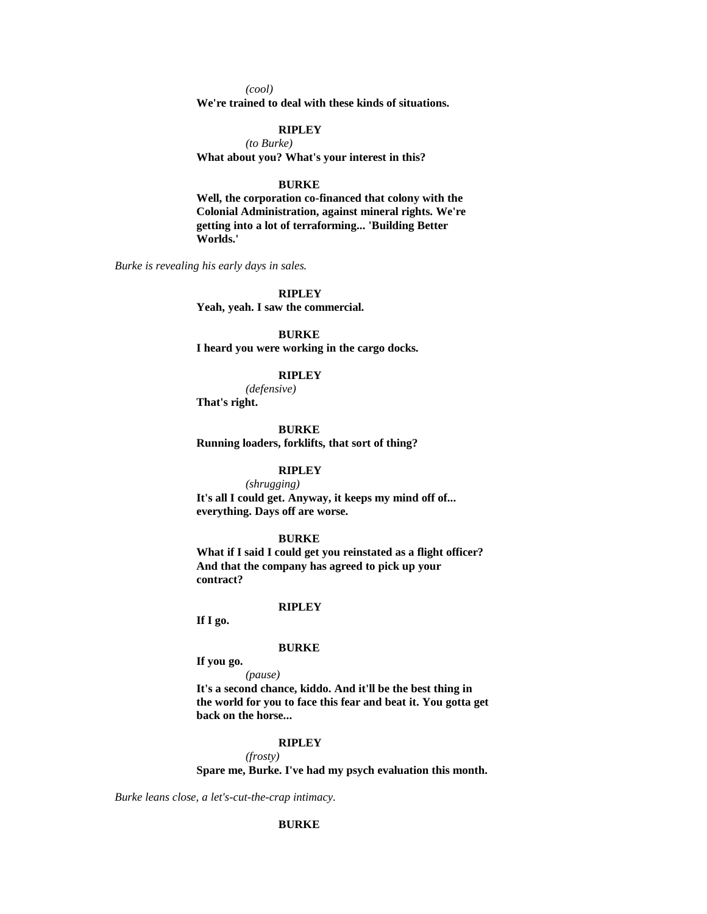*(cool)*

**We're trained to deal with these kinds of situations.**

**RIPLEY**

*(to Burke)*

**What about you? What's your interest in this?**

**BURKE**

**Well, the corporation co-financed that colony with the Colonial Administration, against mineral rights. We're getting into a lot of terraforming... 'Building Better Worlds.'**

*Burke is revealing his early days in sales.*

**RIPLEY**

**Yeah, yeah. I saw the commercial.**

**BURKE**

**I heard you were working in the cargo docks.**

**RIPLEY**

*(defensive)*

**That's right.**

**BURKE**

**Running loaders, forklifts, that sort of thing?**

**RIPLEY**

*(shrugging)*

**It's all I could get. Anyway, it keeps my mind off of... everything. Days off are worse.**

**BURKE**

**What if I said I could get you reinstated as a flight officer? And that the company has agreed to pick up your contract?**

**RIPLEY**

**If I go.**

**BURKE**

**If you go.**

*(pause)*

**It's a second chance, kiddo. And it'll be the best thing in the world for you to face this fear and beat it. You gotta get back on the horse...**

**RIPLEY**

*(frosty)*

**Spare me, Burke. I've had my psych evaluation this month.**

*Burke leans close, a let's-cut-the-crap intimacy.*

**BURKE**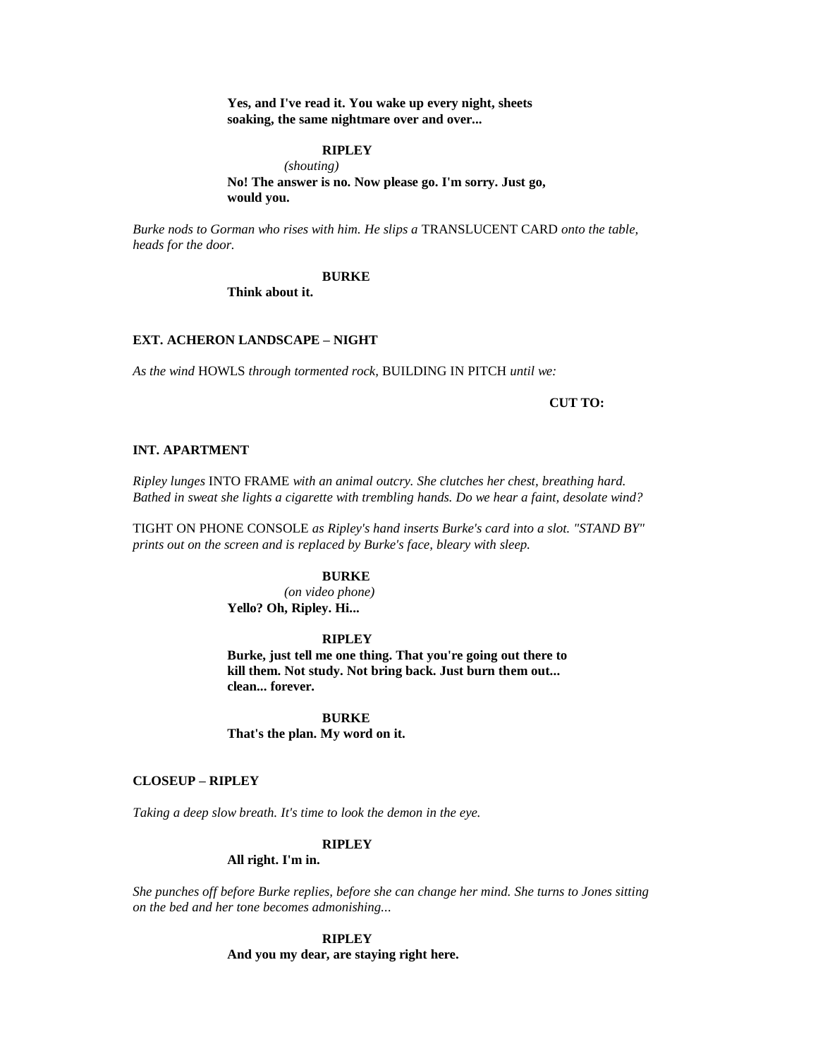**Yes, and I've read it. You wake up every night, sheets soaking, the same nightmare over and over...**

**RIPLEY**

*(shouting)*

**No! The answer is no. Now please go. I'm sorry. Just go, would you.**

*Burke nods to Gorman who rises with him. He slips a* TRANSLUCENT CARD *onto the table, heads for the door.*

**BURKE**

**Think about it.**

**EXT. ACHERON LANDSCAPE – NIGHT**

*As the wind* HOWLS *through tormented rock,* BUILDING IN PITCH *until we:*

**CUT TO:**

**INT. APARTMENT**

*Ripley lunges* INTO FRAME *with an animal outcry. She clutches her chest, breathing hard. Bathed in sweat she lights a cigarette with trembling hands. Do we hear a faint, desolate wind?*

TIGHT ON PHONE CONSOLE *as Ripley's hand inserts Burke's card into a slot. "STAND BY" prints out on the screen and is replaced by Burke's face, bleary with sleep.*

**BURKE**

*(on video phone)*

**Yello? Oh, Ripley. Hi...**

**RIPLEY**

**Burke, just tell me one thing. That you're going out there to kill them. Not study. Not bring back. Just burn them out... clean... forever.**

**BURKE**

**That's the plan. My word on it.**

**CLOSEUP – RIPLEY**

*Taking a deep slow breath. It's time to look the demon in the eye.*

**RIPLEY**

**All right. I'm in.**

*She punches off before Burke replies, before she can change her mind. She turns to Jones sitting on the bed and her tone becomes admonishing...*

**RIPLEY**

**And you my dear, are staying right here.**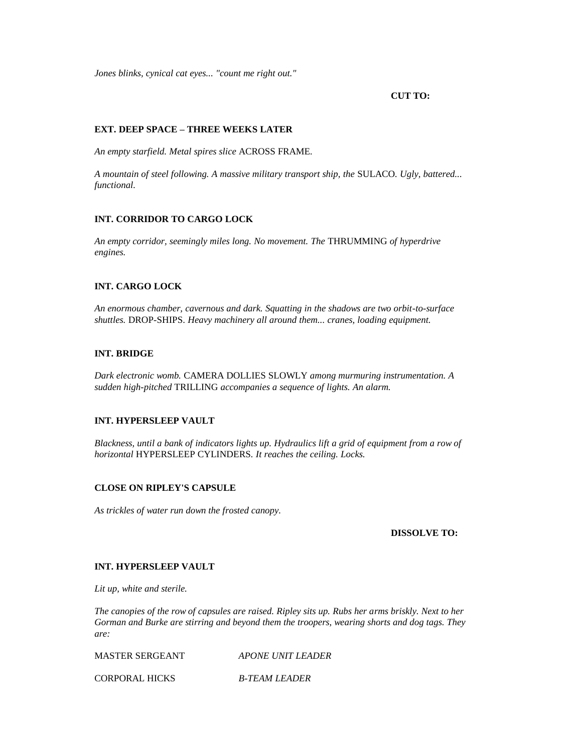*Jones blinks, cynical cat eyes... "count me right out."*

**CUT TO:**

**EXT. DEEP SPACE – THREE WEEKS LATER**

*An empty starfield. Metal spires slice* ACROSS FRAME*.*

*A mountain of steel following. A massive military transport ship, the* SULACO*. Ugly, battered... functional.*

**INT. CORRIDOR TO CARGO LOCK**

*An empty corridor, seemingly miles long. No movement. The* THRUMMING *of hyperdrive engines.*

**INT. CARGO LOCK**

*An enormous chamber, cavernous and dark. Squatting in the shadows are two orbit-to-surface shuttles.* DROP-SHIPS*. Heavy machinery all around them... cranes, loading equipment.*

**INT. BRIDGE**

*Dark electronic womb.* CAMERA DOLLIES SLOWLY *among murmuring instrumentation. A sudden high-pitched* TRILLING *accompanies a sequence of lights. An alarm.*

**INT. HYPERSLEEP VAULT**

*Blackness, until a bank of indicators lights up. Hydraulics lift a grid of equipment from a row of horizontal* HYPERSLEEP CYLINDERS*. It reaches the ceiling. Locks.*

**CLOSE ON RIPLEY'S CAPSULE**

*As trickles of water run down the frosted canopy.*

**DISSOLVE TO:**

**INT. HYPERSLEEP VAULT**

*Lit up, white and sterile.*

*The canopies of the row of capsules are raised. Ripley sits up. Rubs her arms briskly. Next to her Gorman and Burke are stirring and beyond them the troopers, wearing shorts and dog tags. They are:*

| | |
|---|---|
| MASTER SERGEANT | *APONE UNIT LEADER* |
| CORPORAL HICKS | *B-TEAM LEADER* |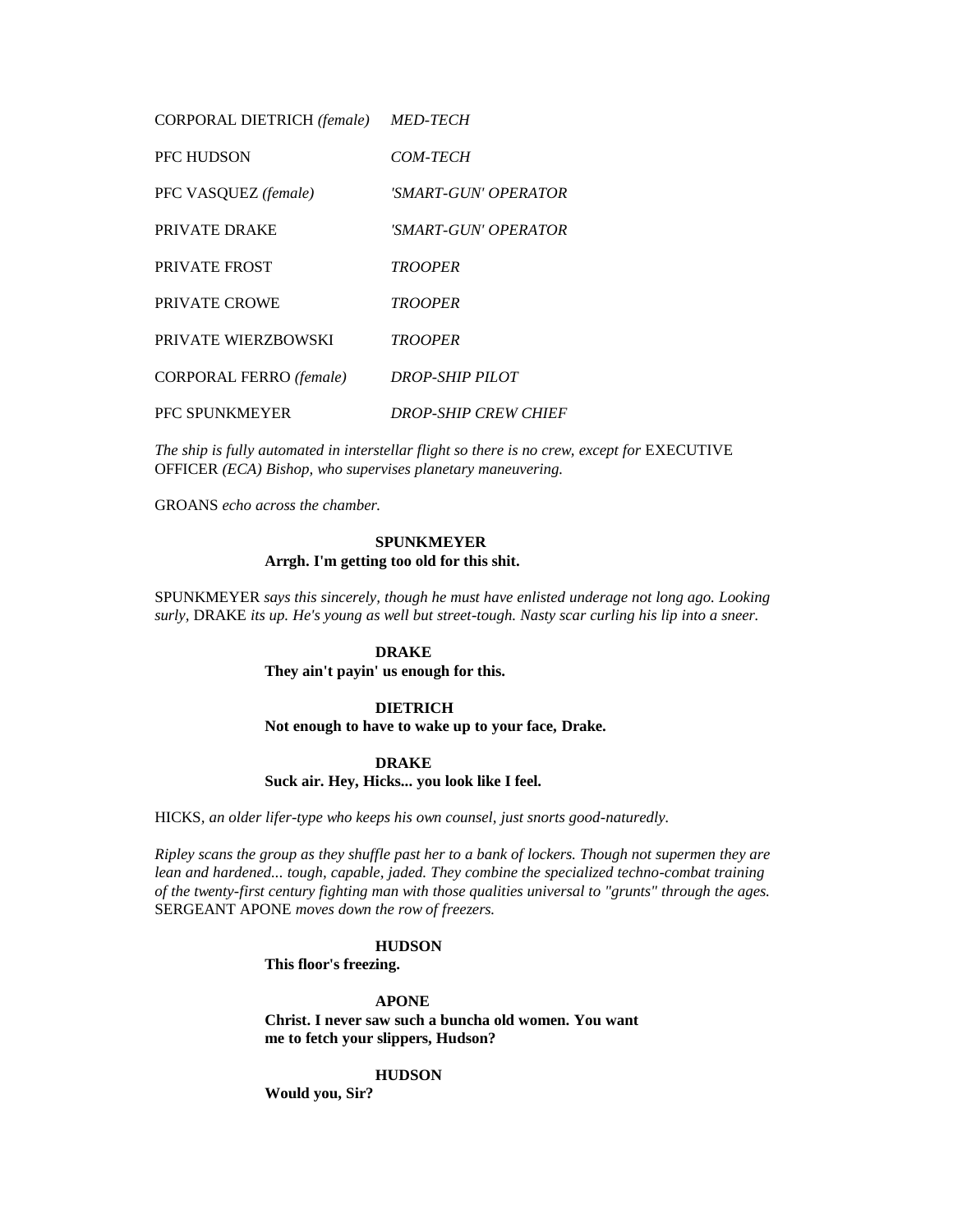| | |
|---|---|
| CORPORAL DIETRICH *(female)* | *MED-TECH* |
| PFC HUDSON | *COM-TECH* |
| PFC VASQUEZ *(female)* | *'SMART-GUN' OPERATOR* |
| PRIVATE DRAKE | *'SMART-GUN' OPERATOR* |
| PRIVATE FROST | *TROOPER* |
| PRIVATE CROWE | *TROOPER* |
| PRIVATE WIERZBOWSKI | *TROOPER* |
| CORPORAL FERRO *(female)* | *DROP-SHIP PILOT* |
| PFC SPUNKMEYER | *DROP-SHIP CREW CHIEF* |

*The ship is fully automated in interstellar flight so there is no crew, except for* EXECUTIVE OFFICER *(ECA) Bishop, who supervises planetary maneuvering.*

GROANS *echo across the chamber.*

**SPUNKMEYER**
**Arrgh. I'm getting too old for this shit.**

SPUNKMEYER *says this sincerely, though he must have enlisted underage not long ago. Looking surly,* DRAKE *its up. He's young as well but street-tough. Nasty scar curling his lip into a sneer.*

**DRAKE**
**They ain't payin' us enough for this.**

**DIETRICH**
**Not enough to have to wake up to your face, Drake.**

**DRAKE**
**Suck air. Hey, Hicks... you look like I feel.**

HICKS*, an older lifer-type who keeps his own counsel, just snorts good-naturedly.*

*Ripley scans the group as they shuffle past her to a bank of lockers. Though not supermen they are lean and hardened... tough, capable, jaded. They combine the specialized techno-combat training of the twenty-first century fighting man with those qualities universal to "grunts" through the ages.* SERGEANT APONE *moves down the row of freezers.*

**HUDSON**
**This floor's freezing.**

**APONE**
**Christ. I never saw such a buncha old women. You want me to fetch your slippers, Hudson?**

**HUDSON**
**Would you, Sir?**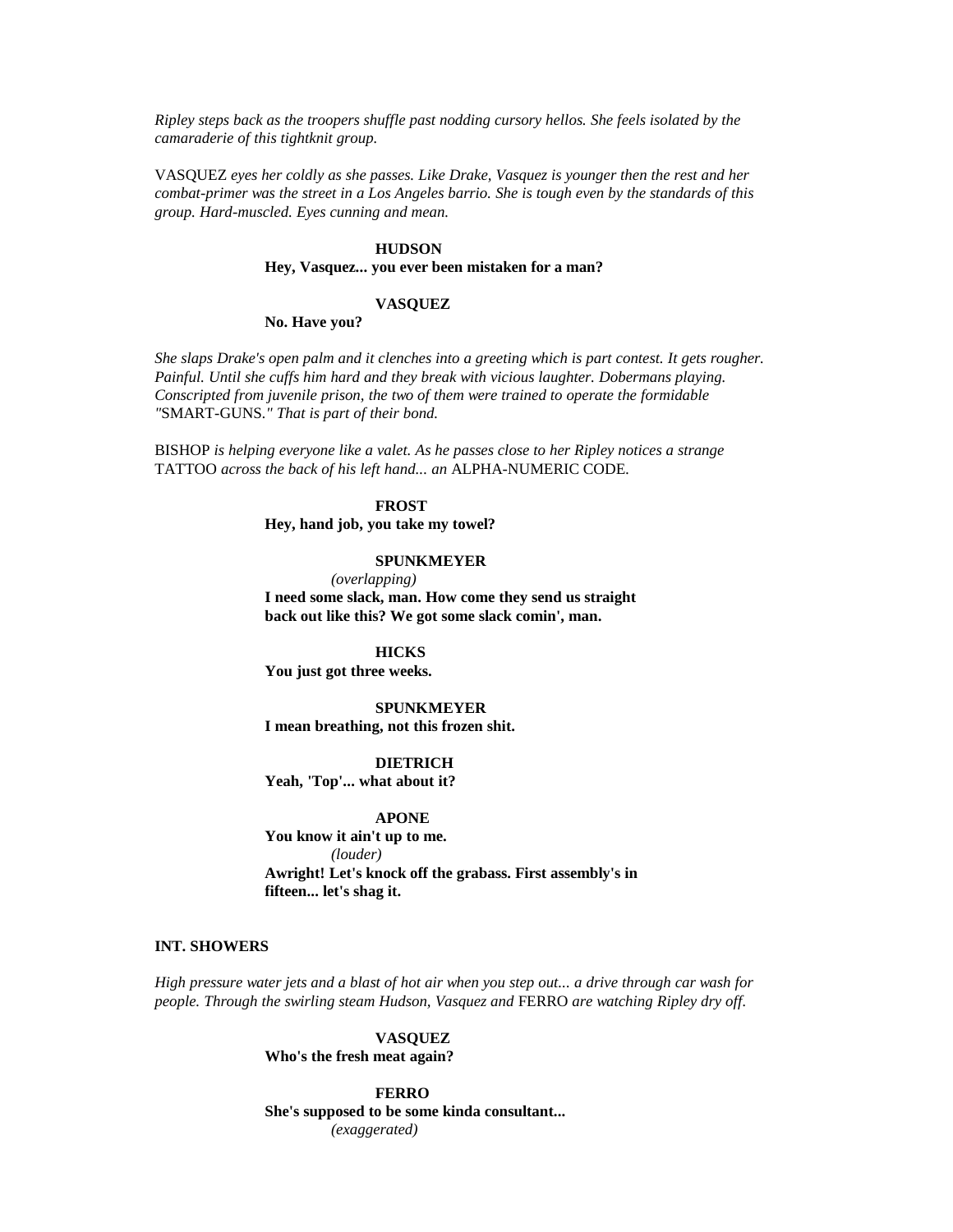*Ripley steps back as the troopers shuffle past nodding cursory hellos. She feels isolated by the camaraderie of this tightknit group.*

VASQUEZ *eyes her coldly as she passes. Like Drake, Vasquez is younger then the rest and her combat-primer was the street in a Los Angeles barrio. She is tough even by the standards of this group. Hard-muscled. Eyes cunning and mean.*

**HUDSON**
**Hey, Vasquez... you ever been mistaken for a man?**

**VASQUEZ**
**No. Have you?**

*She slaps Drake's open palm and it clenches into a greeting which is part contest. It gets rougher. Painful. Until she cuffs him hard and they break with vicious laughter. Dobermans playing. Conscripted from juvenile prison, the two of them were trained to operate the formidable "*SMART-GUNS.*" That is part of their bond.*

BISHOP *is helping everyone like a valet. As he passes close to her Ripley notices a strange* TATTOO *across the back of his left hand... an* ALPHA-NUMERIC CODE*.*

**FROST**
**Hey, hand job, you take my towel?**

**SPUNKMEYER**
*(overlapping)*
**I need some slack, man. How come they send us straight back out like this? We got some slack comin', man.**

**HICKS**
**You just got three weeks.**

**SPUNKMEYER**
**I mean breathing, not this frozen shit.**

**DIETRICH**
**Yeah, 'Top'... what about it?**

**APONE**
**You know it ain't up to me.**
*(louder)*
**Awright! Let's knock off the grabass. First assembly's in fifteen... let's shag it.**

**INT. SHOWERS**

*High pressure water jets and a blast of hot air when you step out... a drive through car wash for people. Through the swirling steam Hudson, Vasquez and* FERRO *are watching Ripley dry off.*

**VASQUEZ**
**Who's the fresh meat again?**

**FERRO**
**She's supposed to be some kinda consultant...**
*(exaggerated)*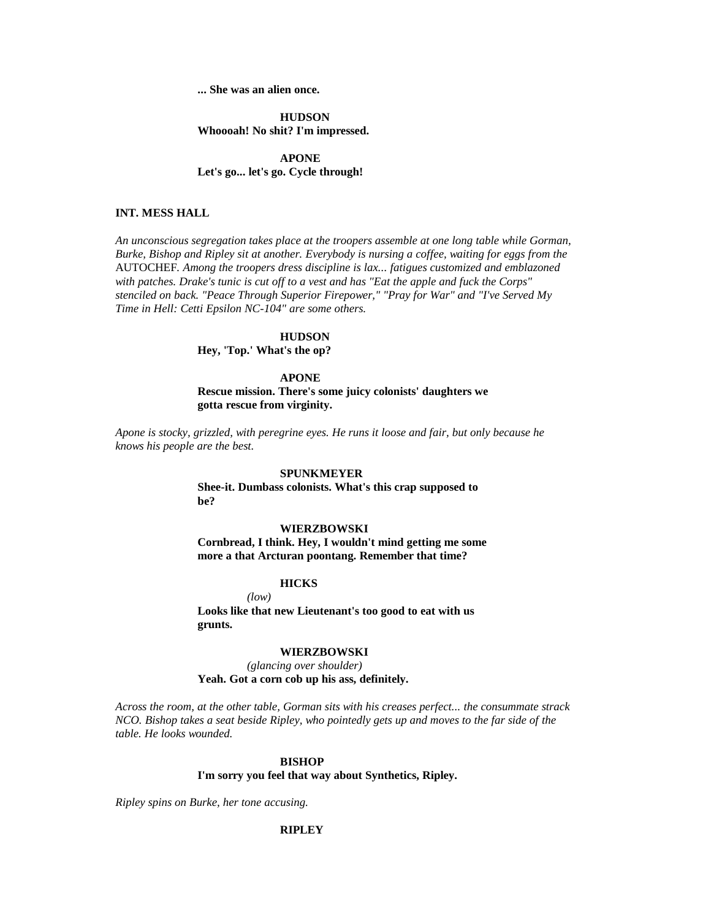**... She was an alien once.**

**HUDSON**
**Whoooah! No shit? I'm impressed.**

**APONE**
**Let's go... let's go. Cycle through!**

**INT. MESS HALL**

*An unconscious segregation takes place at the troopers assemble at one long table while Gorman, Burke, Bishop and Ripley sit at another. Everybody is nursing a coffee, waiting for eggs from the* AUTOCHEF*. Among the troopers dress discipline is lax... fatigues customized and emblazoned with patches. Drake's tunic is cut off to a vest and has "Eat the apple and fuck the Corps" stenciled on back. "Peace Through Superior Firepower," "Pray for War" and "I've Served My Time in Hell: Cetti Epsilon NC-104" are some others.*

**HUDSON**
**Hey, 'Top.' What's the op?**

**APONE**
**Rescue mission. There's some juicy colonists' daughters we gotta rescue from virginity.**

*Apone is stocky, grizzled, with peregrine eyes. He runs it loose and fair, but only because he knows his people are the best.*

**SPUNKMEYER**
**Shee-it. Dumbass colonists. What's this crap supposed to be?**

**WIERZBOWSKI**
**Cornbread, I think. Hey, I wouldn't mind getting me some more a that Arcturan poontang. Remember that time?**

**HICKS**
*(low)*
**Looks like that new Lieutenant's too good to eat with us grunts.**

**WIERZBOWSKI**
*(glancing over shoulder)*
**Yeah. Got a corn cob up his ass, definitely.**

*Across the room, at the other table, Gorman sits with his creases perfect... the consummate strack NCO. Bishop takes a seat beside Ripley, who pointedly gets up and moves to the far side of the table. He looks wounded.*

**BISHOP**
**I'm sorry you feel that way about Synthetics, Ripley.**

*Ripley spins on Burke, her tone accusing.*

**RIPLEY**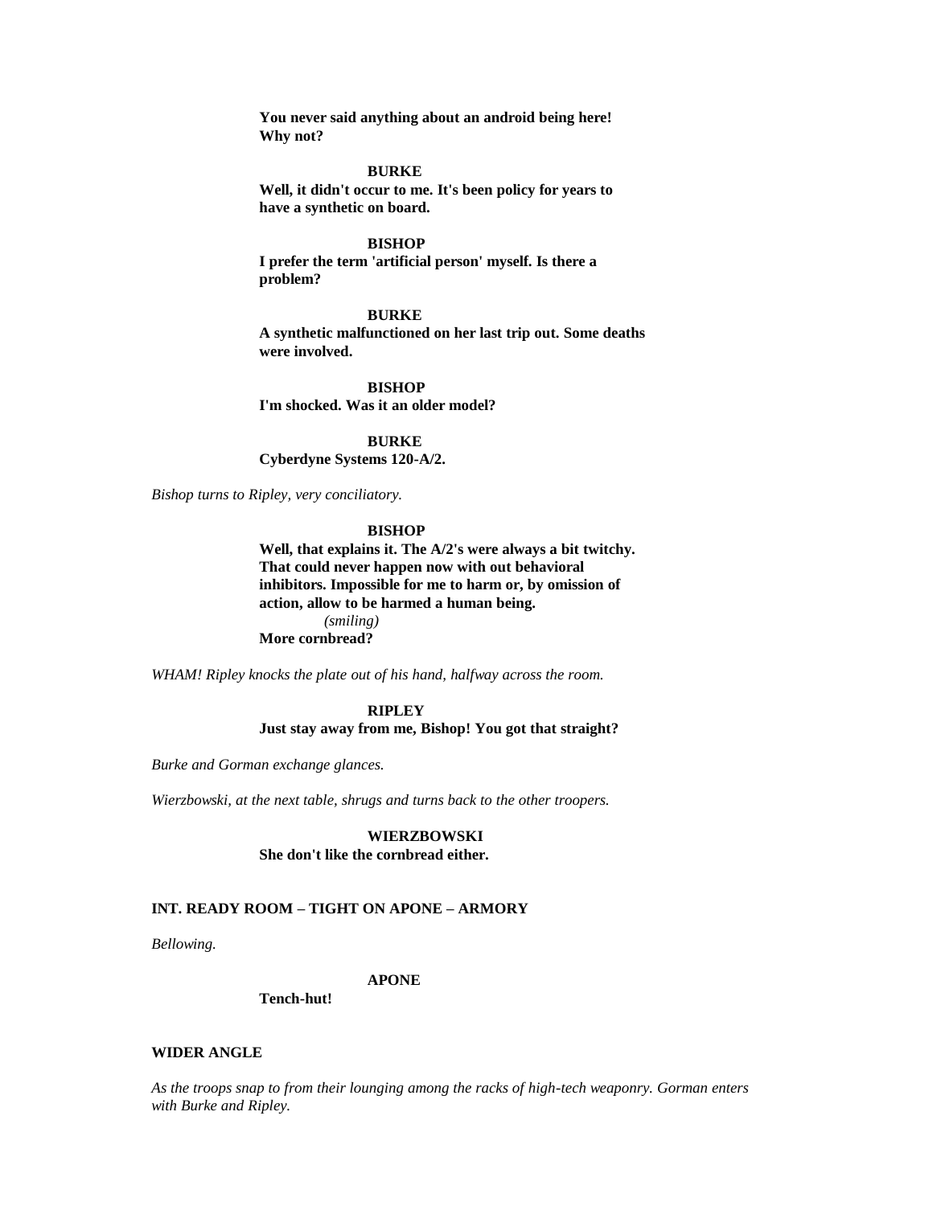**You never said anything about an android being here! Why not?**

**BURKE**

**Well, it didn't occur to me. It's been policy for years to have a synthetic on board.**

**BISHOP**

**I prefer the term 'artificial person' myself. Is there a problem?**

**BURKE**

**A synthetic malfunctioned on her last trip out. Some deaths were involved.**

**BISHOP**

**I'm shocked. Was it an older model?**

**BURKE**

**Cyberdyne Systems 120-A/2.**

*Bishop turns to Ripley, very conciliatory.*

**BISHOP**

**Well, that explains it. The A/2's were always a bit twitchy. That could never happen now with out behavioral inhibitors. Impossible for me to harm or, by omission of action, allow to be harmed a human being.**

*(smiling)*

**More cornbread?**

*WHAM! Ripley knocks the plate out of his hand, halfway across the room.*

**RIPLEY**

**Just stay away from me, Bishop! You got that straight?**

*Burke and Gorman exchange glances.*

*Wierzbowski, at the next table, shrugs and turns back to the other troopers.*

**WIERZBOWSKI**

**She don't like the cornbread either.**

**INT. READY ROOM – TIGHT ON APONE – ARMORY**

*Bellowing.*

**APONE**

**Tench-hut!**

**WIDER ANGLE**

*As the troops snap to from their lounging among the racks of high-tech weaponry. Gorman enters with Burke and Ripley.*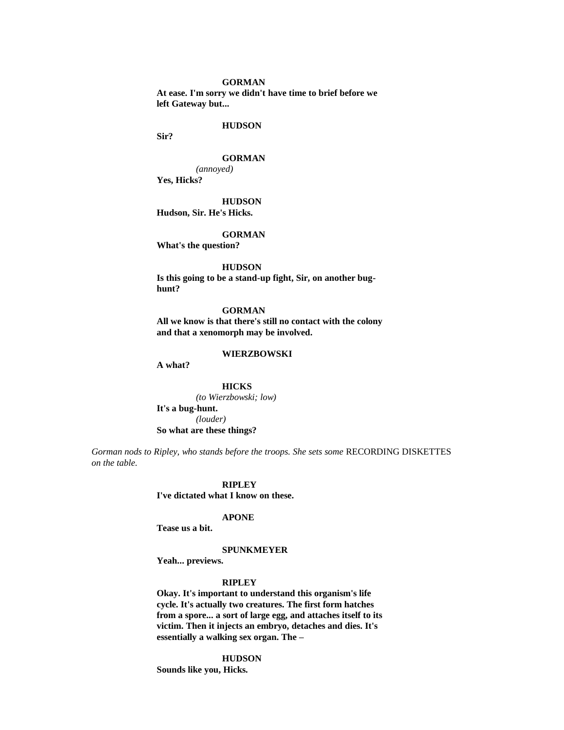**GORMAN**

**At ease. I'm sorry we didn't have time to brief before we left Gateway but...**

**HUDSON**

**Sir?**

**GORMAN**

*(annoyed)*

**Yes, Hicks?**

**HUDSON**

**Hudson, Sir. He's Hicks.**

**GORMAN**

**What's the question?**

**HUDSON**

**Is this going to be a stand-up fight, Sir, on another bug-hunt?**

**GORMAN**

**All we know is that there's still no contact with the colony and that a xenomorph may be involved.**

**WIERZBOWSKI**

**A what?**

**HICKS**

*(to Wierzbowski; low)*

**It's a bug-hunt.**

*(louder)*

**So what are these things?**

*Gorman nods to Ripley, who stands before the troops. She sets some* RECORDING DISKETTES *on the table.*

**RIPLEY**

**I've dictated what I know on these.**

**APONE**

**Tease us a bit.**

**SPUNKMEYER**

**Yeah... previews.**

**RIPLEY**

**Okay. It's important to understand this organism's life cycle. It's actually two creatures. The first form hatches from a spore... a sort of large egg, and attaches itself to its victim. Then it injects an embryo, detaches and dies. It's essentially a walking sex organ. The –**

**HUDSON**

**Sounds like you, Hicks.**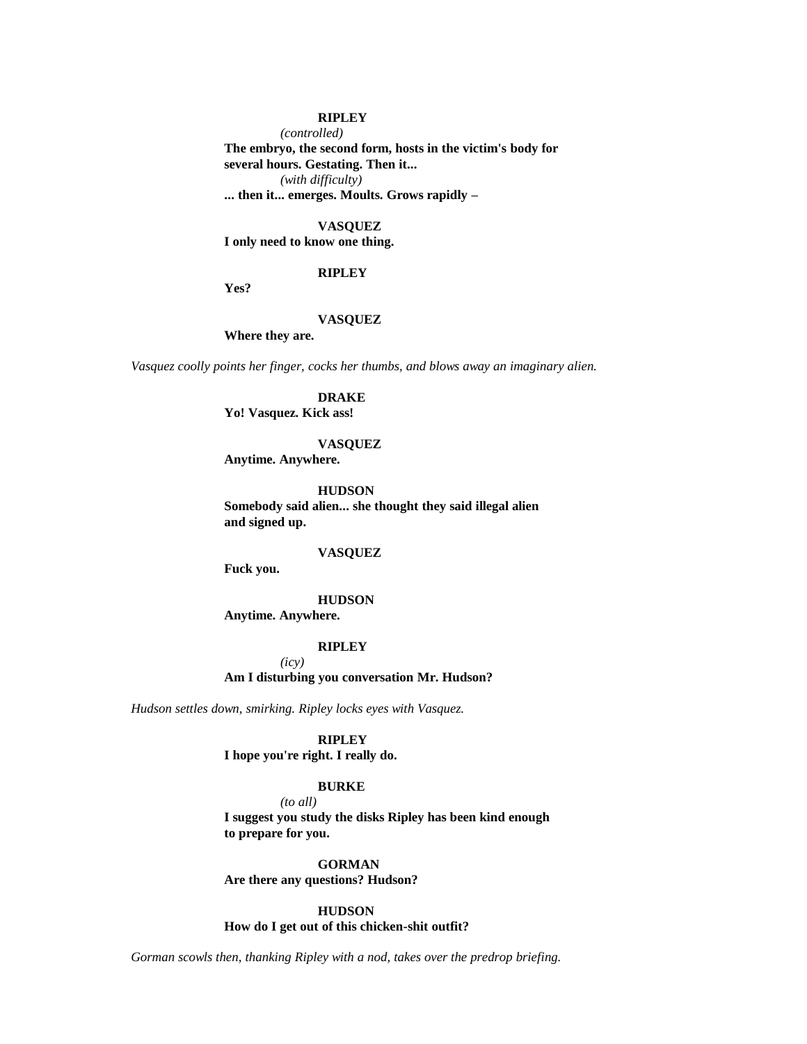**RIPLEY**

*(controlled)*

**The embryo, the second form, hosts in the victim's body for several hours. Gestating. Then it...**

*(with difficulty)*

**... then it... emerges. Moults. Grows rapidly –**

**VASQUEZ**

**I only need to know one thing.**

**RIPLEY**

**Yes?**

**VASQUEZ**

**Where they are.**

*Vasquez coolly points her finger, cocks her thumbs, and blows away an imaginary alien.*

**DRAKE**

**Yo! Vasquez. Kick ass!**

**VASQUEZ**

**Anytime. Anywhere.**

**HUDSON**

**Somebody said alien... she thought they said illegal alien and signed up.**

**VASQUEZ**

**Fuck you.**

**HUDSON**

**Anytime. Anywhere.**

**RIPLEY**

*(icy)*

**Am I disturbing you conversation Mr. Hudson?**

*Hudson settles down, smirking. Ripley locks eyes with Vasquez.*

**RIPLEY**

**I hope you're right. I really do.**

**BURKE**

*(to all)*

**I suggest you study the disks Ripley has been kind enough to prepare for you.**

**GORMAN**

**Are there any questions? Hudson?**

**HUDSON**

**How do I get out of this chicken-shit outfit?**

*Gorman scowls then, thanking Ripley with a nod, takes over the predrop briefing.*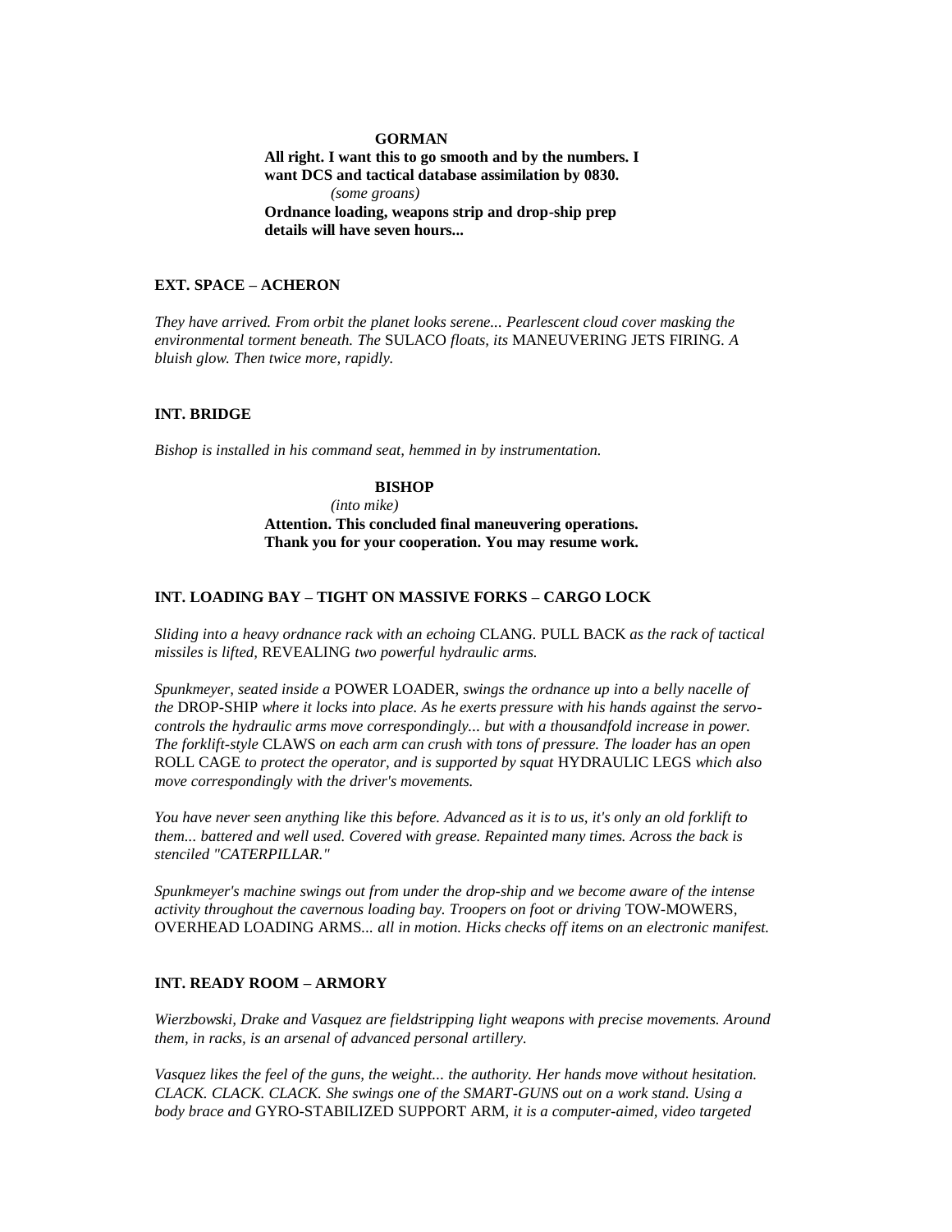**GORMAN**

**All right. I want this to go smooth and by the numbers. I want DCS and tactical database assimilation by 0830.**

*(some groans)*

**Ordnance loading, weapons strip and drop-ship prep details will have seven hours...**

**EXT. SPACE – ACHERON**

*They have arrived. From orbit the planet looks serene... Pearlescent cloud cover masking the environmental torment beneath. The* SULACO *floats, its* MANEUVERING JETS FIRING. *A bluish glow. Then twice more, rapidly.*

**INT. BRIDGE**

*Bishop is installed in his command seat, hemmed in by instrumentation.*

**BISHOP**

*(into mike)*

**Attention. This concluded final maneuvering operations. Thank you for your cooperation. You may resume work.**

**INT. LOADING BAY – TIGHT ON MASSIVE FORKS – CARGO LOCK**

*Sliding into a heavy ordnance rack with an echoing* CLANG. PULL BACK *as the rack of tactical missiles is lifted,* REVEALING *two powerful hydraulic arms.*

*Spunkmeyer, seated inside a* POWER LOADER, *swings the ordnance up into a belly nacelle of the* DROP-SHIP *where it locks into place. As he exerts pressure with his hands against the servo-controls the hydraulic arms move correspondingly... but with a thousandfold increase in power. The forklift-style* CLAWS *on each arm can crush with tons of pressure. The loader has an open* ROLL CAGE *to protect the operator, and is supported by squat* HYDRAULIC LEGS *which also move correspondingly with the driver's movements.*

*You have never seen anything like this before. Advanced as it is to us, it's only an old forklift to them... battered and well used. Covered with grease. Repainted many times. Across the back is stenciled "CATERPILLAR."*

*Spunkmeyer's machine swings out from under the drop-ship and we become aware of the intense activity throughout the cavernous loading bay. Troopers on foot or driving* TOW-MOWERS, OVERHEAD LOADING ARMS... *all in motion. Hicks checks off items on an electronic manifest.*

**INT. READY ROOM – ARMORY**

*Wierzbowski, Drake and Vasquez are fieldstripping light weapons with precise movements. Around them, in racks, is an arsenal of advanced personal artillery.*

*Vasquez likes the feel of the guns, the weight... the authority. Her hands move without hesitation. CLACK. CLACK. CLACK. She swings one of the SMART-GUNS out on a work stand. Using a body brace and* GYRO-STABILIZED SUPPORT ARM, *it is a computer-aimed, video targeted*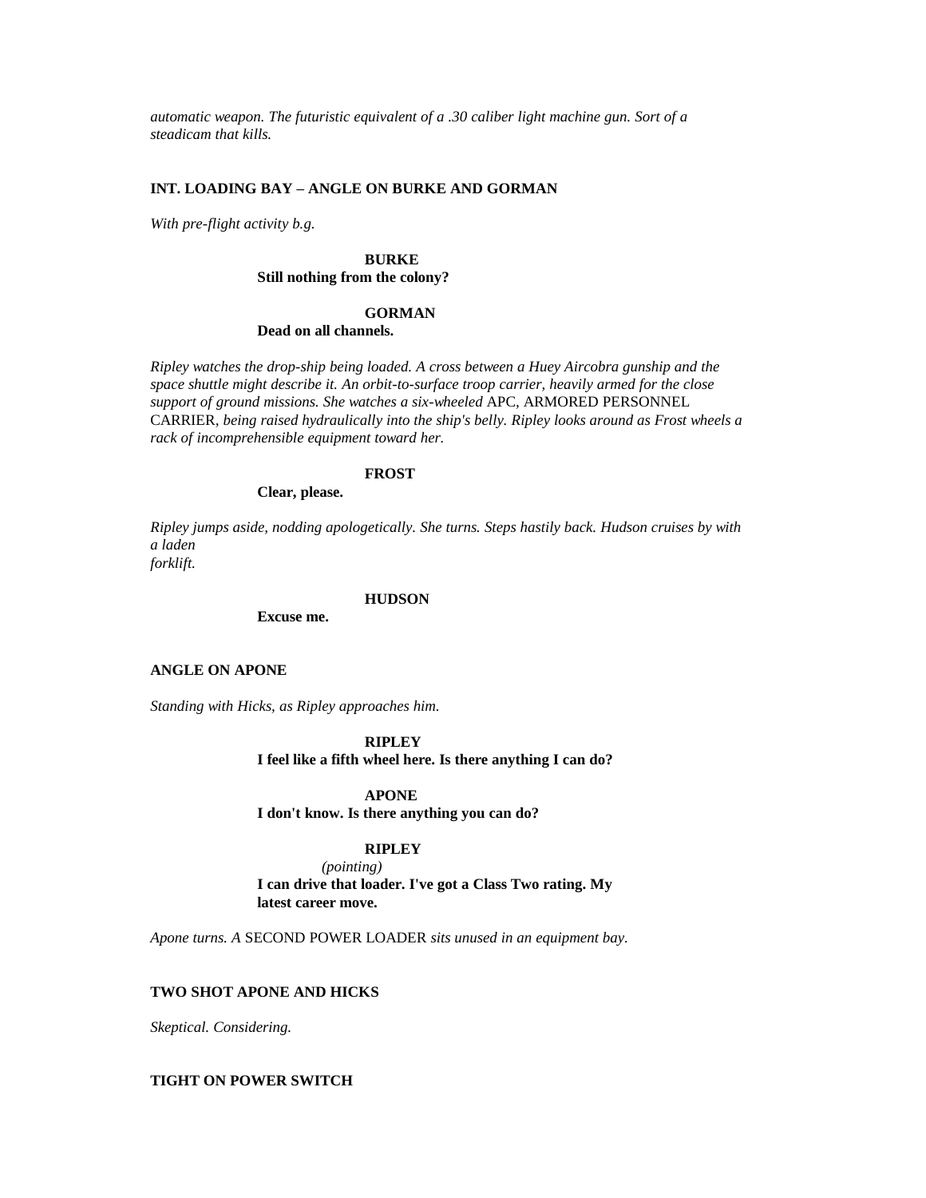*automatic weapon. The futuristic equivalent of a .30 caliber light machine gun. Sort of a steadicam that kills.*

**INT. LOADING BAY – ANGLE ON BURKE AND GORMAN**

*With pre-flight activity b.g.*

**BURKE**
**Still nothing from the colony?**

**GORMAN**
**Dead on all channels.**

*Ripley watches the drop-ship being loaded. A cross between a Huey Aircobra gunship and the space shuttle might describe it. An orbit-to-surface troop carrier, heavily armed for the close support of ground missions. She watches a six-wheeled* APC, ARMORED PERSONNEL CARRIER, *being raised hydraulically into the ship's belly. Ripley looks around as Frost wheels a rack of incomprehensible equipment toward her.*

**FROST**
**Clear, please.**

*Ripley jumps aside, nodding apologetically. She turns. Steps hastily back. Hudson cruises by with a laden forklift.*

**HUDSON**
**Excuse me.**

**ANGLE ON APONE**

*Standing with Hicks, as Ripley approaches him.*

**RIPLEY**
**I feel like a fifth wheel here. Is there anything I can do?**

**APONE**
**I don't know. Is there anything you can do?**

**RIPLEY**
*(pointing)*
**I can drive that loader. I've got a Class Two rating. My latest career move.**

*Apone turns. A* SECOND POWER LOADER *sits unused in an equipment bay.*

**TWO SHOT APONE AND HICKS**

*Skeptical. Considering.*

**TIGHT ON POWER SWITCH**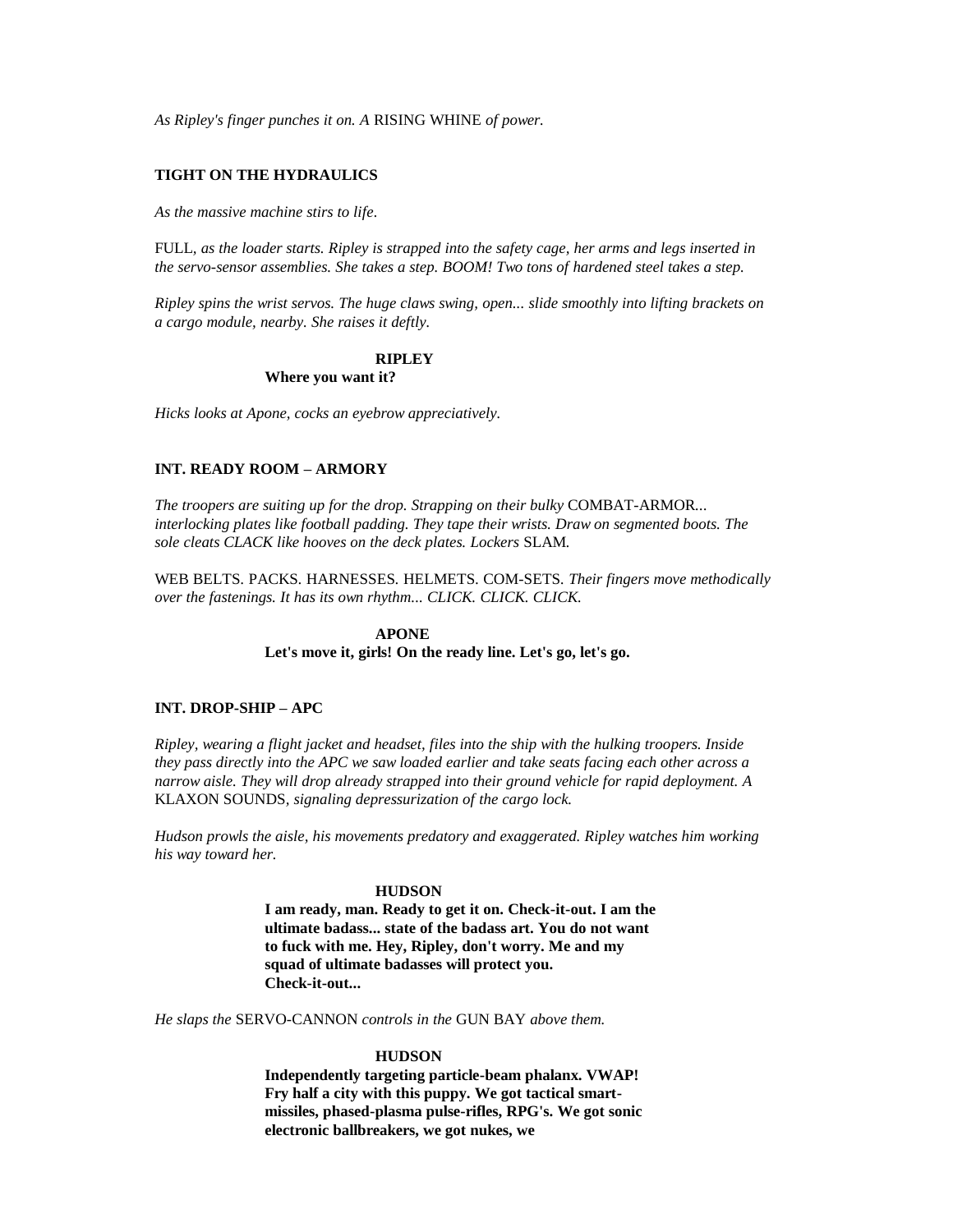*As Ripley's finger punches it on. A* RISING WHINE *of power.*

**TIGHT ON THE HYDRAULICS**

*As the massive machine stirs to life.*

FULL, *as the loader starts. Ripley is strapped into the safety cage, her arms and legs inserted in the servo-sensor assemblies. She takes a step. BOOM! Two tons of hardened steel takes a step.*

*Ripley spins the wrist servos. The huge claws swing, open... slide smoothly into lifting brackets on a cargo module, nearby. She raises it deftly.*

**RIPLEY**
**Where you want it?**

*Hicks looks at Apone, cocks an eyebrow appreciatively.*

**INT. READY ROOM – ARMORY**

*The troopers are suiting up for the drop. Strapping on their bulky* COMBAT-ARMOR*... interlocking plates like football padding. They tape their wrists. Draw on segmented boots. The sole cleats CLACK like hooves on the deck plates. Lockers* SLAM*.*

WEB BELTS. PACKS. HARNESSES. HELMETS. COM-SETS. *Their fingers move methodically over the fastenings. It has its own rhythm... CLICK. CLICK. CLICK.*

**APONE**
**Let's move it, girls! On the ready line. Let's go, let's go.**

**INT. DROP-SHIP – APC**

*Ripley, wearing a flight jacket and headset, files into the ship with the hulking troopers. Inside they pass directly into the APC we saw loaded earlier and take seats facing each other across a narrow aisle. They will drop already strapped into their ground vehicle for rapid deployment. A* KLAXON SOUNDS*, signaling depressurization of the cargo lock.*

*Hudson prowls the aisle, his movements predatory and exaggerated. Ripley watches him working his way toward her.*

**HUDSON**
**I am ready, man. Ready to get it on. Check-it-out. I am the ultimate badass... state of the badass art. You do not want to fuck with me. Hey, Ripley, don't worry. Me and my squad of ultimate badasses will protect you. Check-it-out...**

*He slaps the* SERVO-CANNON *controls in the* GUN BAY *above them.*

**HUDSON**
**Independently targeting particle-beam phalanx. VWAP! Fry half a city with this puppy. We got tactical smart-missiles, phased-plasma pulse-rifles, RPG's. We got sonic electronic ballbreakers, we got nukes, we**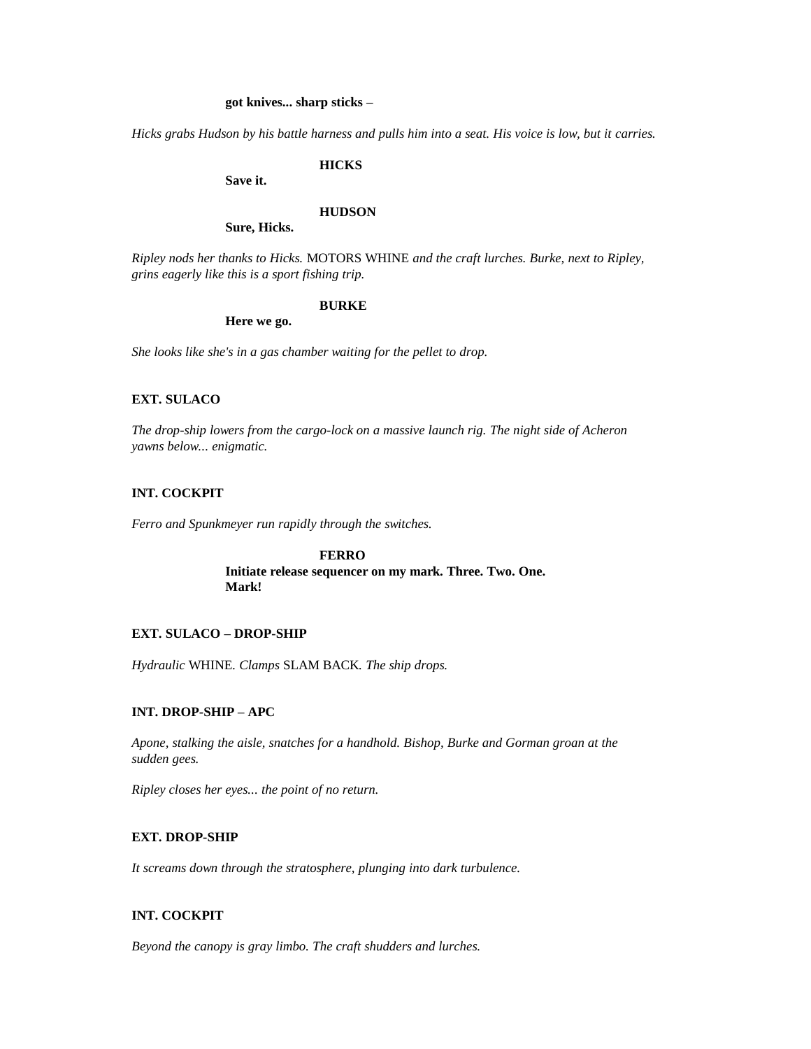**got knives... sharp sticks –**

*Hicks grabs Hudson by his battle harness and pulls him into a seat. His voice is low, but it carries.*

**HICKS**

**Save it.**

**HUDSON**

**Sure, Hicks.**

*Ripley nods her thanks to Hicks.* MOTORS WHINE *and the craft lurches. Burke, next to Ripley, grins eagerly like this is a sport fishing trip.*

**BURKE**

**Here we go.**

*She looks like she's in a gas chamber waiting for the pellet to drop.*

**EXT. SULACO**

*The drop-ship lowers from the cargo-lock on a massive launch rig. The night side of Acheron yawns below... enigmatic.*

**INT. COCKPIT**

*Ferro and Spunkmeyer run rapidly through the switches.*

**FERRO**

**Initiate release sequencer on my mark. Three. Two. One. Mark!**

**EXT. SULACO – DROP-SHIP**

*Hydraulic* WHINE*. Clamps* SLAM BACK*. The ship drops.*

**INT. DROP-SHIP – APC**

*Apone, stalking the aisle, snatches for a handhold. Bishop, Burke and Gorman groan at the sudden gees.*

*Ripley closes her eyes... the point of no return.*

**EXT. DROP-SHIP**

*It screams down through the stratosphere, plunging into dark turbulence.*

**INT. COCKPIT**

*Beyond the canopy is gray limbo. The craft shudders and lurches.*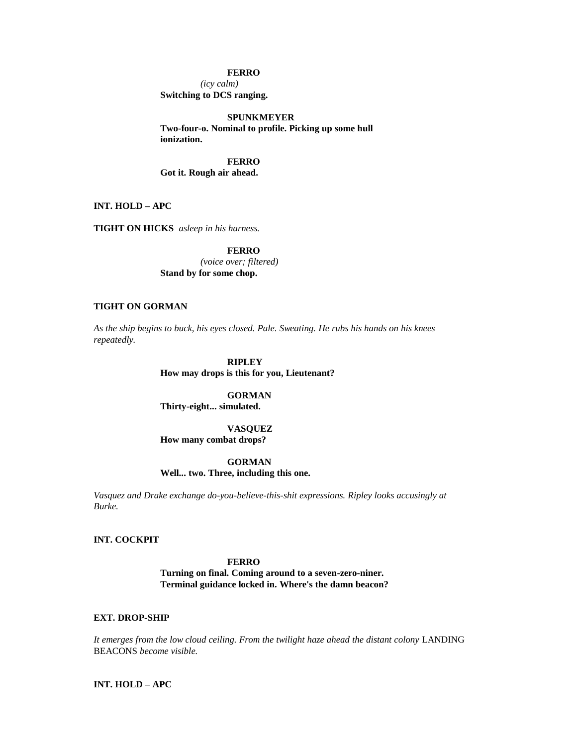**FERRO**
*(icy calm)*
**Switching to DCS ranging.**

**SPUNKMEYER**
**Two-four-o. Nominal to profile. Picking up some hull ionization.**

**FERRO**
**Got it. Rough air ahead.**

**INT. HOLD – APC**

**TIGHT ON HICKS** *asleep in his harness.*

**FERRO**
*(voice over; filtered)*
**Stand by for some chop.**

**TIGHT ON GORMAN**

*As the ship begins to buck, his eyes closed. Pale. Sweating. He rubs his hands on his knees repeatedly.*

**RIPLEY**
**How may drops is this for you, Lieutenant?**

**GORMAN**
**Thirty-eight... simulated.**

**VASQUEZ**
**How many combat drops?**

**GORMAN**
**Well... two. Three, including this one.**

*Vasquez and Drake exchange do-you-believe-this-shit expressions. Ripley looks accusingly at Burke.*

**INT. COCKPIT**

**FERRO**
**Turning on final. Coming around to a seven-zero-niner. Terminal guidance locked in. Where's the damn beacon?**

**EXT. DROP-SHIP**

*It emerges from the low cloud ceiling. From the twilight haze ahead the distant colony* LANDING BEACONS *become visible.*

**INT. HOLD – APC**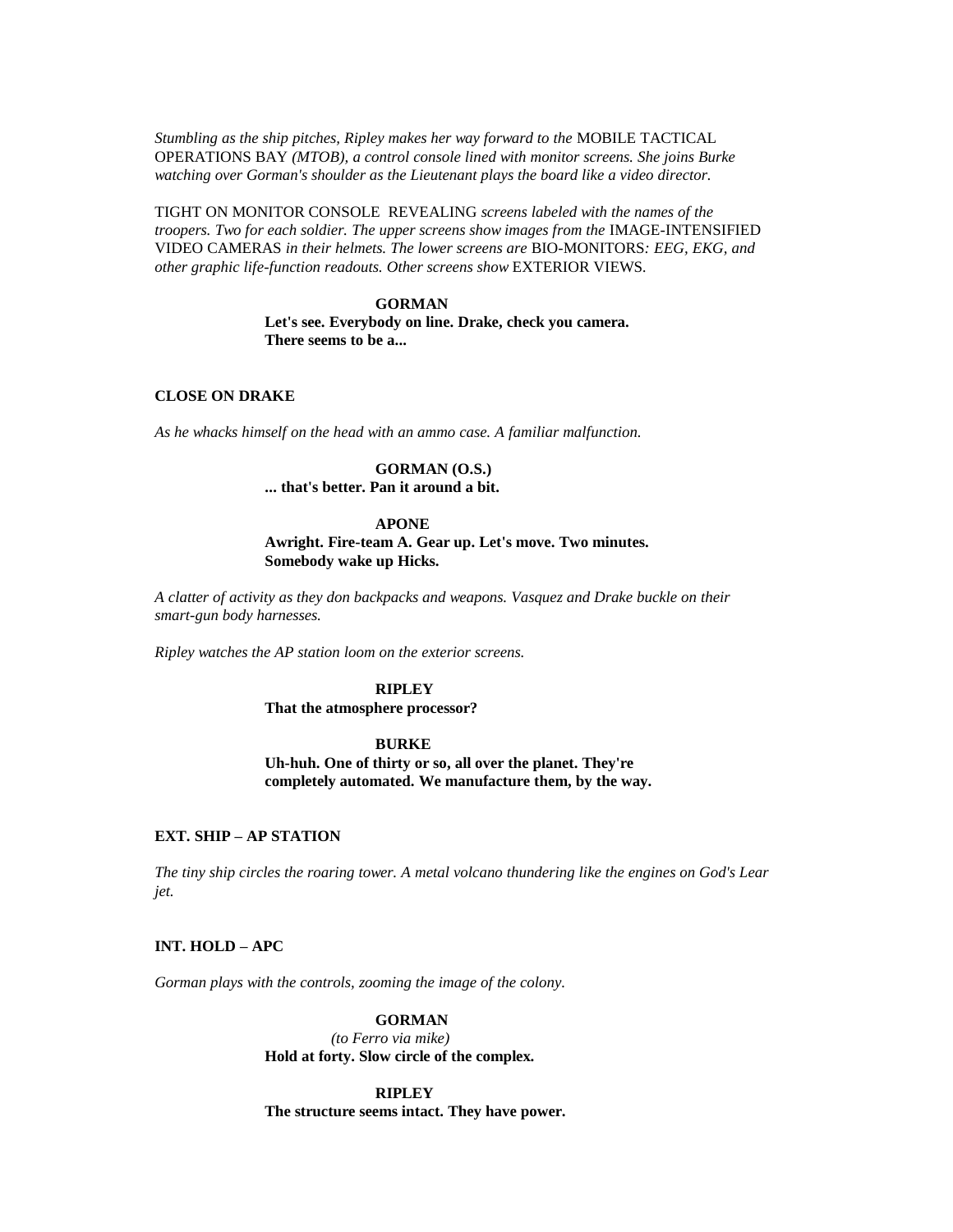*Stumbling as the ship pitches, Ripley makes her way forward to the* MOBILE TACTICAL OPERATIONS BAY *(MTOB), a control console lined with monitor screens. She joins Burke watching over Gorman's shoulder as the Lieutenant plays the board like a video director.*

TIGHT ON MONITOR CONSOLE REVEALING *screens labeled with the names of the troopers. Two for each soldier. The upper screens show images from the* IMAGE-INTENSIFIED VIDEO CAMERAS *in their helmets. The lower screens are* BIO-MONITORS*: EEG, EKG, and other graphic life-function readouts. Other screens show* EXTERIOR VIEWS.

**GORMAN**
**Let's see. Everybody on line. Drake, check you camera. There seems to be a...**

**CLOSE ON DRAKE**

*As he whacks himself on the head with an ammo case. A familiar malfunction.*

**GORMAN (O.S.)**
**... that's better. Pan it around a bit.**

**APONE**
**Awright. Fire-team A. Gear up. Let's move. Two minutes. Somebody wake up Hicks.**

*A clatter of activity as they don backpacks and weapons. Vasquez and Drake buckle on their smart-gun body harnesses.*

*Ripley watches the AP station loom on the exterior screens.*

**RIPLEY**
**That the atmosphere processor?**

**BURKE**
**Uh-huh. One of thirty or so, all over the planet. They're completely automated. We manufacture them, by the way.**

**EXT. SHIP – AP STATION**

*The tiny ship circles the roaring tower. A metal volcano thundering like the engines on God's Lear jet.*

**INT. HOLD – APC**

*Gorman plays with the controls, zooming the image of the colony.*

**GORMAN**
*(to Ferro via mike)*
**Hold at forty. Slow circle of the complex.**

**RIPLEY**
**The structure seems intact. They have power.**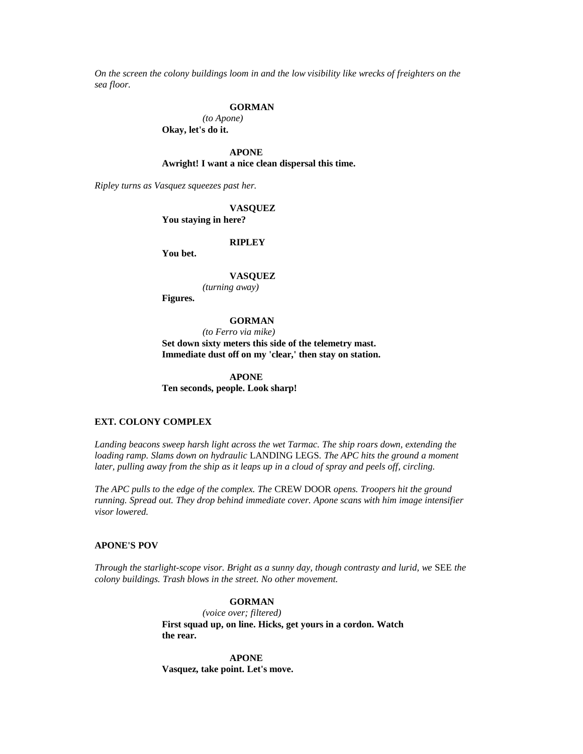*On the screen the colony buildings loom in and the low visibility like wrecks of freighters on the sea floor.*

**GORMAN**

*(to Apone)*

**Okay, let's do it.**

**APONE**

**Awright! I want a nice clean dispersal this time.**

*Ripley turns as Vasquez squeezes past her.*

**VASQUEZ**

**You staying in here?**

**RIPLEY**

**You bet.**

**VASQUEZ**

*(turning away)*

**Figures.**

**GORMAN**

*(to Ferro via mike)*

**Set down sixty meters this side of the telemetry mast. Immediate dust off on my 'clear,' then stay on station.**

**APONE**

**Ten seconds, people. Look sharp!**

**EXT. COLONY COMPLEX**

*Landing beacons sweep harsh light across the wet Tarmac. The ship roars down, extending the loading ramp. Slams down on hydraulic* LANDING LEGS. *The APC hits the ground a moment later, pulling away from the ship as it leaps up in a cloud of spray and peels off, circling.*

*The APC pulls to the edge of the complex. The* CREW DOOR *opens. Troopers hit the ground running. Spread out. They drop behind immediate cover. Apone scans with him image intensifier visor lowered.*

**APONE'S POV**

*Through the starlight-scope visor. Bright as a sunny day, though contrasty and lurid, we* SEE *the colony buildings. Trash blows in the street. No other movement.*

**GORMAN**

*(voice over; filtered)*

**First squad up, on line. Hicks, get yours in a cordon. Watch the rear.**

**APONE**

**Vasquez, take point. Let's move.**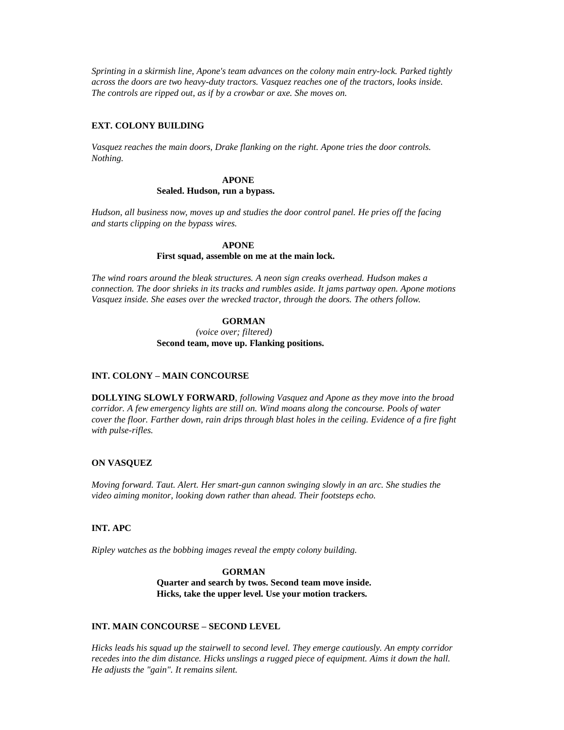*Sprinting in a skirmish line, Apone's team advances on the colony main entry-lock. Parked tightly across the doors are two heavy-duty tractors. Vasquez reaches one of the tractors, looks inside. The controls are ripped out, as if by a crowbar or axe. She moves on.*

**EXT. COLONY BUILDING**

*Vasquez reaches the main doors, Drake flanking on the right. Apone tries the door controls. Nothing.*

**APONE**
**Sealed. Hudson, run a bypass.**

*Hudson, all business now, moves up and studies the door control panel. He pries off the facing and starts clipping on the bypass wires.*

**APONE**
**First squad, assemble on me at the main lock.**

*The wind roars around the bleak structures. A neon sign creaks overhead. Hudson makes a connection. The door shrieks in its tracks and rumbles aside. It jams partway open. Apone motions Vasquez inside. She eases over the wrecked tractor, through the doors. The others follow.*

**GORMAN**
*(voice over; filtered)*
**Second team, move up. Flanking positions.**

**INT. COLONY – MAIN CONCOURSE**

**DOLLYING SLOWLY FORWARD**, *following Vasquez and Apone as they move into the broad corridor. A few emergency lights are still on. Wind moans along the concourse. Pools of water cover the floor. Farther down, rain drips through blast holes in the ceiling. Evidence of a fire fight with pulse-rifles.*

**ON VASQUEZ**

*Moving forward. Taut. Alert. Her smart-gun cannon swinging slowly in an arc. She studies the video aiming monitor, looking down rather than ahead. Their footsteps echo.*

**INT. APC**

*Ripley watches as the bobbing images reveal the empty colony building.*

**GORMAN**
**Quarter and search by twos. Second team move inside.**
**Hicks, take the upper level. Use your motion trackers.**

**INT. MAIN CONCOURSE – SECOND LEVEL**

*Hicks leads his squad up the stairwell to second level. They emerge cautiously. An empty corridor recedes into the dim distance. Hicks unslings a rugged piece of equipment. Aims it down the hall. He adjusts the "gain". It remains silent.*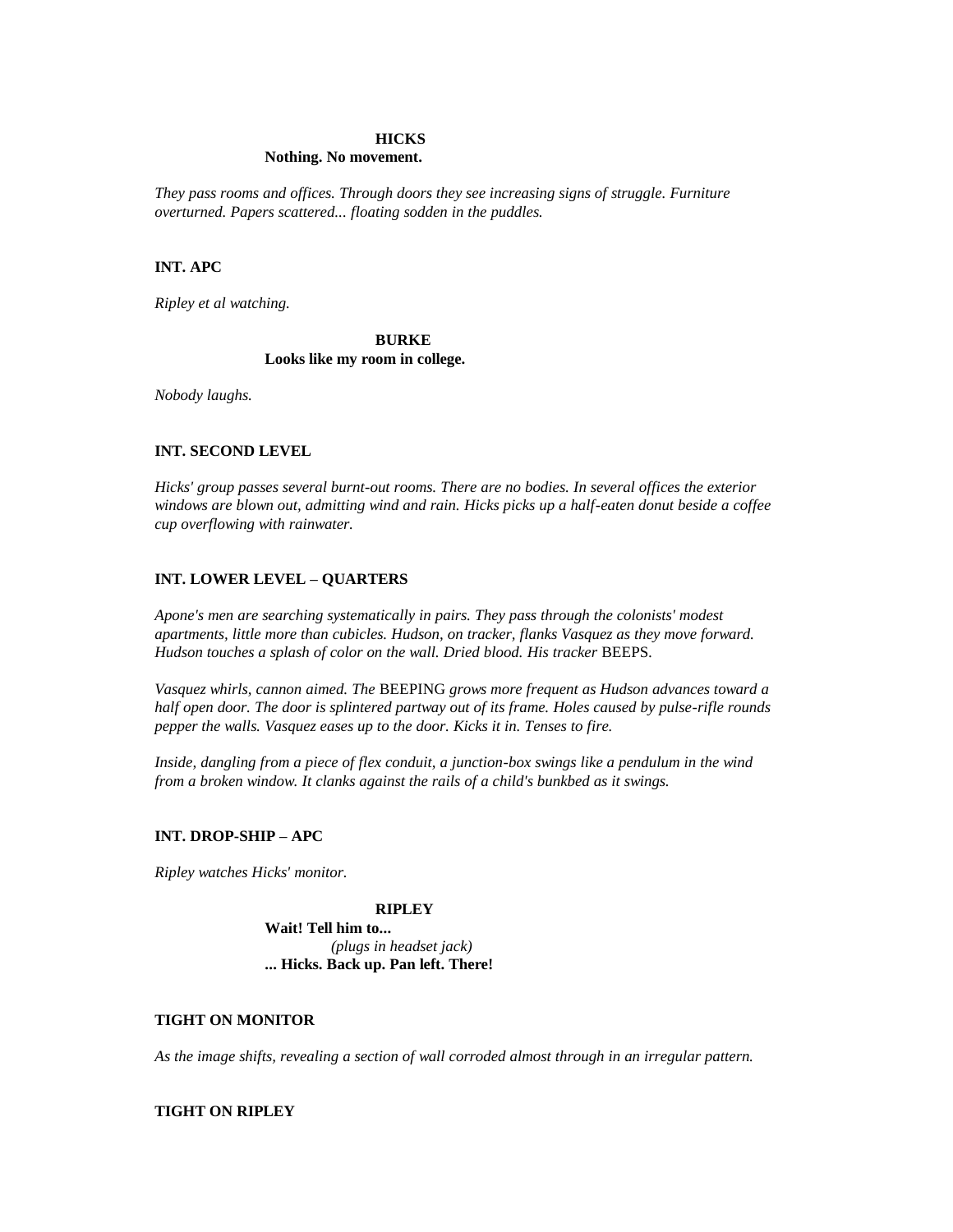**HICKS**
**Nothing. No movement.**

*They pass rooms and offices. Through doors they see increasing signs of struggle. Furniture overturned. Papers scattered... floating sodden in the puddles.*

**INT. APC**

*Ripley et al watching.*

**BURKE**
**Looks like my room in college.**

*Nobody laughs.*

**INT. SECOND LEVEL**

*Hicks' group passes several burnt-out rooms. There are no bodies. In several offices the exterior windows are blown out, admitting wind and rain. Hicks picks up a half-eaten donut beside a coffee cup overflowing with rainwater.*

**INT. LOWER LEVEL – QUARTERS**

*Apone's men are searching systematically in pairs. They pass through the colonists' modest apartments, little more than cubicles. Hudson, on tracker, flanks Vasquez as they move forward. Hudson touches a splash of color on the wall. Dried blood. His tracker* BEEPS.

*Vasquez whirls, cannon aimed. The* BEEPING *grows more frequent as Hudson advances toward a half open door. The door is splintered partway out of its frame. Holes caused by pulse-rifle rounds pepper the walls. Vasquez eases up to the door. Kicks it in. Tenses to fire.*

*Inside, dangling from a piece of flex conduit, a junction-box swings like a pendulum in the wind from a broken window. It clanks against the rails of a child's bunkbed as it swings.*

**INT. DROP-SHIP – APC**

*Ripley watches Hicks' monitor.*

**RIPLEY**
**Wait! Tell him to...**
*(plugs in headset jack)*
**... Hicks. Back up. Pan left. There!**

**TIGHT ON MONITOR**

*As the image shifts, revealing a section of wall corroded almost through in an irregular pattern.*

**TIGHT ON RIPLEY**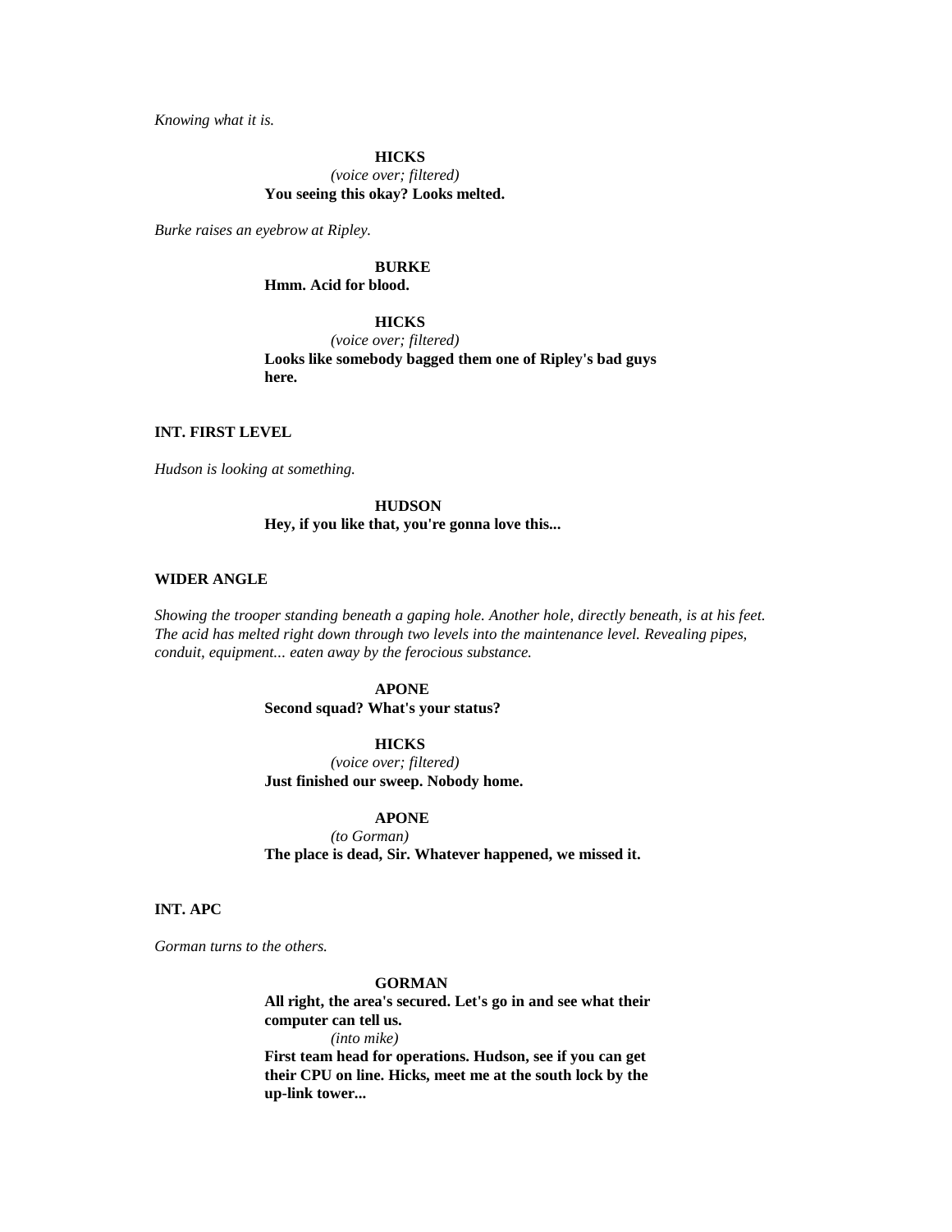*Knowing what it is.*

**HICKS**
*(voice over; filtered)*
**You seeing this okay? Looks melted.**

*Burke raises an eyebrow at Ripley.*

**BURKE**
**Hmm. Acid for blood.**

**HICKS**
*(voice over; filtered)*
**Looks like somebody bagged them one of Ripley's bad guys here.**

**INT. FIRST LEVEL**

*Hudson is looking at something.*

**HUDSON**
**Hey, if you like that, you're gonna love this...**

**WIDER ANGLE**

*Showing the trooper standing beneath a gaping hole. Another hole, directly beneath, is at his feet. The acid has melted right down through two levels into the maintenance level. Revealing pipes, conduit, equipment... eaten away by the ferocious substance.*

**APONE**
**Second squad? What's your status?**

**HICKS**
*(voice over; filtered)*
**Just finished our sweep. Nobody home.**

**APONE**
*(to Gorman)*
**The place is dead, Sir. Whatever happened, we missed it.**

**INT. APC**

*Gorman turns to the others.*

**GORMAN**
**All right, the area's secured. Let's go in and see what their computer can tell us.**
*(into mike)*
**First team head for operations. Hudson, see if you can get their CPU on line. Hicks, meet me at the south lock by the up-link tower...**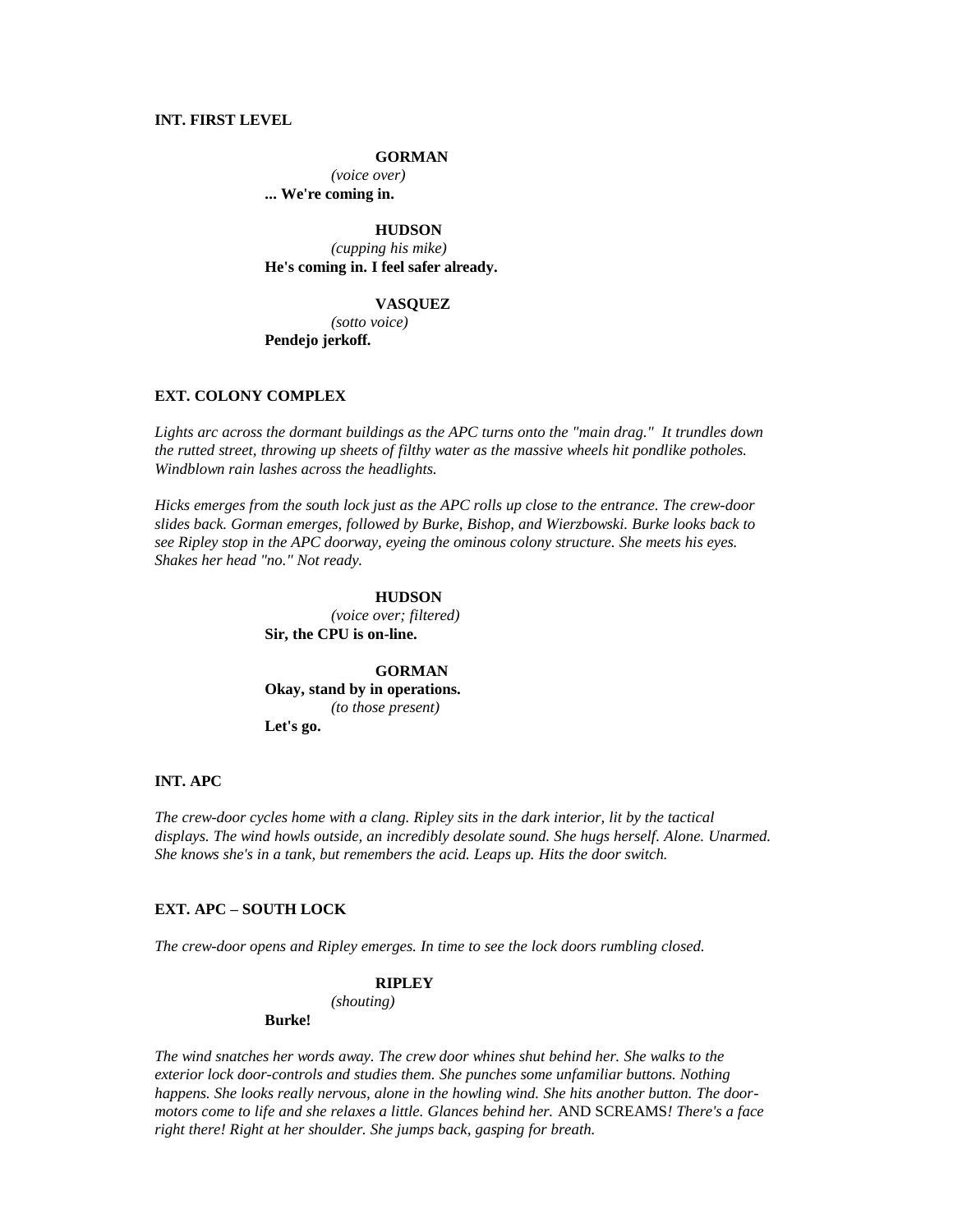**INT. FIRST LEVEL**

**GORMAN**
*(voice over)*
**... We're coming in.**

**HUDSON**
*(cupping his mike)*
**He's coming in. I feel safer already.**

**VASQUEZ**
*(sotto voice)*
**Pendejo jerkoff.**

**EXT. COLONY COMPLEX**

*Lights arc across the dormant buildings as the APC turns onto the "main drag." It trundles down the rutted street, throwing up sheets of filthy water as the massive wheels hit pondlike potholes. Windblown rain lashes across the headlights.*

*Hicks emerges from the south lock just as the APC rolls up close to the entrance. The crew-door slides back. Gorman emerges, followed by Burke, Bishop, and Wierzbowski. Burke looks back to see Ripley stop in the APC doorway, eyeing the ominous colony structure. She meets his eyes. Shakes her head "no." Not ready.*

**HUDSON**
*(voice over; filtered)*
**Sir, the CPU is on-line.**

**GORMAN**
**Okay, stand by in operations.**
*(to those present)*
**Let's go.**

**INT. APC**

*The crew-door cycles home with a clang. Ripley sits in the dark interior, lit by the tactical displays. The wind howls outside, an incredibly desolate sound. She hugs herself. Alone. Unarmed. She knows she's in a tank, but remembers the acid. Leaps up. Hits the door switch.*

**EXT. APC – SOUTH LOCK**

*The crew-door opens and Ripley emerges. In time to see the lock doors rumbling closed.*

**RIPLEY**
*(shouting)*
**Burke!**

*The wind snatches her words away. The crew door whines shut behind her. She walks to the exterior lock door-controls and studies them. She punches some unfamiliar buttons. Nothing happens. She looks really nervous, alone in the howling wind. She hits another button. The door-motors come to life and she relaxes a little. Glances behind her.* AND SCREAMS*! There's a face right there! Right at her shoulder. She jumps back, gasping for breath.*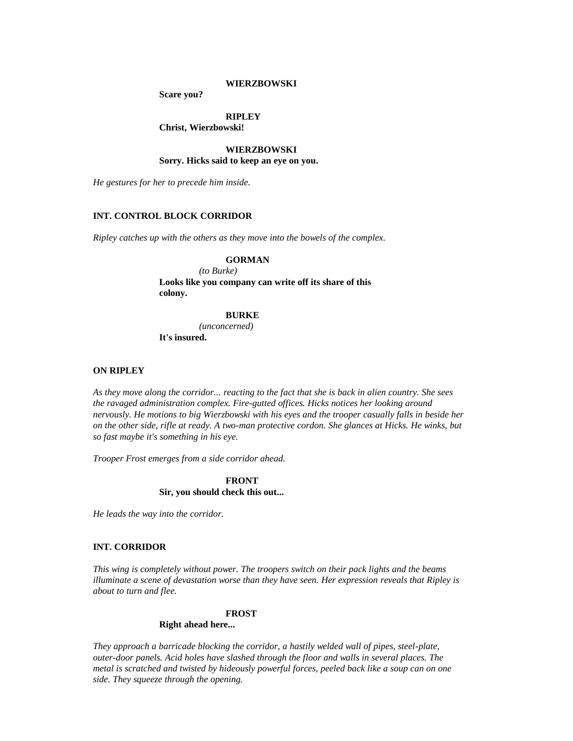**WIERZBOWSKI**

**Scare you?**

**RIPLEY**

**Christ, Wierzbowski!**

**WIERZBOWSKI**

**Sorry. Hicks said to keep an eye on you.**

*He gestures for her to precede him inside.*

**INT. CONTROL BLOCK CORRIDOR**

*Ripley catches up with the others as they move into the bowels of the complex.*

**GORMAN**

*(to Burke)*

**Looks like you company can write off its share of this colony.**

**BURKE**

*(unconcerned)*

**It's insured.**

**ON RIPLEY**

*As they move along the corridor... reacting to the fact that she is back in alien country. She sees the ravaged administration complex. Fire-gutted offices. Hicks notices her looking around nervously. He motions to big Wierzbowski with his eyes and the trooper casually falls in beside her on the other side, rifle at ready. A two-man protective cordon. She glances at Hicks. He winks, but so fast maybe it's something in his eye.*

*Trooper Frost emerges from a side corridor ahead.*

**FRONT**

**Sir, you should check this out...**

*He leads the way into the corridor.*

**INT. CORRIDOR**

*This wing is completely without power. The troopers switch on their pack lights and the beams illuminate a scene of devastation worse than they have seen. Her expression reveals that Ripley is about to turn and flee.*

**FROST**

**Right ahead here...**

*They approach a barricade blocking the corridor, a hastily welded wall of pipes, steel-plate, outer-door panels. Acid holes have slashed through the floor and walls in several places. The metal is scratched and twisted by hideously powerful forces, peeled back like a soup can on one side. They squeeze through the opening.*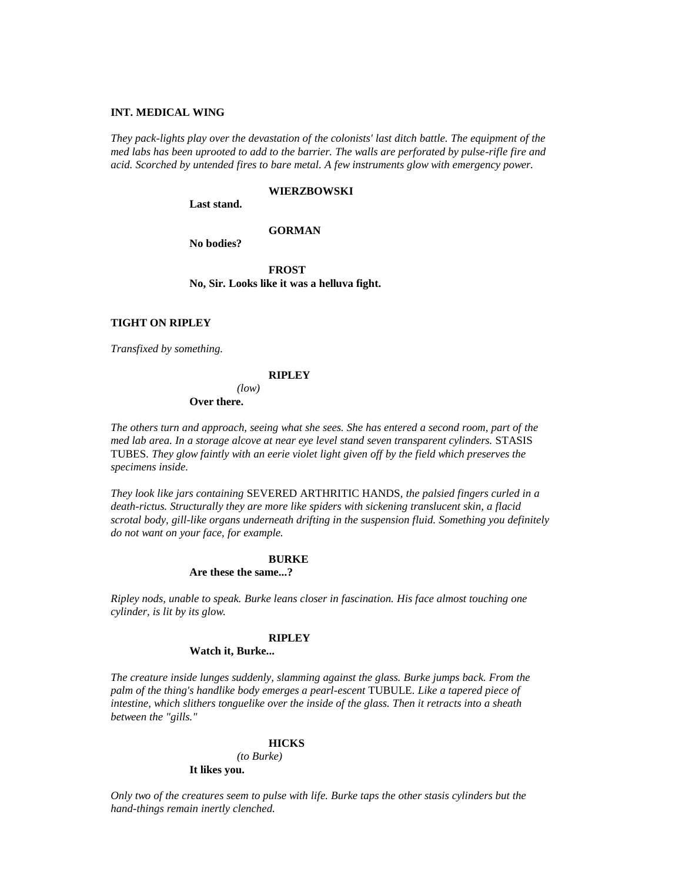**INT. MEDICAL WING**

*They pack-lights play over the devastation of the colonists' last ditch battle. The equipment of the med labs has been uprooted to add to the barrier. The walls are perforated by pulse-rifle fire and acid. Scorched by untended fires to bare metal. A few instruments glow with emergency power.*

**WIERZBOWSKI**
**Last stand.**

**GORMAN**
**No bodies?**

**FROST**
**No, Sir. Looks like it was a helluva fight.**

**TIGHT ON RIPLEY**

*Transfixed by something.*

**RIPLEY**
*(low)*
**Over there.**

*The others turn and approach, seeing what she sees. She has entered a second room, part of the med lab area. In a storage alcove at near eye level stand seven transparent cylinders.* STASIS TUBES. *They glow faintly with an eerie violet light given off by the field which preserves the specimens inside.*

*They look like jars containing* SEVERED ARTHRITIC HANDS*, the palsied fingers curled in a death-rictus. Structurally they are more like spiders with sickening translucent skin, a flacid scrotal body, gill-like organs underneath drifting in the suspension fluid. Something you definitely do not want on your face, for example.*

**BURKE**
**Are these the same...?**

*Ripley nods, unable to speak. Burke leans closer in fascination. His face almost touching one cylinder, is lit by its glow.*

**RIPLEY**
**Watch it, Burke...**

*The creature inside lunges suddenly, slamming against the glass. Burke jumps back. From the palm of the thing's handlike body emerges a pearl-escent* TUBULE*. Like a tapered piece of intestine, which slithers tonguelike over the inside of the glass. Then it retracts into a sheath between the "gills."*

**HICKS**
*(to Burke)*
**It likes you.**

*Only two of the creatures seem to pulse with life. Burke taps the other stasis cylinders but the hand-things remain inertly clenched.*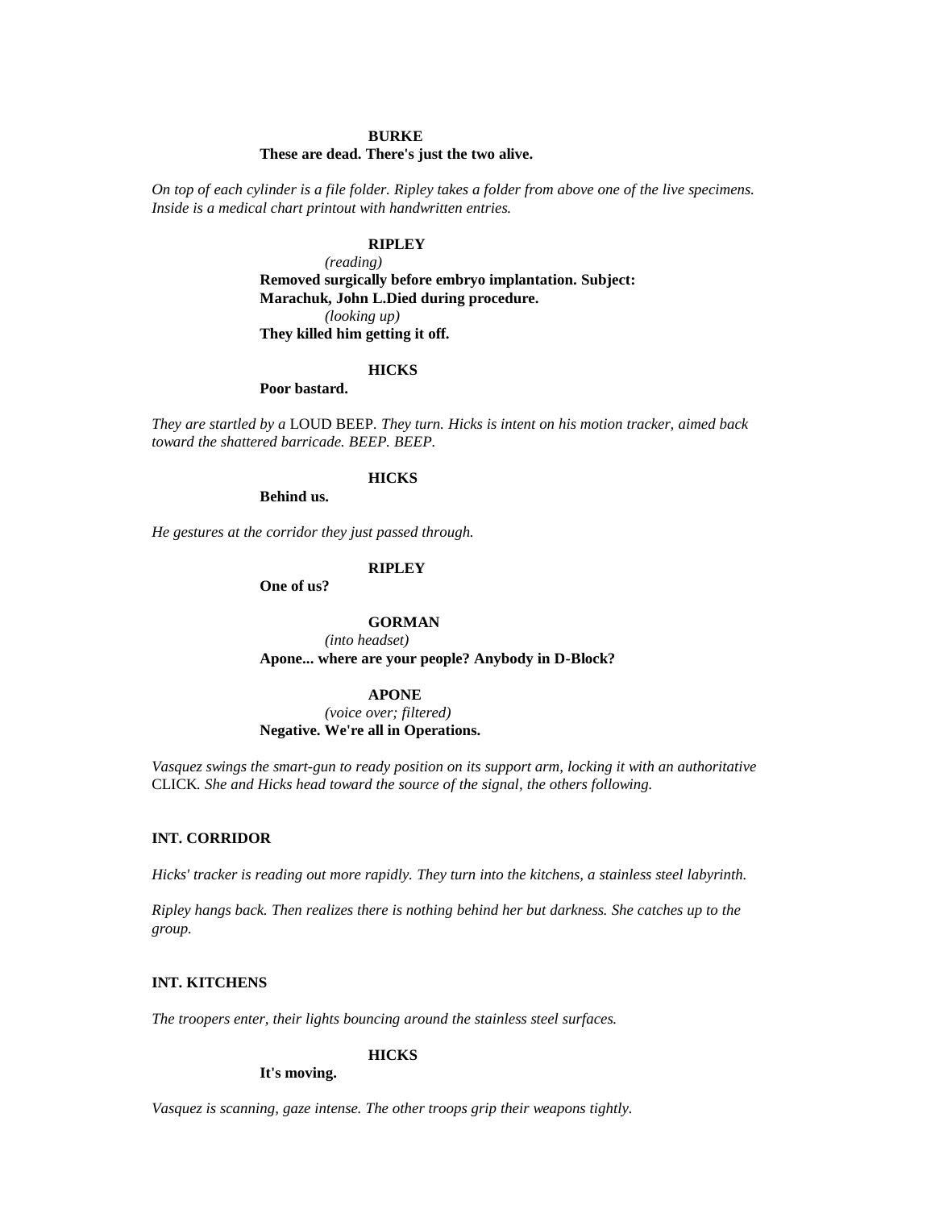**BURKE**

**These are dead. There's just the two alive.**

*On top of each cylinder is a file folder. Ripley takes a folder from above one of the live specimens. Inside is a medical chart printout with handwritten entries.*

**RIPLEY**

*(reading)*

**Removed surgically before embryo implantation. Subject: Marachuk, John L.Died during procedure.**

*(looking up)*

**They killed him getting it off.**

**HICKS**

**Poor bastard.**

*They are startled by a* LOUD BEEP*. They turn. Hicks is intent on his motion tracker, aimed back toward the shattered barricade. BEEP. BEEP.*

**HICKS**

**Behind us.**

*He gestures at the corridor they just passed through.*

**RIPLEY**

**One of us?**

**GORMAN**

*(into headset)*

**Apone... where are your people? Anybody in D-Block?**

**APONE**

*(voice over; filtered)*

**Negative. We're all in Operations.**

*Vasquez swings the smart-gun to ready position on its support arm, locking it with an authoritative* CLICK*. She and Hicks head toward the source of the signal, the others following.*

**INT. CORRIDOR**

*Hicks' tracker is reading out more rapidly. They turn into the kitchens, a stainless steel labyrinth.*

*Ripley hangs back. Then realizes there is nothing behind her but darkness. She catches up to the group.*

**INT. KITCHENS**

*The troopers enter, their lights bouncing around the stainless steel surfaces.*

**HICKS**

**It's moving.**

*Vasquez is scanning, gaze intense. The other troops grip their weapons tightly.*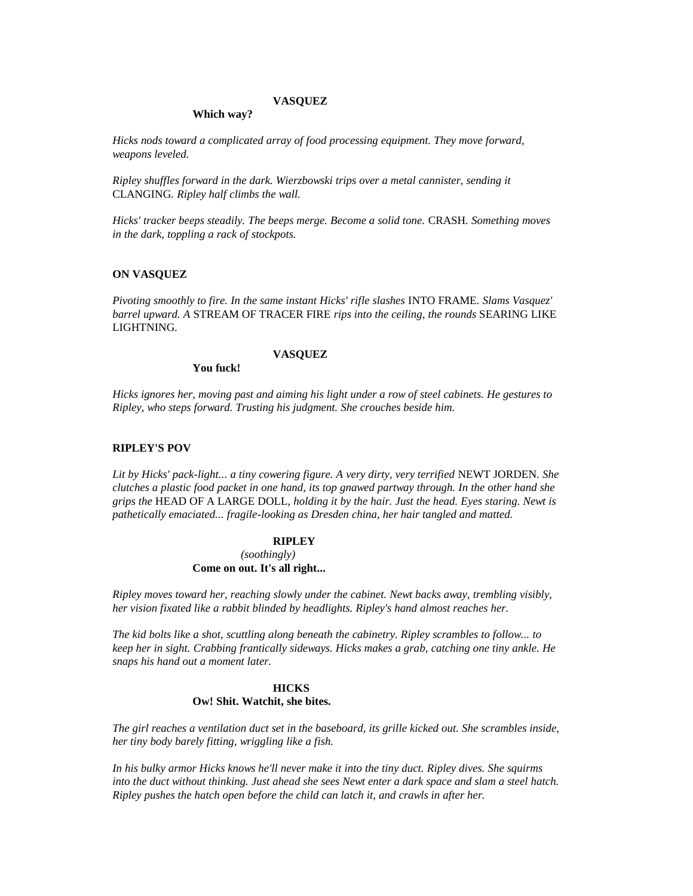**VASQUEZ**

**Which way?**

*Hicks nods toward a complicated array of food processing equipment. They move forward, weapons leveled.*

*Ripley shuffles forward in the dark. Wierzbowski trips over a metal cannister, sending it* CLANGING. *Ripley half climbs the wall.*

*Hicks' tracker beeps steadily. The beeps merge. Become a solid tone.* CRASH. *Something moves in the dark, toppling a rack of stockpots.*

**ON VASQUEZ**

*Pivoting smoothly to fire. In the same instant Hicks' rifle slashes* INTO FRAME. *Slams Vasquez' barrel upward. A* STREAM OF TRACER FIRE *rips into the ceiling, the rounds* SEARING LIKE LIGHTNING.

**VASQUEZ**

**You fuck!**

*Hicks ignores her, moving past and aiming his light under a row of steel cabinets. He gestures to Ripley, who steps forward. Trusting his judgment. She crouches beside him.*

**RIPLEY'S POV**

*Lit by Hicks' pack-light... a tiny cowering figure. A very dirty, very terrified* NEWT JORDEN. *She clutches a plastic food packet in one hand, its top gnawed partway through. In the other hand she grips the* HEAD OF A LARGE DOLL, *holding it by the hair. Just the head. Eyes staring. Newt is pathetically emaciated... fragile-looking as Dresden china, her hair tangled and matted.*

**RIPLEY**

*(soothingly)*

**Come on out. It's all right...**

*Ripley moves toward her, reaching slowly under the cabinet. Newt backs away, trembling visibly, her vision fixated like a rabbit blinded by headlights. Ripley's hand almost reaches her.*

*The kid bolts like a shot, scuttling along beneath the cabinetry. Ripley scrambles to follow... to keep her in sight. Crabbing frantically sideways. Hicks makes a grab, catching one tiny ankle. He snaps his hand out a moment later.*

**HICKS**

**Ow! Shit. Watchit, she bites.**

*The girl reaches a ventilation duct set in the baseboard, its grille kicked out. She scrambles inside, her tiny body barely fitting, wriggling like a fish.*

*In his bulky armor Hicks knows he'll never make it into the tiny duct. Ripley dives. She squirms into the duct without thinking. Just ahead she sees Newt enter a dark space and slam a steel hatch. Ripley pushes the hatch open before the child can latch it, and crawls in after her.*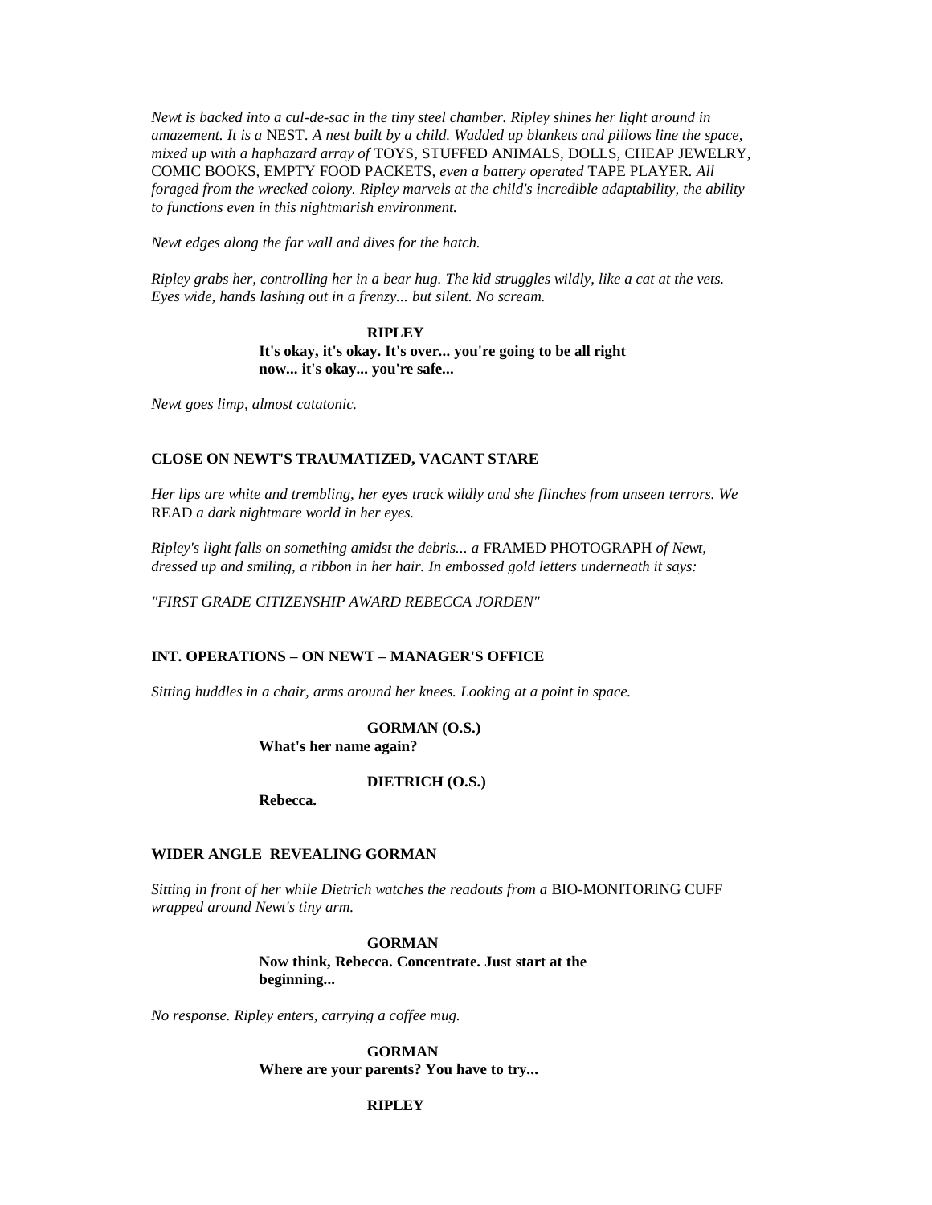*Newt is backed into a cul-de-sac in the tiny steel chamber. Ripley shines her light around in amazement. It is a* NEST. *A nest built by a child. Wadded up blankets and pillows line the space, mixed up with a haphazard array of* TOYS, STUFFED ANIMALS, DOLLS, CHEAP JEWELRY, COMIC BOOKS, EMPTY FOOD PACKETS, *even a battery operated* TAPE PLAYER. *All foraged from the wrecked colony. Ripley marvels at the child's incredible adaptability, the ability to functions even in this nightmarish environment.*

*Newt edges along the far wall and dives for the hatch.*

*Ripley grabs her, controlling her in a bear hug. The kid struggles wildly, like a cat at the vets. Eyes wide, hands lashing out in a frenzy... but silent. No scream.*

**RIPLEY**
**It's okay, it's okay. It's over... you're going to be all right now... it's okay... you're safe...**

*Newt goes limp, almost catatonic.*

**CLOSE ON NEWT'S TRAUMATIZED, VACANT STARE**

*Her lips are white and trembling, her eyes track wildly and she flinches from unseen terrors. We* READ *a dark nightmare world in her eyes.*

*Ripley's light falls on something amidst the debris... a* FRAMED PHOTOGRAPH *of Newt, dressed up and smiling, a ribbon in her hair. In embossed gold letters underneath it says:*

*"FIRST GRADE CITIZENSHIP AWARD REBECCA JORDEN"*

**INT. OPERATIONS – ON NEWT – MANAGER'S OFFICE**

*Sitting huddles in a chair, arms around her knees. Looking at a point in space.*

**GORMAN (O.S.)**
**What's her name again?**

**DIETRICH (O.S.)**
**Rebecca.**

**WIDER ANGLE REVEALING GORMAN**

*Sitting in front of her while Dietrich watches the readouts from a* BIO-MONITORING CUFF *wrapped around Newt's tiny arm.*

**GORMAN**
**Now think, Rebecca. Concentrate. Just start at the beginning...**

*No response. Ripley enters, carrying a coffee mug.*

**GORMAN**
**Where are your parents? You have to try...**

**RIPLEY**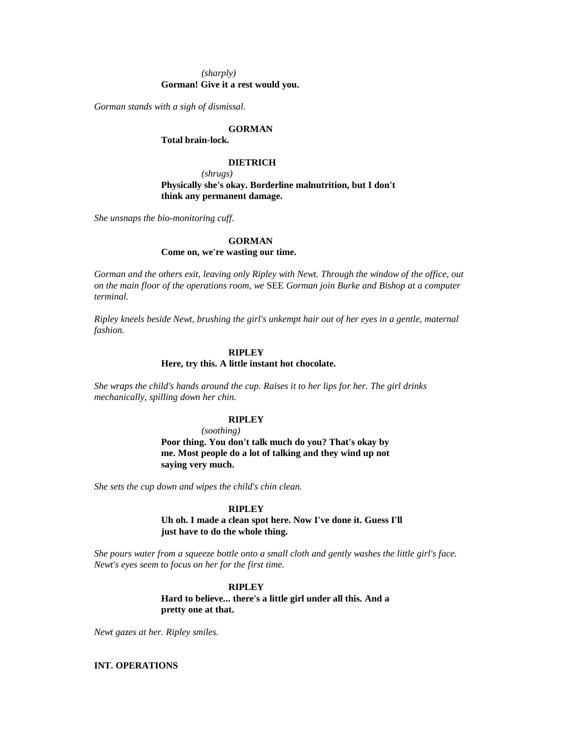*(sharply)*
**Gorman! Give it a rest would you.**

*Gorman stands with a sigh of dismissal.*

**GORMAN**
**Total brain-lock.**

**DIETRICH**
*(shrugs)*
**Physically she's okay. Borderline malnutrition, but I don't think any permanent damage.**

*She unsnaps the bio-monitoring cuff.*

**GORMAN**
**Come on, we're wasting our time.**

*Gorman and the others exit, leaving only Ripley with Newt. Through the window of the office, out on the main floor of the operations room, we* SEE *Gorman join Burke and Bishop at a computer terminal.*

*Ripley kneels beside Newt, brushing the girl's unkempt hair out of her eyes in a gentle, maternal fashion.*

**RIPLEY**
**Here, try this. A little instant hot chocolate.**

*She wraps the child's hands around the cup. Raises it to her lips for her. The girl drinks mechanically, spilling down her chin.*

**RIPLEY**
*(soothing)*
**Poor thing. You don't talk much do you? That's okay by me. Most people do a lot of talking and they wind up not saying very much.**

*She sets the cup down and wipes the child's chin clean.*

**RIPLEY**
**Uh oh. I made a clean spot here. Now I've done it. Guess I'll just have to do the whole thing.**

*She pours water from a squeeze bottle onto a small cloth and gently washes the little girl's face. Newt's eyes seem to focus on her for the first time.*

**RIPLEY**
**Hard to believe... there's a little girl under all this. And a pretty one at that.**

*Newt gazes at her. Ripley smiles.*

**INT. OPERATIONS**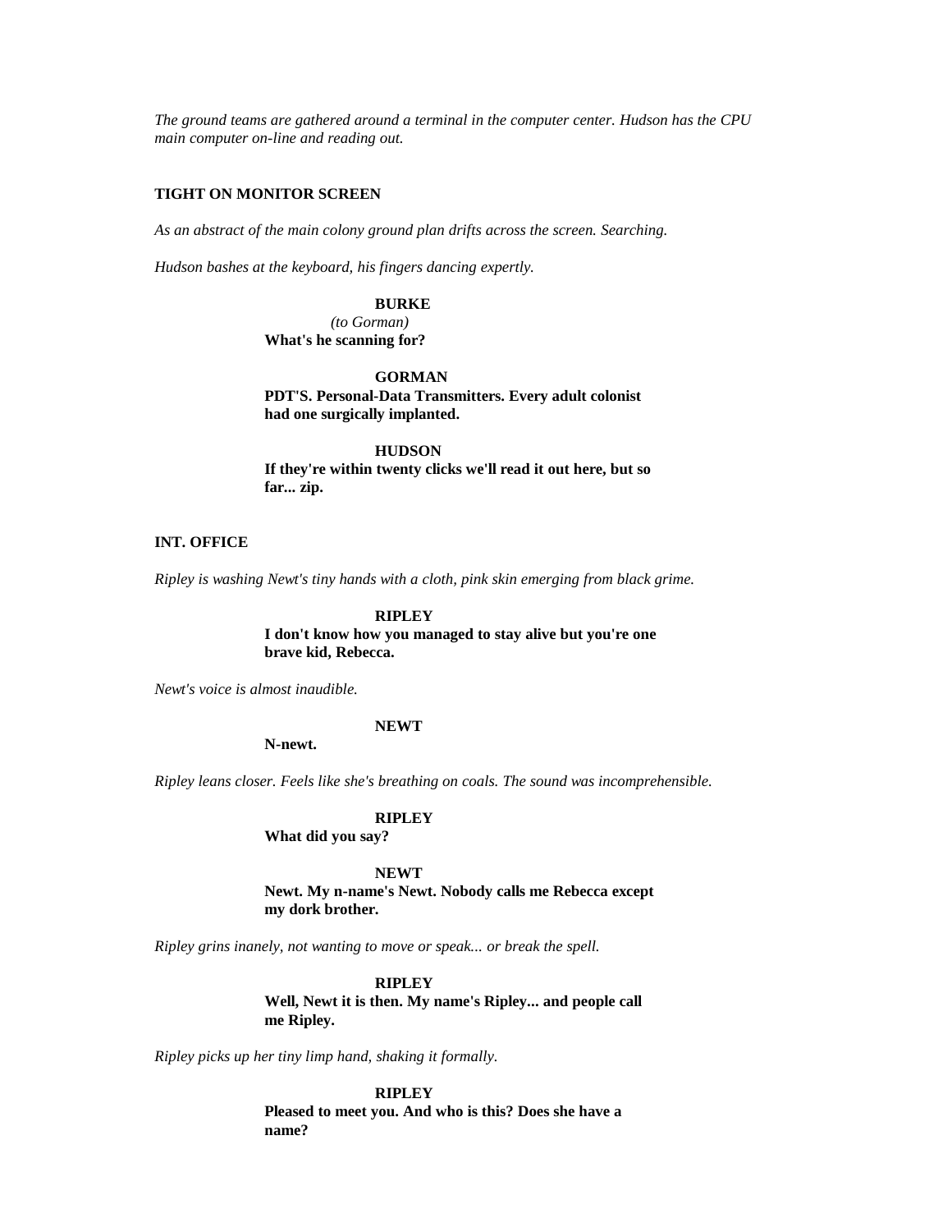*The ground teams are gathered around a terminal in the computer center. Hudson has the CPU main computer on-line and reading out.*

**TIGHT ON MONITOR SCREEN**

*As an abstract of the main colony ground plan drifts across the screen. Searching.*

*Hudson bashes at the keyboard, his fingers dancing expertly.*

**BURKE**
*(to Gorman)*
**What's he scanning for?**

**GORMAN**
**PDT'S. Personal-Data Transmitters. Every adult colonist had one surgically implanted.**

**HUDSON**
**If they're within twenty clicks we'll read it out here, but so far... zip.**

**INT. OFFICE**

*Ripley is washing Newt's tiny hands with a cloth, pink skin emerging from black grime.*

**RIPLEY**
**I don't know how you managed to stay alive but you're one brave kid, Rebecca.**

*Newt's voice is almost inaudible.*

**NEWT**
**N-newt.**

*Ripley leans closer. Feels like she's breathing on coals. The sound was incomprehensible.*

**RIPLEY**
**What did you say?**

**NEWT**
**Newt. My n-name's Newt. Nobody calls me Rebecca except my dork brother.**

*Ripley grins inanely, not wanting to move or speak... or break the spell.*

**RIPLEY**
**Well, Newt it is then. My name's Ripley... and people call me Ripley.**

*Ripley picks up her tiny limp hand, shaking it formally.*

**RIPLEY**
**Pleased to meet you. And who is this? Does she have a name?**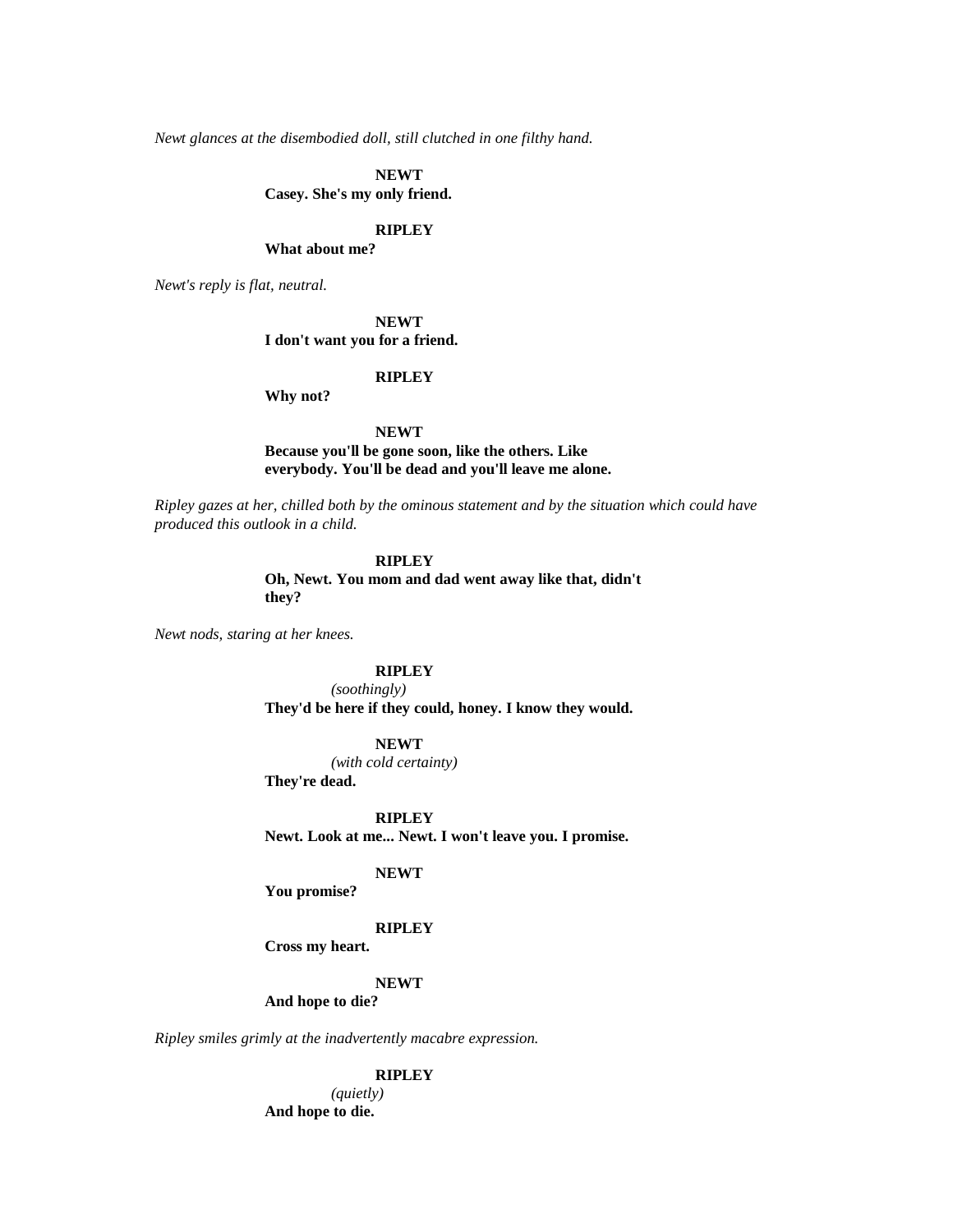*Newt glances at the disembodied doll, still clutched in one filthy hand.*

**NEWT**

**Casey. She's my only friend.**

**RIPLEY**

**What about me?**

*Newt's reply is flat, neutral.*

**NEWT**

**I don't want you for a friend.**

**RIPLEY**

**Why not?**

**NEWT**

**Because you'll be gone soon, like the others. Like everybody. You'll be dead and you'll leave me alone.**

*Ripley gazes at her, chilled both by the ominous statement and by the situation which could have produced this outlook in a child.*

**RIPLEY**

**Oh, Newt. You mom and dad went away like that, didn't they?**

*Newt nods, staring at her knees.*

**RIPLEY**

*(soothingly)*

**They'd be here if they could, honey. I know they would.**

**NEWT**

*(with cold certainty)*

**They're dead.**

**RIPLEY**

**Newt. Look at me... Newt. I won't leave you. I promise.**

**NEWT**

**You promise?**

**RIPLEY**

**Cross my heart.**

**NEWT**

**And hope to die?**

*Ripley smiles grimly at the inadvertently macabre expression.*

**RIPLEY**

*(quietly)*

**And hope to die.**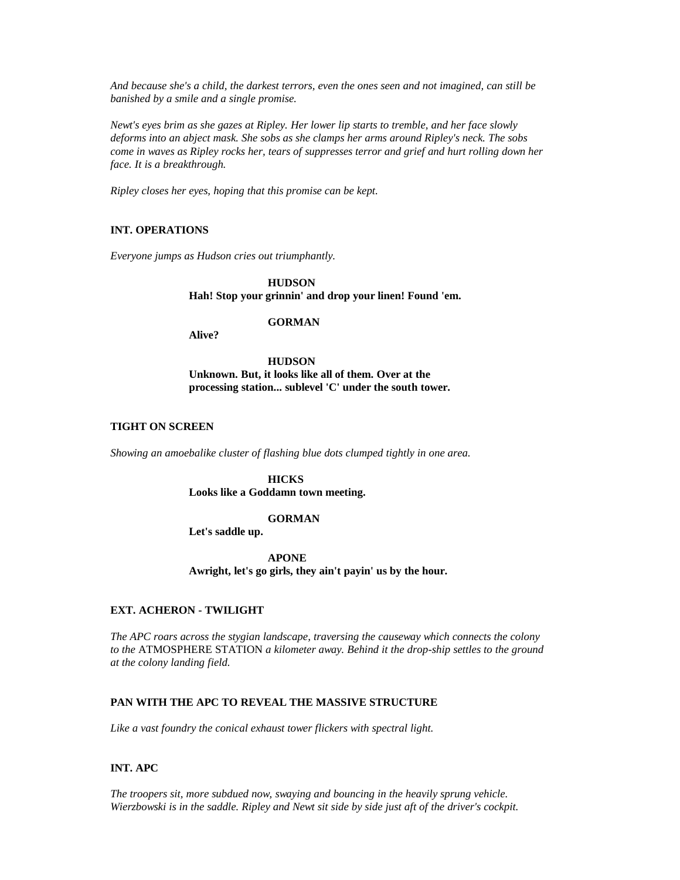*And because she's a child, the darkest terrors, even the ones seen and not imagined, can still be banished by a smile and a single promise.*

*Newt's eyes brim as she gazes at Ripley. Her lower lip starts to tremble, and her face slowly deforms into an abject mask. She sobs as she clamps her arms around Ripley's neck. The sobs come in waves as Ripley rocks her, tears of suppresses terror and grief and hurt rolling down her face. It is a breakthrough.*

*Ripley closes her eyes, hoping that this promise can be kept.*

**INT. OPERATIONS**

*Everyone jumps as Hudson cries out triumphantly.*

**HUDSON**
**Hah! Stop your grinnin' and drop your linen! Found 'em.**

**GORMAN**
**Alive?**

**HUDSON**
**Unknown. But, it looks like all of them. Over at the processing station... sublevel 'C' under the south tower.**

**TIGHT ON SCREEN**

*Showing an amoebalike cluster of flashing blue dots clumped tightly in one area.*

**HICKS**
**Looks like a Goddamn town meeting.**

**GORMAN**
**Let's saddle up.**

**APONE**
**Awright, let's go girls, they ain't payin' us by the hour.**

**EXT. ACHERON - TWILIGHT**

*The APC roars across the stygian landscape, traversing the causeway which connects the colony to the* ATMOSPHERE STATION *a kilometer away. Behind it the drop-ship settles to the ground at the colony landing field.*

**PAN WITH THE APC TO REVEAL THE MASSIVE STRUCTURE**

*Like a vast foundry the conical exhaust tower flickers with spectral light.*

**INT. APC**

*The troopers sit, more subdued now, swaying and bouncing in the heavily sprung vehicle. Wierzbowski is in the saddle. Ripley and Newt sit side by side just aft of the driver's cockpit.*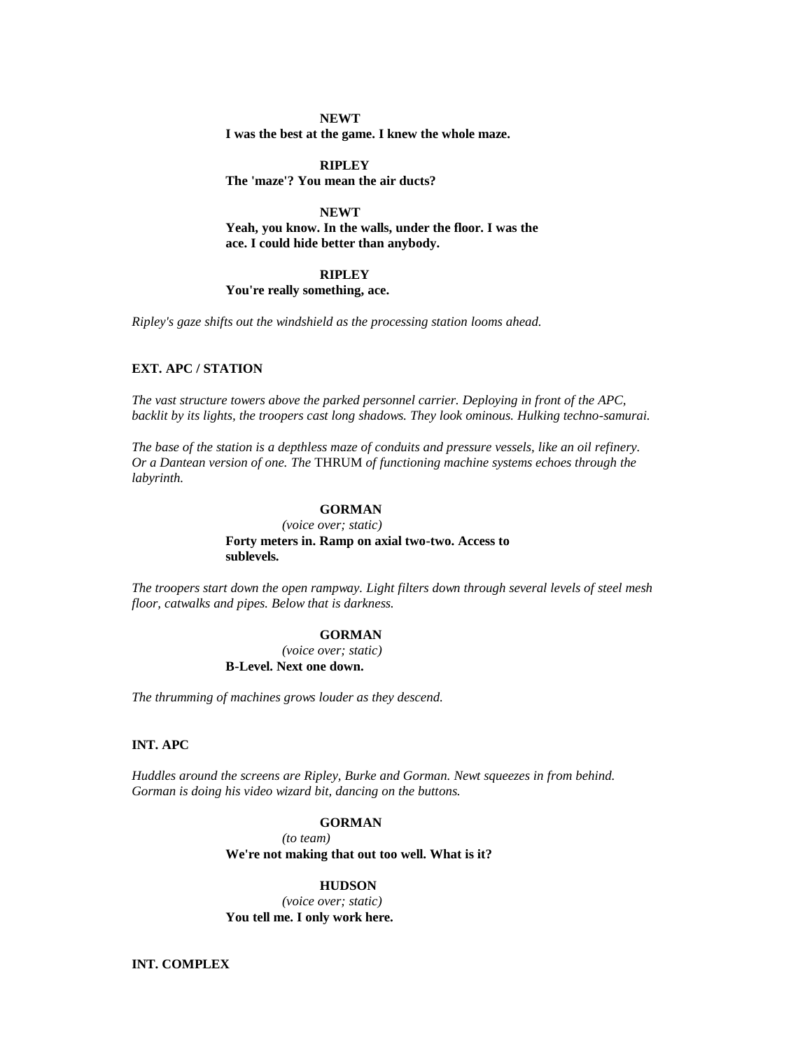**NEWT**
**I was the best at the game. I knew the whole maze.**

**RIPLEY**
**The 'maze'? You mean the air ducts?**

**NEWT**
**Yeah, you know. In the walls, under the floor. I was the ace. I could hide better than anybody.**

**RIPLEY**
**You're really something, ace.**

*Ripley's gaze shifts out the windshield as the processing station looms ahead.*

**EXT. APC / STATION**

*The vast structure towers above the parked personnel carrier. Deploying in front of the APC, backlit by its lights, the troopers cast long shadows. They look ominous. Hulking techno-samurai.*

*The base of the station is a depthless maze of conduits and pressure vessels, like an oil refinery. Or a Dantean version of one. The* THRUM *of functioning machine systems echoes through the labyrinth.*

**GORMAN**
*(voice over; static)*
**Forty meters in. Ramp on axial two-two. Access to sublevels.**

*The troopers start down the open rampway. Light filters down through several levels of steel mesh floor, catwalks and pipes. Below that is darkness.*

**GORMAN**
*(voice over; static)*
**B-Level. Next one down.**

*The thrumming of machines grows louder as they descend.*

**INT. APC**

*Huddles around the screens are Ripley, Burke and Gorman. Newt squeezes in from behind. Gorman is doing his video wizard bit, dancing on the buttons.*

**GORMAN**
*(to team)*
**We're not making that out too well. What is it?**

**HUDSON**
*(voice over; static)*
**You tell me. I only work here.**

**INT. COMPLEX**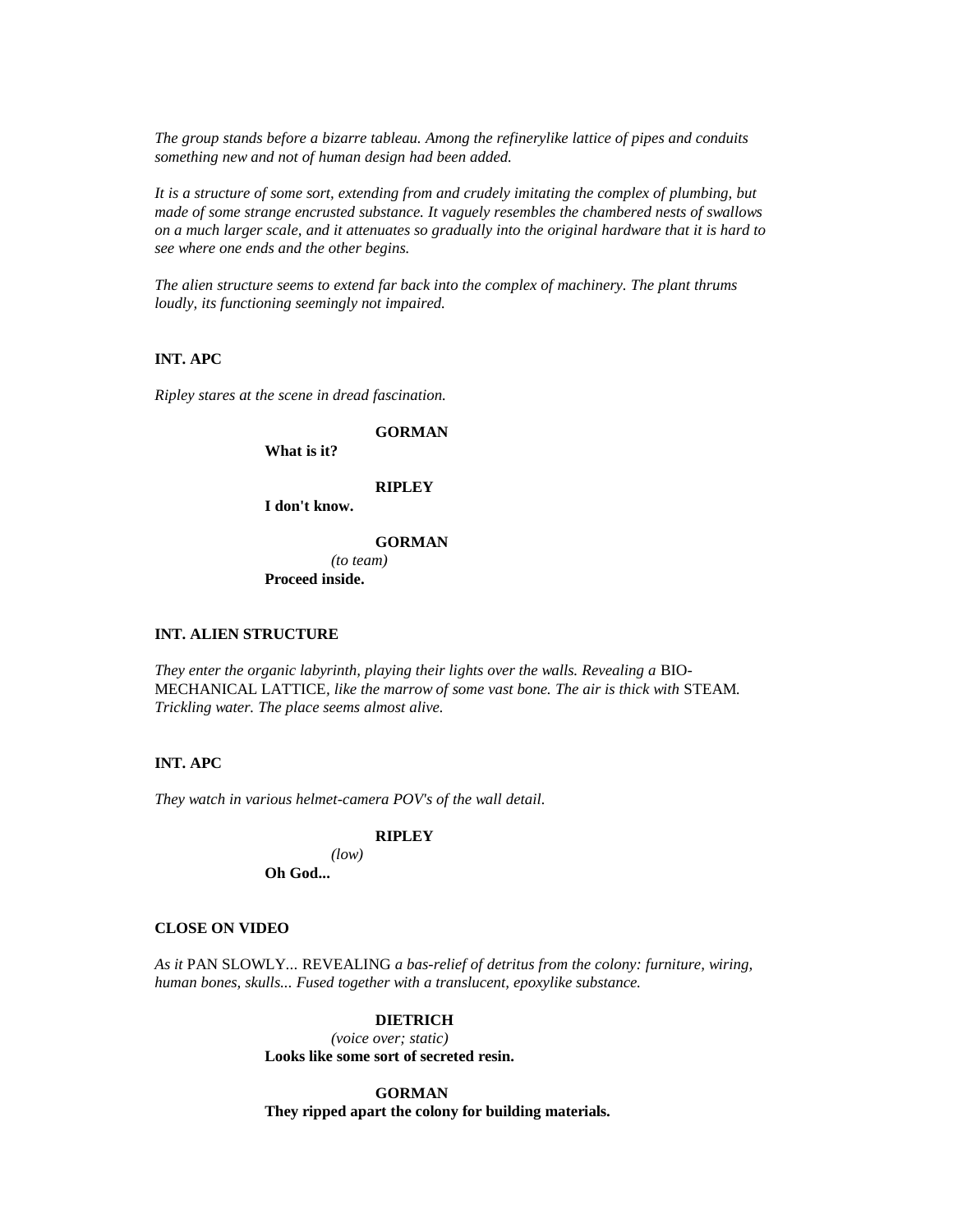*The group stands before a bizarre tableau. Among the refinerylike lattice of pipes and conduits something new and not of human design had been added.*

*It is a structure of some sort, extending from and crudely imitating the complex of plumbing, but made of some strange encrusted substance. It vaguely resembles the chambered nests of swallows on a much larger scale, and it attenuates so gradually into the original hardware that it is hard to see where one ends and the other begins.*

*The alien structure seems to extend far back into the complex of machinery. The plant thrums loudly, its functioning seemingly not impaired.*

**INT. APC**

*Ripley stares at the scene in dread fascination.*

**GORMAN**
**What is it?**

**RIPLEY**
**I don't know.**

**GORMAN**
*(to team)*
**Proceed inside.**

**INT. ALIEN STRUCTURE**

*They enter the organic labyrinth, playing their lights over the walls. Revealing a* BIO-MECHANICAL LATTICE*, like the marrow of some vast bone. The air is thick with* STEAM*. Trickling water. The place seems almost alive.*

**INT. APC**

*They watch in various helmet-camera POV's of the wall detail.*

**RIPLEY**
*(low)*
**Oh God...**

**CLOSE ON VIDEO**

*As it* PAN SLOWLY... REVEALING *a bas-relief of detritus from the colony: furniture, wiring, human bones, skulls... Fused together with a translucent, epoxylike substance.*

**DIETRICH**
*(voice over; static)*
**Looks like some sort of secreted resin.**

**GORMAN**
**They ripped apart the colony for building materials.**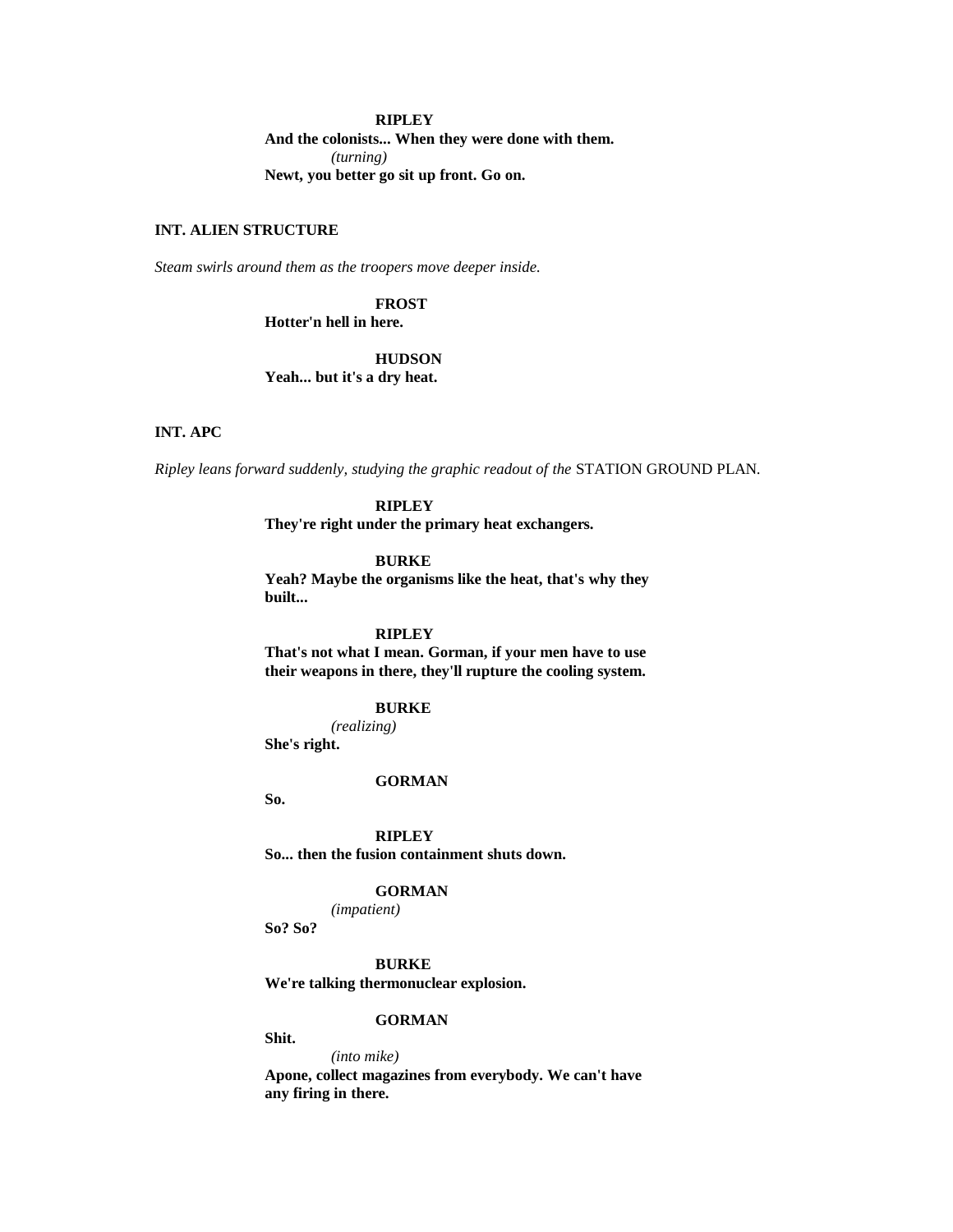**RIPLEY**
**And the colonists... When they were done with them.**
*(turning)*
**Newt, you better go sit up front. Go on.**

**INT. ALIEN STRUCTURE**

*Steam swirls around them as the troopers move deeper inside.*

**FROST**
**Hotter'n hell in here.**

**HUDSON**
**Yeah... but it's a dry heat.**

**INT. APC**

*Ripley leans forward suddenly, studying the graphic readout of the* STATION GROUND PLAN.

**RIPLEY**
**They're right under the primary heat exchangers.**

**BURKE**
**Yeah? Maybe the organisms like the heat, that's why they built...**

**RIPLEY**
**That's not what I mean. Gorman, if your men have to use their weapons in there, they'll rupture the cooling system.**

**BURKE**
*(realizing)*
**She's right.**

**GORMAN**
**So.**

**RIPLEY**
**So... then the fusion containment shuts down.**

**GORMAN**
*(impatient)*
**So? So?**

**BURKE**
**We're talking thermonuclear explosion.**

**GORMAN**
**Shit.**
*(into mike)*
**Apone, collect magazines from everybody. We can't have any firing in there.**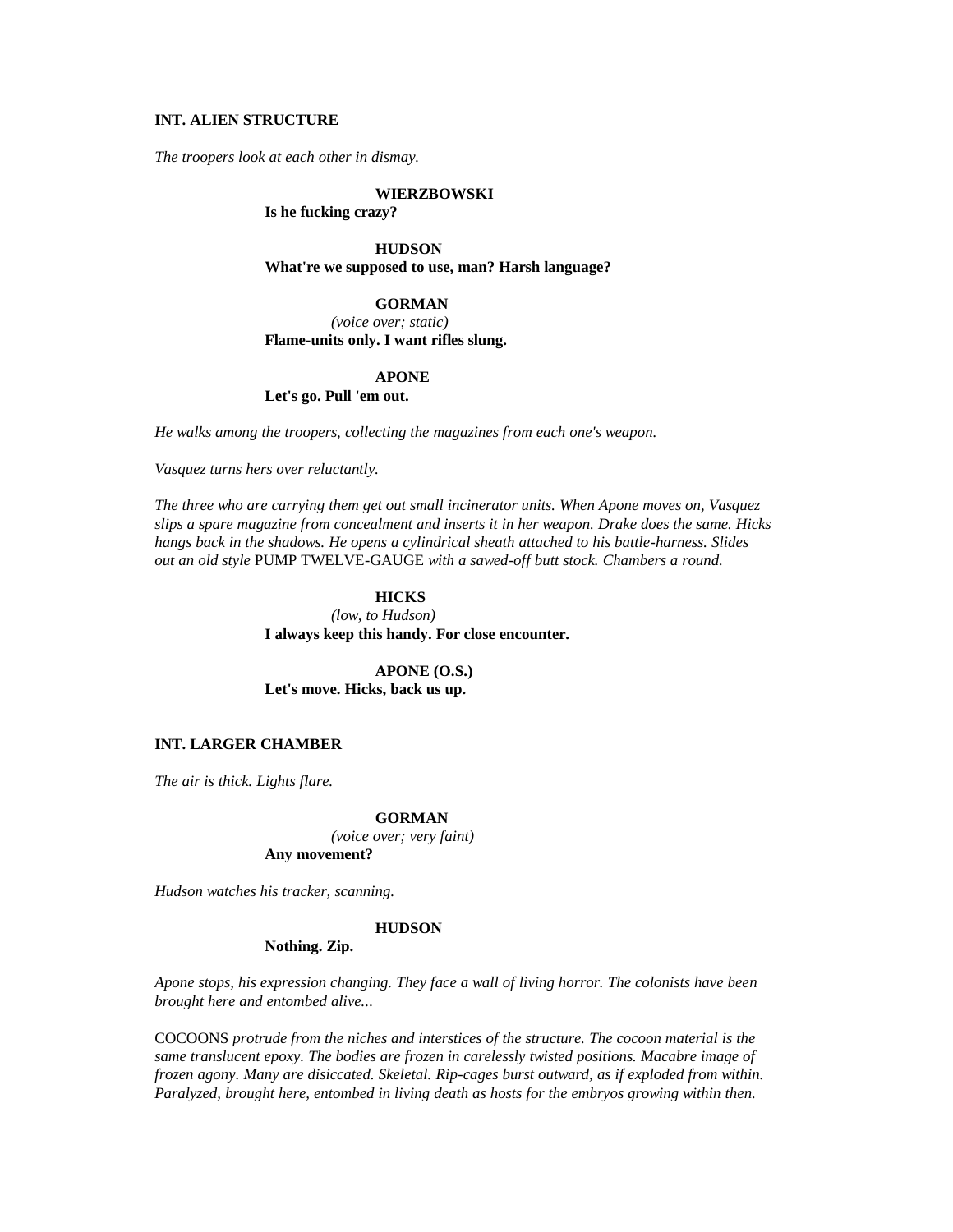**INT. ALIEN STRUCTURE**

*The troopers look at each other in dismay.*

**WIERZBOWSKI**
**Is he fucking crazy?**

**HUDSON**
**What're we supposed to use, man? Harsh language?**

**GORMAN**
*(voice over; static)*
**Flame-units only. I want rifles slung.**

**APONE**
**Let's go. Pull 'em out.**

*He walks among the troopers, collecting the magazines from each one's weapon.*

*Vasquez turns hers over reluctantly.*

*The three who are carrying them get out small incinerator units. When Apone moves on, Vasquez slips a spare magazine from concealment and inserts it in her weapon. Drake does the same. Hicks hangs back in the shadows. He opens a cylindrical sheath attached to his battle-harness. Slides out an old style* PUMP TWELVE-GAUGE *with a sawed-off butt stock. Chambers a round.*

**HICKS**
*(low, to Hudson)*
**I always keep this handy. For close encounter.**

**APONE (O.S.)**
**Let's move. Hicks, back us up.**

**INT. LARGER CHAMBER**

*The air is thick. Lights flare.*

**GORMAN**
*(voice over; very faint)*
**Any movement?**

*Hudson watches his tracker, scanning.*

**HUDSON**
**Nothing. Zip.**

*Apone stops, his expression changing. They face a wall of living horror. The colonists have been brought here and entombed alive...*

COCOONS *protrude from the niches and interstices of the structure. The cocoon material is the same translucent epoxy. The bodies are frozen in carelessly twisted positions. Macabre image of frozen agony. Many are disiccated. Skeletal. Rip-cages burst outward, as if exploded from within. Paralyzed, brought here, entombed in living death as hosts for the embryos growing within then.*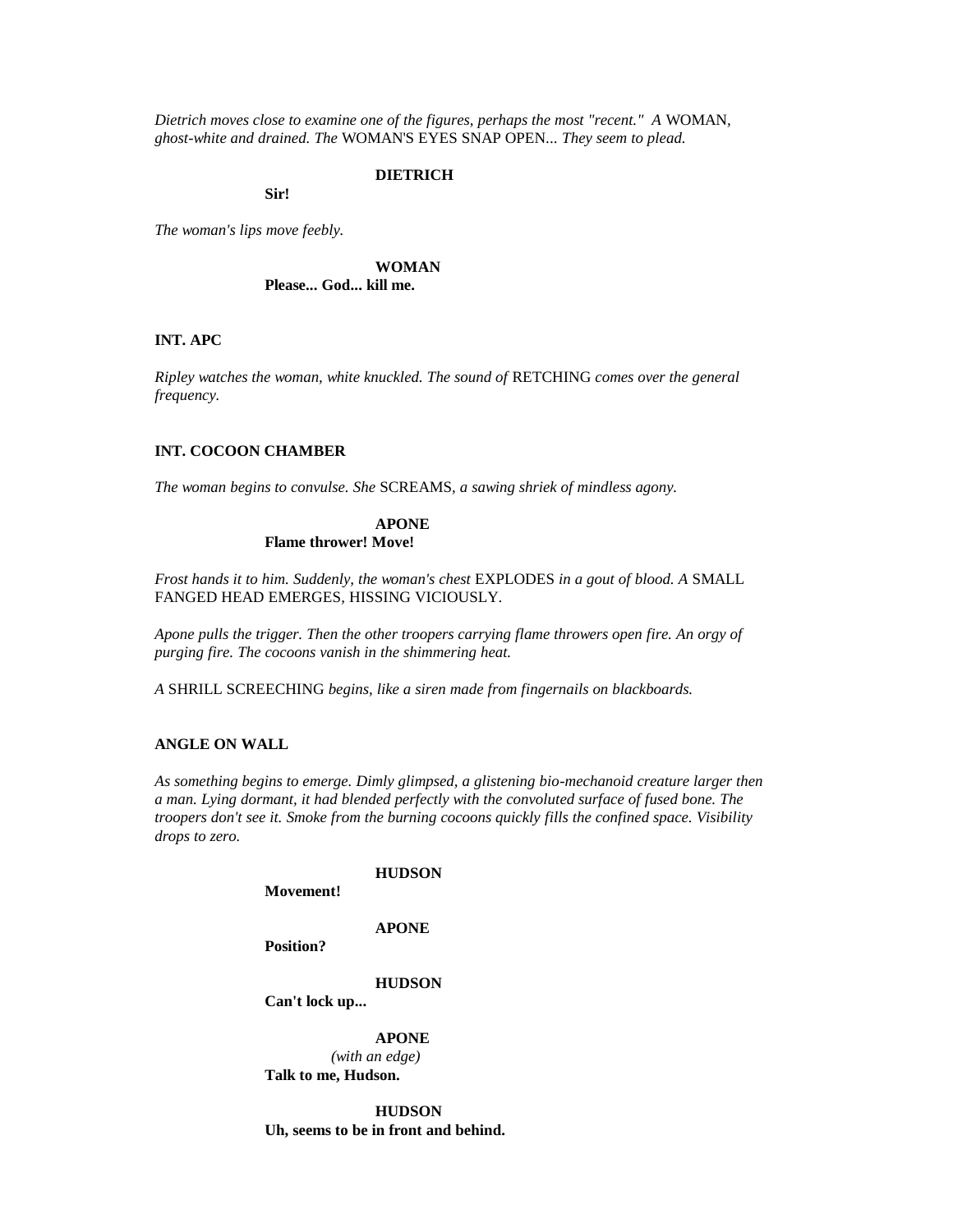*Dietrich moves close to examine one of the figures, perhaps the most "recent." A* WOMAN, *ghost-white and drained. The* WOMAN'S EYES SNAP OPEN... *They seem to plead.*

**DIETRICH**

**Sir!**

*The woman's lips move feebly.*

**WOMAN**

**Please... God... kill me.**

**INT. APC**

*Ripley watches the woman, white knuckled. The sound of* RETCHING *comes over the general frequency.*

**INT. COCOON CHAMBER**

*The woman begins to convulse. She* SCREAMS, *a sawing shriek of mindless agony.*

**APONE**

**Flame thrower! Move!**

*Frost hands it to him. Suddenly, the woman's chest* EXPLODES *in a gout of blood. A* SMALL FANGED HEAD EMERGES, HISSING VICIOUSLY.

*Apone pulls the trigger. Then the other troopers carrying flame throwers open fire. An orgy of purging fire. The cocoons vanish in the shimmering heat.*

*A* SHRILL SCREECHING *begins, like a siren made from fingernails on blackboards.*

**ANGLE ON WALL**

*As something begins to emerge. Dimly glimpsed, a glistening bio-mechanoid creature larger then a man. Lying dormant, it had blended perfectly with the convoluted surface of fused bone. The troopers don't see it. Smoke from the burning cocoons quickly fills the confined space. Visibility drops to zero.*

**HUDSON**

**Movement!**

**APONE**

**Position?**

**HUDSON**

**Can't lock up...**

**APONE**

*(with an edge)*

**Talk to me, Hudson.**

**HUDSON**

**Uh, seems to be in front and behind.**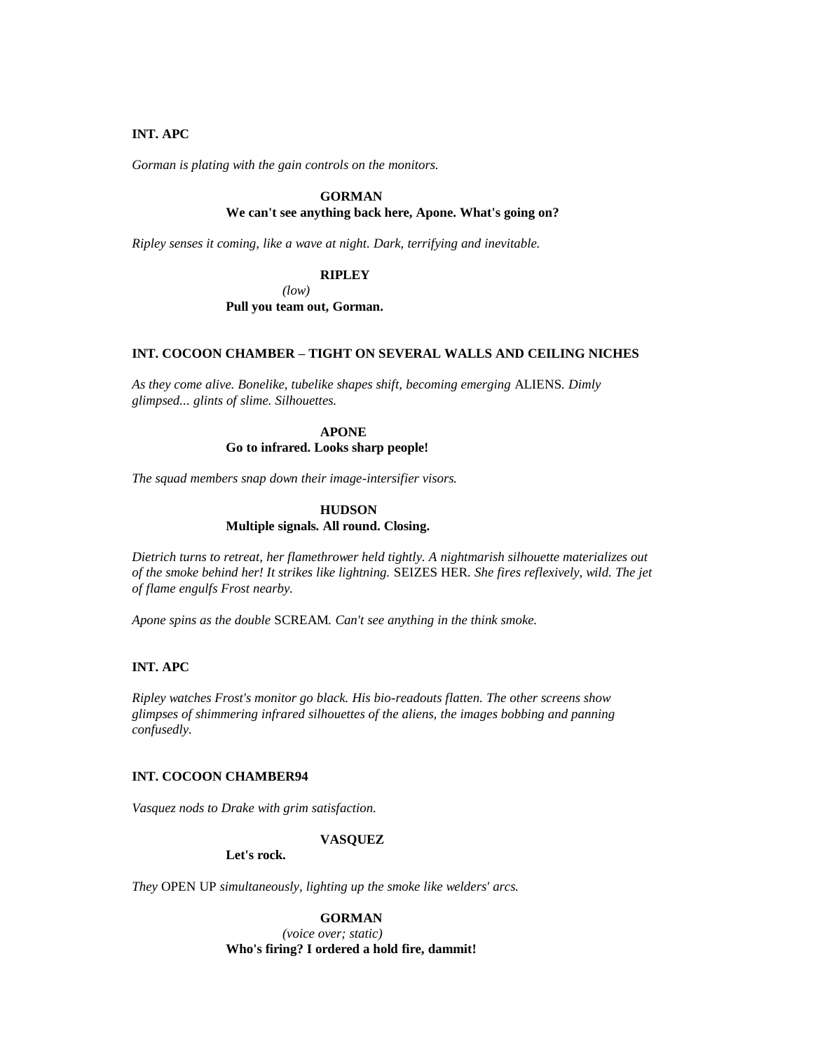**INT. APC**

*Gorman is plating with the gain controls on the monitors.*

**GORMAN**
**We can't see anything back here, Apone. What's going on?**

*Ripley senses it coming, like a wave at night. Dark, terrifying and inevitable.*

**RIPLEY**
*(low)*
**Pull you team out, Gorman.**

**INT. COCOON CHAMBER – TIGHT ON SEVERAL WALLS AND CEILING NICHES**

*As they come alive. Bonelike, tubelike shapes shift, becoming emerging* ALIENS*. Dimly glimpsed... glints of slime. Silhouettes.*

**APONE**
**Go to infrared. Looks sharp people!**

*The squad members snap down their image-intersifier visors.*

**HUDSON**
**Multiple signals. All round. Closing.**

*Dietrich turns to retreat, her flamethrower held tightly. A nightmarish silhouette materializes out of the smoke behind her! It strikes like lightning.* SEIZES HER*. She fires reflexively, wild. The jet of flame engulfs Frost nearby.*

*Apone spins as the double* SCREAM*. Can't see anything in the think smoke.*

**INT. APC**

*Ripley watches Frost's monitor go black. His bio-readouts flatten. The other screens show glimpses of shimmering infrared silhouettes of the aliens, the images bobbing and panning confusedly.*

**INT. COCOON CHAMBER94**

*Vasquez nods to Drake with grim satisfaction.*

**VASQUEZ**
**Let's rock.**

*They* OPEN UP *simultaneously, lighting up the smoke like welders' arcs.*

**GORMAN**
*(voice over; static)*
**Who's firing? I ordered a hold fire, dammit!**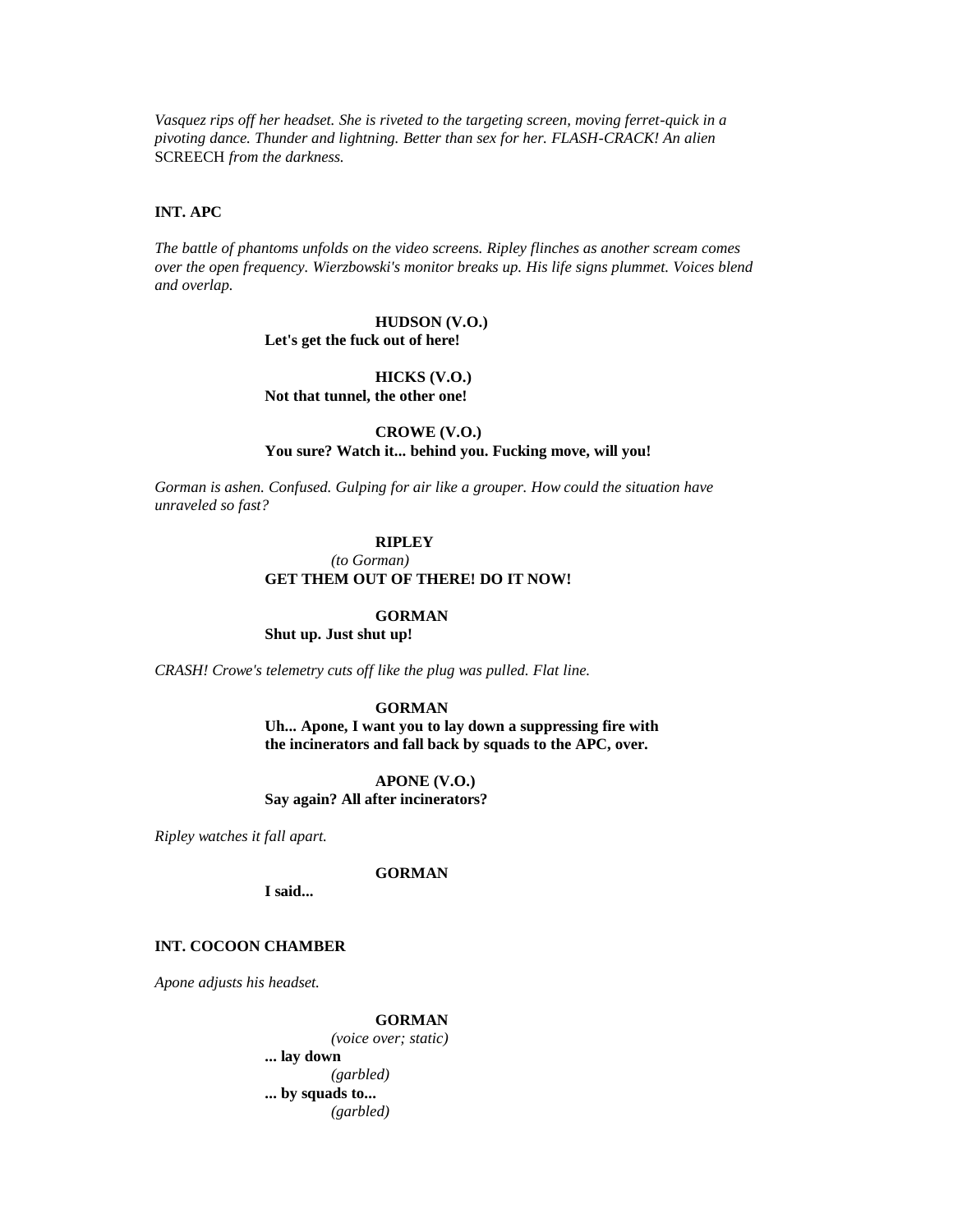*Vasquez rips off her headset. She is riveted to the targeting screen, moving ferret-quick in a pivoting dance. Thunder and lightning. Better than sex for her. FLASH-CRACK! An alien* SCREECH *from the darkness.*

**INT. APC**

*The battle of phantoms unfolds on the video screens. Ripley flinches as another scream comes over the open frequency. Wierzbowski's monitor breaks up. His life signs plummet. Voices blend and overlap.*

**HUDSON (V.O.)**
**Let's get the fuck out of here!**

**HICKS (V.O.)**
**Not that tunnel, the other one!**

**CROWE (V.O.)**
**You sure? Watch it... behind you. Fucking move, will you!**

*Gorman is ashen. Confused. Gulping for air like a grouper. How could the situation have unraveled so fast?*

**RIPLEY**
*(to Gorman)*
**GET THEM OUT OF THERE! DO IT NOW!**

**GORMAN**
**Shut up. Just shut up!**

*CRASH! Crowe's telemetry cuts off like the plug was pulled. Flat line.*

**GORMAN**
**Uh... Apone, I want you to lay down a suppressing fire with the incinerators and fall back by squads to the APC, over.**

**APONE (V.O.)**
**Say again? All after incinerators?**

*Ripley watches it fall apart.*

**GORMAN**
**I said...**

**INT. COCOON CHAMBER**

*Apone adjusts his headset.*

**GORMAN**
*(voice over; static)*
**... lay down**
*(garbled)*
**... by squads to...**
*(garbled)*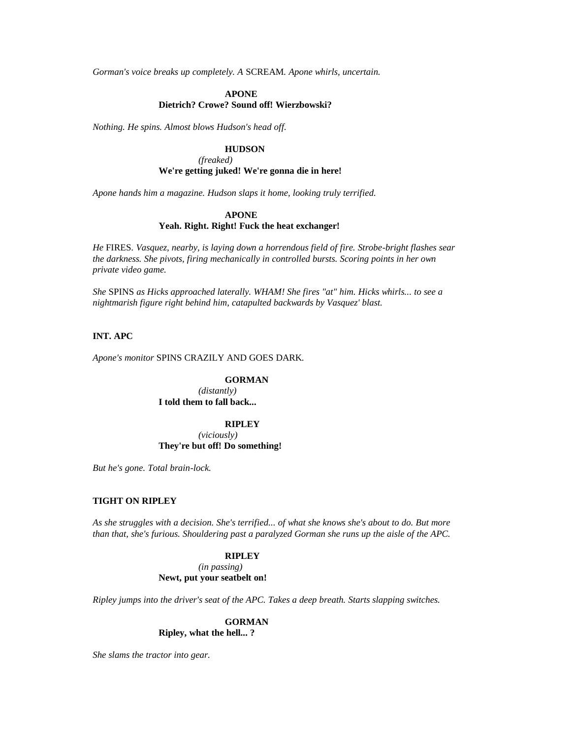*Gorman's voice breaks up completely. A* SCREAM. *Apone whirls, uncertain.*

**APONE**
**Dietrich? Crowe? Sound off! Wierzbowski?**

*Nothing. He spins. Almost blows Hudson's head off.*

**HUDSON**
*(freaked)*
**We're getting juked! We're gonna die in here!**

*Apone hands him a magazine. Hudson slaps it home, looking truly terrified.*

**APONE**
**Yeah. Right. Right! Fuck the heat exchanger!**

*He* FIRES. *Vasquez, nearby, is laying down a horrendous field of fire. Strobe-bright flashes sear the darkness. She pivots, firing mechanically in controlled bursts. Scoring points in her own private video game.*

*She* SPINS *as Hicks approached laterally. WHAM! She fires "at" him. Hicks whirls... to see a nightmarish figure right behind him, catapulted backwards by Vasquez' blast.*

**INT. APC**

*Apone's monitor* SPINS CRAZILY AND GOES DARK.

**GORMAN**
*(distantly)*
**I told them to fall back...**

**RIPLEY**
*(viciously)*
**They're but off! Do something!**

*But he's gone. Total brain-lock.*

**TIGHT ON RIPLEY**

*As she struggles with a decision. She's terrified... of what she knows she's about to do. But more than that, she's furious. Shouldering past a paralyzed Gorman she runs up the aisle of the APC.*

**RIPLEY**
*(in passing)*
**Newt, put your seatbelt on!**

*Ripley jumps into the driver's seat of the APC. Takes a deep breath. Starts slapping switches.*

**GORMAN**
**Ripley, what the hell... ?**

*She slams the tractor into gear.*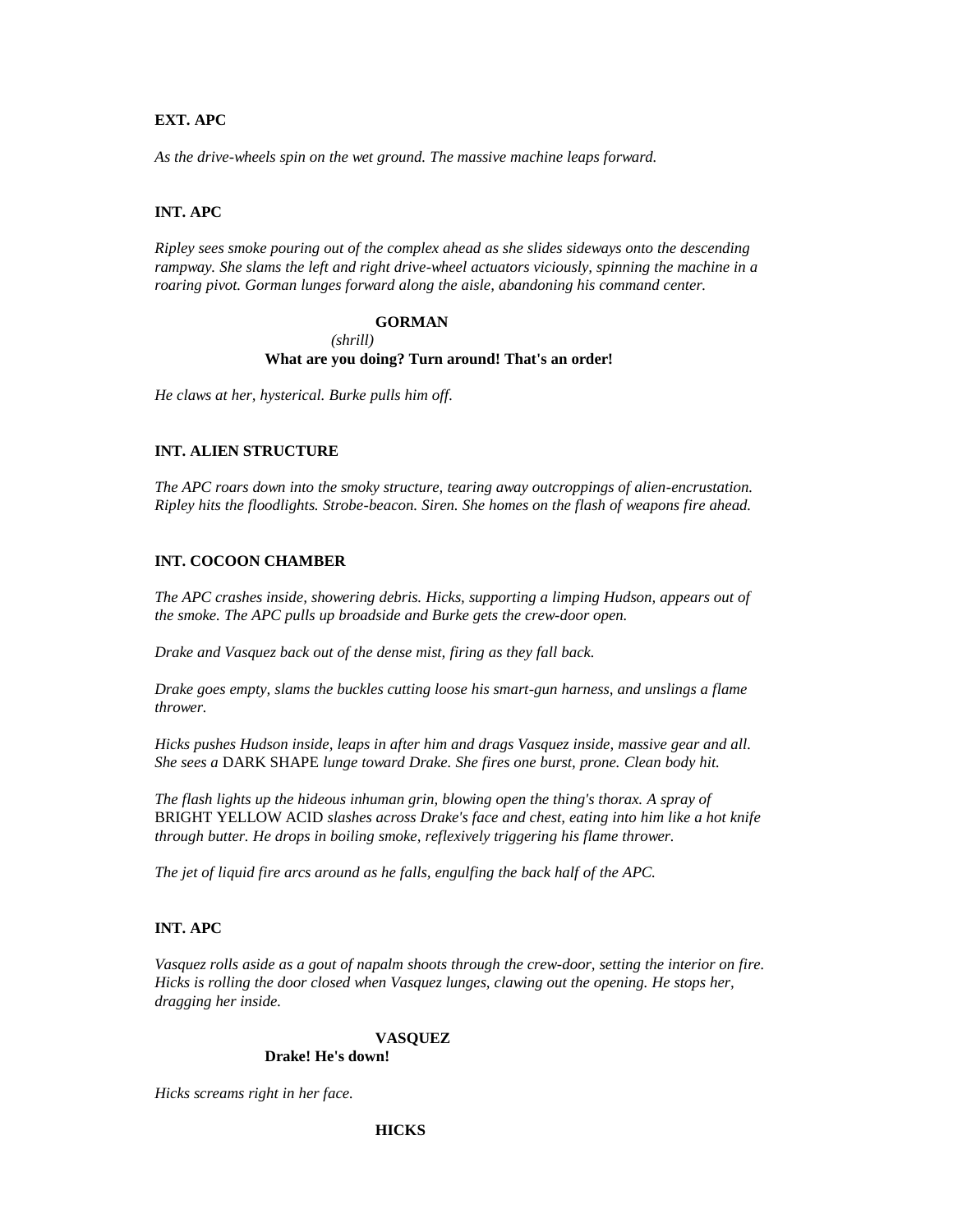**EXT. APC**

*As the drive-wheels spin on the wet ground. The massive machine leaps forward.*

**INT. APC**

*Ripley sees smoke pouring out of the complex ahead as she slides sideways onto the descending rampway. She slams the left and right drive-wheel actuators viciously, spinning the machine in a roaring pivot. Gorman lunges forward along the aisle, abandoning his command center.*

**GORMAN**
*(shrill)*
**What are you doing? Turn around! That's an order!**

*He claws at her, hysterical. Burke pulls him off.*

**INT. ALIEN STRUCTURE**

*The APC roars down into the smoky structure, tearing away outcroppings of alien-encrustation. Ripley hits the floodlights. Strobe-beacon. Siren. She homes on the flash of weapons fire ahead.*

**INT. COCOON CHAMBER**

*The APC crashes inside, showering debris. Hicks, supporting a limping Hudson, appears out of the smoke. The APC pulls up broadside and Burke gets the crew-door open.*

*Drake and Vasquez back out of the dense mist, firing as they fall back.*

*Drake goes empty, slams the buckles cutting loose his smart-gun harness, and unslings a flame thrower.*

*Hicks pushes Hudson inside, leaps in after him and drags Vasquez inside, massive gear and all. She sees a* DARK SHAPE *lunge toward Drake. She fires one burst, prone. Clean body hit.*

*The flash lights up the hideous inhuman grin, blowing open the thing's thorax. A spray of* BRIGHT YELLOW ACID *slashes across Drake's face and chest, eating into him like a hot knife through butter. He drops in boiling smoke, reflexively triggering his flame thrower.*

*The jet of liquid fire arcs around as he falls, engulfing the back half of the APC.*

**INT. APC**

*Vasquez rolls aside as a gout of napalm shoots through the crew-door, setting the interior on fire. Hicks is rolling the door closed when Vasquez lunges, clawing out the opening. He stops her, dragging her inside.*

**VASQUEZ**
**Drake! He's down!**

*Hicks screams right in her face.*

**HICKS**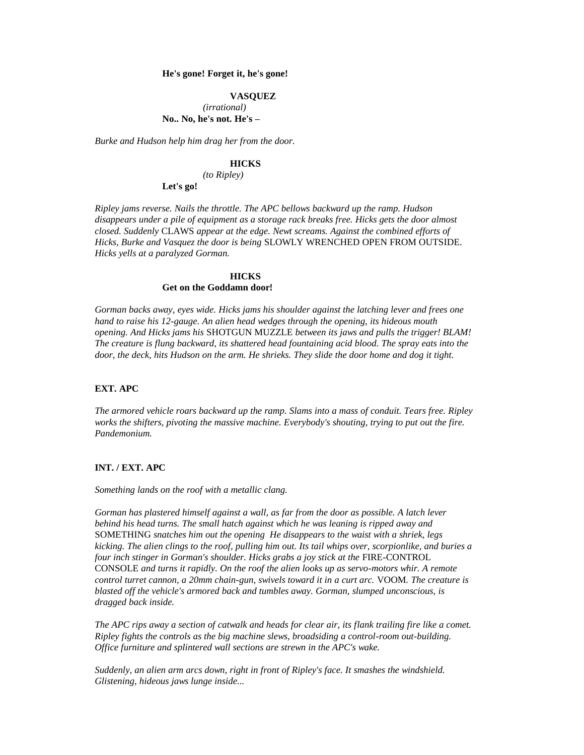**He's gone! Forget it, he's gone!**

**VASQUEZ**

*(irrational)*

**No.. No, he's not. He's –**

*Burke and Hudson help him drag her from the door.*

**HICKS**

*(to Ripley)*

**Let's go!**

*Ripley jams reverse. Nails the throttle. The APC bellows backward up the ramp. Hudson disappears under a pile of equipment as a storage rack breaks free. Hicks gets the door almost closed. Suddenly* CLAWS *appear at the edge. Newt screams. Against the combined efforts of Hicks, Burke and Vasquez the door is being* SLOWLY WRENCHED OPEN FROM OUTSIDE. *Hicks yells at a paralyzed Gorman.*

**HICKS**

**Get on the Goddamn door!**

*Gorman backs away, eyes wide. Hicks jams his shoulder against the latching lever and frees one hand to raise his 12-gauge. An alien head wedges through the opening, its hideous mouth opening. And Hicks jams his* SHOTGUN MUZZLE *between its jaws and pulls the trigger! BLAM! The creature is flung backward, its shattered head fountaining acid blood. The spray eats into the door, the deck, hits Hudson on the arm. He shrieks. They slide the door home and dog it tight.*

**EXT. APC**

*The armored vehicle roars backward up the ramp. Slams into a mass of conduit. Tears free. Ripley works the shifters, pivoting the massive machine. Everybody's shouting, trying to put out the fire. Pandemonium.*

**INT. / EXT. APC**

*Something lands on the roof with a metallic clang.*

*Gorman has plastered himself against a wall, as far from the door as possible. A latch lever behind his head turns. The small hatch against which he was leaning is ripped away and* SOMETHING *snatches him out the opening He disappears to the waist with a shriek, legs kicking. The alien clings to the roof, pulling him out. Its tail whips over, scorpionlike, and buries a four inch stinger in Gorman's shoulder. Hicks grabs a joy stick at the* FIRE-CONTROL CONSOLE *and turns it rapidly. On the roof the alien looks up as servo-motors whir. A remote control turret cannon, a 20mm chain-gun, swivels toward it in a curt arc.* VOOM. *The creature is blasted off the vehicle's armored back and tumbles away. Gorman, slumped unconscious, is dragged back inside.*

*The APC rips away a section of catwalk and heads for clear air, its flank trailing fire like a comet. Ripley fights the controls as the big machine slews, broadsiding a control-room out-building. Office furniture and splintered wall sections are strewn in the APC's wake.*

*Suddenly, an alien arm arcs down, right in front of Ripley's face. It smashes the windshield. Glistening, hideous jaws lunge inside...*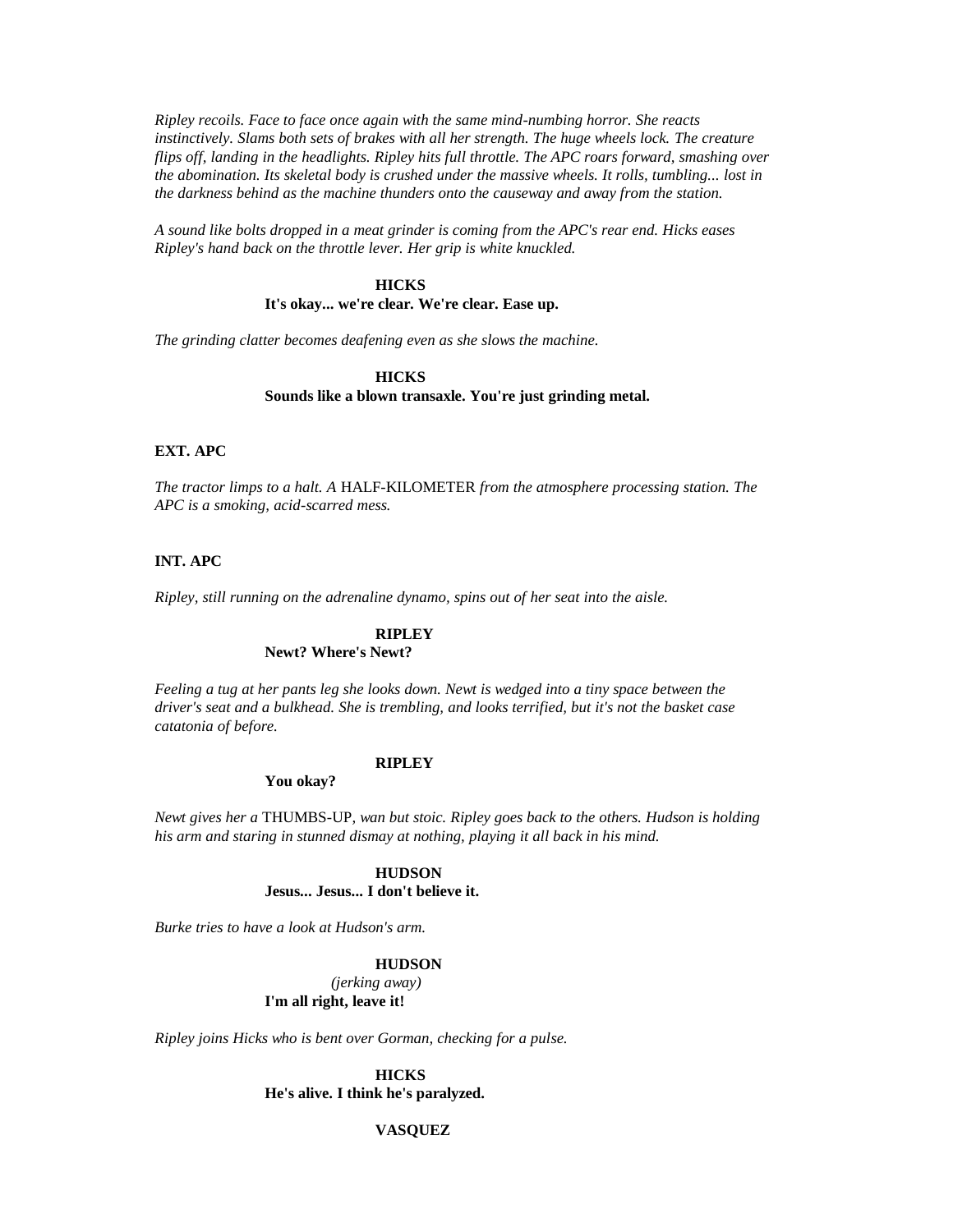*Ripley recoils. Face to face once again with the same mind-numbing horror. She reacts instinctively. Slams both sets of brakes with all her strength. The huge wheels lock. The creature flips off, landing in the headlights. Ripley hits full throttle. The APC roars forward, smashing over the abomination. Its skeletal body is crushed under the massive wheels. It rolls, tumbling... lost in the darkness behind as the machine thunders onto the causeway and away from the station.*

*A sound like bolts dropped in a meat grinder is coming from the APC's rear end. Hicks eases Ripley's hand back on the throttle lever. Her grip is white knuckled.*

**HICKS**
**It's okay... we're clear. We're clear. Ease up.**

*The grinding clatter becomes deafening even as she slows the machine.*

**HICKS**
**Sounds like a blown transaxle. You're just grinding metal.**

**EXT. APC**

*The tractor limps to a halt. A* HALF-KILOMETER *from the atmosphere processing station. The APC is a smoking, acid-scarred mess.*

**INT. APC**

*Ripley, still running on the adrenaline dynamo, spins out of her seat into the aisle.*

**RIPLEY**
**Newt? Where's Newt?**

*Feeling a tug at her pants leg she looks down. Newt is wedged into a tiny space between the driver's seat and a bulkhead. She is trembling, and looks terrified, but it's not the basket case catatonia of before.*

**RIPLEY**
**You okay?**

*Newt gives her a* THUMBS-UP*, wan but stoic. Ripley goes back to the others. Hudson is holding his arm and staring in stunned dismay at nothing, playing it all back in his mind.*

**HUDSON**
**Jesus... Jesus... I don't believe it.**

*Burke tries to have a look at Hudson's arm.*

**HUDSON**
*(jerking away)*
**I'm all right, leave it!**

*Ripley joins Hicks who is bent over Gorman, checking for a pulse.*

**HICKS**
**He's alive. I think he's paralyzed.**

**VASQUEZ**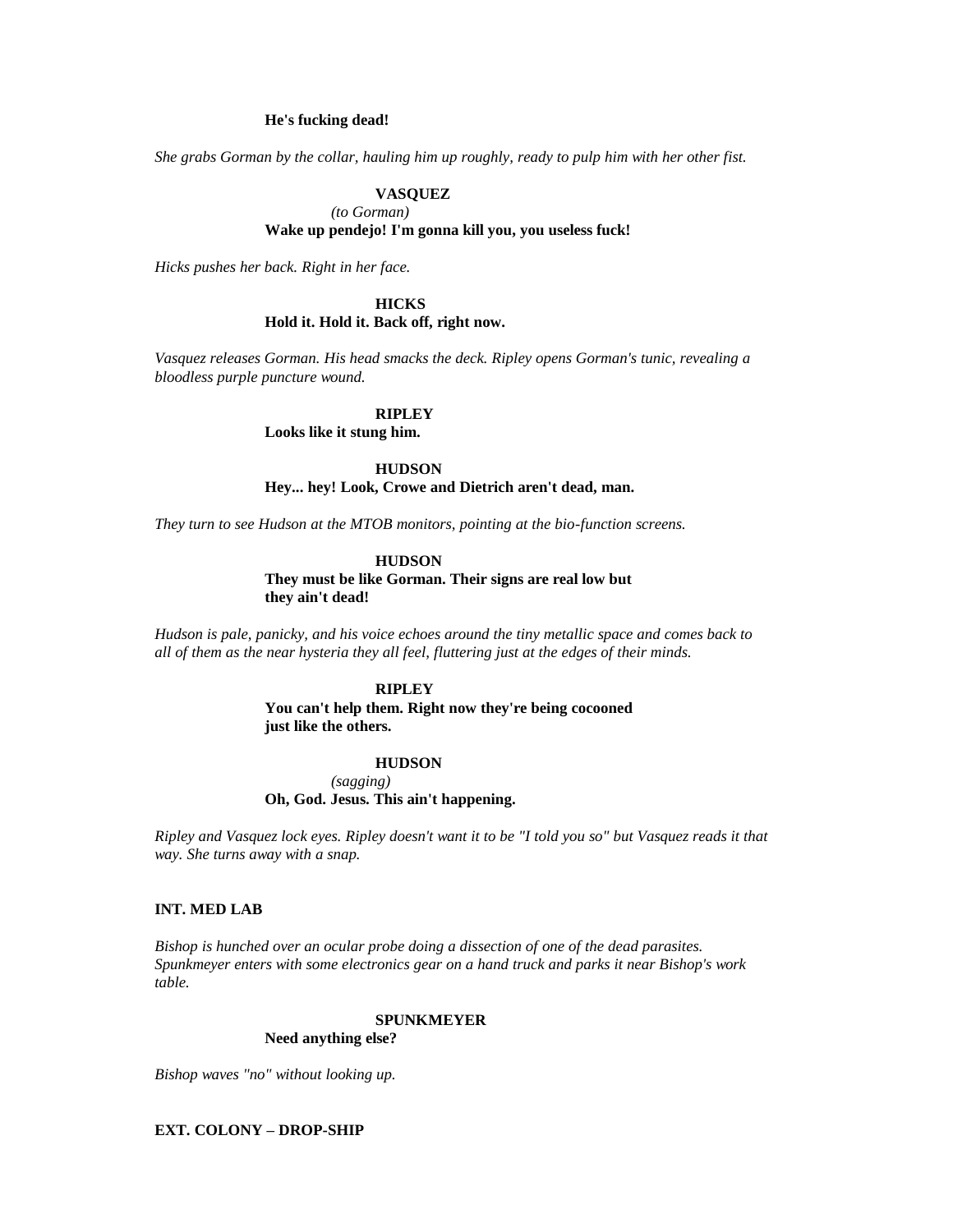**He's fucking dead!**

*She grabs Gorman by the collar, hauling him up roughly, ready to pulp him with her other fist.*

**VASQUEZ**
*(to Gorman)*
**Wake up pendejo! I'm gonna kill you, you useless fuck!**

*Hicks pushes her back. Right in her face.*

**HICKS**
**Hold it. Hold it. Back off, right now.**

*Vasquez releases Gorman. His head smacks the deck. Ripley opens Gorman's tunic, revealing a bloodless purple puncture wound.*

**RIPLEY**
**Looks like it stung him.**

**HUDSON**
**Hey... hey! Look, Crowe and Dietrich aren't dead, man.**

*They turn to see Hudson at the MTOB monitors, pointing at the bio-function screens.*

**HUDSON**
**They must be like Gorman. Their signs are real low but they ain't dead!**

*Hudson is pale, panicky, and his voice echoes around the tiny metallic space and comes back to all of them as the near hysteria they all feel, fluttering just at the edges of their minds.*

**RIPLEY**
**You can't help them. Right now they're being cocooned just like the others.**

**HUDSON**
*(sagging)*
**Oh, God. Jesus. This ain't happening.**

*Ripley and Vasquez lock eyes. Ripley doesn't want it to be "I told you so" but Vasquez reads it that way. She turns away with a snap.*

**INT. MED LAB**

*Bishop is hunched over an ocular probe doing a dissection of one of the dead parasites. Spunkmeyer enters with some electronics gear on a hand truck and parks it near Bishop's work table.*

**SPUNKMEYER**
**Need anything else?**

*Bishop waves "no" without looking up.*

**EXT. COLONY – DROP-SHIP**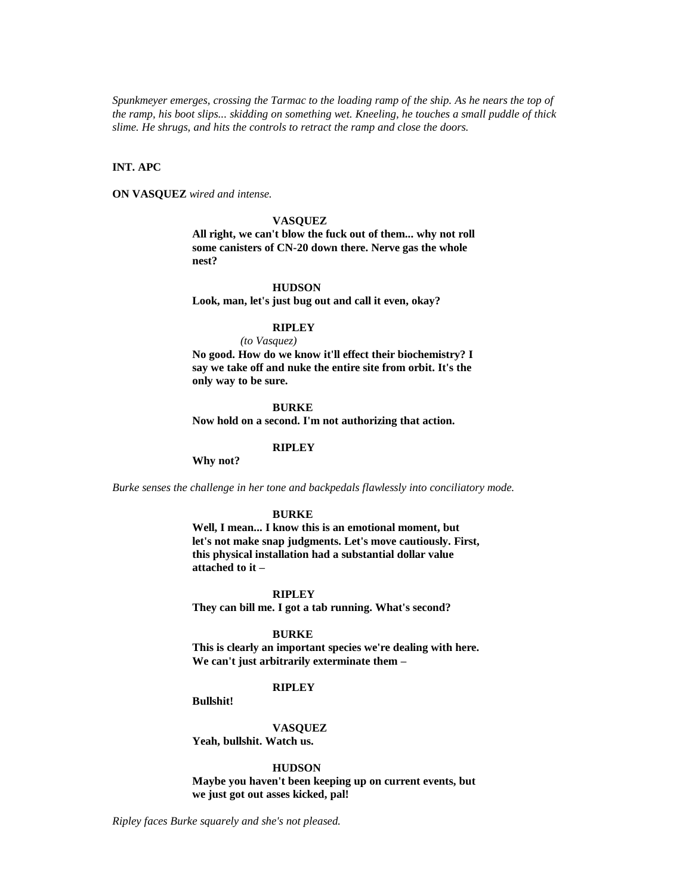*Spunkmeyer emerges, crossing the Tarmac to the loading ramp of the ship. As he nears the top of the ramp, his boot slips... skidding on something wet. Kneeling, he touches a small puddle of thick slime. He shrugs, and hits the controls to retract the ramp and close the doors.*

**INT. APC**

**ON VASQUEZ** *wired and intense.*

**VASQUEZ**
**All right, we can't blow the fuck out of them... why not roll some canisters of CN-20 down there. Nerve gas the whole nest?**

**HUDSON**
**Look, man, let's just bug out and call it even, okay?**

**RIPLEY**
*(to Vasquez)*
**No good. How do we know it'll effect their biochemistry? I say we take off and nuke the entire site from orbit. It's the only way to be sure.**

**BURKE**
**Now hold on a second. I'm not authorizing that action.**

**RIPLEY**
**Why not?**

*Burke senses the challenge in her tone and backpedals flawlessly into conciliatory mode.*

**BURKE**
**Well, I mean... I know this is an emotional moment, but let's not make snap judgments. Let's move cautiously. First, this physical installation had a substantial dollar value attached to it –**

**RIPLEY**
**They can bill me. I got a tab running. What's second?**

**BURKE**
**This is clearly an important species we're dealing with here. We can't just arbitrarily exterminate them –**

**RIPLEY**
**Bullshit!**

**VASQUEZ**
**Yeah, bullshit. Watch us.**

**HUDSON**
**Maybe you haven't been keeping up on current events, but we just got out asses kicked, pal!**

*Ripley faces Burke squarely and she's not pleased.*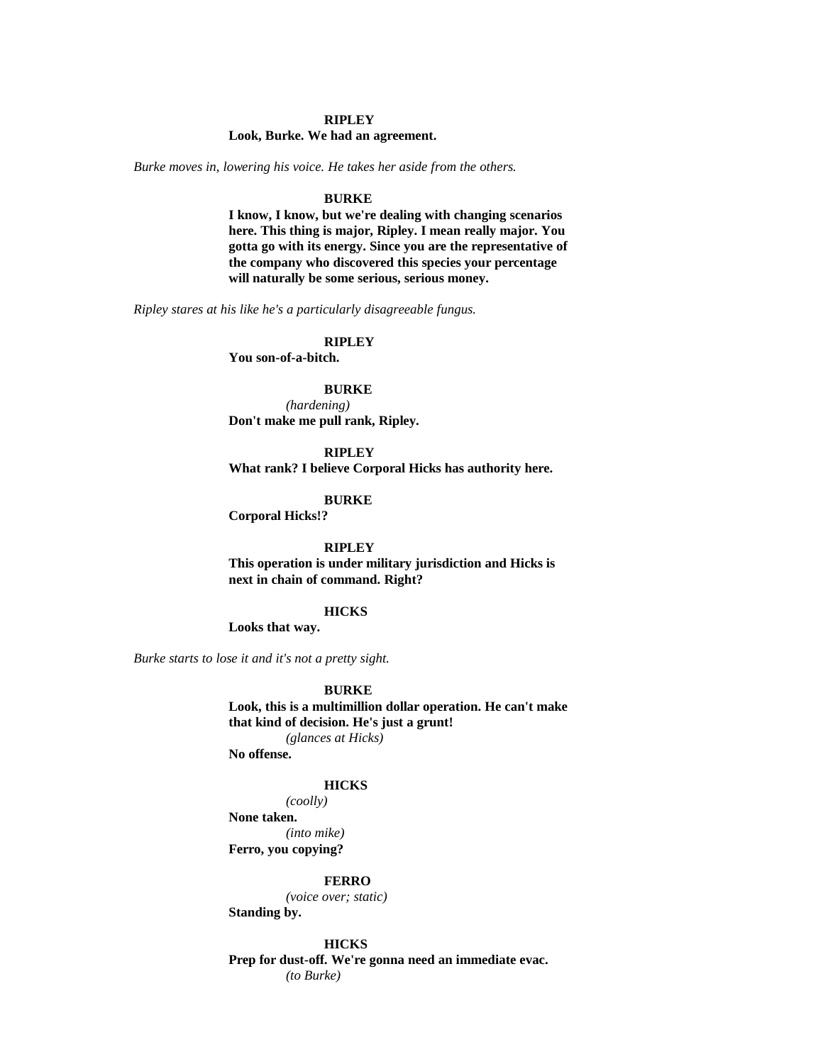**RIPLEY**
**Look, Burke. We had an agreement.**

*Burke moves in, lowering his voice. He takes her aside from the others.*

**BURKE**
**I know, I know, but we're dealing with changing scenarios here. This thing is major, Ripley. I mean really major. You gotta go with its energy. Since you are the representative of the company who discovered this species your percentage will naturally be some serious, serious money.**

*Ripley stares at his like he's a particularly disagreeable fungus.*

**RIPLEY**
**You son-of-a-bitch.**

**BURKE**
*(hardening)*
**Don't make me pull rank, Ripley.**

**RIPLEY**
**What rank? I believe Corporal Hicks has authority here.**

**BURKE**
**Corporal Hicks!?**

**RIPLEY**
**This operation is under military jurisdiction and Hicks is next in chain of command. Right?**

**HICKS**
**Looks that way.**

*Burke starts to lose it and it's not a pretty sight.*

**BURKE**
**Look, this is a multimillion dollar operation. He can't make that kind of decision. He's just a grunt!**
*(glances at Hicks)*
**No offense.**

**HICKS**
*(coolly)*
**None taken.**
*(into mike)*
**Ferro, you copying?**

**FERRO**
*(voice over; static)*
**Standing by.**

**HICKS**
**Prep for dust-off. We're gonna need an immediate evac.**
*(to Burke)*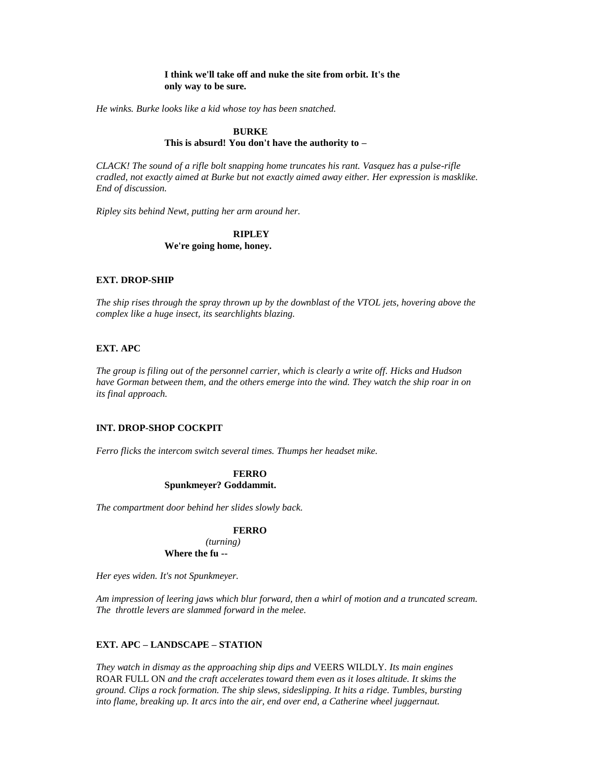**I think we'll take off and nuke the site from orbit. It's the only way to be sure.**

*He winks. Burke looks like a kid whose toy has been snatched.*

**BURKE**
**This is absurd! You don't have the authority to –**

*CLACK! The sound of a rifle bolt snapping home truncates his rant. Vasquez has a pulse-rifle cradled, not exactly aimed at Burke but not exactly aimed away either. Her expression is masklike. End of discussion.*

*Ripley sits behind Newt, putting her arm around her.*

**RIPLEY**
**We're going home, honey.**

**EXT. DROP-SHIP**

*The ship rises through the spray thrown up by the downblast of the VTOL jets, hovering above the complex like a huge insect, its searchlights blazing.*

**EXT. APC**

*The group is filing out of the personnel carrier, which is clearly a write off. Hicks and Hudson have Gorman between them, and the others emerge into the wind. They watch the ship roar in on its final approach.*

**INT. DROP-SHOP COCKPIT**

*Ferro flicks the intercom switch several times. Thumps her headset mike.*

**FERRO**
**Spunkmeyer? Goddammit.**

*The compartment door behind her slides slowly back.*

**FERRO**
*(turning)*
**Where the fu --**

*Her eyes widen. It's not Spunkmeyer.*

*Am impression of leering jaws which blur forward, then a whirl of motion and a truncated scream. The throttle levers are slammed forward in the melee.*

**EXT. APC – LANDSCAPE – STATION**

*They watch in dismay as the approaching ship dips and* VEERS WILDLY*. Its main engines* ROAR FULL ON *and the craft accelerates toward them even as it loses altitude. It skims the ground. Clips a rock formation. The ship slews, sideslipping. It hits a ridge. Tumbles, bursting into flame, breaking up. It arcs into the air, end over end, a Catherine wheel juggernaut.*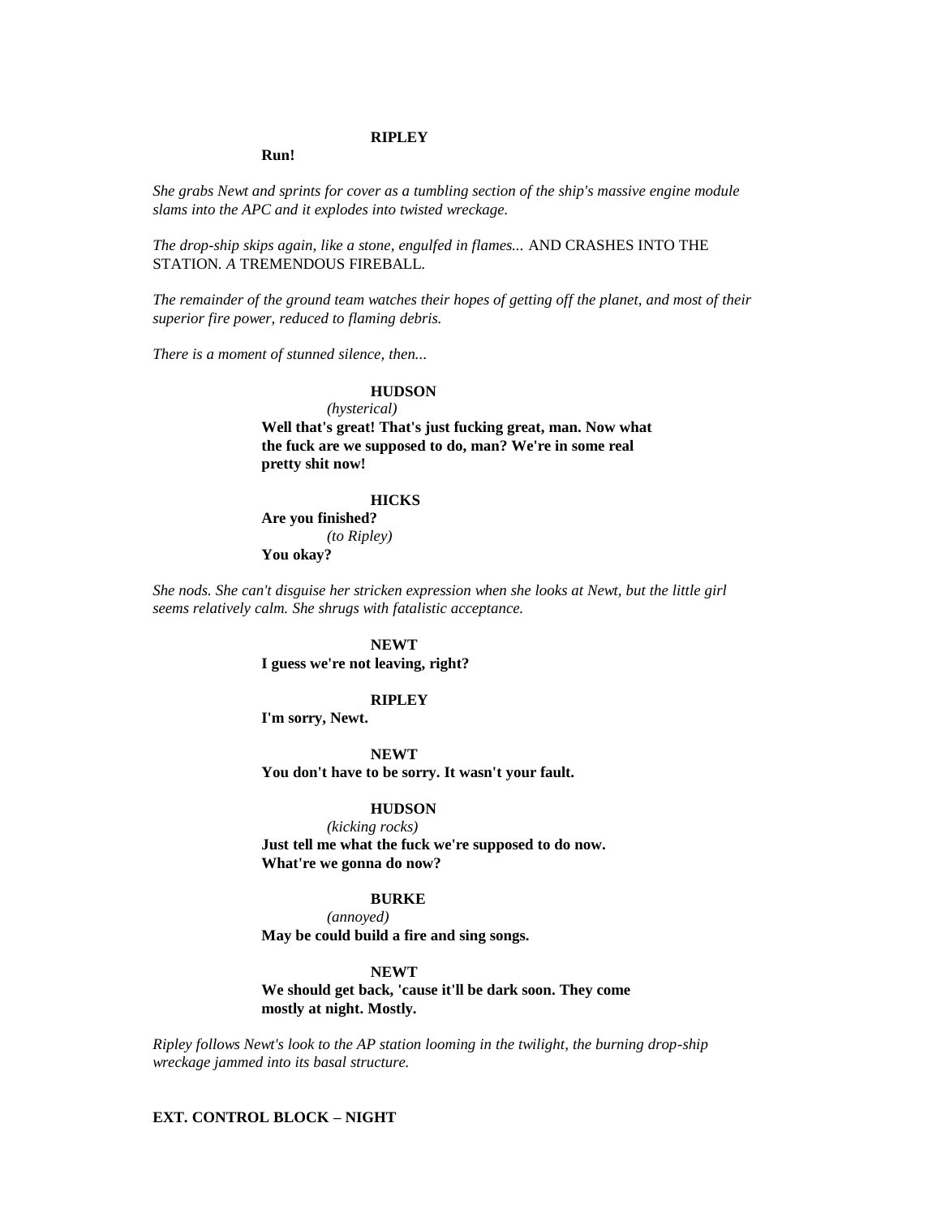**RIPLEY**

**Run!**

*She grabs Newt and sprints for cover as a tumbling section of the ship's massive engine module slams into the APC and it explodes into twisted wreckage.*

*The drop-ship skips again, like a stone, engulfed in flames...* AND CRASHES INTO THE STATION. *A* TREMENDOUS FIREBALL.

*The remainder of the ground team watches their hopes of getting off the planet, and most of their superior fire power, reduced to flaming debris.*

*There is a moment of stunned silence, then...*

**HUDSON**

*(hysterical)*

**Well that's great! That's just fucking great, man. Now what the fuck are we supposed to do, man? We're in some real pretty shit now!**

**HICKS**

**Are you finished?**

*(to Ripley)*

**You okay?**

*She nods. She can't disguise her stricken expression when she looks at Newt, but the little girl seems relatively calm. She shrugs with fatalistic acceptance.*

**NEWT**

**I guess we're not leaving, right?**

**RIPLEY**

**I'm sorry, Newt.**

**NEWT**

**You don't have to be sorry. It wasn't your fault.**

**HUDSON**

*(kicking rocks)*

**Just tell me what the fuck we're supposed to do now. What're we gonna do now?**

**BURKE**

*(annoyed)*

**May be could build a fire and sing songs.**

**NEWT**

**We should get back, 'cause it'll be dark soon. They come mostly at night. Mostly.**

*Ripley follows Newt's look to the AP station looming in the twilight, the burning drop-ship wreckage jammed into its basal structure.*

**EXT. CONTROL BLOCK – NIGHT**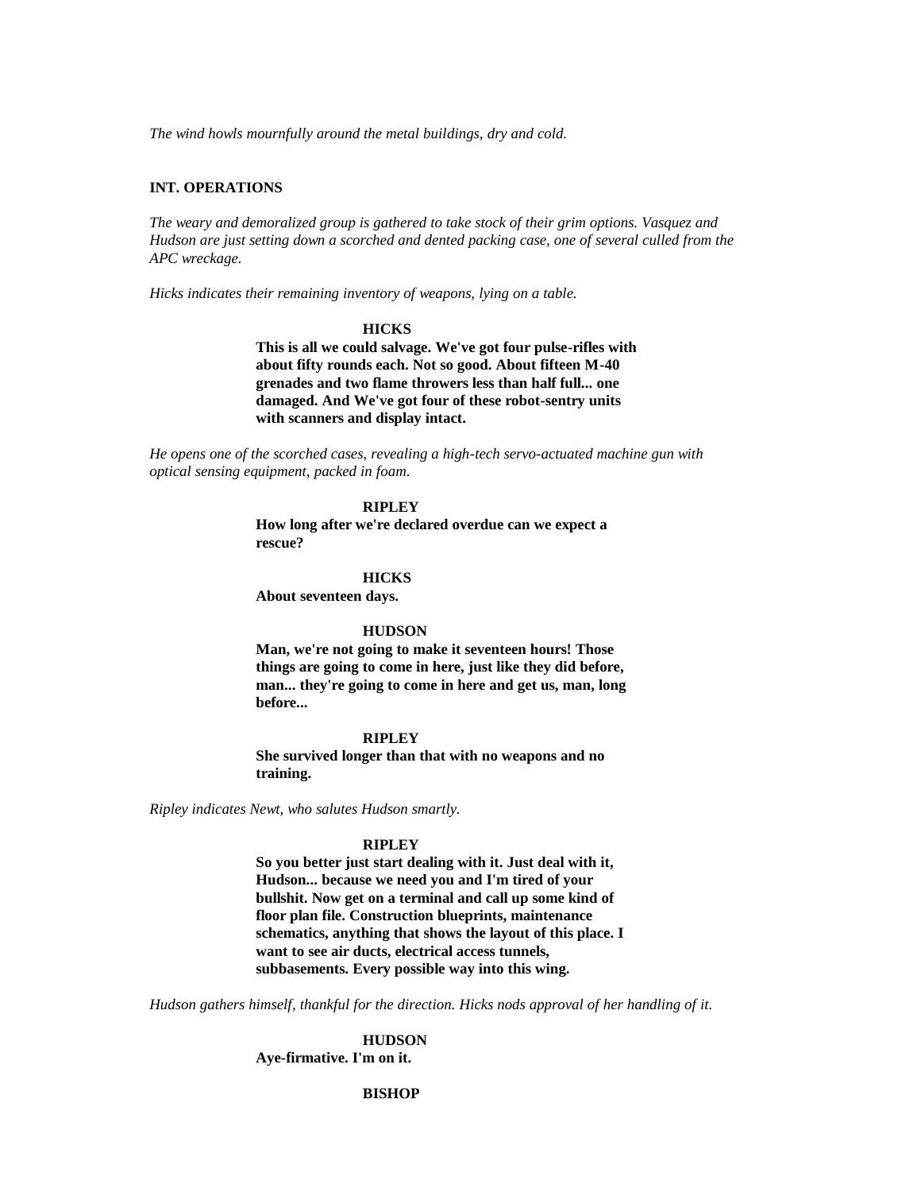*The wind howls mournfully around the metal buildings, dry and cold.*

**INT. OPERATIONS**

*The weary and demoralized group is gathered to take stock of their grim options. Vasquez and Hudson are just setting down a scorched and dented packing case, one of several culled from the APC wreckage.*

*Hicks indicates their remaining inventory of weapons, lying on a table.*

**HICKS**

**This is all we could salvage. We've got four pulse-rifles with about fifty rounds each. Not so good. About fifteen M-40 grenades and two flame throwers less than half full... one damaged. And We've got four of these robot-sentry units with scanners and display intact.**

*He opens one of the scorched cases, revealing a high-tech servo-actuated machine gun with optical sensing equipment, packed in foam.*

**RIPLEY**

**How long after we're declared overdue can we expect a rescue?**

**HICKS**

**About seventeen days.**

**HUDSON**

**Man, we're not going to make it seventeen hours! Those things are going to come in here, just like they did before, man... they're going to come in here and get us, man, long before...**

**RIPLEY**

**She survived longer than that with no weapons and no training.**

*Ripley indicates Newt, who salutes Hudson smartly.*

**RIPLEY**

**So you better just start dealing with it. Just deal with it, Hudson... because we need you and I'm tired of your bullshit. Now get on a terminal and call up some kind of floor plan file. Construction blueprints, maintenance schematics, anything that shows the layout of this place. I want to see air ducts, electrical access tunnels, subbasements. Every possible way into this wing.**

*Hudson gathers himself, thankful for the direction. Hicks nods approval of her handling of it.*

**HUDSON**

**Aye-firmative. I'm on it.**

**BISHOP**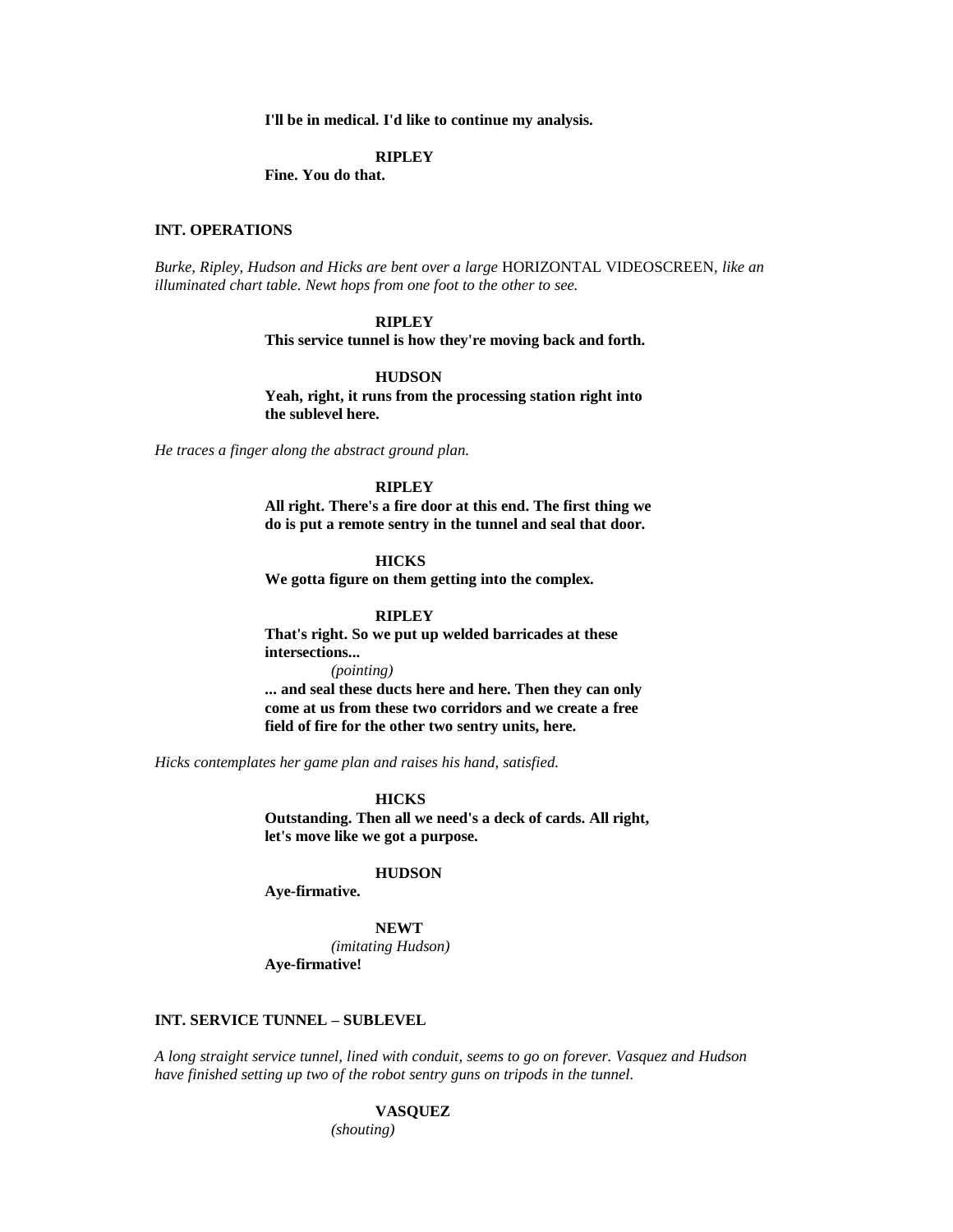**I'll be in medical. I'd like to continue my analysis.**

**RIPLEY**

**Fine. You do that.**

**INT. OPERATIONS**

*Burke, Ripley, Hudson and Hicks are bent over a large* HORIZONTAL VIDEOSCREEN, *like an illuminated chart table. Newt hops from one foot to the other to see.*

**RIPLEY**

**This service tunnel is how they're moving back and forth.**

**HUDSON**

**Yeah, right, it runs from the processing station right into the sublevel here.**

*He traces a finger along the abstract ground plan.*

**RIPLEY**

**All right. There's a fire door at this end. The first thing we do is put a remote sentry in the tunnel and seal that door.**

**HICKS**

**We gotta figure on them getting into the complex.**

**RIPLEY**

**That's right. So we put up welded barricades at these intersections...**

*(pointing)*

**... and seal these ducts here and here. Then they can only come at us from these two corridors and we create a free field of fire for the other two sentry units, here.**

*Hicks contemplates her game plan and raises his hand, satisfied.*

**HICKS**

**Outstanding. Then all we need's a deck of cards. All right, let's move like we got a purpose.**

**HUDSON**

**Aye-firmative.**

**NEWT**

*(imitating Hudson)*

**Aye-firmative!**

**INT. SERVICE TUNNEL – SUBLEVEL**

*A long straight service tunnel, lined with conduit, seems to go on forever. Vasquez and Hudson have finished setting up two of the robot sentry guns on tripods in the tunnel.*

**VASQUEZ**

*(shouting)*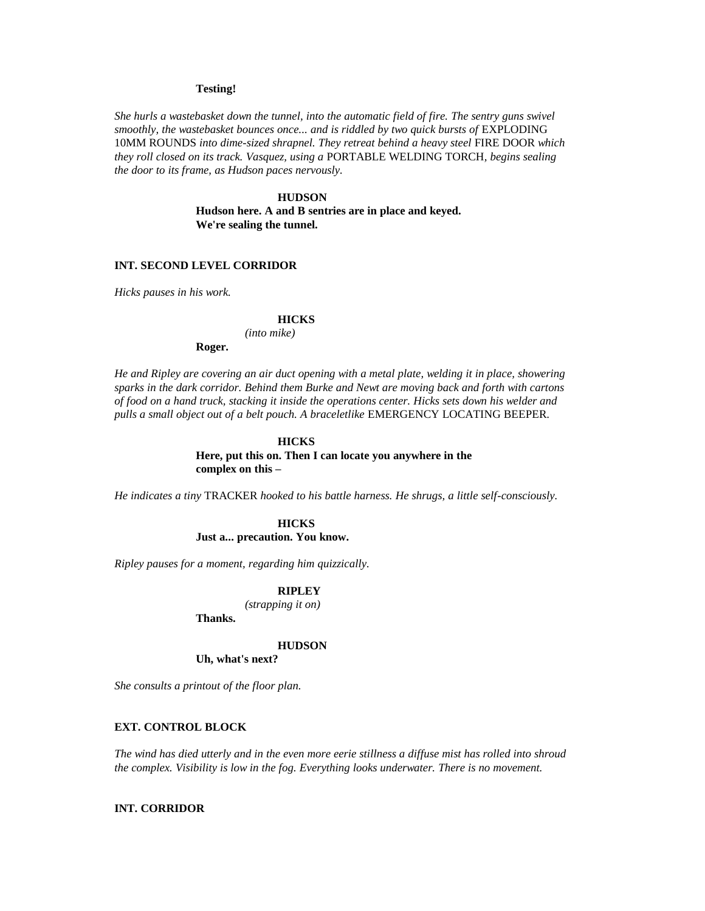**Testing!**

*She hurls a wastebasket down the tunnel, into the automatic field of fire. The sentry guns swivel smoothly, the wastebasket bounces once... and is riddled by two quick bursts of* EXPLODING 10MM ROUNDS *into dime-sized shrapnel. They retreat behind a heavy steel* FIRE DOOR *which they roll closed on its track. Vasquez, using a* PORTABLE WELDING TORCH, *begins sealing the door to its frame, as Hudson paces nervously.*

**HUDSON**
**Hudson here. A and B sentries are in place and keyed. We're sealing the tunnel.**

**INT. SECOND LEVEL CORRIDOR**

*Hicks pauses in his work.*

**HICKS**
*(into mike)*
**Roger.**

*He and Ripley are covering an air duct opening with a metal plate, welding it in place, showering sparks in the dark corridor. Behind them Burke and Newt are moving back and forth with cartons of food on a hand truck, stacking it inside the operations center. Hicks sets down his welder and pulls a small object out of a belt pouch. A braceletlike* EMERGENCY LOCATING BEEPER.

**HICKS**
**Here, put this on. Then I can locate you anywhere in the complex on this –**

*He indicates a tiny* TRACKER *hooked to his battle harness. He shrugs, a little self-consciously.*

**HICKS**
**Just a... precaution. You know.**

*Ripley pauses for a moment, regarding him quizzically.*

**RIPLEY**
*(strapping it on)*
**Thanks.**

**HUDSON**
**Uh, what's next?**

*She consults a printout of the floor plan.*

**EXT. CONTROL BLOCK**

*The wind has died utterly and in the even more eerie stillness a diffuse mist has rolled into shroud the complex. Visibility is low in the fog. Everything looks underwater. There is no movement.*

**INT. CORRIDOR**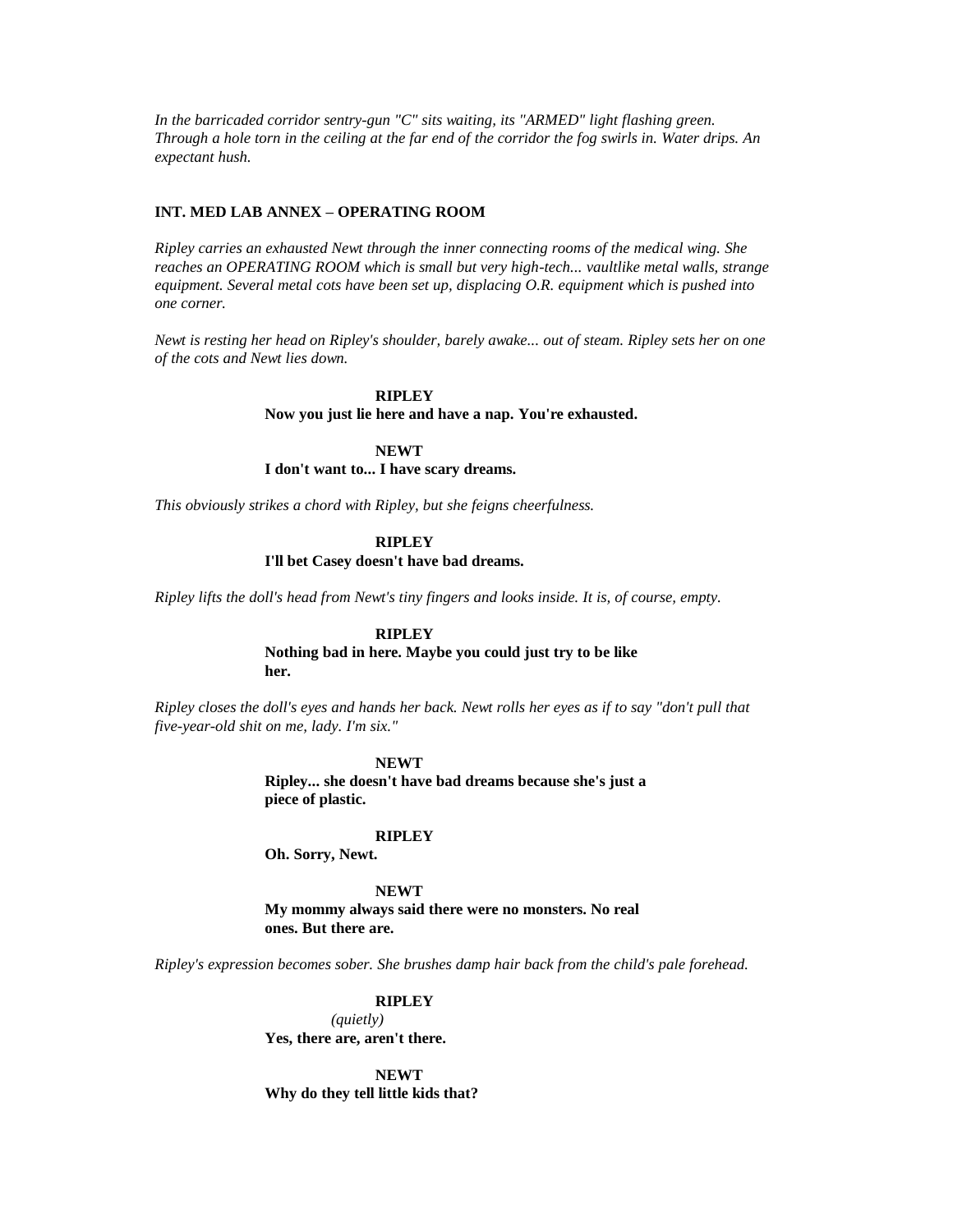*In the barricaded corridor sentry-gun "C" sits waiting, its "ARMED" light flashing green. Through a hole torn in the ceiling at the far end of the corridor the fog swirls in. Water drips. An expectant hush.*

**INT. MED LAB ANNEX – OPERATING ROOM**

*Ripley carries an exhausted Newt through the inner connecting rooms of the medical wing. She reaches an OPERATING ROOM which is small but very high-tech... vaultlike metal walls, strange equipment. Several metal cots have been set up, displacing O.R. equipment which is pushed into one corner.*

*Newt is resting her head on Ripley's shoulder, barely awake... out of steam. Ripley sets her on one of the cots and Newt lies down.*

**RIPLEY**
**Now you just lie here and have a nap. You're exhausted.**

**NEWT**
**I don't want to... I have scary dreams.**

*This obviously strikes a chord with Ripley, but she feigns cheerfulness.*

**RIPLEY**
**I'll bet Casey doesn't have bad dreams.**

*Ripley lifts the doll's head from Newt's tiny fingers and looks inside. It is, of course, empty.*

**RIPLEY**
**Nothing bad in here. Maybe you could just try to be like her.**

*Ripley closes the doll's eyes and hands her back. Newt rolls her eyes as if to say "don't pull that five-year-old shit on me, lady. I'm six."*

**NEWT**
**Ripley... she doesn't have bad dreams because she's just a piece of plastic.**

**RIPLEY**
**Oh. Sorry, Newt.**

**NEWT**
**My mommy always said there were no monsters. No real ones. But there are.**

*Ripley's expression becomes sober. She brushes damp hair back from the child's pale forehead.*

**RIPLEY**
*(quietly)*
**Yes, there are, aren't there.**

**NEWT**
**Why do they tell little kids that?**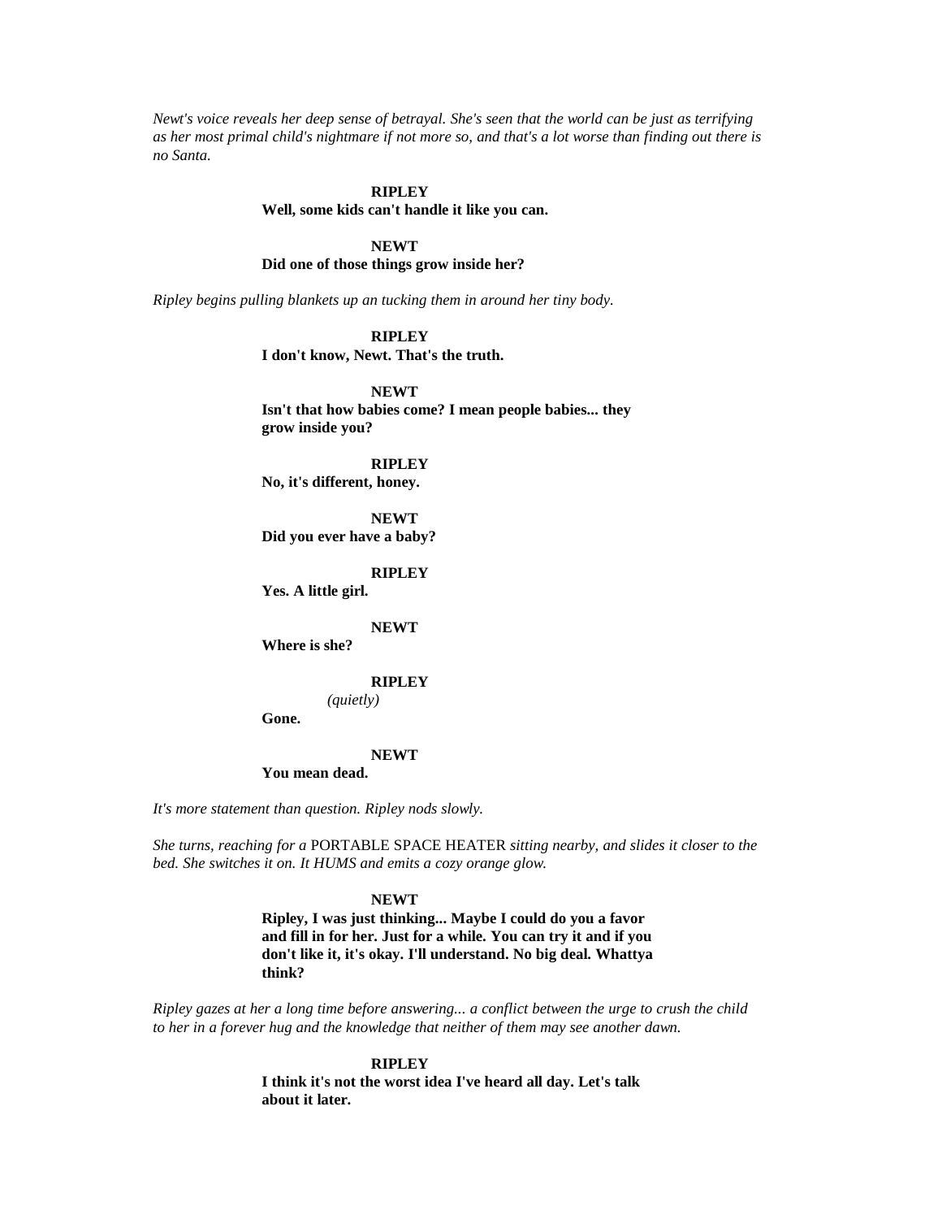*Newt's voice reveals her deep sense of betrayal. She's seen that the world can be just as terrifying as her most primal child's nightmare if not more so, and that's a lot worse than finding out there is no Santa.*

**RIPLEY**
**Well, some kids can't handle it like you can.**

**NEWT**
**Did one of those things grow inside her?**

*Ripley begins pulling blankets up an tucking them in around her tiny body.*

**RIPLEY**
**I don't know, Newt. That's the truth.**

**NEWT**
**Isn't that how babies come? I mean people babies... they grow inside you?**

**RIPLEY**
**No, it's different, honey.**

**NEWT**
**Did you ever have a baby?**

**RIPLEY**
**Yes. A little girl.**

**NEWT**
**Where is she?**

**RIPLEY**
*(quietly)*
**Gone.**

**NEWT**
**You mean dead.**

*It's more statement than question. Ripley nods slowly.*

*She turns, reaching for a* PORTABLE SPACE HEATER *sitting nearby, and slides it closer to the bed. She switches it on. It HUMS and emits a cozy orange glow.*

**NEWT**
**Ripley, I was just thinking... Maybe I could do you a favor and fill in for her. Just for a while. You can try it and if you don't like it, it's okay. I'll understand. No big deal. Whattya think?**

*Ripley gazes at her a long time before answering... a conflict between the urge to crush the child to her in a forever hug and the knowledge that neither of them may see another dawn.*

**RIPLEY**
**I think it's not the worst idea I've heard all day. Let's talk about it later.**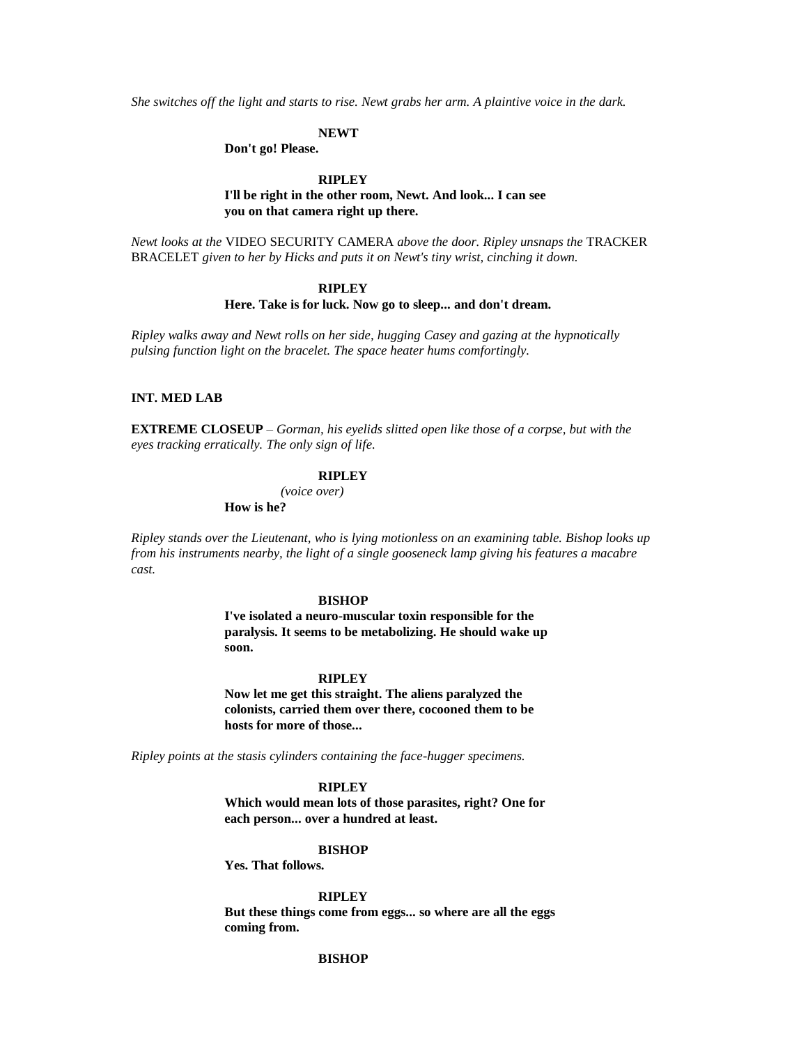*She switches off the light and starts to rise. Newt grabs her arm. A plaintive voice in the dark.*

**NEWT**
**Don't go! Please.**

**RIPLEY**
**I'll be right in the other room, Newt. And look... I can see you on that camera right up there.**

*Newt looks at the* VIDEO SECURITY CAMERA *above the door. Ripley unsnaps the* TRACKER BRACELET *given to her by Hicks and puts it on Newt's tiny wrist, cinching it down.*

**RIPLEY**
**Here. Take is for luck. Now go to sleep... and don't dream.**

*Ripley walks away and Newt rolls on her side, hugging Casey and gazing at the hypnotically pulsing function light on the bracelet. The space heater hums comfortingly.*

**INT. MED LAB**

**EXTREME CLOSEUP** – *Gorman, his eyelids slitted open like those of a corpse, but with the eyes tracking erratically. The only sign of life.*

**RIPLEY**
*(voice over)*
**How is he?**

*Ripley stands over the Lieutenant, who is lying motionless on an examining table. Bishop looks up from his instruments nearby, the light of a single gooseneck lamp giving his features a macabre cast.*

**BISHOP**
**I've isolated a neuro-muscular toxin responsible for the paralysis. It seems to be metabolizing. He should wake up soon.**

**RIPLEY**
**Now let me get this straight. The aliens paralyzed the colonists, carried them over there, cocooned them to be hosts for more of those...**

*Ripley points at the stasis cylinders containing the face-hugger specimens.*

**RIPLEY**
**Which would mean lots of those parasites, right? One for each person... over a hundred at least.**

**BISHOP**
**Yes. That follows.**

**RIPLEY**
**But these things come from eggs... so where are all the eggs coming from.**

**BISHOP**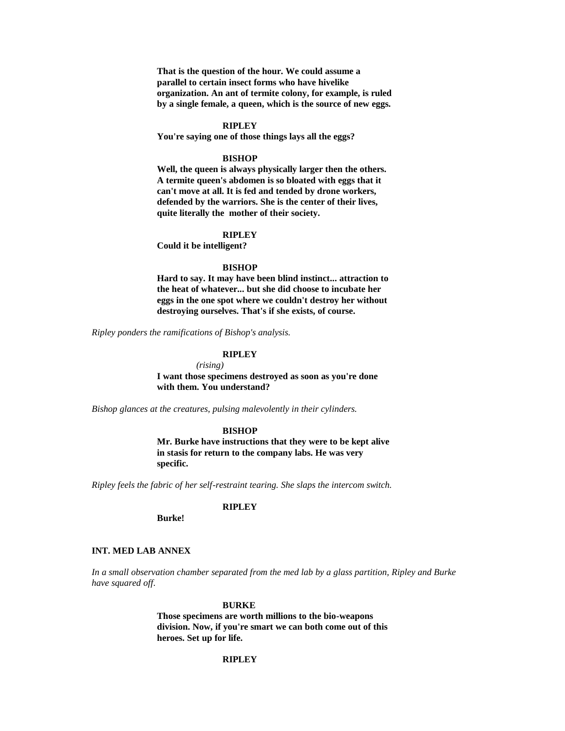**That is the question of the hour. We could assume a parallel to certain insect forms who have hivelike organization. An ant of termite colony, for example, is ruled by a single female, a queen, which is the source of new eggs.**

**RIPLEY**

**You're saying one of those things lays all the eggs?**

**BISHOP**

**Well, the queen is always physically larger then the others. A termite queen's abdomen is so bloated with eggs that it can't move at all. It is fed and tended by drone workers, defended by the warriors. She is the center of their lives, quite literally the mother of their society.**

**RIPLEY**

**Could it be intelligent?**

**BISHOP**

**Hard to say. It may have been blind instinct... attraction to the heat of whatever... but she did choose to incubate her eggs in the one spot where we couldn't destroy her without destroying ourselves. That's if she exists, of course.**

*Ripley ponders the ramifications of Bishop's analysis.*

**RIPLEY**

*(rising)*

**I want those specimens destroyed as soon as you're done with them. You understand?**

*Bishop glances at the creatures, pulsing malevolently in their cylinders.*

**BISHOP**

**Mr. Burke have instructions that they were to be kept alive in stasis for return to the company labs. He was very specific.**

*Ripley feels the fabric of her self-restraint tearing. She slaps the intercom switch.*

**RIPLEY**

**Burke!**

**INT. MED LAB ANNEX**

*In a small observation chamber separated from the med lab by a glass partition, Ripley and Burke have squared off.*

**BURKE**

**Those specimens are worth millions to the bio-weapons division. Now, if you're smart we can both come out of this heroes. Set up for life.**

**RIPLEY**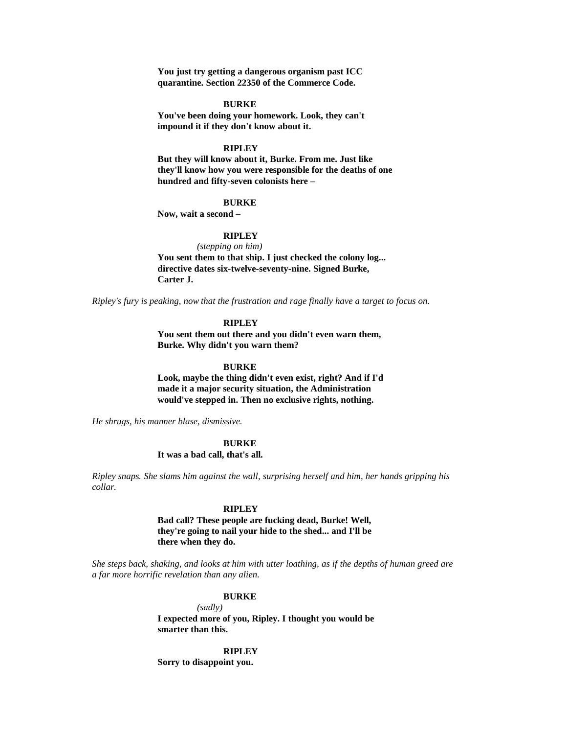**You just try getting a dangerous organism past ICC quarantine. Section 22350 of the Commerce Code.**

**BURKE**

**You've been doing your homework. Look, they can't impound it if they don't know about it.**

**RIPLEY**

**But they will know about it, Burke. From me. Just like they'll know how you were responsible for the deaths of one hundred and fifty-seven colonists here –**

**BURKE**

**Now, wait a second –**

**RIPLEY**

*(stepping on him)*

**You sent them to that ship. I just checked the colony log... directive dates six-twelve-seventy-nine. Signed Burke, Carter J.**

*Ripley's fury is peaking, now that the frustration and rage finally have a target to focus on.*

**RIPLEY**

**You sent them out there and you didn't even warn them, Burke. Why didn't you warn them?**

**BURKE**

**Look, maybe the thing didn't even exist, right? And if I'd made it a major security situation, the Administration would've stepped in. Then no exclusive rights, nothing.**

*He shrugs, his manner blase, dismissive.*

**BURKE**

**It was a bad call, that's all.**

*Ripley snaps. She slams him against the wall, surprising herself and him, her hands gripping his collar.*

**RIPLEY**

**Bad call? These people are fucking dead, Burke! Well, they're going to nail your hide to the shed... and I'll be there when they do.**

*She steps back, shaking, and looks at him with utter loathing, as if the depths of human greed are a far more horrific revelation than any alien.*

**BURKE**

*(sadly)*

**I expected more of you, Ripley. I thought you would be smarter than this.**

**RIPLEY**

**Sorry to disappoint you.**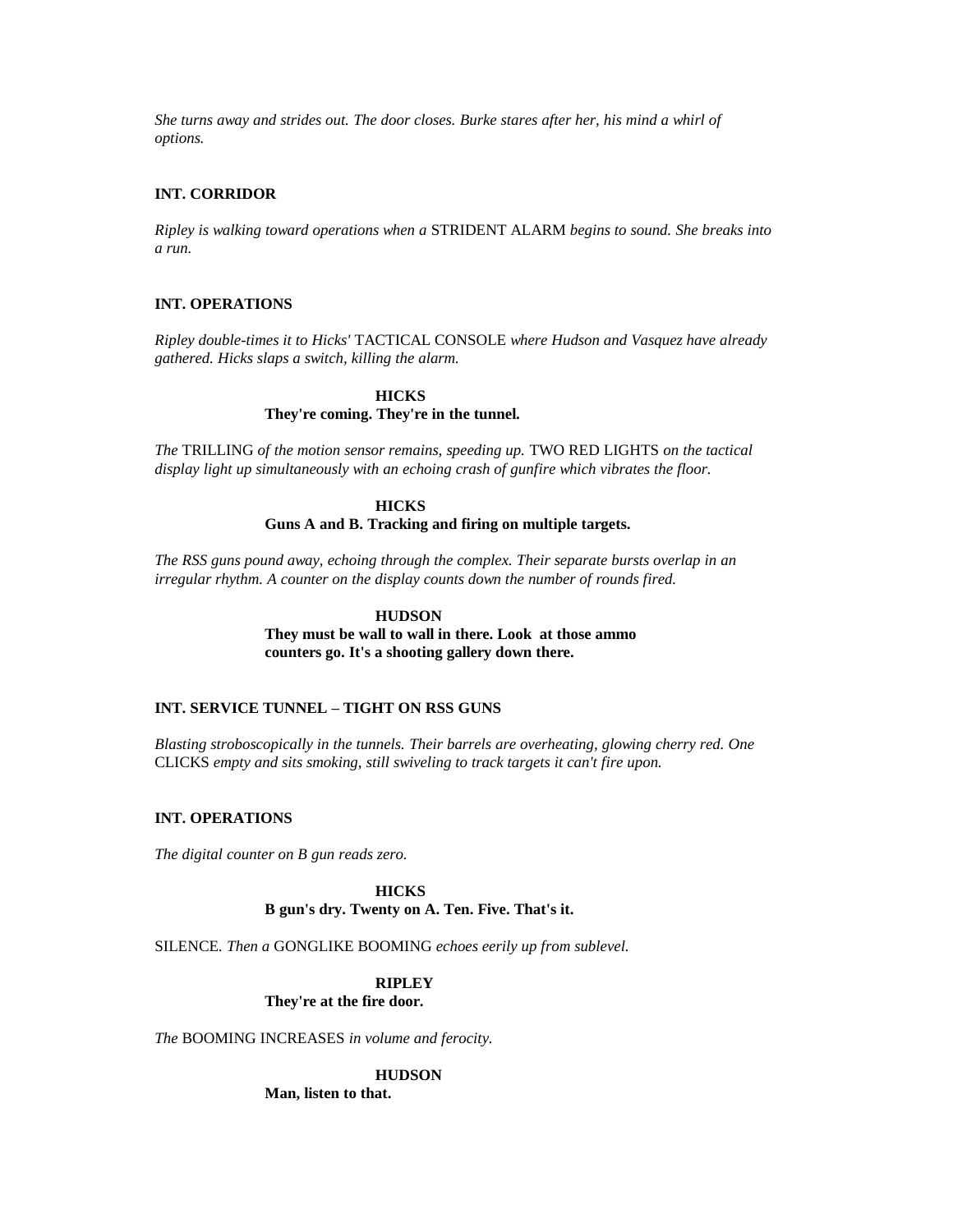*She turns away and strides out. The door closes. Burke stares after her, his mind a whirl of options.*

**INT. CORRIDOR**

*Ripley is walking toward operations when a* STRIDENT ALARM *begins to sound. She breaks into a run.*

**INT. OPERATIONS**

*Ripley double-times it to Hicks'* TACTICAL CONSOLE *where Hudson and Vasquez have already gathered. Hicks slaps a switch, killing the alarm.*

**HICKS**
**They're coming. They're in the tunnel.**

*The* TRILLING *of the motion sensor remains, speeding up.* TWO RED LIGHTS *on the tactical display light up simultaneously with an echoing crash of gunfire which vibrates the floor.*

**HICKS**
**Guns A and B. Tracking and firing on multiple targets.**

*The RSS guns pound away, echoing through the complex. Their separate bursts overlap in an irregular rhythm. A counter on the display counts down the number of rounds fired.*

**HUDSON**
**They must be wall to wall in there. Look at those ammo counters go. It's a shooting gallery down there.**

**INT. SERVICE TUNNEL – TIGHT ON RSS GUNS**

*Blasting stroboscopically in the tunnels. Their barrels are overheating, glowing cherry red. One* CLICKS *empty and sits smoking, still swiveling to track targets it can't fire upon.*

**INT. OPERATIONS**

*The digital counter on B gun reads zero.*

**HICKS**
**B gun's dry. Twenty on A. Ten. Five. That's it.**

SILENCE. *Then a* GONGLIKE BOOMING *echoes eerily up from sublevel.*

**RIPLEY**
**They're at the fire door.**

*The* BOOMING INCREASES *in volume and ferocity.*

**HUDSON**
**Man, listen to that.**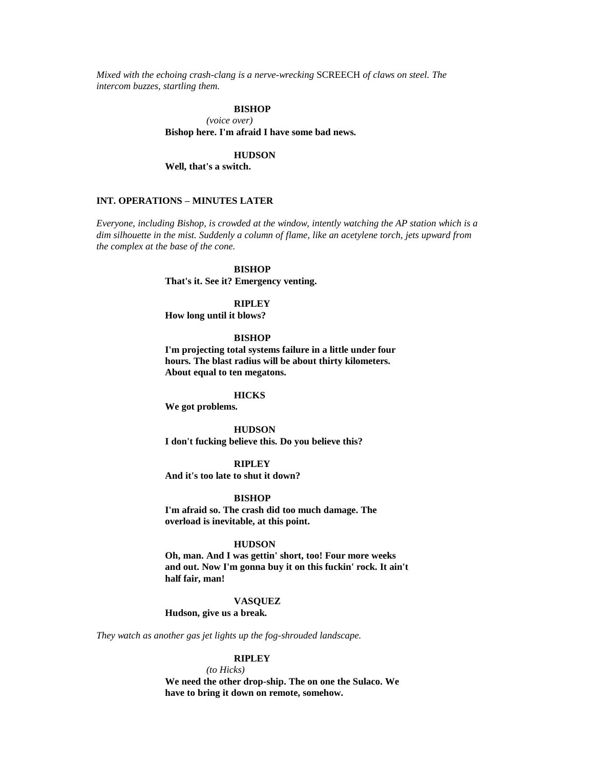*Mixed with the echoing crash-clang is a nerve-wrecking* SCREECH *of claws on steel. The intercom buzzes, startling them.*

**BISHOP**
*(voice over)*
**Bishop here. I'm afraid I have some bad news.**

**HUDSON**
**Well, that's a switch.**

**INT. OPERATIONS – MINUTES LATER**

*Everyone, including Bishop, is crowded at the window, intently watching the AP station which is a dim silhouette in the mist. Suddenly a column of flame, like an acetylene torch, jets upward from the complex at the base of the cone.*

**BISHOP**
**That's it. See it? Emergency venting.**

**RIPLEY**
**How long until it blows?**

**BISHOP**
**I'm projecting total systems failure in a little under four hours. The blast radius will be about thirty kilometers. About equal to ten megatons.**

**HICKS**
**We got problems.**

**HUDSON**
**I don't fucking believe this. Do you believe this?**

**RIPLEY**
**And it's too late to shut it down?**

**BISHOP**
**I'm afraid so. The crash did too much damage. The overload is inevitable, at this point.**

**HUDSON**
**Oh, man. And I was gettin' short, too! Four more weeks and out. Now I'm gonna buy it on this fuckin' rock. It ain't half fair, man!**

**VASQUEZ**
**Hudson, give us a break.**

*They watch as another gas jet lights up the fog-shrouded landscape.*

**RIPLEY**
*(to Hicks)*
**We need the other drop-ship. The on one the Sulaco. We have to bring it down on remote, somehow.**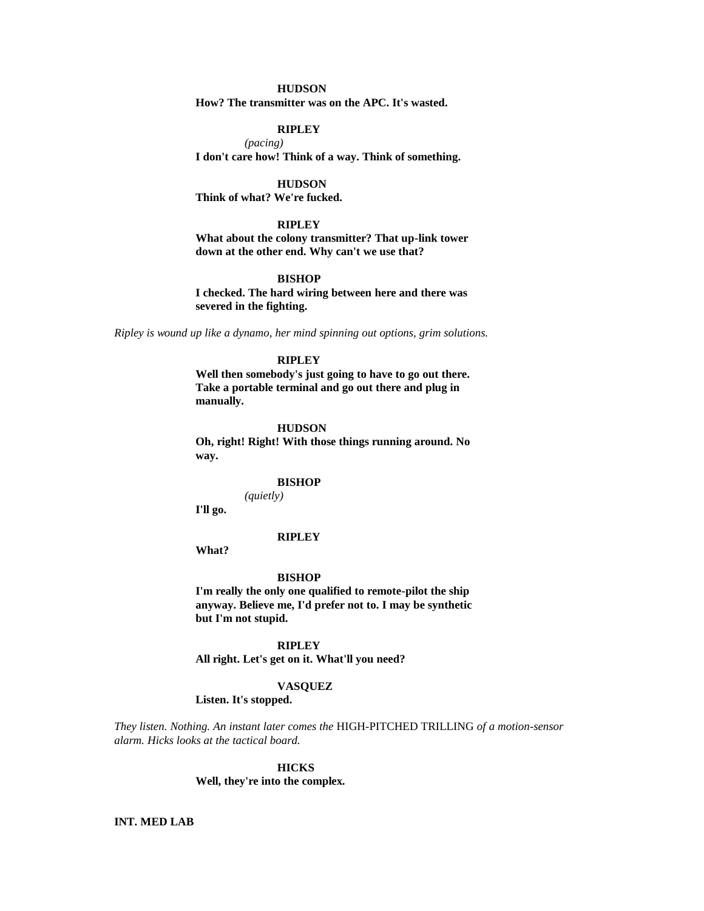**HUDSON**

**How? The transmitter was on the APC. It's wasted.**

**RIPLEY**

*(pacing)*

**I don't care how! Think of a way. Think of something.**

**HUDSON**

**Think of what? We're fucked.**

**RIPLEY**

**What about the colony transmitter? That up-link tower down at the other end. Why can't we use that?**

**BISHOP**

**I checked. The hard wiring between here and there was severed in the fighting.**

*Ripley is wound up like a dynamo, her mind spinning out options, grim solutions.*

**RIPLEY**

**Well then somebody's just going to have to go out there. Take a portable terminal and go out there and plug in manually.**

**HUDSON**

**Oh, right! Right! With those things running around. No way.**

**BISHOP**

*(quietly)*

**I'll go.**

**RIPLEY**

**What?**

**BISHOP**

**I'm really the only one qualified to remote-pilot the ship anyway. Believe me, I'd prefer not to. I may be synthetic but I'm not stupid.**

**RIPLEY**

**All right. Let's get on it. What'll you need?**

**VASQUEZ**

**Listen. It's stopped.**

*They listen. Nothing. An instant later comes the* HIGH-PITCHED TRILLING *of a motion-sensor alarm. Hicks looks at the tactical board.*

**HICKS**

**Well, they're into the complex.**

**INT. MED LAB**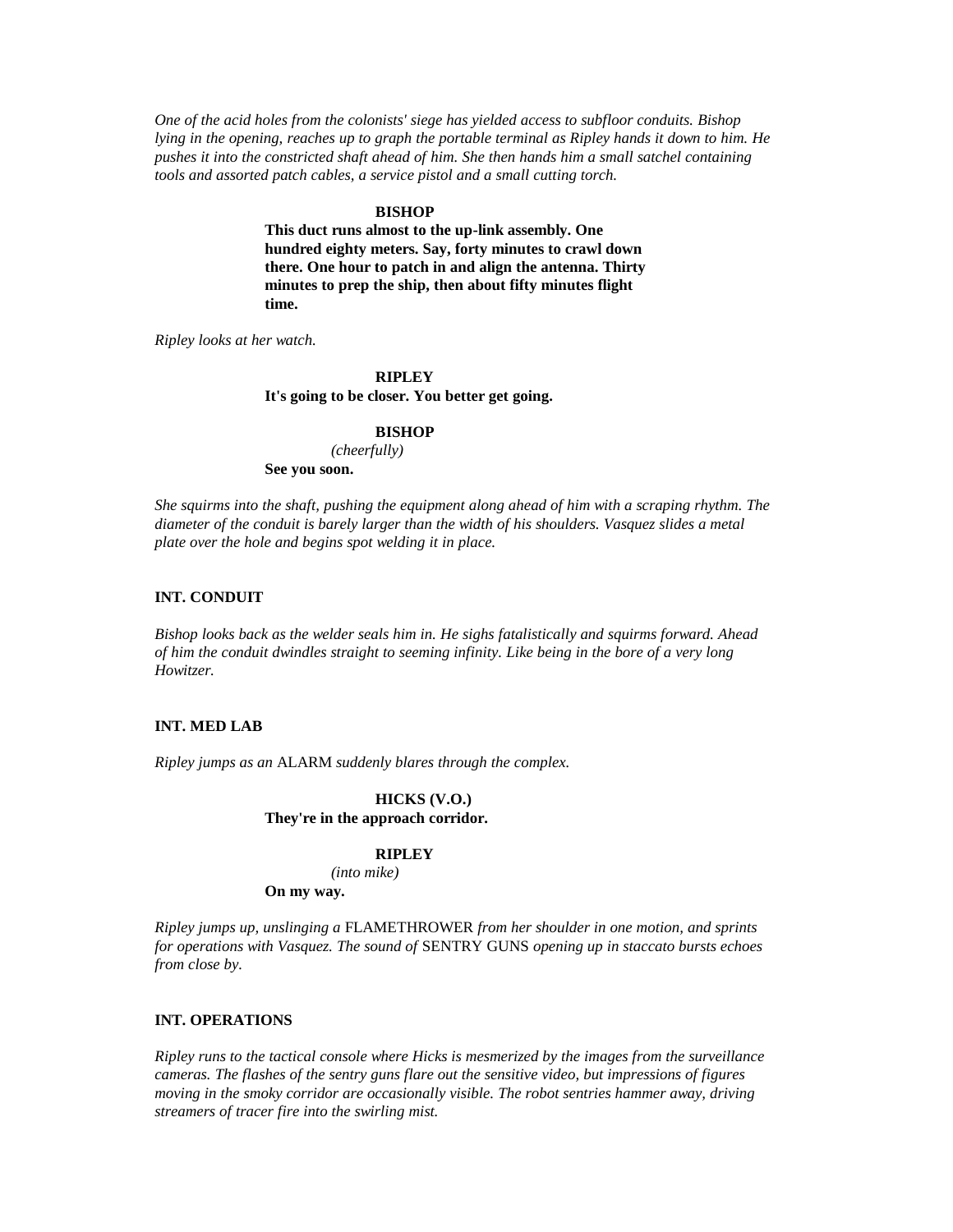*One of the acid holes from the colonists' siege has yielded access to subfloor conduits. Bishop lying in the opening, reaches up to graph the portable terminal as Ripley hands it down to him. He pushes it into the constricted shaft ahead of him. She then hands him a small satchel containing tools and assorted patch cables, a service pistol and a small cutting torch.*

**BISHOP**
**This duct runs almost to the up-link assembly. One hundred eighty meters. Say, forty minutes to crawl down there. One hour to patch in and align the antenna. Thirty minutes to prep the ship, then about fifty minutes flight time.**

*Ripley looks at her watch.*

**RIPLEY**
**It's going to be closer. You better get going.**

**BISHOP**
*(cheerfully)*
**See you soon.**

*She squirms into the shaft, pushing the equipment along ahead of him with a scraping rhythm. The diameter of the conduit is barely larger than the width of his shoulders. Vasquez slides a metal plate over the hole and begins spot welding it in place.*

**INT. CONDUIT**

*Bishop looks back as the welder seals him in. He sighs fatalistically and squirms forward. Ahead of him the conduit dwindles straight to seeming infinity. Like being in the bore of a very long Howitzer.*

**INT. MED LAB**

*Ripley jumps as an* ALARM *suddenly blares through the complex.*

**HICKS (V.O.)**
**They're in the approach corridor.**

**RIPLEY**
*(into mike)*
**On my way.**

*Ripley jumps up, unslinging a* FLAMETHROWER *from her shoulder in one motion, and sprints for operations with Vasquez. The sound of* SENTRY GUNS *opening up in staccato bursts echoes from close by.*

**INT. OPERATIONS**

*Ripley runs to the tactical console where Hicks is mesmerized by the images from the surveillance cameras. The flashes of the sentry guns flare out the sensitive video, but impressions of figures moving in the smoky corridor are occasionally visible. The robot sentries hammer away, driving streamers of tracer fire into the swirling mist.*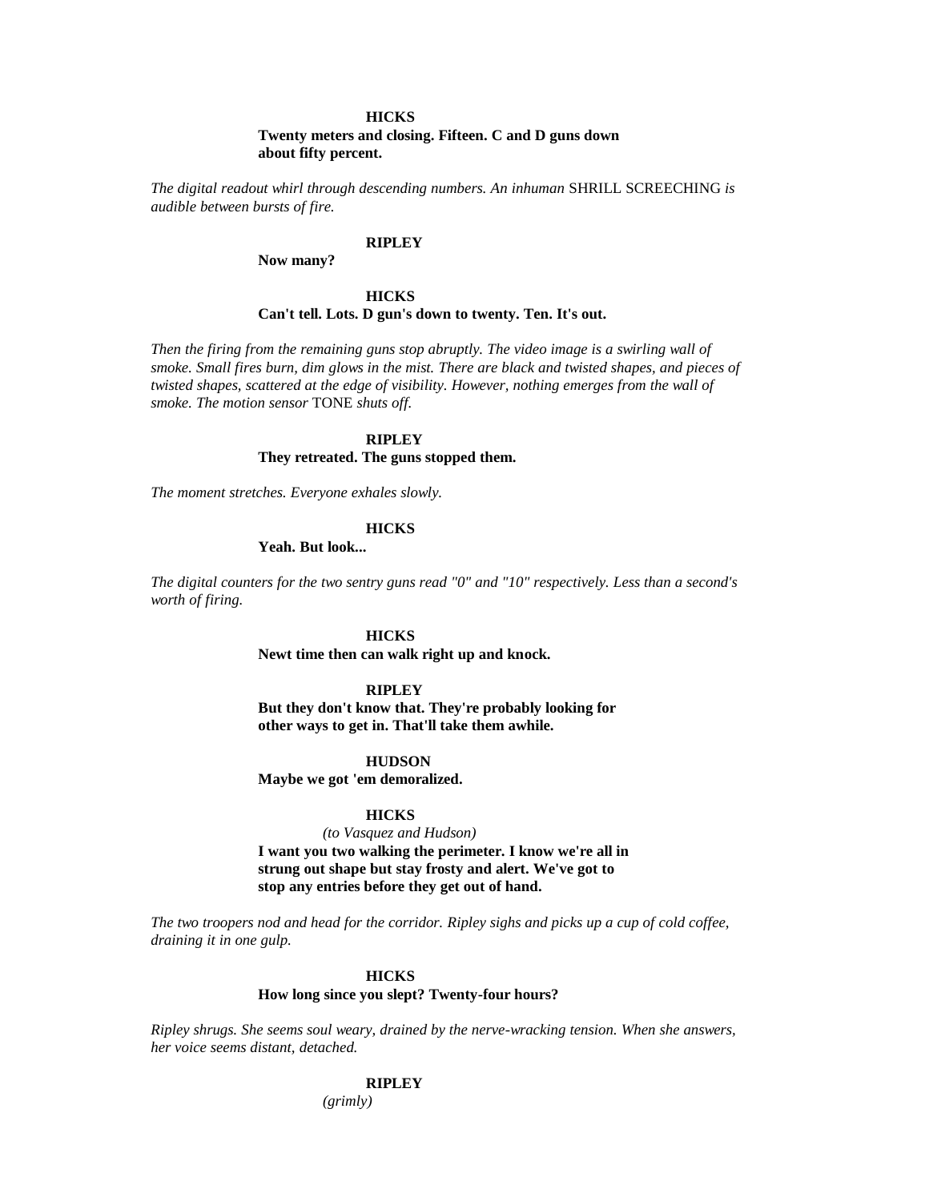**HICKS**

**Twenty meters and closing. Fifteen. C and D guns down about fifty percent.**

*The digital readout whirl through descending numbers. An inhuman* SHRILL SCREECHING *is audible between bursts of fire.*

**RIPLEY**

**Now many?**

**HICKS**

**Can't tell. Lots. D gun's down to twenty. Ten. It's out.**

*Then the firing from the remaining guns stop abruptly. The video image is a swirling wall of smoke. Small fires burn, dim glows in the mist. There are black and twisted shapes, and pieces of twisted shapes, scattered at the edge of visibility. However, nothing emerges from the wall of smoke. The motion sensor* TONE *shuts off.*

**RIPLEY**

**They retreated. The guns stopped them.**

*The moment stretches. Everyone exhales slowly.*

**HICKS**

**Yeah. But look...**

*The digital counters for the two sentry guns read "0" and "10" respectively. Less than a second's worth of firing.*

**HICKS**

**Newt time then can walk right up and knock.**

**RIPLEY**

**But they don't know that. They're probably looking for other ways to get in. That'll take them awhile.**

**HUDSON**

**Maybe we got 'em demoralized.**

**HICKS**

*(to Vasquez and Hudson)*

**I want you two walking the perimeter. I know we're all in strung out shape but stay frosty and alert. We've got to stop any entries before they get out of hand.**

*The two troopers nod and head for the corridor. Ripley sighs and picks up a cup of cold coffee, draining it in one gulp.*

**HICKS**

**How long since you slept? Twenty-four hours?**

*Ripley shrugs. She seems soul weary, drained by the nerve-wracking tension. When she answers, her voice seems distant, detached.*

**RIPLEY**

*(grimly)*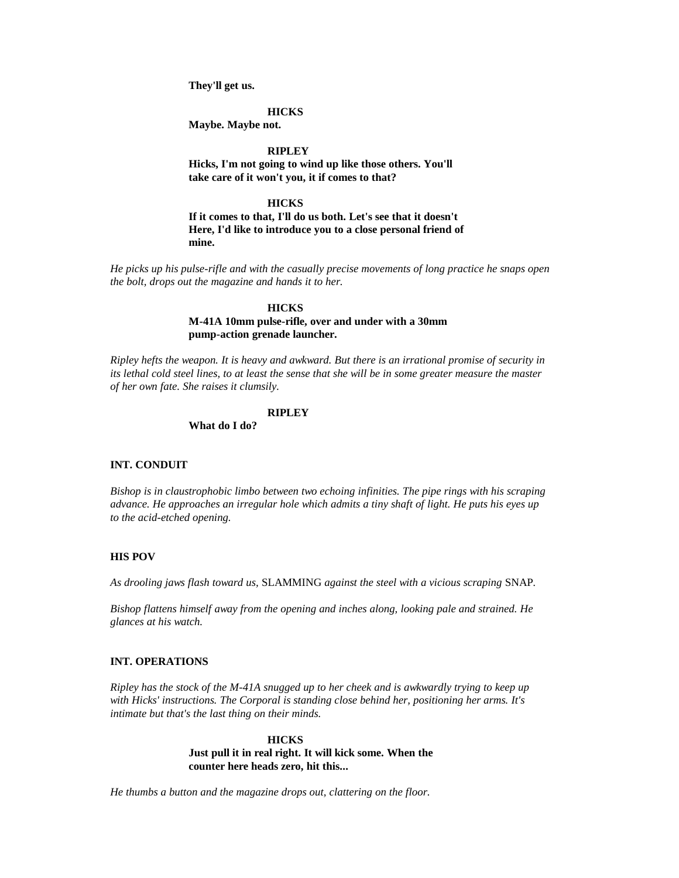**They'll get us.**

**HICKS**

**Maybe. Maybe not.**

**RIPLEY**

**Hicks, I'm not going to wind up like those others. You'll take care of it won't you, it if comes to that?**

**HICKS**

**If it comes to that, I'll do us both. Let's see that it doesn't Here, I'd like to introduce you to a close personal friend of mine.**

*He picks up his pulse-rifle and with the casually precise movements of long practice he snaps open the bolt, drops out the magazine and hands it to her.*

**HICKS**

**M-41A 10mm pulse-rifle, over and under with a 30mm pump-action grenade launcher.**

*Ripley hefts the weapon. It is heavy and awkward. But there is an irrational promise of security in its lethal cold steel lines, to at least the sense that she will be in some greater measure the master of her own fate. She raises it clumsily.*

**RIPLEY**

**What do I do?**

**INT. CONDUIT**

*Bishop is in claustrophobic limbo between two echoing infinities. The pipe rings with his scraping advance. He approaches an irregular hole which admits a tiny shaft of light. He puts his eyes up to the acid-etched opening.*

**HIS POV**

*As drooling jaws flash toward us,* SLAMMING *against the steel with a vicious scraping* SNAP.

*Bishop flattens himself away from the opening and inches along, looking pale and strained. He glances at his watch.*

**INT. OPERATIONS**

*Ripley has the stock of the M-41A snugged up to her cheek and is awkwardly trying to keep up with Hicks' instructions. The Corporal is standing close behind her, positioning her arms. It's intimate but that's the last thing on their minds.*

**HICKS**

**Just pull it in real right. It will kick some. When the counter here heads zero, hit this...**

*He thumbs a button and the magazine drops out, clattering on the floor.*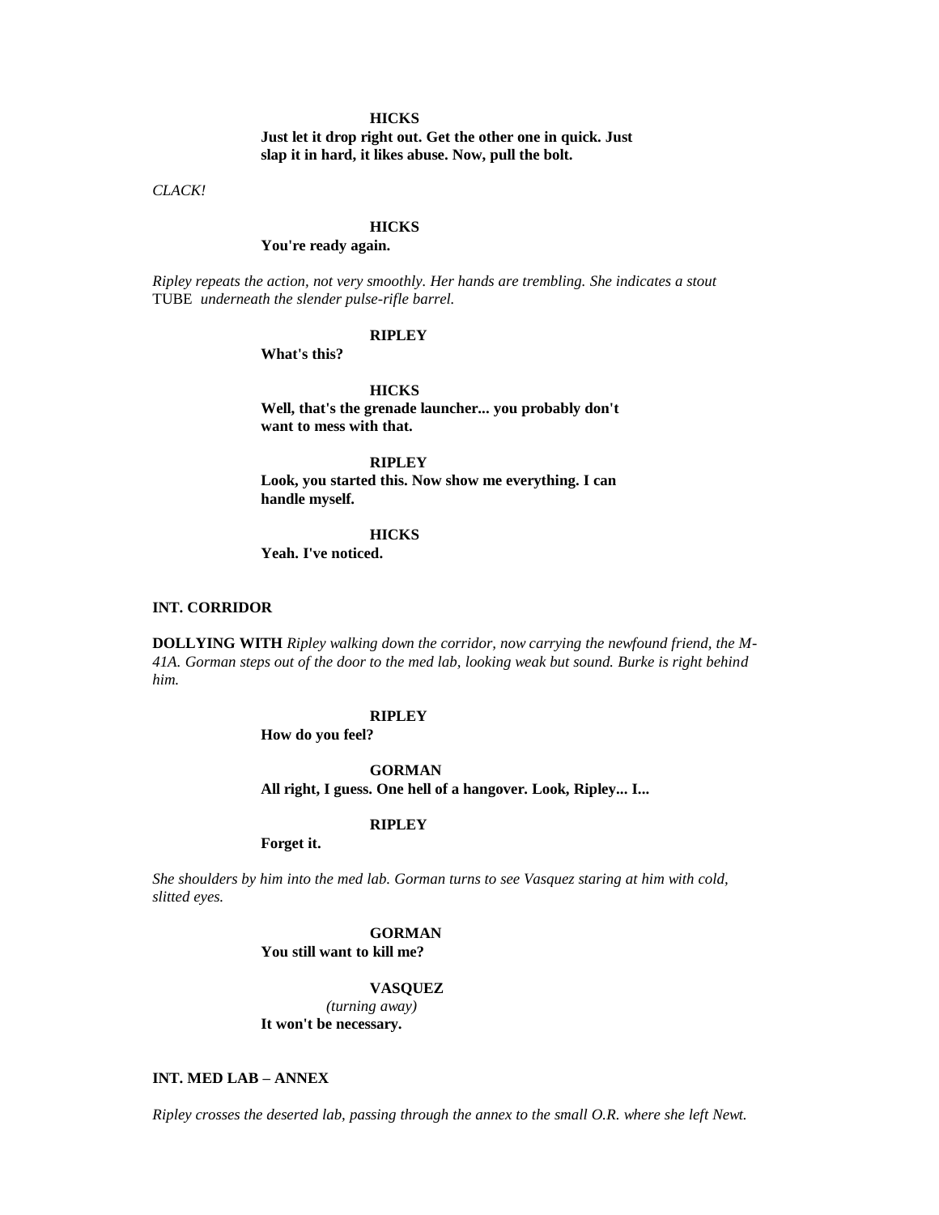**HICKS**

**Just let it drop right out. Get the other one in quick. Just slap it in hard, it likes abuse. Now, pull the bolt.**

*CLACK!*

**HICKS**

**You're ready again.**

*Ripley repeats the action, not very smoothly. Her hands are trembling. She indicates a stout* TUBE *underneath the slender pulse-rifle barrel.*

**RIPLEY**

**What's this?**

**HICKS**

**Well, that's the grenade launcher... you probably don't want to mess with that.**

**RIPLEY**

**Look, you started this. Now show me everything. I can handle myself.**

**HICKS**

**Yeah. I've noticed.**

**INT. CORRIDOR**

**DOLLYING WITH** *Ripley walking down the corridor, now carrying the newfound friend, the M-41A. Gorman steps out of the door to the med lab, looking weak but sound. Burke is right behind him.*

**RIPLEY**

**How do you feel?**

**GORMAN**

**All right, I guess. One hell of a hangover. Look, Ripley... I...**

**RIPLEY**

**Forget it.**

*She shoulders by him into the med lab. Gorman turns to see Vasquez staring at him with cold, slitted eyes.*

**GORMAN**

**You still want to kill me?**

**VASQUEZ**

*(turning away)*

**It won't be necessary.**

**INT. MED LAB – ANNEX**

*Ripley crosses the deserted lab, passing through the annex to the small O.R. where she left Newt.*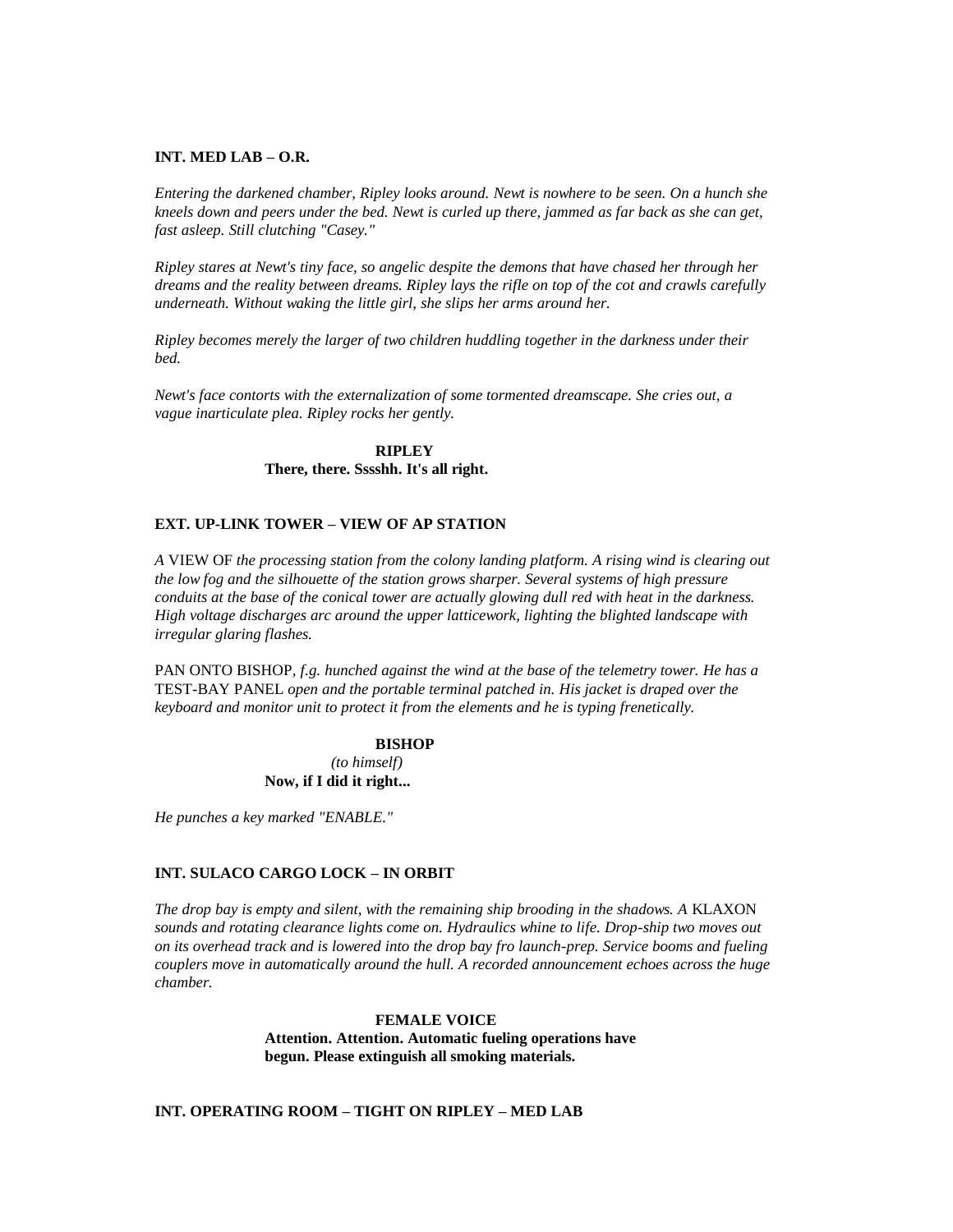**INT. MED LAB – O.R.**

*Entering the darkened chamber, Ripley looks around. Newt is nowhere to be seen. On a hunch she kneels down and peers under the bed. Newt is curled up there, jammed as far back as she can get, fast asleep. Still clutching "Casey."*

*Ripley stares at Newt's tiny face, so angelic despite the demons that have chased her through her dreams and the reality between dreams. Ripley lays the rifle on top of the cot and crawls carefully underneath. Without waking the little girl, she slips her arms around her.*

*Ripley becomes merely the larger of two children huddling together in the darkness under their bed.*

*Newt's face contorts with the externalization of some tormented dreamscape. She cries out, a vague inarticulate plea. Ripley rocks her gently.*

**RIPLEY**
**There, there. Sssshh. It's all right.**

**EXT. UP-LINK TOWER – VIEW OF AP STATION**

*A* VIEW OF *the processing station from the colony landing platform. A rising wind is clearing out the low fog and the silhouette of the station grows sharper. Several systems of high pressure conduits at the base of the conical tower are actually glowing dull red with heat in the darkness. High voltage discharges arc around the upper latticework, lighting the blighted landscape with irregular glaring flashes.*

PAN ONTO BISHOP*, f.g. hunched against the wind at the base of the telemetry tower. He has a* TEST-BAY PANEL *open and the portable terminal patched in. His jacket is draped over the keyboard and monitor unit to protect it from the elements and he is typing frenetically.*

**BISHOP**
*(to himself)*
**Now, if I did it right...**

*He punches a key marked "ENABLE."*

**INT. SULACO CARGO LOCK – IN ORBIT**

*The drop bay is empty and silent, with the remaining ship brooding in the shadows. A* KLAXON *sounds and rotating clearance lights come on. Hydraulics whine to life. Drop-ship two moves out on its overhead track and is lowered into the drop bay fro launch-prep. Service booms and fueling couplers move in automatically around the hull. A recorded announcement echoes across the huge chamber.*

**FEMALE VOICE**
**Attention. Attention. Automatic fueling operations have begun. Please extinguish all smoking materials.**

**INT. OPERATING ROOM – TIGHT ON RIPLEY – MED LAB**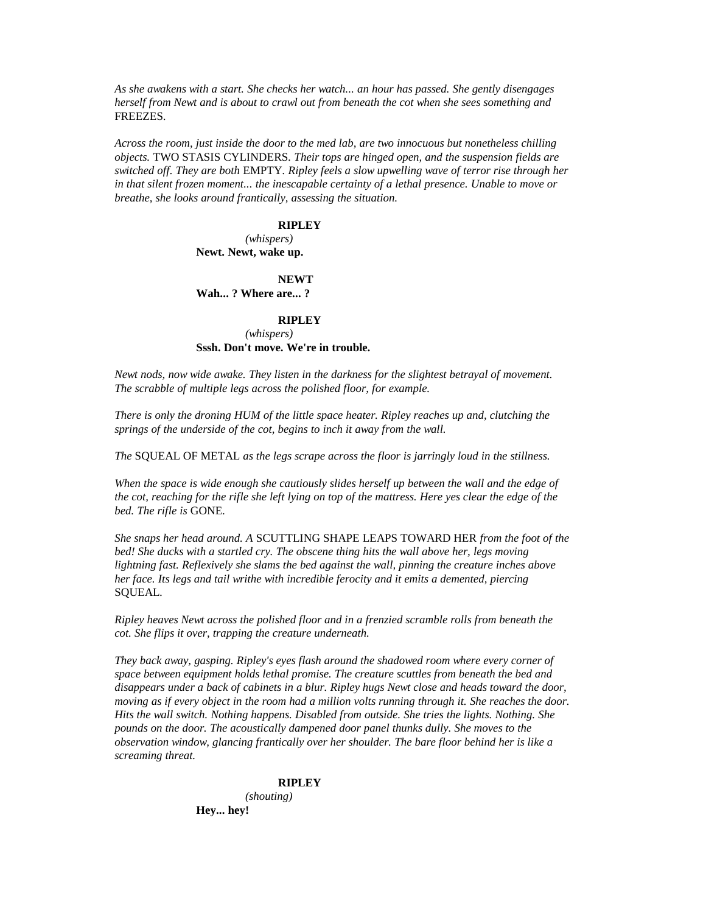*As she awakens with a start. She checks her watch... an hour has passed. She gently disengages herself from Newt and is about to crawl out from beneath the cot when she sees something and* FREEZES.

*Across the room, just inside the door to the med lab, are two innocuous but nonetheless chilling objects.* TWO STASIS CYLINDERS. *Their tops are hinged open, and the suspension fields are switched off. They are both* EMPTY. *Ripley feels a slow upwelling wave of terror rise through her in that silent frozen moment... the inescapable certainty of a lethal presence. Unable to move or breathe, she looks around frantically, assessing the situation.*

**RIPLEY**
*(whispers)*
**Newt. Newt, wake up.**

**NEWT**
**Wah... ? Where are... ?**

**RIPLEY**
*(whispers)*
**Sssh. Don't move. We're in trouble.**

*Newt nods, now wide awake. They listen in the darkness for the slightest betrayal of movement. The scrabble of multiple legs across the polished floor, for example.*

*There is only the droning HUM of the little space heater. Ripley reaches up and, clutching the springs of the underside of the cot, begins to inch it away from the wall.*

*The* SQUEAL OF METAL *as the legs scrape across the floor is jarringly loud in the stillness.*

*When the space is wide enough she cautiously slides herself up between the wall and the edge of the cot, reaching for the rifle she left lying on top of the mattress. Here yes clear the edge of the bed. The rifle is* GONE.

*She snaps her head around. A* SCUTTLING SHAPE LEAPS TOWARD HER *from the foot of the bed! She ducks with a startled cry. The obscene thing hits the wall above her, legs moving lightning fast. Reflexively she slams the bed against the wall, pinning the creature inches above her face. Its legs and tail writhe with incredible ferocity and it emits a demented, piercing* SQUEAL.

*Ripley heaves Newt across the polished floor and in a frenzied scramble rolls from beneath the cot. She flips it over, trapping the creature underneath.*

*They back away, gasping. Ripley's eyes flash around the shadowed room where every corner of space between equipment holds lethal promise. The creature scuttles from beneath the bed and disappears under a back of cabinets in a blur. Ripley hugs Newt close and heads toward the door, moving as if every object in the room had a million volts running through it. She reaches the door. Hits the wall switch. Nothing happens. Disabled from outside. She tries the lights. Nothing. She pounds on the door. The acoustically dampened door panel thunks dully. She moves to the observation window, glancing frantically over her shoulder. The bare floor behind her is like a screaming threat.*

**RIPLEY**
*(shouting)*
**Hey... hey!**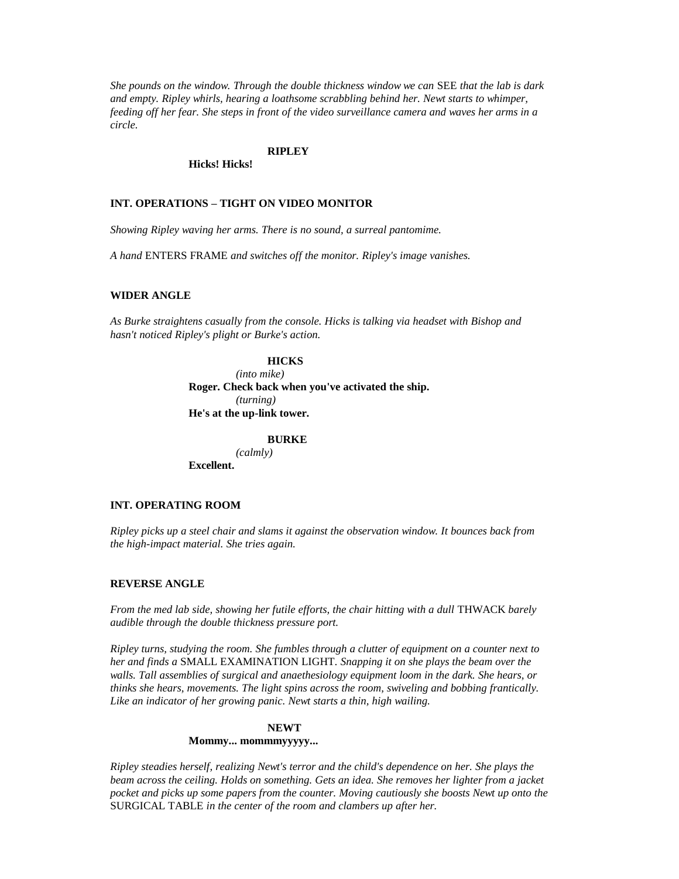*She pounds on the window. Through the double thickness window we can* SEE *that the lab is dark and empty. Ripley whirls, hearing a loathsome scrabbling behind her. Newt starts to whimper, feeding off her fear. She steps in front of the video surveillance camera and waves her arms in a circle.*

**RIPLEY**

**Hicks! Hicks!**

**INT. OPERATIONS – TIGHT ON VIDEO MONITOR**

*Showing Ripley waving her arms. There is no sound, a surreal pantomime.*

*A hand* ENTERS FRAME *and switches off the monitor. Ripley's image vanishes.*

**WIDER ANGLE**

*As Burke straightens casually from the console. Hicks is talking via headset with Bishop and hasn't noticed Ripley's plight or Burke's action.*

**HICKS**

*(into mike)*

**Roger. Check back when you've activated the ship.**

*(turning)*

**He's at the up-link tower.**

**BURKE**

*(calmly)*

**Excellent.**

**INT. OPERATING ROOM**

*Ripley picks up a steel chair and slams it against the observation window. It bounces back from the high-impact material. She tries again.*

**REVERSE ANGLE**

*From the med lab side, showing her futile efforts, the chair hitting with a dull* THWACK *barely audible through the double thickness pressure port.*

*Ripley turns, studying the room. She fumbles through a clutter of equipment on a counter next to her and finds a* SMALL EXAMINATION LIGHT. *Snapping it on she plays the beam over the walls. Tall assemblies of surgical and anaethesiology equipment loom in the dark. She hears, or thinks she hears, movements. The light spins across the room, swiveling and bobbing frantically. Like an indicator of her growing panic. Newt starts a thin, high wailing.*

**NEWT**

**Mommy... mommmyyyyy...**

*Ripley steadies herself, realizing Newt's terror and the child's dependence on her. She plays the beam across the ceiling. Holds on something. Gets an idea. She removes her lighter from a jacket pocket and picks up some papers from the counter. Moving cautiously she boosts Newt up onto the* SURGICAL TABLE *in the center of the room and clambers up after her.*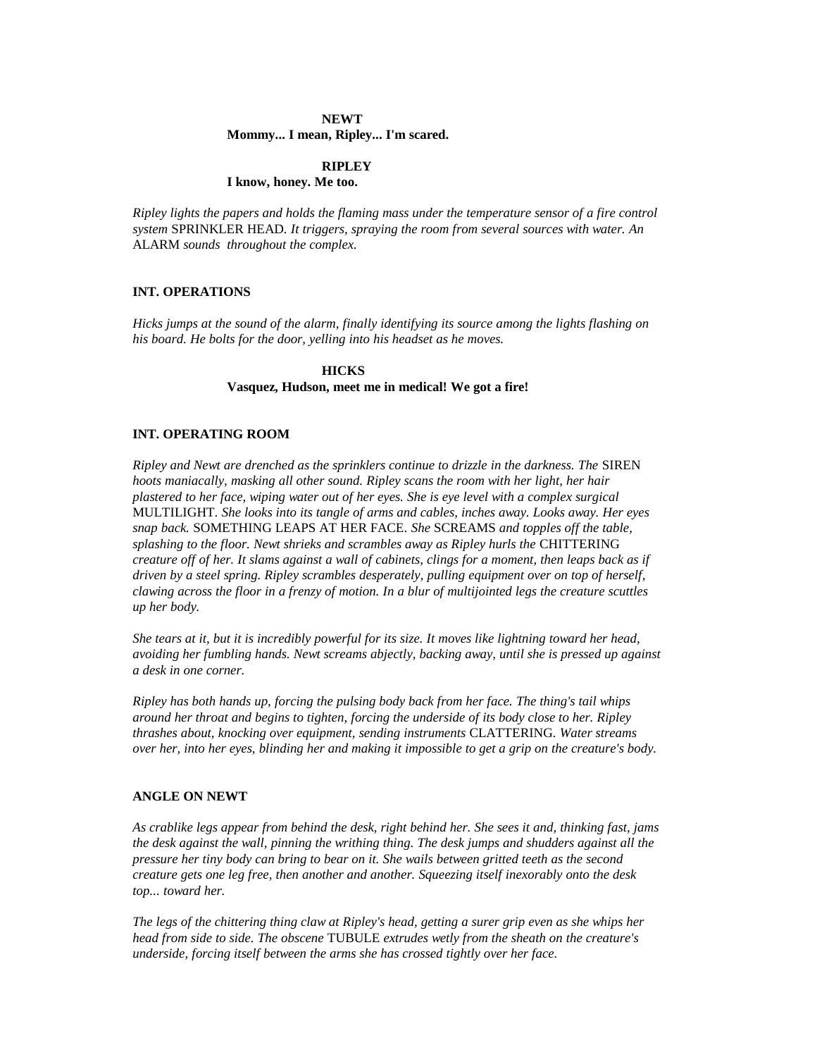**NEWT**
**Mommy... I mean, Ripley... I'm scared.**

**RIPLEY**
**I know, honey. Me too.**

*Ripley lights the papers and holds the flaming mass under the temperature sensor of a fire control system* SPRINKLER HEAD*. It triggers, spraying the room from several sources with water. An* ALARM *sounds throughout the complex.*

**INT. OPERATIONS**

*Hicks jumps at the sound of the alarm, finally identifying its source among the lights flashing on his board. He bolts for the door, yelling into his headset as he moves.*

**HICKS**
**Vasquez, Hudson, meet me in medical! We got a fire!**

**INT. OPERATING ROOM**

*Ripley and Newt are drenched as the sprinklers continue to drizzle in the darkness. The* SIREN *hoots maniacally, masking all other sound. Ripley scans the room with her light, her hair plastered to her face, wiping water out of her eyes. She is eye level with a complex surgical* MULTILIGHT*. She looks into its tangle of arms and cables, inches away. Looks away. Her eyes snap back.* SOMETHING LEAPS AT HER FACE*. She* SCREAMS *and topples off the table, splashing to the floor. Newt shrieks and scrambles away as Ripley hurls the* CHITTERING *creature off of her. It slams against a wall of cabinets, clings for a moment, then leaps back as if driven by a steel spring. Ripley scrambles desperately, pulling equipment over on top of herself, clawing across the floor in a frenzy of motion. In a blur of multijointed legs the creature scuttles up her body.*

*She tears at it, but it is incredibly powerful for its size. It moves like lightning toward her head, avoiding her fumbling hands. Newt screams abjectly, backing away, until she is pressed up against a desk in one corner.*

*Ripley has both hands up, forcing the pulsing body back from her face. The thing's tail whips around her throat and begins to tighten, forcing the underside of its body close to her. Ripley thrashes about, knocking over equipment, sending instruments* CLATTERING*. Water streams over her, into her eyes, blinding her and making it impossible to get a grip on the creature's body.*

**ANGLE ON NEWT**

*As crablike legs appear from behind the desk, right behind her. She sees it and, thinking fast, jams the desk against the wall, pinning the writhing thing. The desk jumps and shudders against all the pressure her tiny body can bring to bear on it. She wails between gritted teeth as the second creature gets one leg free, then another and another. Squeezing itself inexorably onto the desk top... toward her.*

*The legs of the chittering thing claw at Ripley's head, getting a surer grip even as she whips her head from side to side. The obscene* TUBULE *extrudes wetly from the sheath on the creature's underside, forcing itself between the arms she has crossed tightly over her face.*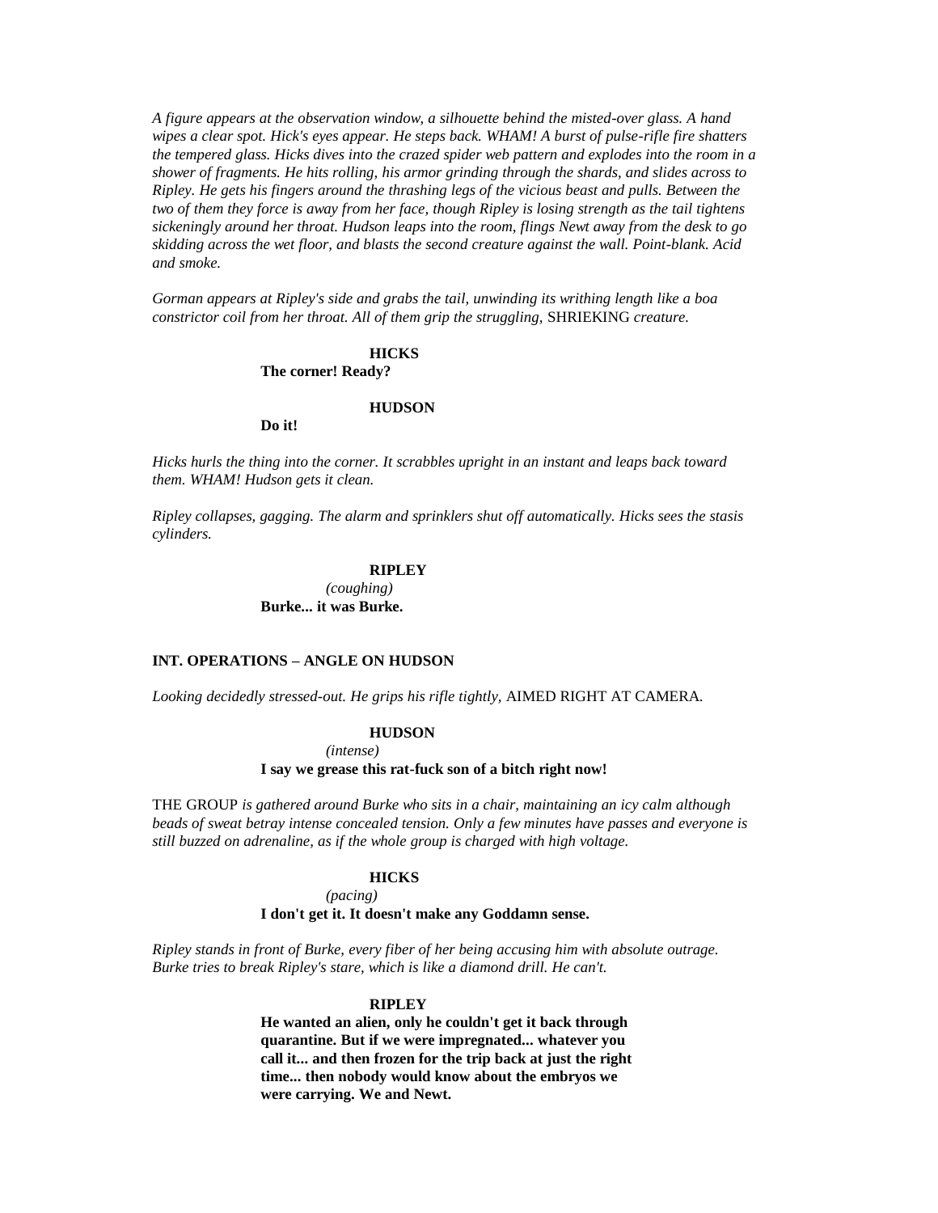*A figure appears at the observation window, a silhouette behind the misted-over glass. A hand wipes a clear spot. Hick's eyes appear. He steps back. WHAM! A burst of pulse-rifle fire shatters the tempered glass. Hicks dives into the crazed spider web pattern and explodes into the room in a shower of fragments. He hits rolling, his armor grinding through the shards, and slides across to Ripley. He gets his fingers around the thrashing legs of the vicious beast and pulls. Between the two of them they force is away from her face, though Ripley is losing strength as the tail tightens sickeningly around her throat. Hudson leaps into the room, flings Newt away from the desk to go skidding across the wet floor, and blasts the second creature against the wall. Point-blank. Acid and smoke.*

*Gorman appears at Ripley's side and grabs the tail, unwinding its writhing length like a boa constrictor coil from her throat. All of them grip the struggling,* SHRIEKING *creature.*

**HICKS**
**The corner! Ready?**

**HUDSON**
**Do it!**

*Hicks hurls the thing into the corner. It scrabbles upright in an instant and leaps back toward them. WHAM! Hudson gets it clean.*

*Ripley collapses, gagging. The alarm and sprinklers shut off automatically. Hicks sees the stasis cylinders.*

**RIPLEY**
*(coughing)*
**Burke... it was Burke.**

**INT. OPERATIONS – ANGLE ON HUDSON**

*Looking decidedly stressed-out. He grips his rifle tightly,* AIMED RIGHT AT CAMERA.

**HUDSON**
*(intense)*
**I say we grease this rat-fuck son of a bitch right now!**

THE GROUP *is gathered around Burke who sits in a chair, maintaining an icy calm although beads of sweat betray intense concealed tension. Only a few minutes have passes and everyone is still buzzed on adrenaline, as if the whole group is charged with high voltage.*

**HICKS**
*(pacing)*
**I don't get it. It doesn't make any Goddamn sense.**

*Ripley stands in front of Burke, every fiber of her being accusing him with absolute outrage. Burke tries to break Ripley's stare, which is like a diamond drill. He can't.*

**RIPLEY**
**He wanted an alien, only he couldn't get it back through quarantine. But if we were impregnated... whatever you call it... and then frozen for the trip back at just the right time... then nobody would know about the embryos we were carrying. We and Newt.**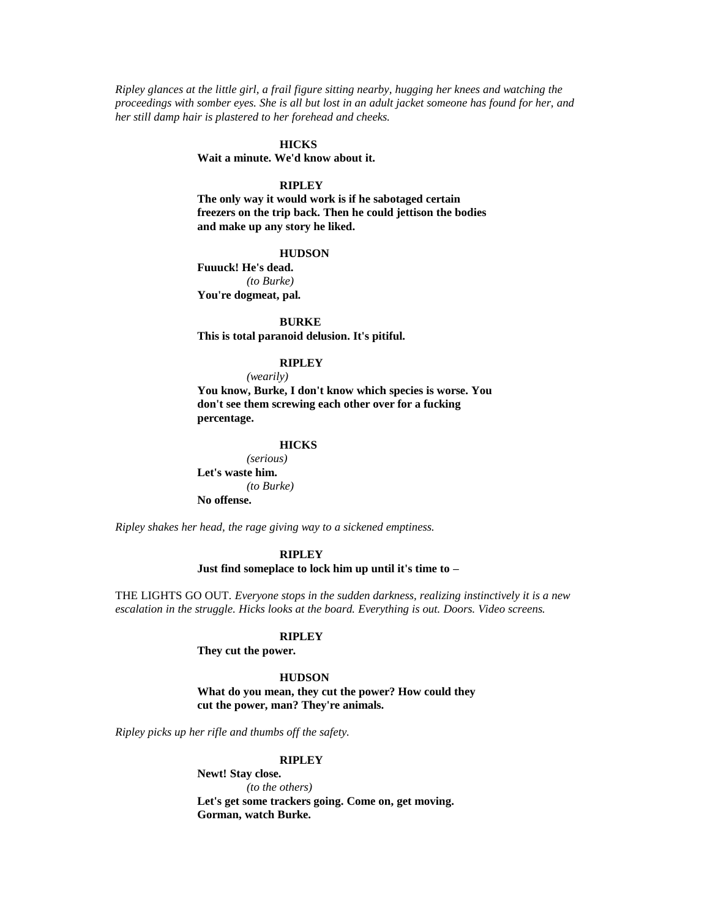*Ripley glances at the little girl, a frail figure sitting nearby, hugging her knees and watching the proceedings with somber eyes. She is all but lost in an adult jacket someone has found for her, and her still damp hair is plastered to her forehead and cheeks.*

**HICKS**
**Wait a minute. We'd know about it.**

**RIPLEY**
**The only way it would work is if he sabotaged certain freezers on the trip back. Then he could jettison the bodies and make up any story he liked.**

**HUDSON**
**Fuuuck! He's dead.**
*(to Burke)*
**You're dogmeat, pal.**

**BURKE**
**This is total paranoid delusion. It's pitiful.**

**RIPLEY**
*(wearily)*
**You know, Burke, I don't know which species is worse. You don't see them screwing each other over for a fucking percentage.**

**HICKS**
*(serious)*
**Let's waste him.**
*(to Burke)*
**No offense.**

*Ripley shakes her head, the rage giving way to a sickened emptiness.*

**RIPLEY**
**Just find someplace to lock him up until it's time to –**

THE LIGHTS GO OUT. *Everyone stops in the sudden darkness, realizing instinctively it is a new escalation in the struggle. Hicks looks at the board. Everything is out. Doors. Video screens.*

**RIPLEY**
**They cut the power.**

**HUDSON**
**What do you mean, they cut the power? How could they cut the power, man? They're animals.**

*Ripley picks up her rifle and thumbs off the safety.*

**RIPLEY**
**Newt! Stay close.**
*(to the others)*
**Let's get some trackers going. Come on, get moving. Gorman, watch Burke.**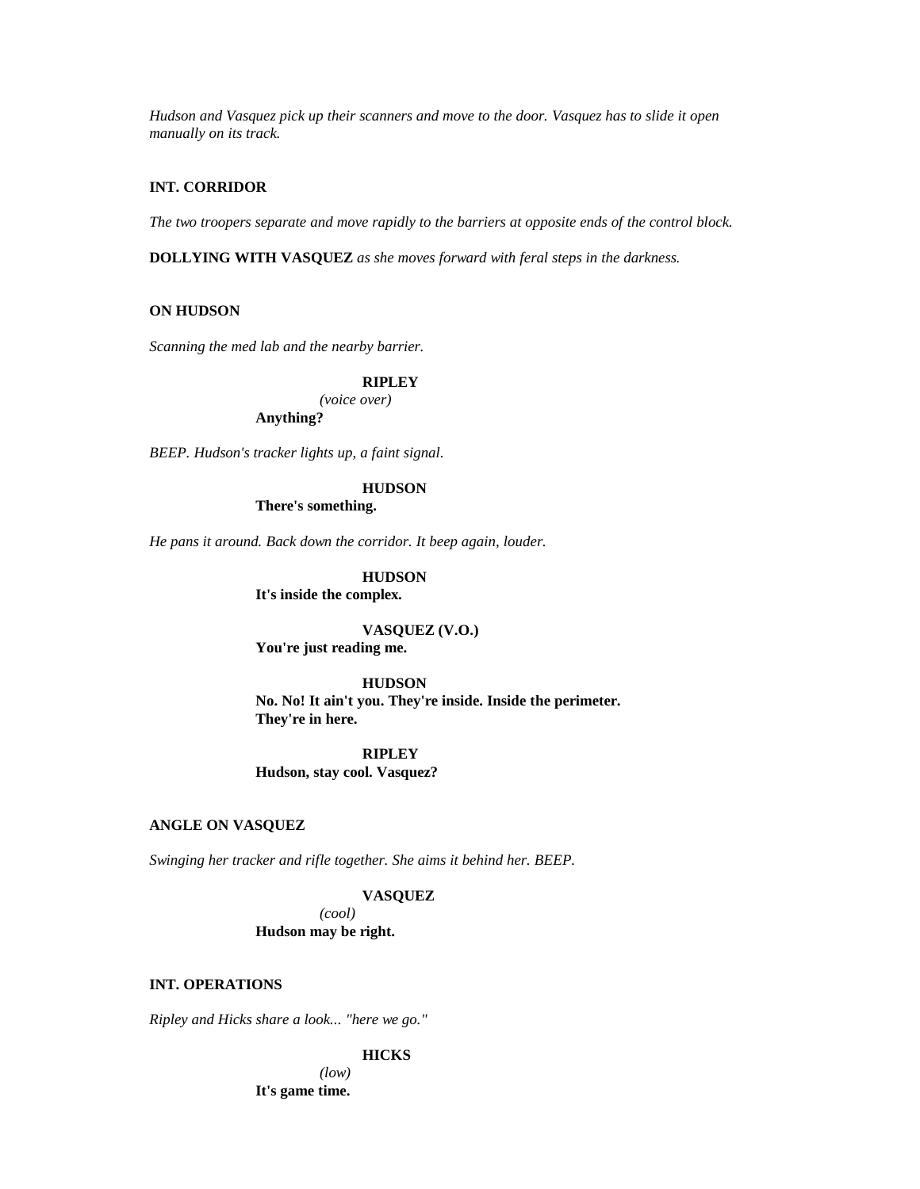*Hudson and Vasquez pick up their scanners and move to the door. Vasquez has to slide it open manually on its track.*

**INT. CORRIDOR**

*The two troopers separate and move rapidly to the barriers at opposite ends of the control block.*

**DOLLYING WITH VASQUEZ** *as she moves forward with feral steps in the darkness.*

**ON HUDSON**

*Scanning the med lab and the nearby barrier.*

**RIPLEY**
*(voice over)*
**Anything?**

*BEEP. Hudson's tracker lights up, a faint signal.*

**HUDSON**
**There's something.**

*He pans it around. Back down the corridor. It beep again, louder.*

**HUDSON**
**It's inside the complex.**

**VASQUEZ (V.O.)**
**You're just reading me.**

**HUDSON**
**No. No! It ain't you. They're inside. Inside the perimeter. They're in here.**

**RIPLEY**
**Hudson, stay cool. Vasquez?**

**ANGLE ON VASQUEZ**

*Swinging her tracker and rifle together. She aims it behind her. BEEP.*

**VASQUEZ**
*(cool)*
**Hudson may be right.**

**INT. OPERATIONS**

*Ripley and Hicks share a look... "here we go."*

**HICKS**
*(low)*
**It's game time.**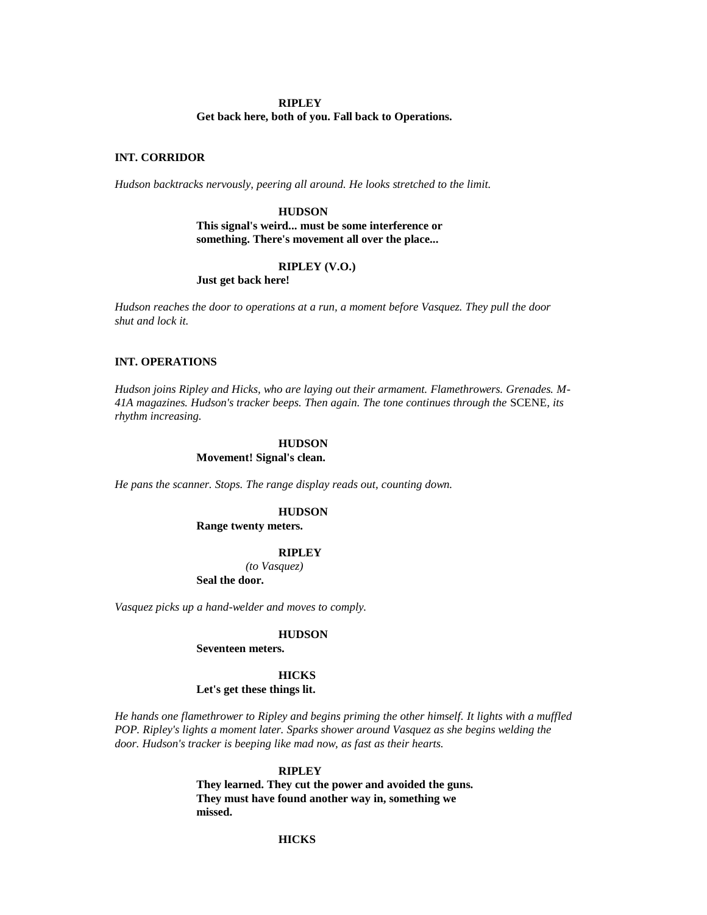**RIPLEY**
**Get back here, both of you. Fall back to Operations.**

**INT. CORRIDOR**

*Hudson backtracks nervously, peering all around. He looks stretched to the limit.*

**HUDSON**
**This signal's weird... must be some interference or something. There's movement all over the place...**

**RIPLEY (V.O.)**
**Just get back here!**

*Hudson reaches the door to operations at a run, a moment before Vasquez. They pull the door shut and lock it.*

**INT. OPERATIONS**

*Hudson joins Ripley and Hicks, who are laying out their armament. Flamethrowers. Grenades. M-41A magazines. Hudson's tracker beeps. Then again. The tone continues through the* SCENE, *its rhythm increasing.*

**HUDSON**
**Movement! Signal's clean.**

*He pans the scanner. Stops. The range display reads out, counting down.*

**HUDSON**
**Range twenty meters.**

**RIPLEY**
*(to Vasquez)*
**Seal the door.**

*Vasquez picks up a hand-welder and moves to comply.*

**HUDSON**
**Seventeen meters.**

**HICKS**
**Let's get these things lit.**

*He hands one flamethrower to Ripley and begins priming the other himself. It lights with a muffled POP. Ripley's lights a moment later. Sparks shower around Vasquez as she begins welding the door. Hudson's tracker is beeping like mad now, as fast as their hearts.*

**RIPLEY**
**They learned. They cut the power and avoided the guns. They must have found another way in, something we missed.**

**HICKS**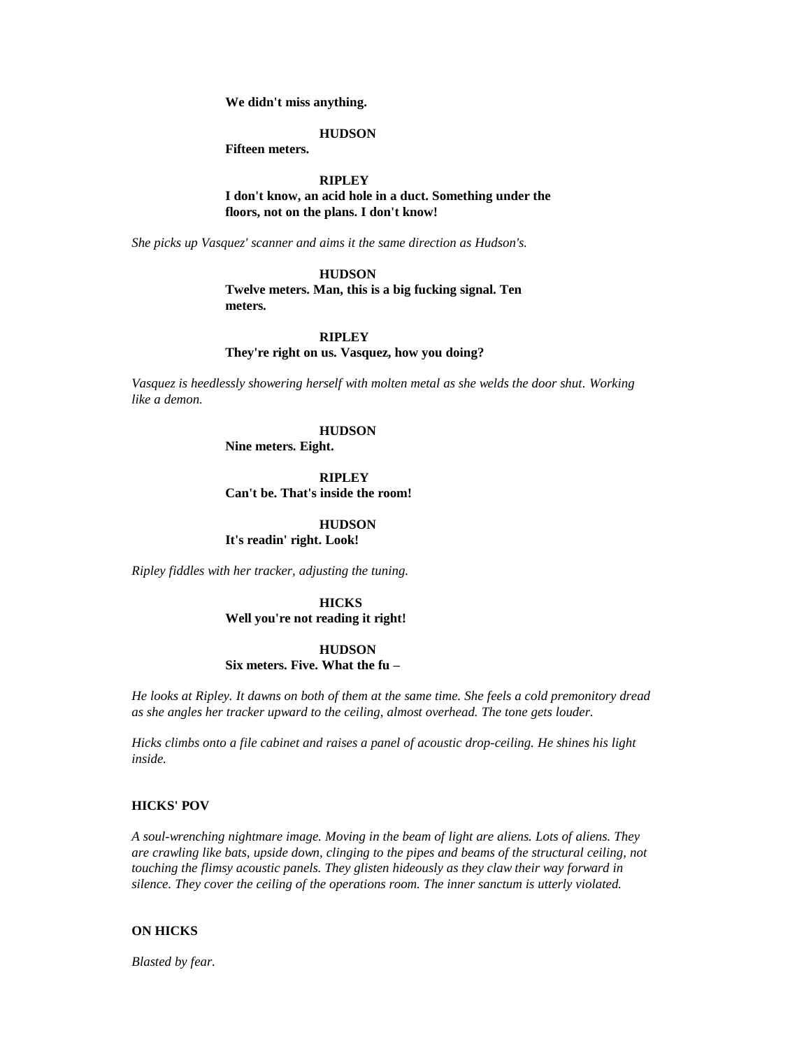**We didn't miss anything.**

**HUDSON**

**Fifteen meters.**

**RIPLEY**

**I don't know, an acid hole in a duct. Something under the floors, not on the plans. I don't know!**

*She picks up Vasquez' scanner and aims it the same direction as Hudson's.*

**HUDSON**

**Twelve meters. Man, this is a big fucking signal. Ten meters.**

**RIPLEY**

**They're right on us. Vasquez, how you doing?**

*Vasquez is heedlessly showering herself with molten metal as she welds the door shut. Working like a demon.*

**HUDSON**

**Nine meters. Eight.**

**RIPLEY**

**Can't be. That's inside the room!**

**HUDSON**

**It's readin' right. Look!**

*Ripley fiddles with her tracker, adjusting the tuning.*

**HICKS**

**Well you're not reading it right!**

**HUDSON**

**Six meters. Five. What the fu –**

*He looks at Ripley. It dawns on both of them at the same time. She feels a cold premonitory dread as she angles her tracker upward to the ceiling, almost overhead. The tone gets louder.*

*Hicks climbs onto a file cabinet and raises a panel of acoustic drop-ceiling. He shines his light inside.*

**HICKS' POV**

*A soul-wrenching nightmare image. Moving in the beam of light are aliens. Lots of aliens. They are crawling like bats, upside down, clinging to the pipes and beams of the structural ceiling, not touching the flimsy acoustic panels. They glisten hideously as they claw their way forward in silence. They cover the ceiling of the operations room. The inner sanctum is utterly violated.*

**ON HICKS**

*Blasted by fear.*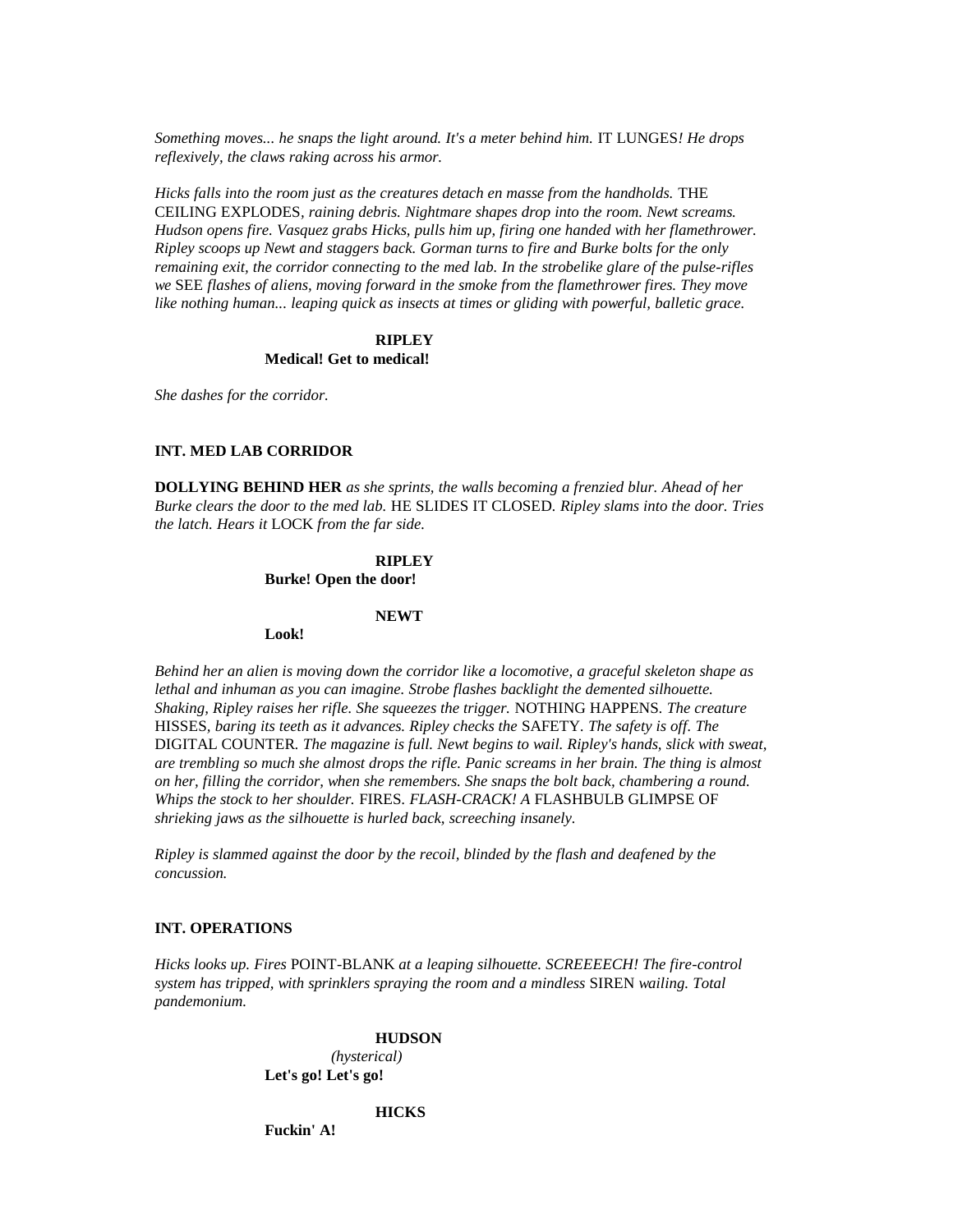*Something moves... he snaps the light around. It's a meter behind him.* IT LUNGES*! He drops reflexively, the claws raking across his armor.*

*Hicks falls into the room just as the creatures detach en masse from the handholds.* THE CEILING EXPLODES*, raining debris. Nightmare shapes drop into the room. Newt screams. Hudson opens fire. Vasquez grabs Hicks, pulls him up, firing one handed with her flamethrower. Ripley scoops up Newt and staggers back. Gorman turns to fire and Burke bolts for the only remaining exit, the corridor connecting to the med lab. In the strobelike glare of the pulse-rifles we* SEE *flashes of aliens, moving forward in the smoke from the flamethrower fires. They move like nothing human... leaping quick as insects at times or gliding with powerful, balletic grace.*

**RIPLEY**
**Medical! Get to medical!**

*She dashes for the corridor.*

**INT. MED LAB CORRIDOR**

**DOLLYING BEHIND HER** *as she sprints, the walls becoming a frenzied blur. Ahead of her Burke clears the door to the med lab.* HE SLIDES IT CLOSED*. Ripley slams into the door. Tries the latch. Hears it* LOCK *from the far side.*

**RIPLEY**
**Burke! Open the door!**

**NEWT**
**Look!**

*Behind her an alien is moving down the corridor like a locomotive, a graceful skeleton shape as lethal and inhuman as you can imagine. Strobe flashes backlight the demented silhouette. Shaking, Ripley raises her rifle. She squeezes the trigger.* NOTHING HAPPENS*. The creature* HISSES*, baring its teeth as it advances. Ripley checks the* SAFETY*. The safety is off. The* DIGITAL COUNTER*. The magazine is full. Newt begins to wail. Ripley's hands, slick with sweat, are trembling so much she almost drops the rifle. Panic screams in her brain. The thing is almost on her, filling the corridor, when she remembers. She snaps the bolt back, chambering a round. Whips the stock to her shoulder.* FIRES*. FLASH-CRACK! A* FLASHBULB GLIMPSE OF *shrieking jaws as the silhouette is hurled back, screeching insanely.*

*Ripley is slammed against the door by the recoil, blinded by the flash and deafened by the concussion.*

**INT. OPERATIONS**

*Hicks looks up. Fires* POINT-BLANK *at a leaping silhouette. SCREEEECH! The fire-control system has tripped, with sprinklers spraying the room and a mindless* SIREN *wailing. Total pandemonium.*

**HUDSON**
*(hysterical)*
**Let's go! Let's go!**

**HICKS**
**Fuckin' A!**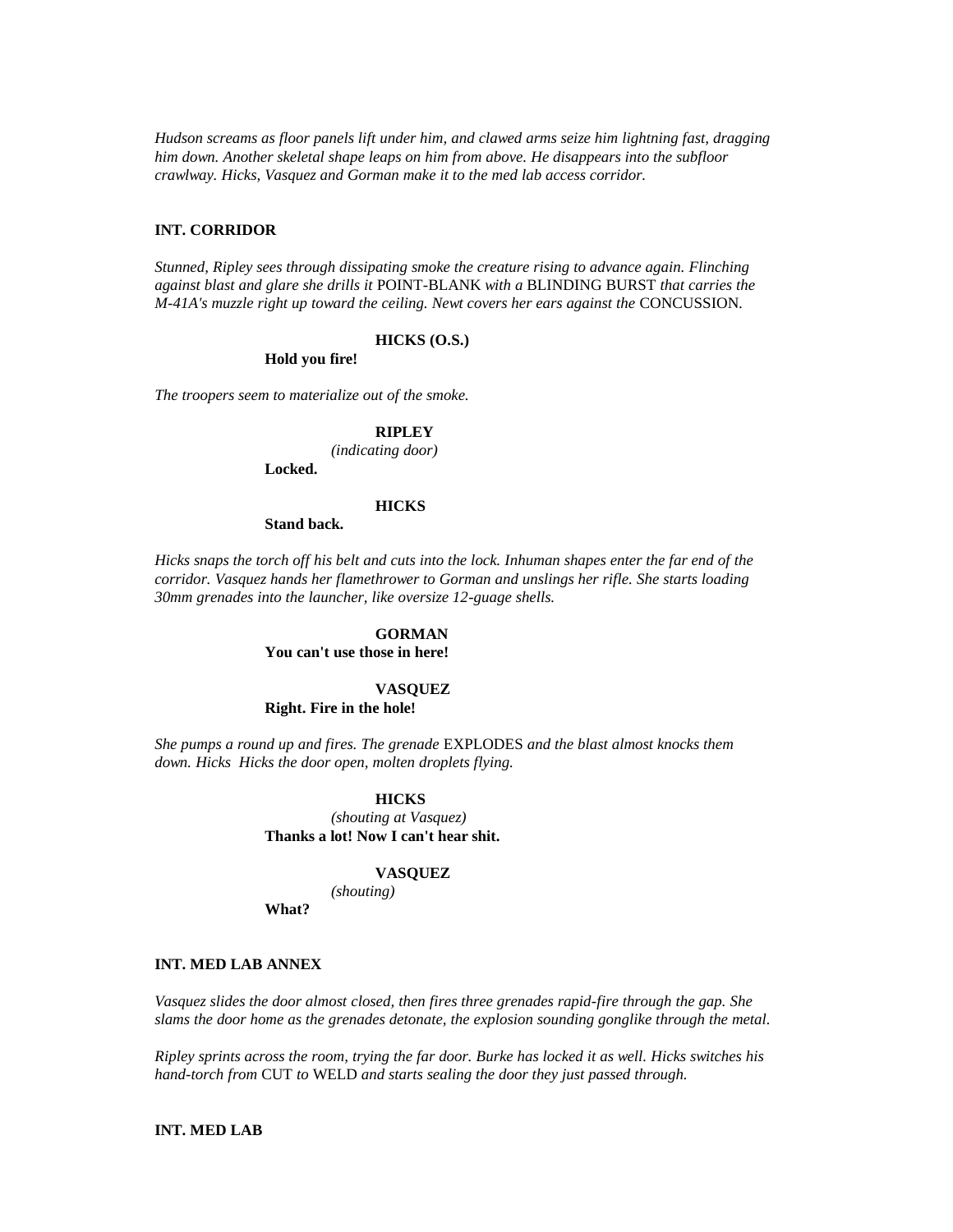*Hudson screams as floor panels lift under him, and clawed arms seize him lightning fast, dragging him down. Another skeletal shape leaps on him from above. He disappears into the subfloor crawlway. Hicks, Vasquez and Gorman make it to the med lab access corridor.*

**INT. CORRIDOR**

*Stunned, Ripley sees through dissipating smoke the creature rising to advance again. Flinching against blast and glare she drills it* POINT-BLANK *with a* BLINDING BURST *that carries the M-41A's muzzle right up toward the ceiling. Newt covers her ears against the* CONCUSSION.

**HICKS (O.S.)**

**Hold you fire!**

*The troopers seem to materialize out of the smoke.*

**RIPLEY**

*(indicating door)*

**Locked.**

**HICKS**

**Stand back.**

*Hicks snaps the torch off his belt and cuts into the lock. Inhuman shapes enter the far end of the corridor. Vasquez hands her flamethrower to Gorman and unslings her rifle. She starts loading 30mm grenades into the launcher, like oversize 12-guage shells.*

**GORMAN**

**You can't use those in here!**

**VASQUEZ**

**Right. Fire in the hole!**

*She pumps a round up and fires. The grenade* EXPLODES *and the blast almost knocks them down. Hicks Hicks the door open, molten droplets flying.*

**HICKS**

*(shouting at Vasquez)*

**Thanks a lot! Now I can't hear shit.**

**VASQUEZ**

*(shouting)*

**What?**

**INT. MED LAB ANNEX**

*Vasquez slides the door almost closed, then fires three grenades rapid-fire through the gap. She slams the door home as the grenades detonate, the explosion sounding gonglike through the metal.*

*Ripley sprints across the room, trying the far door. Burke has locked it as well. Hicks switches his hand-torch from* CUT *to* WELD *and starts sealing the door they just passed through.*

**INT. MED LAB**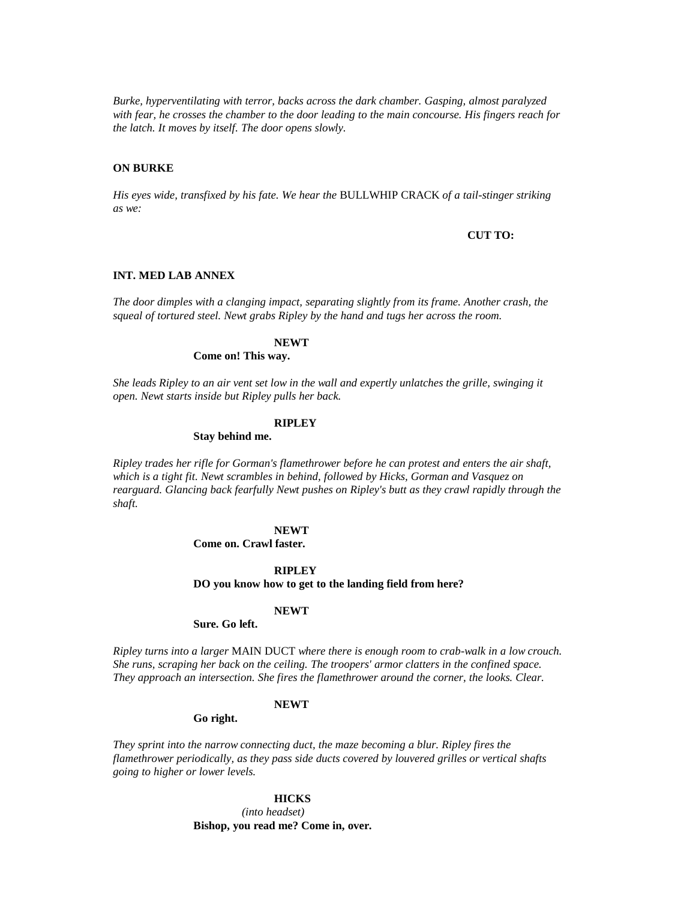*Burke, hyperventilating with terror, backs across the dark chamber. Gasping, almost paralyzed with fear, he crosses the chamber to the door leading to the main concourse. His fingers reach for the latch. It moves by itself. The door opens slowly.*

**ON BURKE**

*His eyes wide, transfixed by his fate. We hear the* BULLWHIP CRACK *of a tail-stinger striking as we:*

**CUT TO:**

**INT. MED LAB ANNEX**

*The door dimples with a clanging impact, separating slightly from its frame. Another crash, the squeal of tortured steel. Newt grabs Ripley by the hand and tugs her across the room.*

**NEWT**
**Come on! This way.**

*She leads Ripley to an air vent set low in the wall and expertly unlatches the grille, swinging it open. Newt starts inside but Ripley pulls her back.*

**RIPLEY**
**Stay behind me.**

*Ripley trades her rifle for Gorman's flamethrower before he can protest and enters the air shaft, which is a tight fit. Newt scrambles in behind, followed by Hicks, Gorman and Vasquez on rearguard. Glancing back fearfully Newt pushes on Ripley's butt as they crawl rapidly through the shaft.*

**NEWT**
**Come on. Crawl faster.**

**RIPLEY**
**DO you know how to get to the landing field from here?**

**NEWT**
**Sure. Go left.**

*Ripley turns into a larger* MAIN DUCT *where there is enough room to crab-walk in a low crouch. She runs, scraping her back on the ceiling. The troopers' armor clatters in the confined space. They approach an intersection. She fires the flamethrower around the corner, the looks. Clear.*

**NEWT**
**Go right.**

*They sprint into the narrow connecting duct, the maze becoming a blur. Ripley fires the flamethrower periodically, as they pass side ducts covered by louvered grilles or vertical shafts going to higher or lower levels.*

**HICKS**
*(into headset)*
**Bishop, you read me? Come in, over.**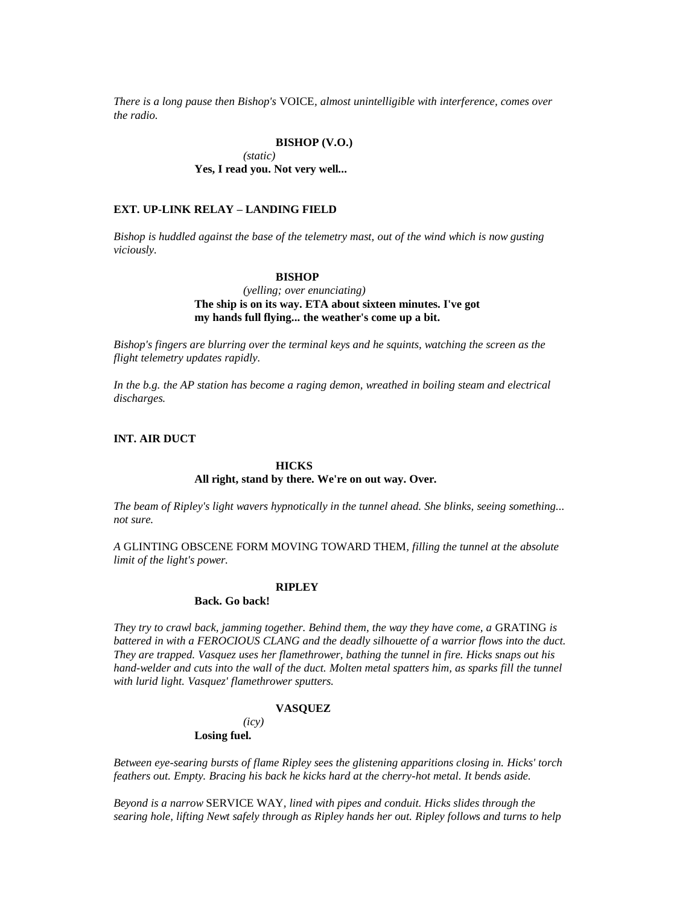*There is a long pause then Bishop's* VOICE*, almost unintelligible with interference, comes over the radio.*

**BISHOP (V.O.)**

*(static)*

**Yes, I read you. Not very well...**

**EXT. UP-LINK RELAY – LANDING FIELD**

*Bishop is huddled against the base of the telemetry mast, out of the wind which is now gusting viciously.*

**BISHOP**

*(yelling; over enunciating)*

**The ship is on its way. ETA about sixteen minutes. I've got my hands full flying... the weather's come up a bit.**

*Bishop's fingers are blurring over the terminal keys and he squints, watching the screen as the flight telemetry updates rapidly.*

*In the b.g. the AP station has become a raging demon, wreathed in boiling steam and electrical discharges.*

**INT. AIR DUCT**

**HICKS**

**All right, stand by there. We're on out way. Over.**

*The beam of Ripley's light wavers hypnotically in the tunnel ahead. She blinks, seeing something... not sure.*

*A* GLINTING OBSCENE FORM MOVING TOWARD THEM*, filling the tunnel at the absolute limit of the light's power.*

**RIPLEY**

**Back. Go back!**

*They try to crawl back, jamming together. Behind them, the way they have come, a* GRATING *is battered in with a FEROCIOUS CLANG and the deadly silhouette of a warrior flows into the duct. They are trapped. Vasquez uses her flamethrower, bathing the tunnel in fire. Hicks snaps out his hand-welder and cuts into the wall of the duct. Molten metal spatters him, as sparks fill the tunnel with lurid light. Vasquez' flamethrower sputters.*

**VASQUEZ**

*(icy)*

**Losing fuel.**

*Between eye-searing bursts of flame Ripley sees the glistening apparitions closing in. Hicks' torch feathers out. Empty. Bracing his back he kicks hard at the cherry-hot metal. It bends aside.*

*Beyond is a narrow* SERVICE WAY*, lined with pipes and conduit. Hicks slides through the searing hole, lifting Newt safely through as Ripley hands her out. Ripley follows and turns to help*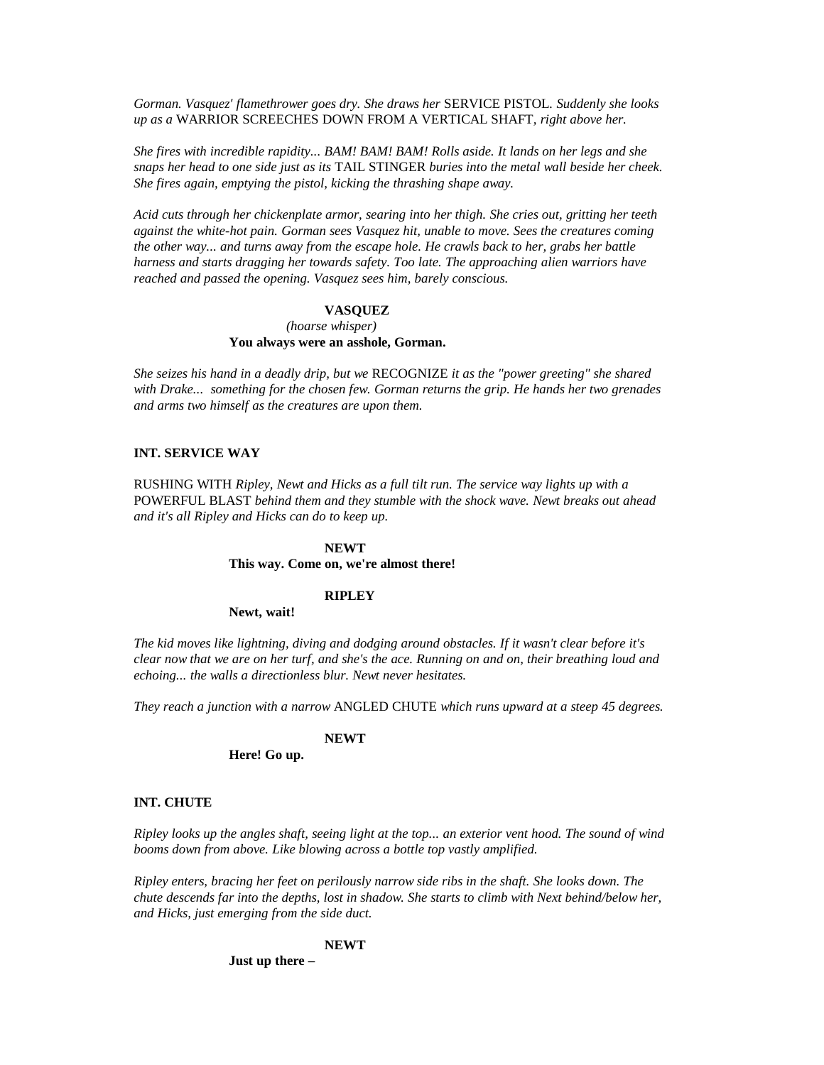*Gorman. Vasquez' flamethrower goes dry. She draws her* SERVICE PISTOL. *Suddenly she looks up as a* WARRIOR SCREECHES DOWN FROM A VERTICAL SHAFT, *right above her.*

*She fires with incredible rapidity... BAM! BAM! BAM! Rolls aside. It lands on her legs and she snaps her head to one side just as its* TAIL STINGER *buries into the metal wall beside her cheek. She fires again, emptying the pistol, kicking the thrashing shape away.*

*Acid cuts through her chickenplate armor, searing into her thigh. She cries out, gritting her teeth against the white-hot pain. Gorman sees Vasquez hit, unable to move. Sees the creatures coming the other way... and turns away from the escape hole. He crawls back to her, grabs her battle harness and starts dragging her towards safety. Too late. The approaching alien warriors have reached and passed the opening. Vasquez sees him, barely conscious.*

**VASQUEZ**
*(hoarse whisper)*
**You always were an asshole, Gorman.**

*She seizes his hand in a deadly drip, but we* RECOGNIZE *it as the "power greeting" she shared with Drake... something for the chosen few. Gorman returns the grip. He hands her two grenades and arms two himself as the creatures are upon them.*

**INT. SERVICE WAY**

RUSHING WITH *Ripley, Newt and Hicks as a full tilt run. The service way lights up with a* POWERFUL BLAST *behind them and they stumble with the shock wave. Newt breaks out ahead and it's all Ripley and Hicks can do to keep up.*

**NEWT**
**This way. Come on, we're almost there!**

**RIPLEY**
**Newt, wait!**

*The kid moves like lightning, diving and dodging around obstacles. If it wasn't clear before it's clear now that we are on her turf, and she's the ace. Running on and on, their breathing loud and echoing... the walls a directionless blur. Newt never hesitates.*

*They reach a junction with a narrow* ANGLED CHUTE *which runs upward at a steep 45 degrees.*

**NEWT**
**Here! Go up.**

**INT. CHUTE**

*Ripley looks up the angles shaft, seeing light at the top... an exterior vent hood. The sound of wind booms down from above. Like blowing across a bottle top vastly amplified.*

*Ripley enters, bracing her feet on perilously narrow side ribs in the shaft. She looks down. The chute descends far into the depths, lost in shadow. She starts to climb with Next behind/below her, and Hicks, just emerging from the side duct.*

**NEWT**
**Just up there –**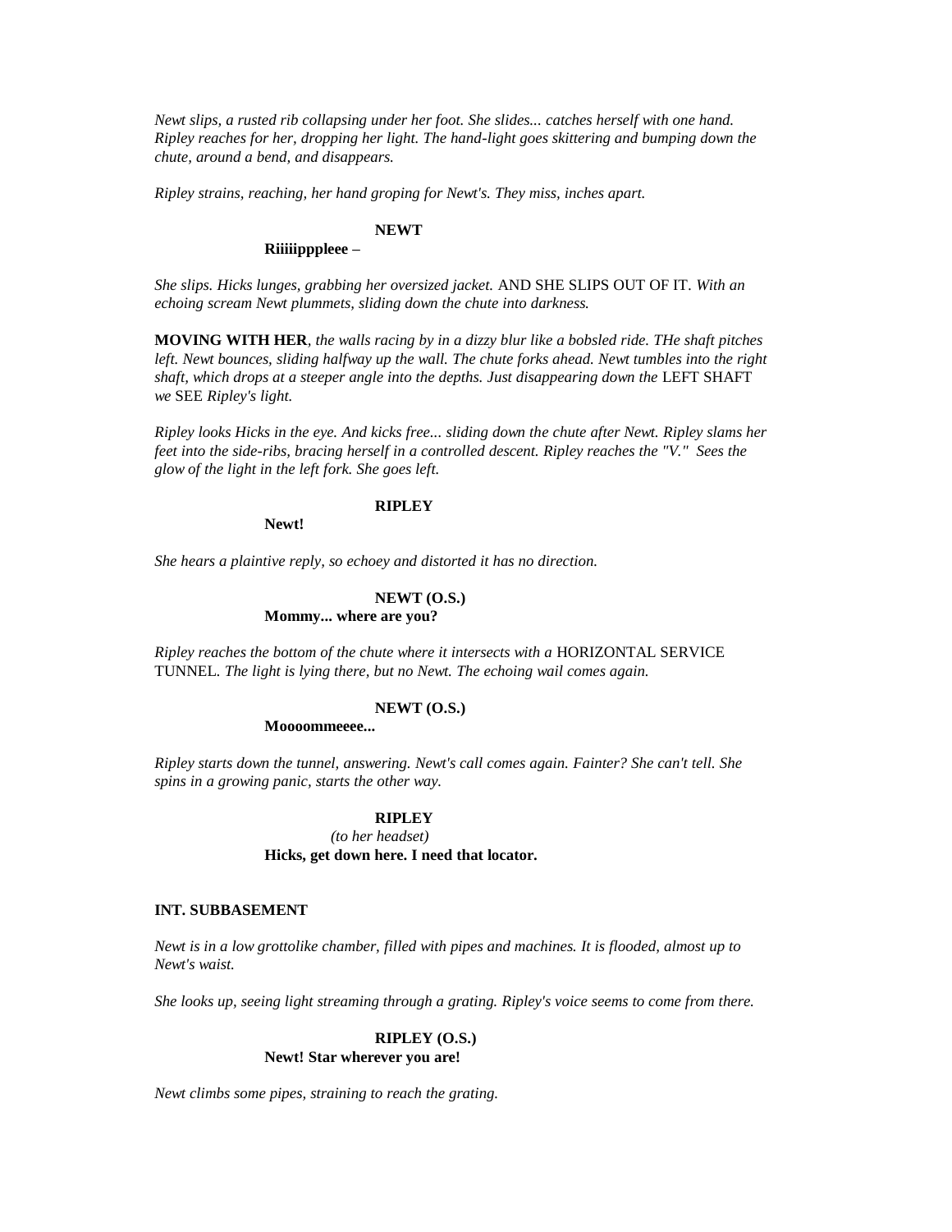*Newt slips, a rusted rib collapsing under her foot. She slides... catches herself with one hand. Ripley reaches for her, dropping her light. The hand-light goes skittering and bumping down the chute, around a bend, and disappears.*

*Ripley strains, reaching, her hand groping for Newt's. They miss, inches apart.*

**NEWT**

**Riiiiipppleee –**

*She slips. Hicks lunges, grabbing her oversized jacket.* AND SHE SLIPS OUT OF IT. *With an echoing scream Newt plummets, sliding down the chute into darkness.*

**MOVING WITH HER**, *the walls racing by in a dizzy blur like a bobsled ride. THe shaft pitches left. Newt bounces, sliding halfway up the wall. The chute forks ahead. Newt tumbles into the right shaft, which drops at a steeper angle into the depths. Just disappearing down the* LEFT SHAFT *we* SEE *Ripley's light.*

*Ripley looks Hicks in the eye. And kicks free... sliding down the chute after Newt. Ripley slams her feet into the side-ribs, bracing herself in a controlled descent. Ripley reaches the "V." Sees the glow of the light in the left fork. She goes left.*

**RIPLEY**

**Newt!**

*She hears a plaintive reply, so echoey and distorted it has no direction.*

**NEWT (O.S.)**

**Mommy... where are you?**

*Ripley reaches the bottom of the chute where it intersects with a* HORIZONTAL SERVICE TUNNEL. *The light is lying there, but no Newt. The echoing wail comes again.*

**NEWT (O.S.)**

**Moooommeeee...**

*Ripley starts down the tunnel, answering. Newt's call comes again. Fainter? She can't tell. She spins in a growing panic, starts the other way.*

**RIPLEY**

*(to her headset)*

**Hicks, get down here. I need that locator.**

**INT. SUBBASEMENT**

*Newt is in a low grottolike chamber, filled with pipes and machines. It is flooded, almost up to Newt's waist.*

*She looks up, seeing light streaming through a grating. Ripley's voice seems to come from there.*

**RIPLEY (O.S.)**

**Newt! Star wherever you are!**

*Newt climbs some pipes, straining to reach the grating.*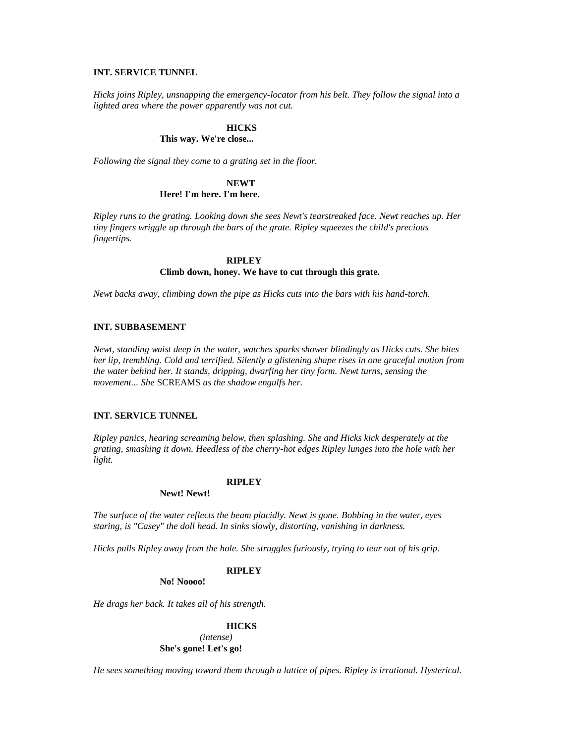**INT. SERVICE TUNNEL**

*Hicks joins Ripley, unsnapping the emergency-locator from his belt. They follow the signal into a lighted area where the power apparently was not cut.*

**HICKS**
**This way. We're close...**

*Following the signal they come to a grating set in the floor.*

**NEWT**
**Here! I'm here. I'm here.**

*Ripley runs to the grating. Looking down she sees Newt's tearstreaked face. Newt reaches up. Her tiny fingers wriggle up through the bars of the grate. Ripley squeezes the child's precious fingertips.*

**RIPLEY**
**Climb down, honey. We have to cut through this grate.**

*Newt backs away, climbing down the pipe as Hicks cuts into the bars with his hand-torch.*

**INT. SUBBASEMENT**

*Newt, standing waist deep in the water, watches sparks shower blindingly as Hicks cuts. She bites her lip, trembling. Cold and terrified. Silently a glistening shape rises in one graceful motion from the water behind her. It stands, dripping, dwarfing her tiny form. Newt turns, sensing the movement... She* SCREAMS *as the shadow engulfs her.*

**INT. SERVICE TUNNEL**

*Ripley panics, hearing screaming below, then splashing. She and Hicks kick desperately at the grating, smashing it down. Heedless of the cherry-hot edges Ripley lunges into the hole with her light.*

**RIPLEY**
**Newt! Newt!**

*The surface of the water reflects the beam placidly. Newt is gone. Bobbing in the water, eyes staring, is "Casey" the doll head. In sinks slowly, distorting, vanishing in darkness.*

*Hicks pulls Ripley away from the hole. She struggles furiously, trying to tear out of his grip.*

**RIPLEY**
**No! Noooo!**

*He drags her back. It takes all of his strength.*

**HICKS**
*(intense)*
**She's gone! Let's go!**

*He sees something moving toward them through a lattice of pipes. Ripley is irrational. Hysterical.*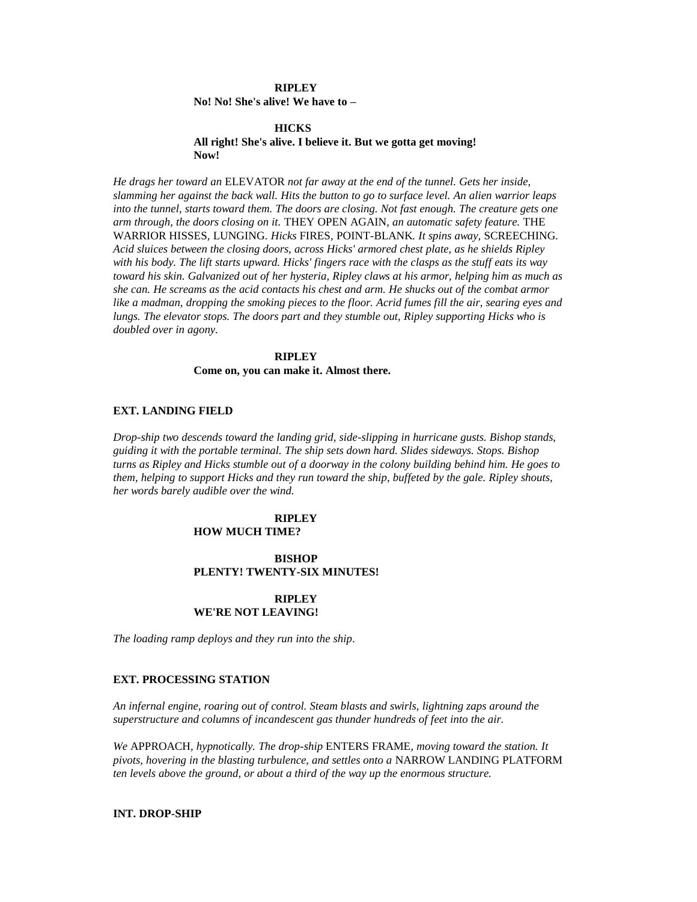**RIPLEY**
**No! No! She's alive! We have to –**

**HICKS**
**All right! She's alive. I believe it. But we gotta get moving! Now!**

*He drags her toward an* ELEVATOR *not far away at the end of the tunnel. Gets her inside, slamming her against the back wall. Hits the button to go to surface level. An alien warrior leaps into the tunnel, starts toward them. The doors are closing. Not fast enough. The creature gets one arm through, the doors closing on it.* THEY OPEN AGAIN, *an automatic safety feature.* THE WARRIOR HISSES, LUNGING. *Hicks* FIRES, POINT-BLANK. *It spins away,* SCREECHING. *Acid sluices between the closing doors, across Hicks' armored chest plate, as he shields Ripley with his body. The lift starts upward. Hicks' fingers race with the clasps as the stuff eats its way toward his skin. Galvanized out of her hysteria, Ripley claws at his armor, helping him as much as she can. He screams as the acid contacts his chest and arm. He shucks out of the combat armor like a madman, dropping the smoking pieces to the floor. Acrid fumes fill the air, searing eyes and lungs. The elevator stops. The doors part and they stumble out, Ripley supporting Hicks who is doubled over in agony.*

**RIPLEY**
**Come on, you can make it. Almost there.**

**EXT. LANDING FIELD**

*Drop-ship two descends toward the landing grid, side-slipping in hurricane gusts. Bishop stands, guiding it with the portable terminal. The ship sets down hard. Slides sideways. Stops. Bishop turns as Ripley and Hicks stumble out of a doorway in the colony building behind him. He goes to them, helping to support Hicks and they run toward the ship, buffeted by the gale. Ripley shouts, her words barely audible over the wind.*

**RIPLEY**
**HOW MUCH TIME?**

**BISHOP**
**PLENTY! TWENTY-SIX MINUTES!**

**RIPLEY**
**WE'RE NOT LEAVING!**

*The loading ramp deploys and they run into the ship.*

**EXT. PROCESSING STATION**

*An infernal engine, roaring out of control. Steam blasts and swirls, lightning zaps around the superstructure and columns of incandescent gas thunder hundreds of feet into the air.*

*We* APPROACH, *hypnotically. The drop-ship* ENTERS FRAME, *moving toward the station. It pivots, hovering in the blasting turbulence, and settles onto a* NARROW LANDING PLATFORM *ten levels above the ground, or about a third of the way up the enormous structure.*

**INT. DROP-SHIP**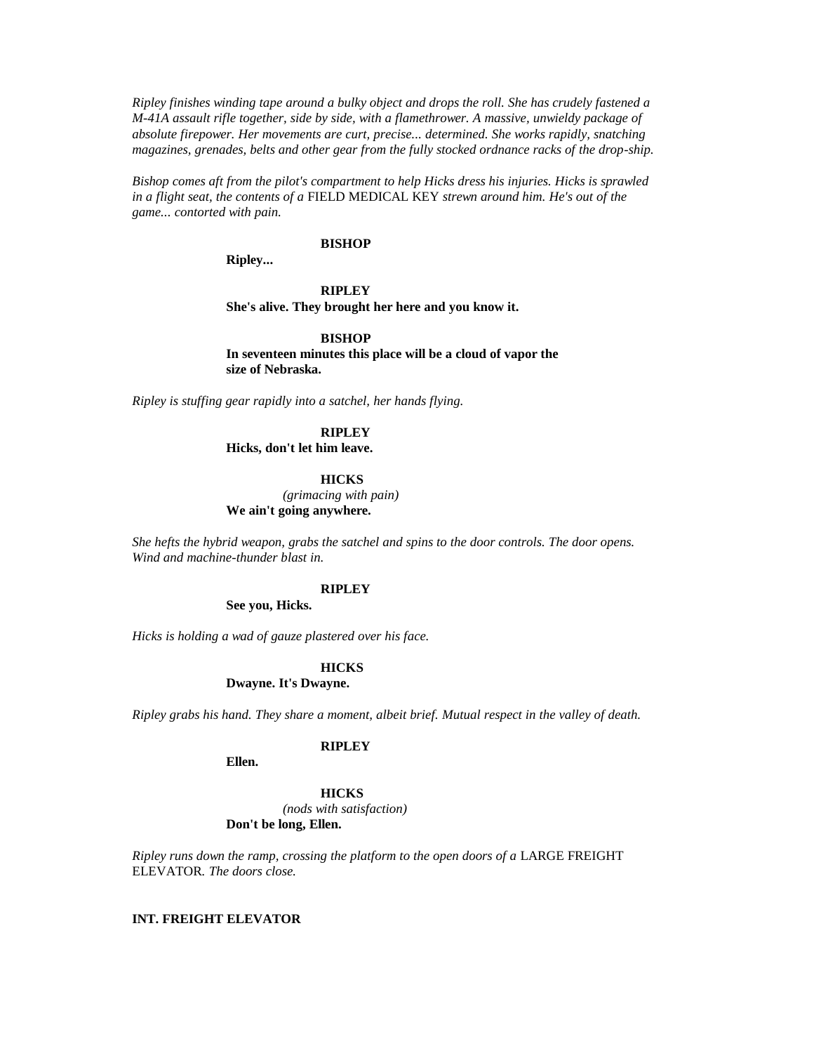*Ripley finishes winding tape around a bulky object and drops the roll. She has crudely fastened a M-41A assault rifle together, side by side, with a flamethrower. A massive, unwieldy package of absolute firepower. Her movements are curt, precise... determined. She works rapidly, snatching magazines, grenades, belts and other gear from the fully stocked ordnance racks of the drop-ship.*

*Bishop comes aft from the pilot's compartment to help Hicks dress his injuries. Hicks is sprawled in a flight seat, the contents of a* FIELD MEDICAL KEY *strewn around him. He's out of the game... contorted with pain.*

**BISHOP**
**Ripley...**

**RIPLEY**
**She's alive. They brought her here and you know it.**

**BISHOP**
**In seventeen minutes this place will be a cloud of vapor the size of Nebraska.**

*Ripley is stuffing gear rapidly into a satchel, her hands flying.*

**RIPLEY**
**Hicks, don't let him leave.**

**HICKS**
*(grimacing with pain)*
**We ain't going anywhere.**

*She hefts the hybrid weapon, grabs the satchel and spins to the door controls. The door opens. Wind and machine-thunder blast in.*

**RIPLEY**
**See you, Hicks.**

*Hicks is holding a wad of gauze plastered over his face.*

**HICKS**
**Dwayne. It's Dwayne.**

*Ripley grabs his hand. They share a moment, albeit brief. Mutual respect in the valley of death.*

**RIPLEY**
**Ellen.**

**HICKS**
*(nods with satisfaction)*
**Don't be long, Ellen.**

*Ripley runs down the ramp, crossing the platform to the open doors of a* LARGE FREIGHT ELEVATOR*. The doors close.*

**INT. FREIGHT ELEVATOR**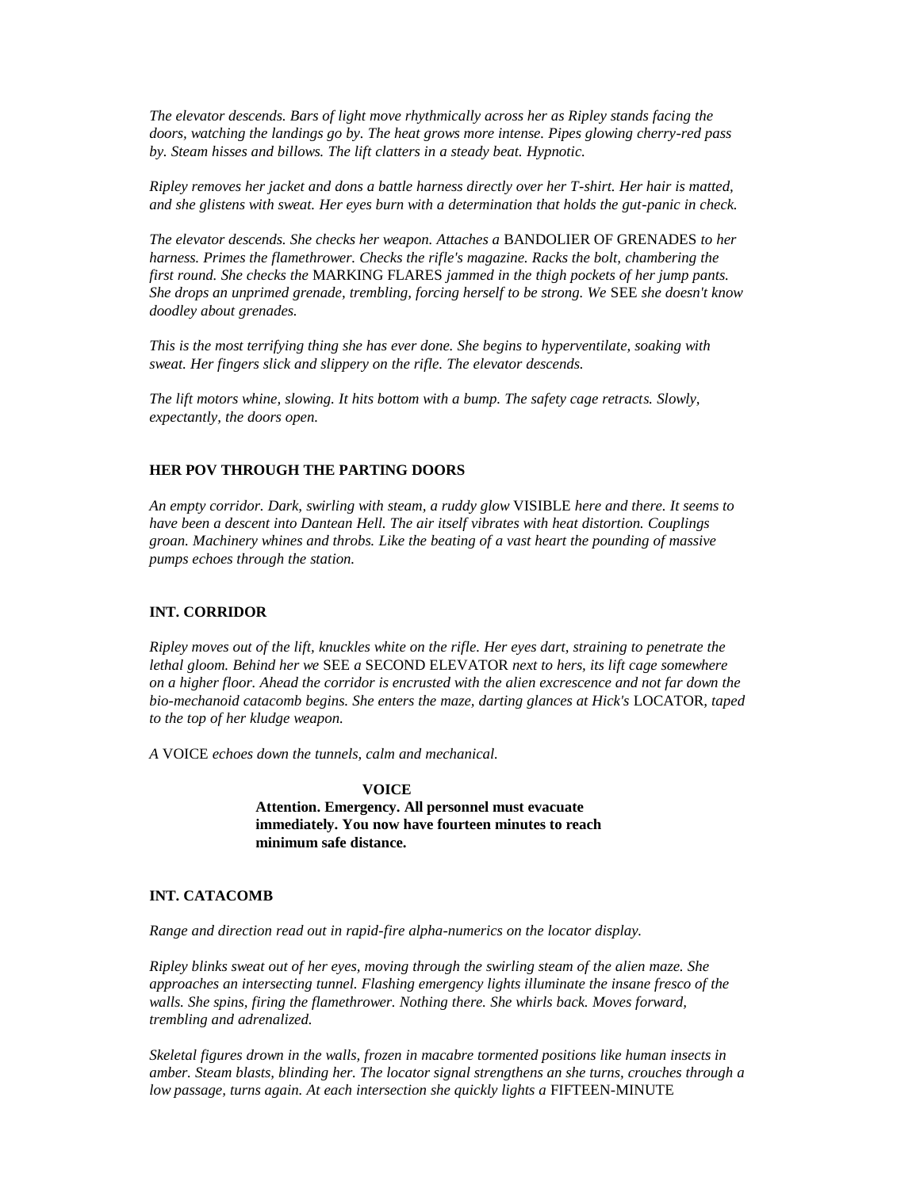*The elevator descends. Bars of light move rhythmically across her as Ripley stands facing the doors, watching the landings go by. The heat grows more intense. Pipes glowing cherry-red pass by. Steam hisses and billows. The lift clatters in a steady beat. Hypnotic.*

*Ripley removes her jacket and dons a battle harness directly over her T-shirt. Her hair is matted, and she glistens with sweat. Her eyes burn with a determination that holds the gut-panic in check.*

*The elevator descends. She checks her weapon. Attaches a* BANDOLIER OF GRENADES *to her harness. Primes the flamethrower. Checks the rifle's magazine. Racks the bolt, chambering the first round. She checks the* MARKING FLARES *jammed in the thigh pockets of her jump pants. She drops an unprimed grenade, trembling, forcing herself to be strong. We* SEE *she doesn't know doodley about grenades.*

*This is the most terrifying thing she has ever done. She begins to hyperventilate, soaking with sweat. Her fingers slick and slippery on the rifle. The elevator descends.*

*The lift motors whine, slowing. It hits bottom with a bump. The safety cage retracts. Slowly, expectantly, the doors open.*

**HER POV THROUGH THE PARTING DOORS**

*An empty corridor. Dark, swirling with steam, a ruddy glow* VISIBLE *here and there. It seems to have been a descent into Dantean Hell. The air itself vibrates with heat distortion. Couplings groan. Machinery whines and throbs. Like the beating of a vast heart the pounding of massive pumps echoes through the station.*

**INT. CORRIDOR**

*Ripley moves out of the lift, knuckles white on the rifle. Her eyes dart, straining to penetrate the lethal gloom. Behind her we* SEE *a* SECOND ELEVATOR *next to hers, its lift cage somewhere on a higher floor. Ahead the corridor is encrusted with the alien excrescence and not far down the bio-mechanoid catacomb begins. She enters the maze, darting glances at Hick's* LOCATOR*, taped to the top of her kludge weapon.*

*A* VOICE *echoes down the tunnels, calm and mechanical.*

**VOICE**
**Attention. Emergency. All personnel must evacuate immediately. You now have fourteen minutes to reach minimum safe distance.**

**INT. CATACOMB**

*Range and direction read out in rapid-fire alpha-numerics on the locator display.*

*Ripley blinks sweat out of her eyes, moving through the swirling steam of the alien maze. She approaches an intersecting tunnel. Flashing emergency lights illuminate the insane fresco of the walls. She spins, firing the flamethrower. Nothing there. She whirls back. Moves forward, trembling and adrenalized.*

*Skeletal figures drown in the walls, frozen in macabre tormented positions like human insects in amber. Steam blasts, blinding her. The locator signal strengthens an she turns, crouches through a low passage, turns again. At each intersection she quickly lights a* FIFTEEN-MINUTE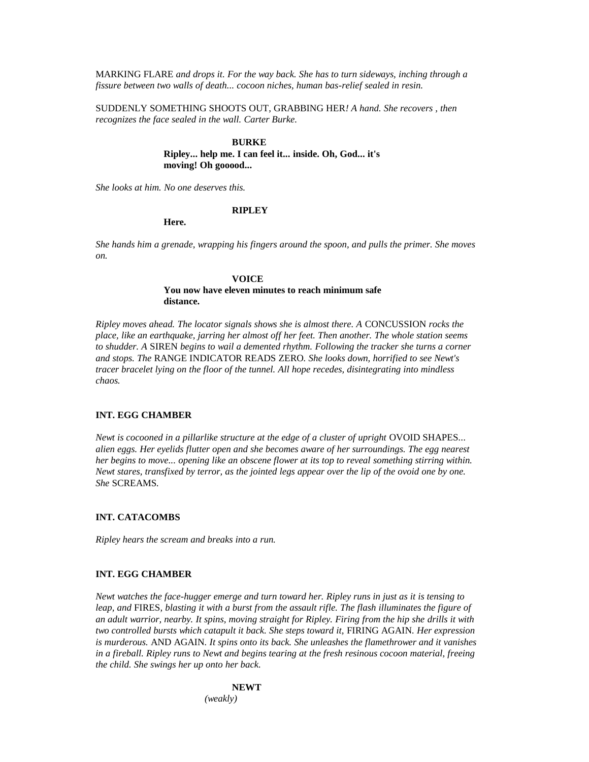MARKING FLARE *and drops it. For the way back. She has to turn sideways, inching through a fissure between two walls of death... cocoon niches, human bas-relief sealed in resin.*

SUDDENLY SOMETHING SHOOTS OUT, GRABBING HER*! A hand. She recovers , then recognizes the face sealed in the wall. Carter Burke.*

**BURKE**
**Ripley... help me. I can feel it... inside. Oh, God... it's moving! Oh gooood...**

*She looks at him. No one deserves this.*

**RIPLEY**
**Here.**

*She hands him a grenade, wrapping his fingers around the spoon, and pulls the primer. She moves on.*

**VOICE**
**You now have eleven minutes to reach minimum safe distance.**

*Ripley moves ahead. The locator signals shows she is almost there. A* CONCUSSION *rocks the place, like an earthquake, jarring her almost off her feet. Then another. The whole station seems to shudder. A* SIREN *begins to wail a demented rhythm. Following the tracker she turns a corner and stops. The* RANGE INDICATOR READS ZERO*. She looks down, horrified to see Newt's tracer bracelet lying on the floor of the tunnel. All hope recedes, disintegrating into mindless chaos.*

**INT. EGG CHAMBER**

*Newt is cocooned in a pillarlike structure at the edge of a cluster of upright* OVOID SHAPES*... alien eggs. Her eyelids flutter open and she becomes aware of her surroundings. The egg nearest her begins to move... opening like an obscene flower at its top to reveal something stirring within. Newt stares, transfixed by terror, as the jointed legs appear over the lip of the ovoid one by one. She* SCREAMS.

**INT. CATACOMBS**

*Ripley hears the scream and breaks into a run.*

**INT. EGG CHAMBER**

*Newt watches the face-hugger emerge and turn toward her. Ripley runs in just as it is tensing to leap, and* FIRES*, blasting it with a burst from the assault rifle. The flash illuminates the figure of an adult warrior, nearby. It spins, moving straight for Ripley. Firing from the hip she drills it with two controlled bursts which catapult it back. She steps toward it,* FIRING AGAIN*. Her expression is murderous.* AND AGAIN*. It spins onto its back. She unleashes the flamethrower and it vanishes in a fireball. Ripley runs to Newt and begins tearing at the fresh resinous cocoon material, freeing the child. She swings her up onto her back.*

**NEWT**
*(weakly)*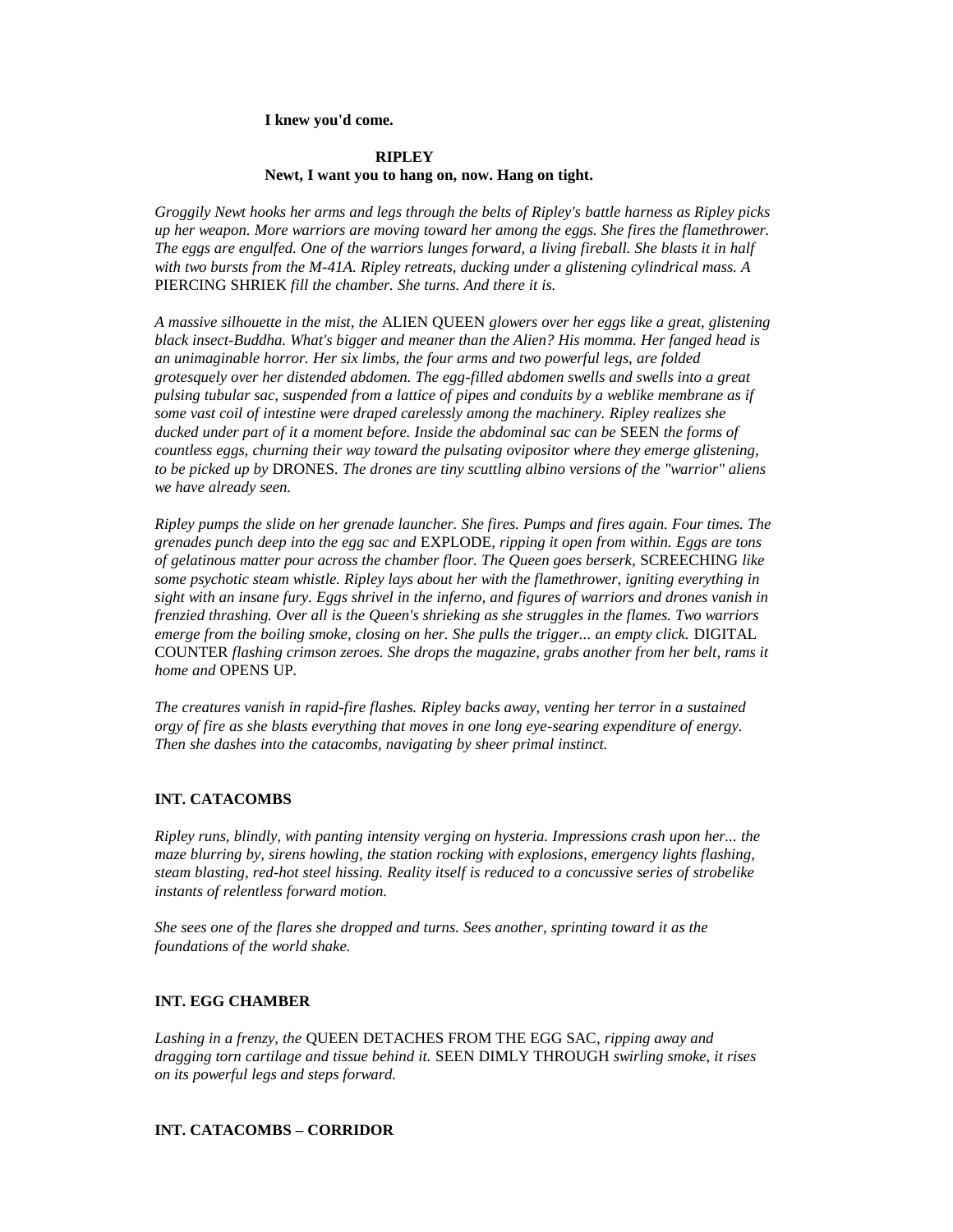**I knew you'd come.**

**RIPLEY**
**Newt, I want you to hang on, now. Hang on tight.**

*Groggily Newt hooks her arms and legs through the belts of Ripley's battle harness as Ripley picks up her weapon. More warriors are moving toward her among the eggs. She fires the flamethrower. The eggs are engulfed. One of the warriors lunges forward, a living fireball. She blasts it in half with two bursts from the M-41A. Ripley retreats, ducking under a glistening cylindrical mass. A* PIERCING SHRIEK *fill the chamber. She turns. And there it is.*

*A massive silhouette in the mist, the* ALIEN QUEEN *glowers over her eggs like a great, glistening black insect-Buddha. What's bigger and meaner than the Alien? His momma. Her fanged head is an unimaginable horror. Her six limbs, the four arms and two powerful legs, are folded grotesquely over her distended abdomen. The egg-filled abdomen swells and swells into a great pulsing tubular sac, suspended from a lattice of pipes and conduits by a weblike membrane as if some vast coil of intestine were draped carelessly among the machinery. Ripley realizes she ducked under part of it a moment before. Inside the abdominal sac can be* SEEN *the forms of countless eggs, churning their way toward the pulsating ovipositor where they emerge glistening, to be picked up by* DRONES. *The drones are tiny scuttling albino versions of the "warrior" aliens we have already seen.*

*Ripley pumps the slide on her grenade launcher. She fires. Pumps and fires again. Four times. The grenades punch deep into the egg sac and* EXPLODE, *ripping it open from within. Eggs are tons of gelatinous matter pour across the chamber floor. The Queen goes berserk,* SCREECHING *like some psychotic steam whistle. Ripley lays about her with the flamethrower, igniting everything in sight with an insane fury. Eggs shrivel in the inferno, and figures of warriors and drones vanish in frenzied thrashing. Over all is the Queen's shrieking as she struggles in the flames. Two warriors emerge from the boiling smoke, closing on her. She pulls the trigger... an empty click.* DIGITAL COUNTER *flashing crimson zeroes. She drops the magazine, grabs another from her belt, rams it home and* OPENS UP.

*The creatures vanish in rapid-fire flashes. Ripley backs away, venting her terror in a sustained orgy of fire as she blasts everything that moves in one long eye-searing expenditure of energy. Then she dashes into the catacombs, navigating by sheer primal instinct.*

**INT. CATACOMBS**

*Ripley runs, blindly, with panting intensity verging on hysteria. Impressions crash upon her... the maze blurring by, sirens howling, the station rocking with explosions, emergency lights flashing, steam blasting, red-hot steel hissing. Reality itself is reduced to a concussive series of strobelike instants of relentless forward motion.*

*She sees one of the flares she dropped and turns. Sees another, sprinting toward it as the foundations of the world shake.*

**INT. EGG CHAMBER**

*Lashing in a frenzy, the* QUEEN DETACHES FROM THE EGG SAC, *ripping away and dragging torn cartilage and tissue behind it.* SEEN DIMLY THROUGH *swirling smoke, it rises on its powerful legs and steps forward.*

**INT. CATACOMBS – CORRIDOR**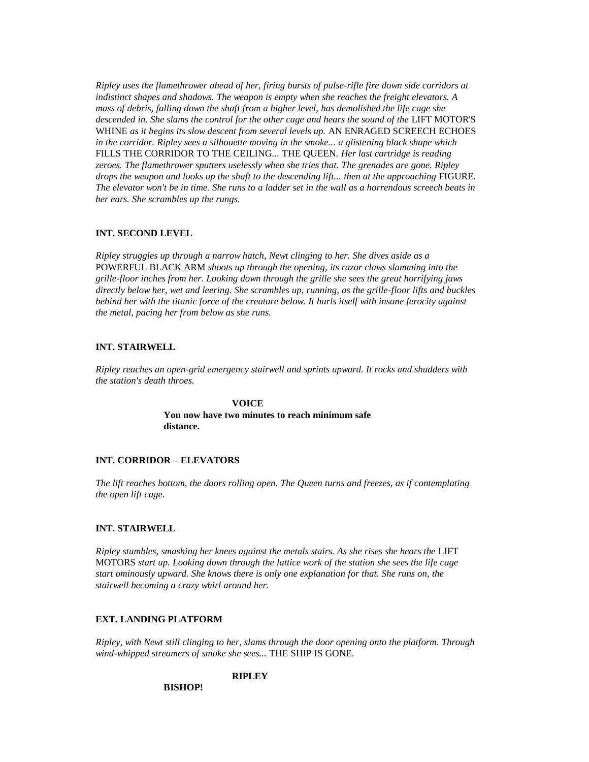*Ripley uses the flamethrower ahead of her, firing bursts of pulse-rifle fire down side corridors at indistinct shapes and shadows. The weapon is empty when she reaches the freight elevators. A mass of debris, falling down the shaft from a higher level, has demolished the life cage she descended in. She slams the control for the other cage and hears the sound of the* LIFT MOTOR'S WHINE *as it begins its slow descent from several levels up.* AN ENRAGED SCREECH ECHOES *in the corridor. Ripley sees a silhouette moving in the smoke... a glistening black shape which* FILLS THE CORRIDOR TO THE CEILING... THE QUEEN. *Her last cartridge is reading zeroes. The flamethrower sputters uselessly when she tries that. The grenades are gone. Ripley drops the weapon and looks up the shaft to the descending lift... then at the approaching* FIGURE. *The elevator won't be in time. She runs to a ladder set in the wall as a horrendous screech beats in her ears. She scrambles up the rungs.*

**INT. SECOND LEVEL**

*Ripley struggles up through a narrow hatch, Newt clinging to her. She dives aside as a* POWERFUL BLACK ARM *shoots up through the opening, its razor claws slamming into the grille-floor inches from her. Looking down through the grille she sees the great horrifying jaws directly below her, wet and leering. She scrambles up, running, as the grille-floor lifts and buckles behind her with the titanic force of the creature below. It hurls itself with insane ferocity against the metal, pacing her from below as she runs.*

**INT. STAIRWELL**

*Ripley reaches an open-grid emergency stairwell and sprints upward. It rocks and shudders with the station's death throes.*

**VOICE**

**You now have two minutes to reach minimum safe distance.**

**INT. CORRIDOR – ELEVATORS**

*The lift reaches bottom, the doors rolling open. The Queen turns and freezes, as if contemplating the open lift cage.*

**INT. STAIRWELL**

*Ripley stumbles, smashing her knees against the metals stairs. As she rises she hears the* LIFT MOTORS *start up. Looking down through the lattice work of the station she sees the life cage start ominously upward. She knows there is only one explanation for that. She runs on, the stairwell becoming a crazy whirl around her.*

**EXT. LANDING PLATFORM**

*Ripley, with Newt still clinging to her, slams through the door opening onto the platform. Through wind-whipped streamers of smoke she sees...* THE SHIP IS GONE.

**RIPLEY**

**BISHOP!**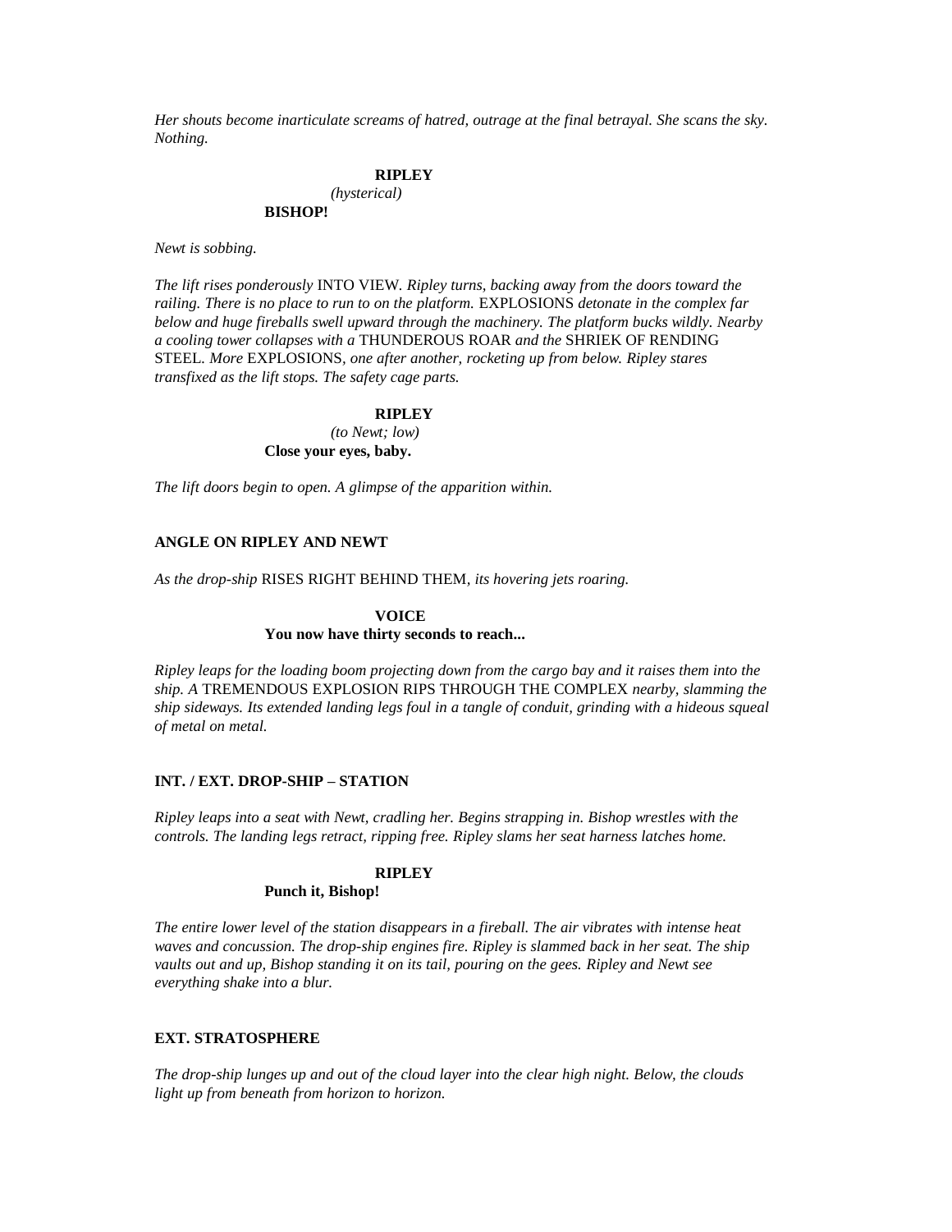*Her shouts become inarticulate screams of hatred, outrage at the final betrayal. She scans the sky. Nothing.*

**RIPLEY**
*(hysterical)*
**BISHOP!**

*Newt is sobbing.*

*The lift rises ponderously* INTO VIEW*. Ripley turns, backing away from the doors toward the railing. There is no place to run to on the platform.* EXPLOSIONS *detonate in the complex far below and huge fireballs swell upward through the machinery. The platform bucks wildly. Nearby a cooling tower collapses with a* THUNDEROUS ROAR *and the* SHRIEK OF RENDING STEEL*. More* EXPLOSIONS*, one after another, rocketing up from below. Ripley stares transfixed as the lift stops. The safety cage parts.*

**RIPLEY**
*(to Newt; low)*
**Close your eyes, baby.**

*The lift doors begin to open. A glimpse of the apparition within.*

**ANGLE ON RIPLEY AND NEWT**

*As the drop-ship* RISES RIGHT BEHIND THEM*, its hovering jets roaring.*

**VOICE**
**You now have thirty seconds to reach...**

*Ripley leaps for the loading boom projecting down from the cargo bay and it raises them into the ship. A* TREMENDOUS EXPLOSION RIPS THROUGH THE COMPLEX *nearby, slamming the ship sideways. Its extended landing legs foul in a tangle of conduit, grinding with a hideous squeal of metal on metal.*

**INT. / EXT. DROP-SHIP – STATION**

*Ripley leaps into a seat with Newt, cradling her. Begins strapping in. Bishop wrestles with the controls. The landing legs retract, ripping free. Ripley slams her seat harness latches home.*

**RIPLEY**
**Punch it, Bishop!**

*The entire lower level of the station disappears in a fireball. The air vibrates with intense heat waves and concussion. The drop-ship engines fire. Ripley is slammed back in her seat. The ship vaults out and up, Bishop standing it on its tail, pouring on the gees. Ripley and Newt see everything shake into a blur.*

**EXT. STRATOSPHERE**

*The drop-ship lunges up and out of the cloud layer into the clear high night. Below, the clouds light up from beneath from horizon to horizon.*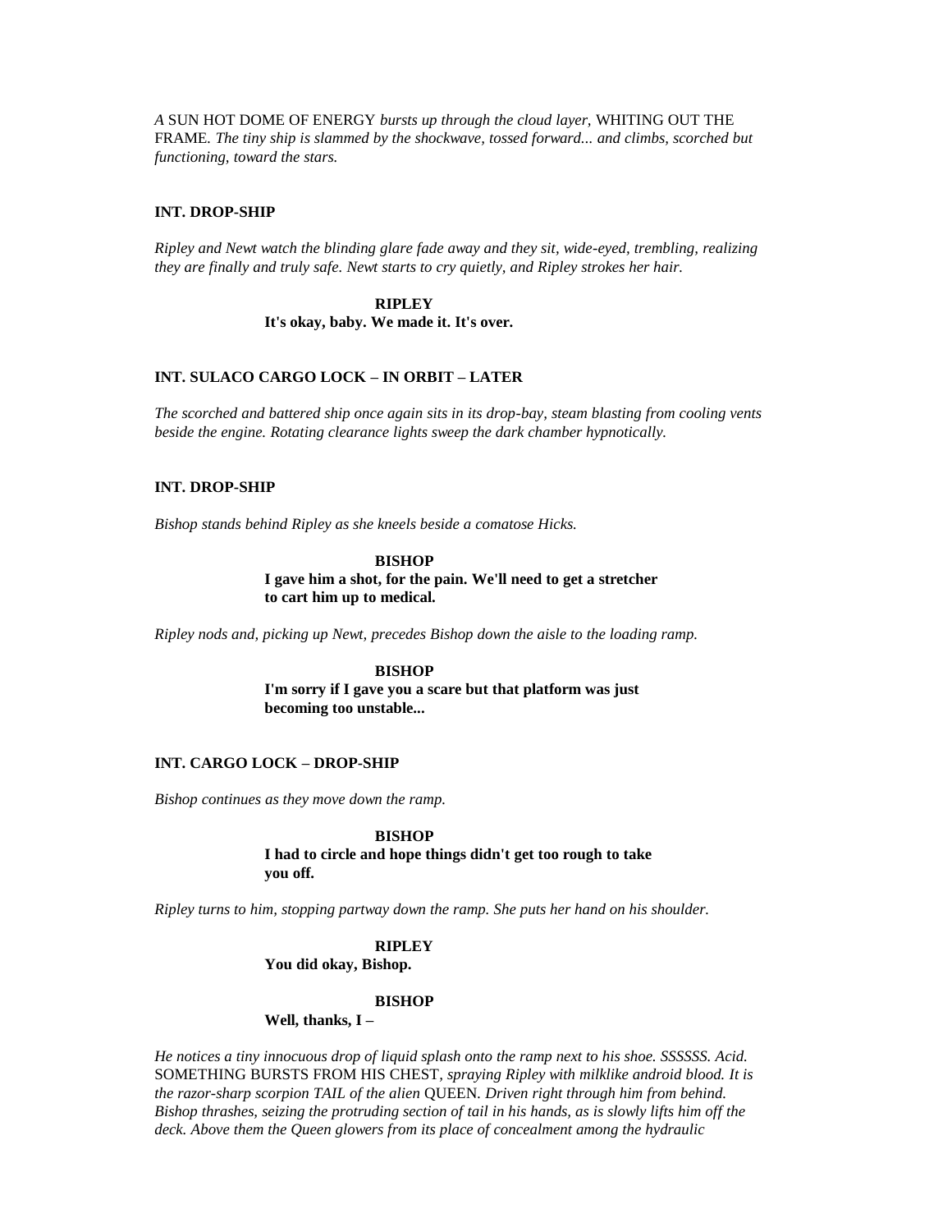*A* SUN HOT DOME OF ENERGY *bursts up through the cloud layer,* WHITING OUT THE FRAME*. The tiny ship is slammed by the shockwave, tossed forward... and climbs, scorched but functioning, toward the stars.*

**INT. DROP-SHIP**

*Ripley and Newt watch the blinding glare fade away and they sit, wide-eyed, trembling, realizing they are finally and truly safe. Newt starts to cry quietly, and Ripley strokes her hair.*

**RIPLEY**
**It's okay, baby. We made it. It's over.**

**INT. SULACO CARGO LOCK – IN ORBIT – LATER**

*The scorched and battered ship once again sits in its drop-bay, steam blasting from cooling vents beside the engine. Rotating clearance lights sweep the dark chamber hypnotically.*

**INT. DROP-SHIP**

*Bishop stands behind Ripley as she kneels beside a comatose Hicks.*

**BISHOP**
**I gave him a shot, for the pain. We'll need to get a stretcher to cart him up to medical.**

*Ripley nods and, picking up Newt, precedes Bishop down the aisle to the loading ramp.*

**BISHOP**
**I'm sorry if I gave you a scare but that platform was just becoming too unstable...**

**INT. CARGO LOCK – DROP-SHIP**

*Bishop continues as they move down the ramp.*

**BISHOP**
**I had to circle and hope things didn't get too rough to take you off.**

*Ripley turns to him, stopping partway down the ramp. She puts her hand on his shoulder.*

**RIPLEY**
**You did okay, Bishop.**

**BISHOP**
**Well, thanks, I –**

*He notices a tiny innocuous drop of liquid splash onto the ramp next to his shoe. SSSSSS. Acid.* SOMETHING BURSTS FROM HIS CHEST*, spraying Ripley with milklike android blood. It is the razor-sharp scorpion TAIL of the alien* QUEEN*. Driven right through him from behind. Bishop thrashes, seizing the protruding section of tail in his hands, as is slowly lifts him off the deck. Above them the Queen glowers from its place of concealment among the hydraulic*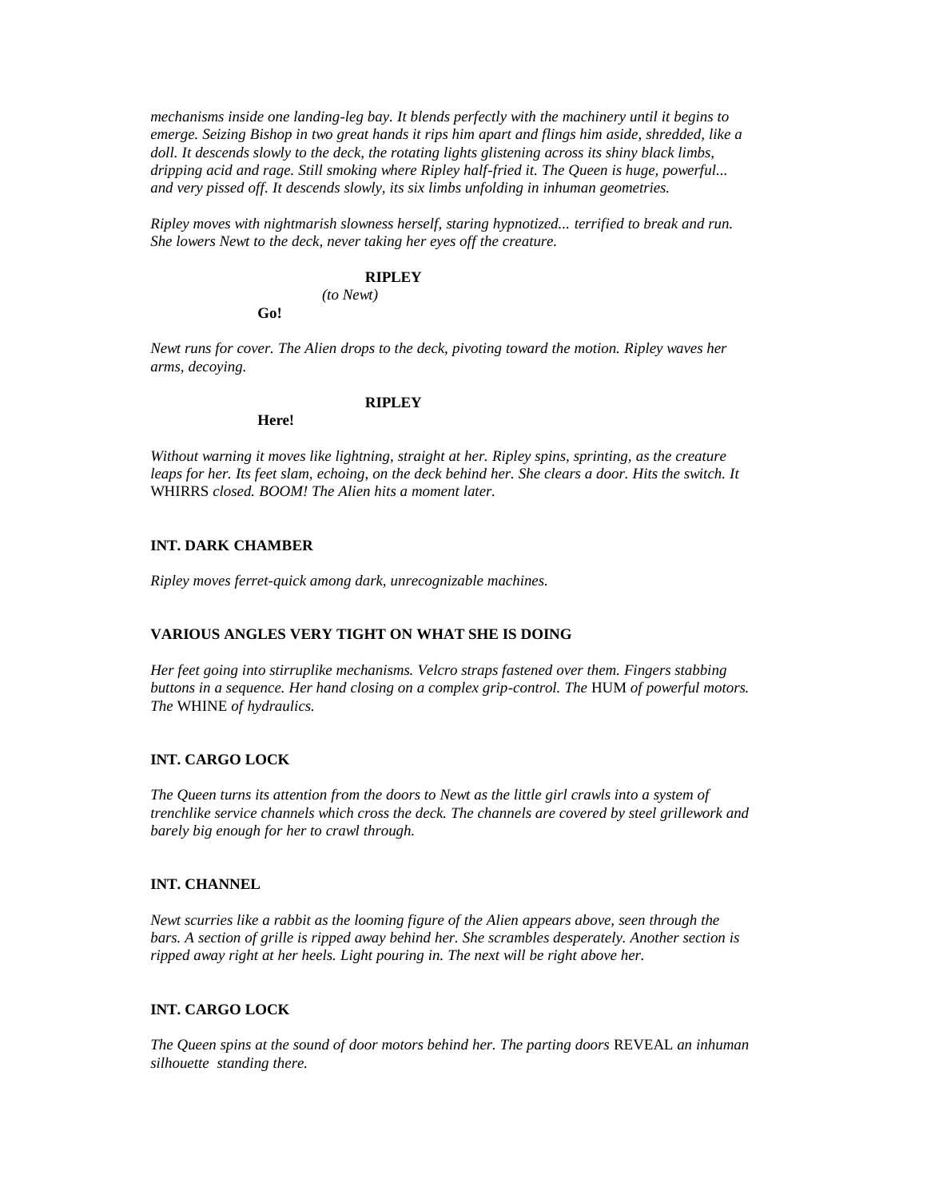*mechanisms inside one landing-leg bay. It blends perfectly with the machinery until it begins to emerge. Seizing Bishop in two great hands it rips him apart and flings him aside, shredded, like a doll. It descends slowly to the deck, the rotating lights glistening across its shiny black limbs, dripping acid and rage. Still smoking where Ripley half-fried it. The Queen is huge, powerful... and very pissed off. It descends slowly, its six limbs unfolding in inhuman geometries.*

*Ripley moves with nightmarish slowness herself, staring hypnotized... terrified to break and run. She lowers Newt to the deck, never taking her eyes off the creature.*

**RIPLEY**
*(to Newt)*
**Go!**

*Newt runs for cover. The Alien drops to the deck, pivoting toward the motion. Ripley waves her arms, decoying.*

**RIPLEY**
**Here!**

*Without warning it moves like lightning, straight at her. Ripley spins, sprinting, as the creature leaps for her. Its feet slam, echoing, on the deck behind her. She clears a door. Hits the switch. It* WHIRRS *closed. BOOM! The Alien hits a moment later.*

**INT. DARK CHAMBER**

*Ripley moves ferret-quick among dark, unrecognizable machines.*

**VARIOUS ANGLES VERY TIGHT ON WHAT SHE IS DOING**

*Her feet going into stirruplike mechanisms. Velcro straps fastened over them. Fingers stabbing buttons in a sequence. Her hand closing on a complex grip-control. The* HUM *of powerful motors. The* WHINE *of hydraulics.*

**INT. CARGO LOCK**

*The Queen turns its attention from the doors to Newt as the little girl crawls into a system of trenchlike service channels which cross the deck. The channels are covered by steel grillework and barely big enough for her to crawl through.*

**INT. CHANNEL**

*Newt scurries like a rabbit as the looming figure of the Alien appears above, seen through the bars. A section of grille is ripped away behind her. She scrambles desperately. Another section is ripped away right at her heels. Light pouring in. The next will be right above her.*

**INT. CARGO LOCK**

*The Queen spins at the sound of door motors behind her. The parting doors* REVEAL *an inhuman silhouette standing there.*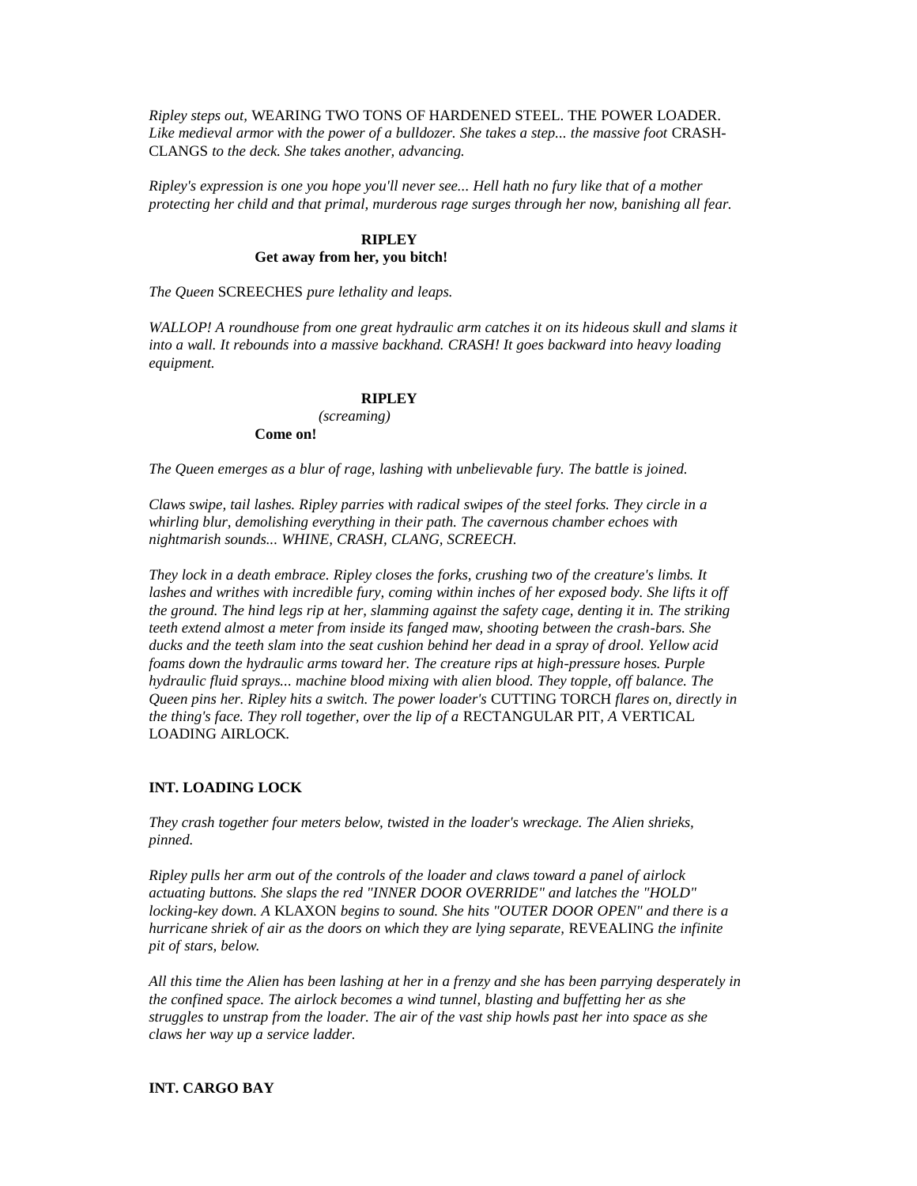*Ripley steps out,* WEARING TWO TONS OF HARDENED STEEL. THE POWER LOADER. *Like medieval armor with the power of a bulldozer. She takes a step... the massive foot* CRASH-CLANGS *to the deck. She takes another, advancing.*

*Ripley's expression is one you hope you'll never see... Hell hath no fury like that of a mother protecting her child and that primal, murderous rage surges through her now, banishing all fear.*

**RIPLEY**
**Get away from her, you bitch!**

*The Queen* SCREECHES *pure lethality and leaps.*

*WALLOP! A roundhouse from one great hydraulic arm catches it on its hideous skull and slams it into a wall. It rebounds into a massive backhand. CRASH! It goes backward into heavy loading equipment.*

**RIPLEY**
*(screaming)*
**Come on!**

*The Queen emerges as a blur of rage, lashing with unbelievable fury. The battle is joined.*

*Claws swipe, tail lashes. Ripley parries with radical swipes of the steel forks. They circle in a whirling blur, demolishing everything in their path. The cavernous chamber echoes with nightmarish sounds... WHINE, CRASH, CLANG, SCREECH.*

*They lock in a death embrace. Ripley closes the forks, crushing two of the creature's limbs. It lashes and writhes with incredible fury, coming within inches of her exposed body. She lifts it off the ground. The hind legs rip at her, slamming against the safety cage, denting it in. The striking teeth extend almost a meter from inside its fanged maw, shooting between the crash-bars. She ducks and the teeth slam into the seat cushion behind her dead in a spray of drool. Yellow acid foams down the hydraulic arms toward her. The creature rips at high-pressure hoses. Purple hydraulic fluid sprays... machine blood mixing with alien blood. They topple, off balance. The Queen pins her. Ripley hits a switch. The power loader's* CUTTING TORCH *flares on, directly in the thing's face. They roll together, over the lip of a* RECTANGULAR PIT, *A* VERTICAL LOADING AIRLOCK.

**INT. LOADING LOCK**

*They crash together four meters below, twisted in the loader's wreckage. The Alien shrieks, pinned.*

*Ripley pulls her arm out of the controls of the loader and claws toward a panel of airlock actuating buttons. She slaps the red "INNER DOOR OVERRIDE" and latches the "HOLD" locking-key down. A* KLAXON *begins to sound. She hits "OUTER DOOR OPEN" and there is a hurricane shriek of air as the doors on which they are lying separate,* REVEALING *the infinite pit of stars, below.*

*All this time the Alien has been lashing at her in a frenzy and she has been parrying desperately in the confined space. The airlock becomes a wind tunnel, blasting and buffetting her as she struggles to unstrap from the loader. The air of the vast ship howls past her into space as she claws her way up a service ladder.*

**INT. CARGO BAY**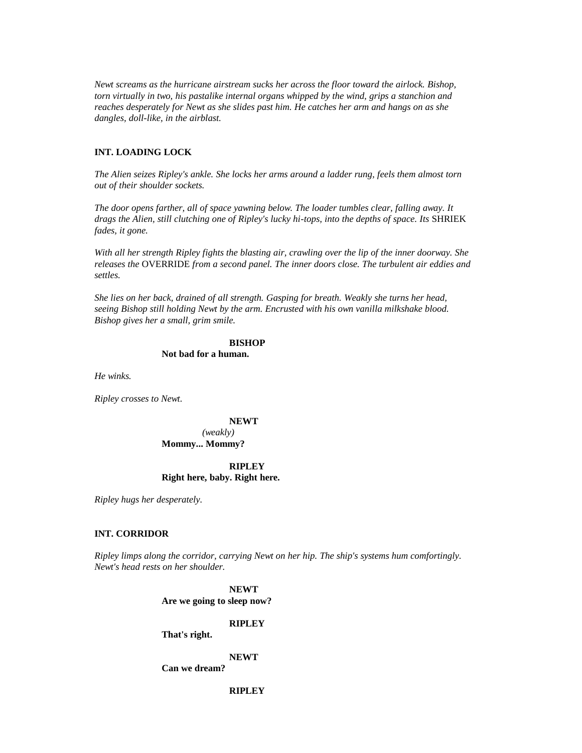*Newt screams as the hurricane airstream sucks her across the floor toward the airlock. Bishop, torn virtually in two, his pastalike internal organs whipped by the wind, grips a stanchion and reaches desperately for Newt as she slides past him. He catches her arm and hangs on as she dangles, doll-like, in the airblast.*

**INT. LOADING LOCK**

*The Alien seizes Ripley's ankle. She locks her arms around a ladder rung, feels them almost torn out of their shoulder sockets.*

*The door opens farther, all of space yawning below. The loader tumbles clear, falling away. It drags the Alien, still clutching one of Ripley's lucky hi-tops, into the depths of space. Its* SHRIEK *fades, it gone.*

*With all her strength Ripley fights the blasting air, crawling over the lip of the inner doorway. She releases the* OVERRIDE *from a second panel. The inner doors close. The turbulent air eddies and settles.*

*She lies on her back, drained of all strength. Gasping for breath. Weakly she turns her head, seeing Bishop still holding Newt by the arm. Encrusted with his own vanilla milkshake blood. Bishop gives her a small, grim smile.*

**BISHOP**
**Not bad for a human.**

*He winks.*

*Ripley crosses to Newt.*

**NEWT**
*(weakly)*
**Mommy... Mommy?**

**RIPLEY**
**Right here, baby. Right here.**

*Ripley hugs her desperately.*

**INT. CORRIDOR**

*Ripley limps along the corridor, carrying Newt on her hip. The ship's systems hum comfortingly. Newt's head rests on her shoulder.*

**NEWT**
**Are we going to sleep now?**

**RIPLEY**
**That's right.**

**NEWT**
**Can we dream?**

**RIPLEY**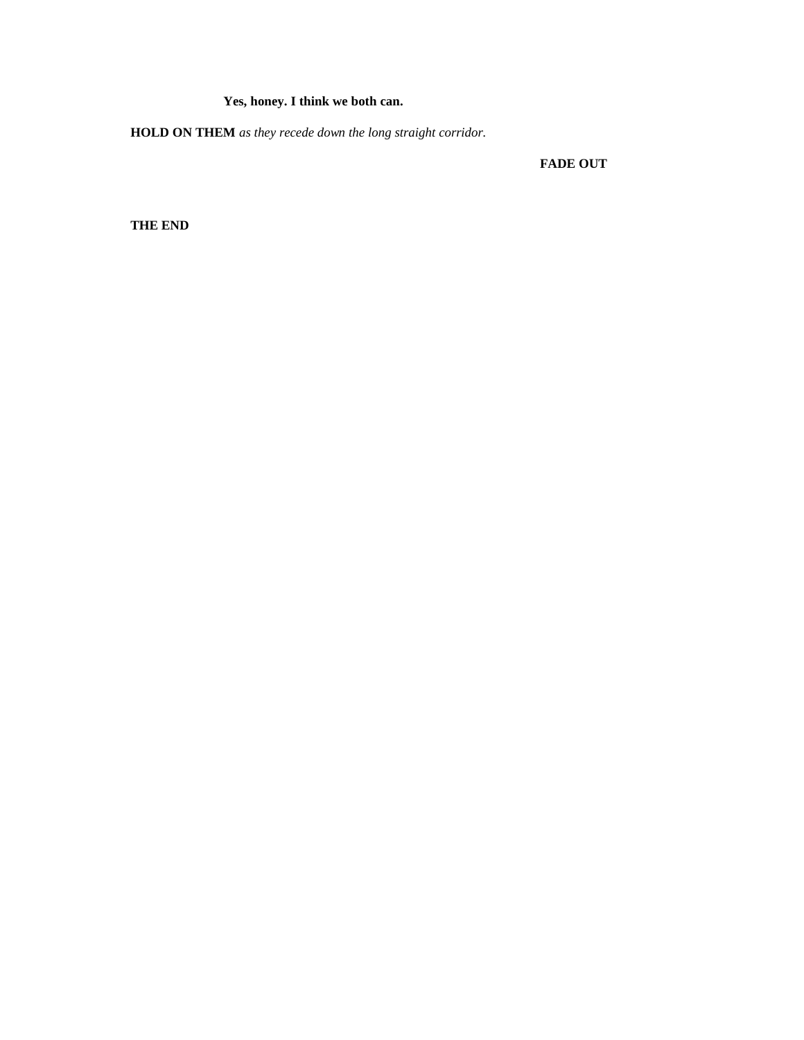**Yes, honey. I think we both can.**

**HOLD ON THEM** *as they recede down the long straight corridor.*

**FADE OUT**

**THE END**